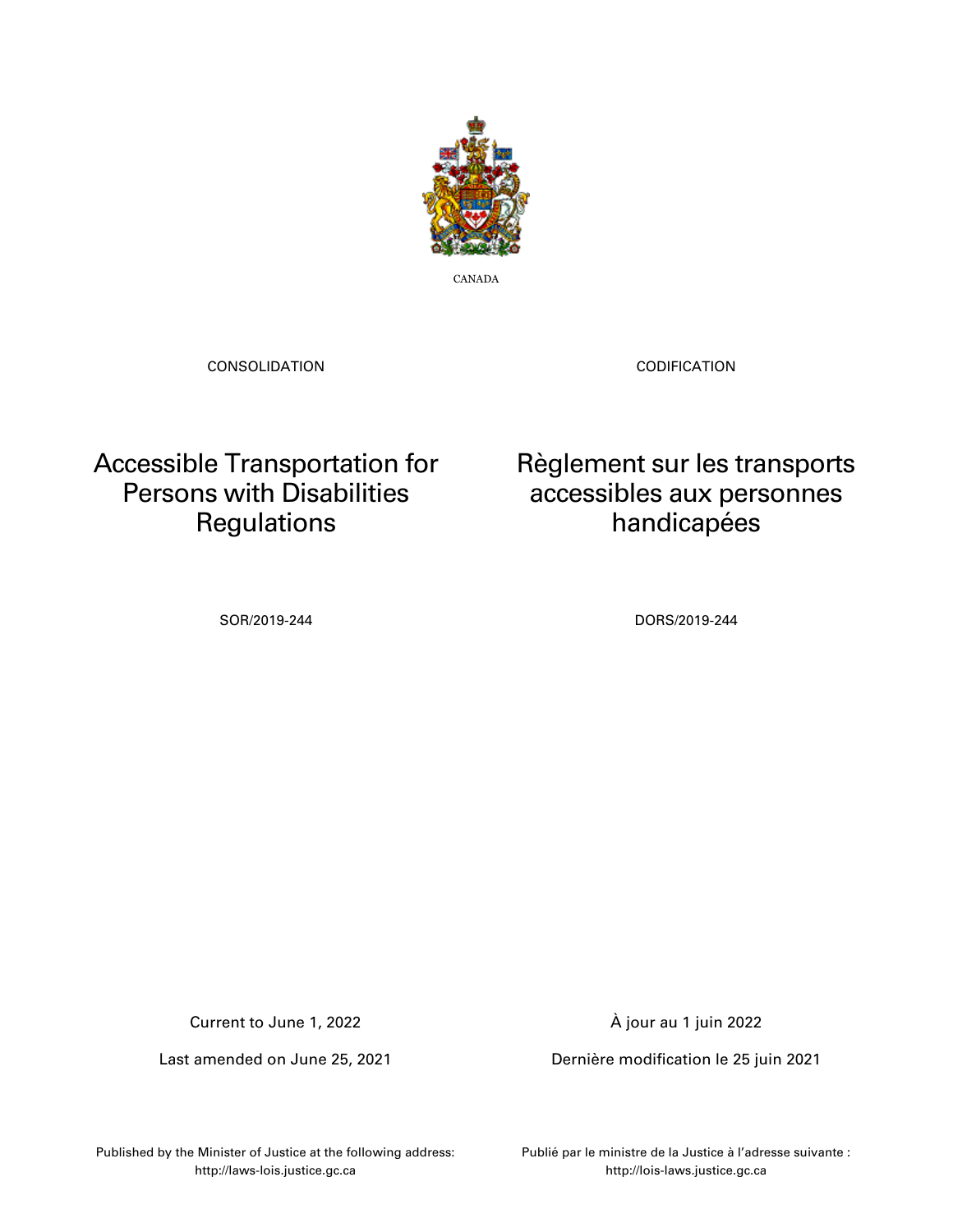CANADA

CONSOLIDATION

# Accessible Transportation for Persons with Disabilities Regulations

SOR/2019-244

Current to June 1, 2022

Last amended on June 25, 2021

Published by the Minister of Justice at the following address:
http://laws-lois.justice.gc.ca

CODIFICATION

# Règlement sur les transports accessibles aux personnes handicapées

DORS/2019-244

À jour au 1 juin 2022

Dernière modification le 25 juin 2021

Publié par le ministre de la Justice à l'adresse suivante :
http://lois-laws.justice.gc.ca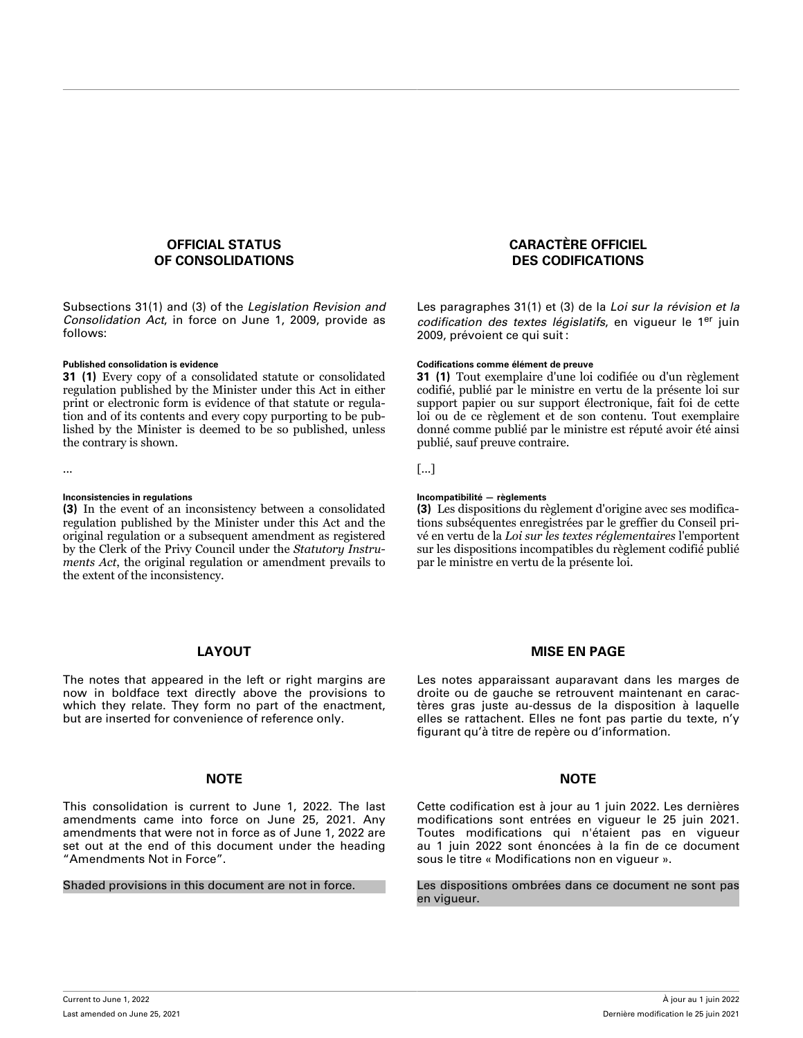## OFFICIAL STATUS OF CONSOLIDATIONS

Subsections 31(1) and (3) of the *Legislation Revision and Consolidation Act*, in force on June 1, 2009, provide as follows:

**Published consolidation is evidence**

**31 (1)** Every copy of a consolidated statute or consolidated regulation published by the Minister under this Act in either print or electronic form is evidence of that statute or regulation and of its contents and every copy purporting to be published by the Minister is deemed to be so published, unless the contrary is shown.

...

**Inconsistencies in regulations**

**(3)** In the event of an inconsistency between a consolidated regulation published by the Minister under this Act and the original regulation or a subsequent amendment as registered by the Clerk of the Privy Council under the *Statutory Instruments Act*, the original regulation or amendment prevails to the extent of the inconsistency.

## LAYOUT

The notes that appeared in the left or right margins are now in boldface text directly above the provisions to which they relate. They form no part of the enactment, but are inserted for convenience of reference only.

## NOTE

This consolidation is current to June 1, 2022. The last amendments came into force on June 25, 2021. Any amendments that were not in force as of June 1, 2022 are set out at the end of this document under the heading “Amendments Not in Force”.

Shaded provisions in this document are not in force.

## CARACTÈRE OFFICIEL DES CODIFICATIONS

Les paragraphes 31(1) et (3) de la *Loi sur la révision et la codification des textes législatifs*, en vigueur le 1er juin 2009, prévoient ce qui suit :

**Codifications comme élément de preuve**

**31 (1)** Tout exemplaire d'une loi codifiée ou d'un règlement codifié, publié par le ministre en vertu de la présente loi sur support papier ou sur support électronique, fait foi de cette loi ou de ce règlement et de son contenu. Tout exemplaire donné comme publié par le ministre est réputé avoir été ainsi publié, sauf preuve contraire.

[...]

**Incompatibilité — règlements**

**(3)** Les dispositions du règlement d'origine avec ses modifications subséquentes enregistrées par le greffier du Conseil privé en vertu de la *Loi sur les textes réglementaires* l'emportent sur les dispositions incompatibles du règlement codifié publié par le ministre en vertu de la présente loi.

## MISE EN PAGE

Les notes apparaissant auparavant dans les marges de droite ou de gauche se retrouvent maintenant en caractères gras juste au-dessus de la disposition à laquelle elles se rattachent. Elles ne font pas partie du texte, n’y figurant qu’à titre de repère ou d’information.

## NOTE

Cette codification est à jour au 1 juin 2022. Les dernières modifications sont entrées en vigueur le 25 juin 2021. Toutes modifications qui n'étaient pas en vigueur au 1 juin 2022 sont énoncées à la fin de ce document sous le titre « Modifications non en vigueur ».

Les dispositions ombrées dans ce document ne sont pas en vigueur.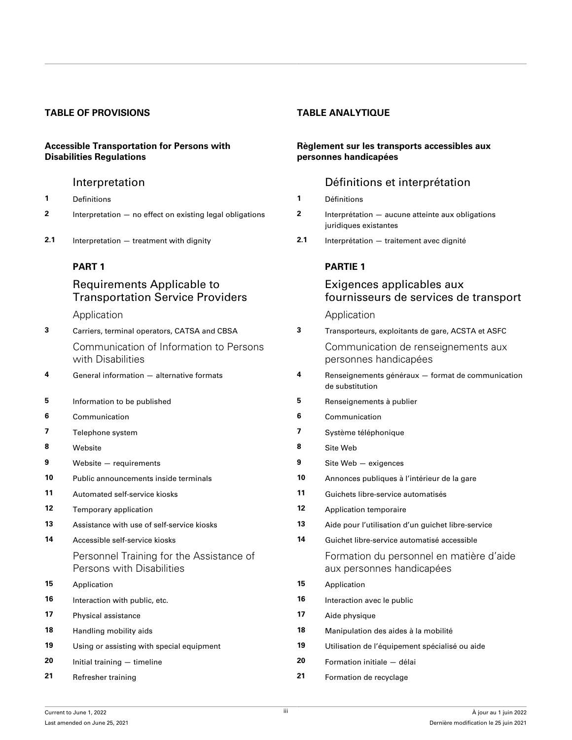## TABLE OF PROVISIONS

**Accessible Transportation for Persons with Disabilities Regulations**

### Interpretation

**1** Definitions

**2** Interpretation — no effect on existing legal obligations

**2.1** Interpretation — treatment with dignity

### PART 1

### Requirements Applicable to Transportation Service Providers

#### Application

**3** Carriers, terminal operators, CATSA and CBSA

#### Communication of Information to Persons with Disabilities

**4** General information — alternative formats

**5** Information to be published

**6** Communication

**7** Telephone system

**8** Website

**9** Website — requirements

**10** Public announcements inside terminals

**11** Automated self-service kiosks

**12** Temporary application

**13** Assistance with use of self-service kiosks

**14** Accessible self-service kiosks

#### Personnel Training for the Assistance of Persons with Disabilities

**15** Application

**16** Interaction with public, etc.

**17** Physical assistance

**18** Handling mobility aids

**19** Using or assisting with special equipment

**20** Initial training — timeline

**21** Refresher training

## TABLE ANALYTIQUE

**Règlement sur les transports accessibles aux personnes handicapées**

### Définitions et interprétation

**1** Définitions

**2** Interprétation — aucune atteinte aux obligations juridiques existantes

**2.1** Interprétation — traitement avec dignité

### PARTIE 1

### Exigences applicables aux fournisseurs de services de transport

#### Application

**3** Transporteurs, exploitants de gare, ACSTA et ASFC

#### Communication de renseignements aux personnes handicapées

**4** Renseignements généraux — format de communication de substitution

**5** Renseignements à publier

**6** Communication

**7** Système téléphonique

**8** Site Web

**9** Site Web — exigences

**10** Annonces publiques à l'intérieur de la gare

**11** Guichets libre-service automatisés

**12** Application temporaire

**13** Aide pour l'utilisation d'un guichet libre-service

**14** Guichet libre-service automatisé accessible

#### Formation du personnel en matière d'aide aux personnes handicapées

**15** Application

**16** Interaction avec le public

**17** Aide physique

**18** Manipulation des aides à la mobilité

**19** Utilisation de l'équipement spécialisé ou aide

**20** Formation initiale — délai

**21** Formation de recyclage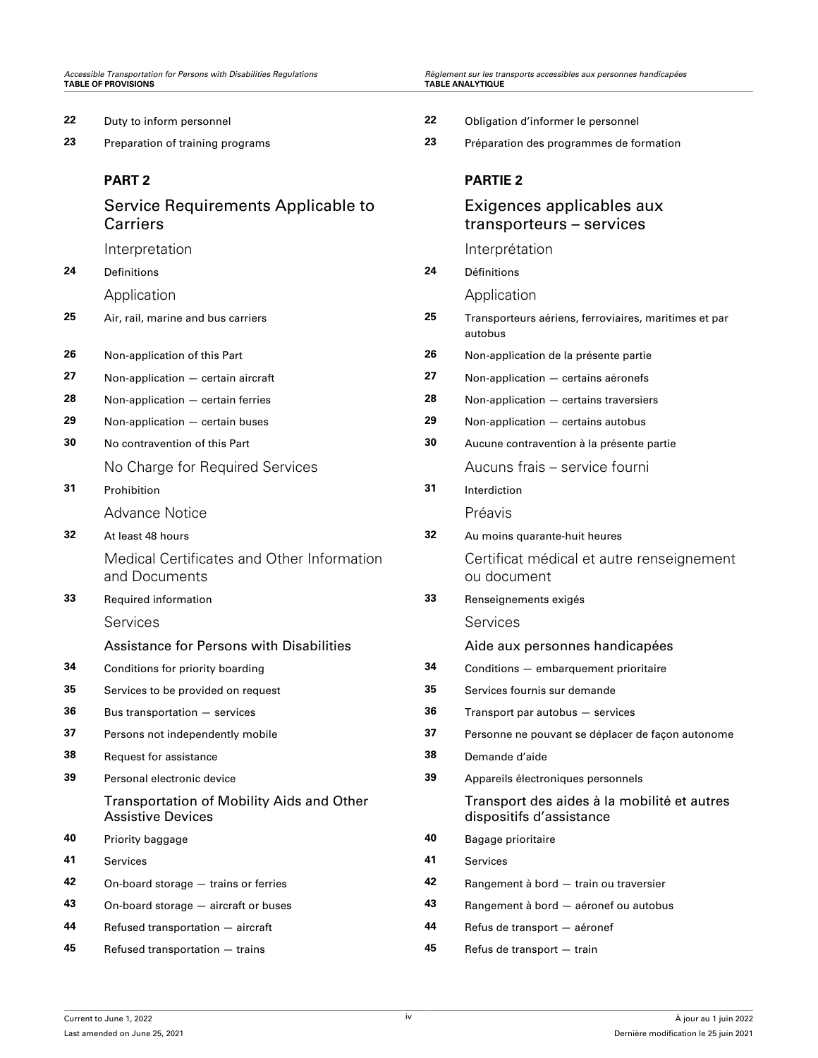22 Duty to inform personnel

23 Preparation of training programs

## PART 2

## Service Requirements Applicable to Carriers

### Interpretation

24 Definitions

### Application

25 Air, rail, marine and bus carriers

26 Non-application of this Part

27 Non-application — certain aircraft

28 Non-application — certain ferries

29 Non-application — certain buses

30 No contravention of this Part

### No Charge for Required Services

31 Prohibition

### Advance Notice

32 At least 48 hours

### Medical Certificates and Other Information and Documents

33 Required information

### Services

#### Assistance for Persons with Disabilities

34 Conditions for priority boarding

35 Services to be provided on request

36 Bus transportation — services

37 Persons not independently mobile

38 Request for assistance

39 Personal electronic device

#### Transportation of Mobility Aids and Other Assistive Devices

40 Priority baggage

41 Services

42 On-board storage — trains or ferries

43 On-board storage — aircraft or buses

44 Refused transportation — aircraft

45 Refused transportation — trains

22 Obligation d'informer le personnel

23 Préparation des programmes de formation

## PARTIE 2

## Exigences applicables aux transporteurs – services

### Interprétation

24 Définitions

### Application

25 Transporteurs aériens, ferroviaires, maritimes et par autobus

26 Non-application de la présente partie

27 Non-application — certains aéronefs

28 Non-application — certains traversiers

29 Non-application — certains autobus

30 Aucune contravention à la présente partie

### Aucuns frais – service fourni

31 Interdiction

### Préavis

32 Au moins quarante-huit heures

### Certificat médical et autre renseignement ou document

33 Renseignements exigés

### Services

#### Aide aux personnes handicapées

34 Conditions — embarquement prioritaire

35 Services fournis sur demande

36 Transport par autobus — services

37 Personne ne pouvant se déplacer de façon autonome

38 Demande d'aide

39 Appareils électroniques personnels

#### Transport des aides à la mobilité et autres dispositifs d'assistance

40 Bagage prioritaire

41 Services

42 Rangement à bord — train ou traversier

43 Rangement à bord — aéronef ou autobus

44 Refus de transport — aéronef

45 Refus de transport — train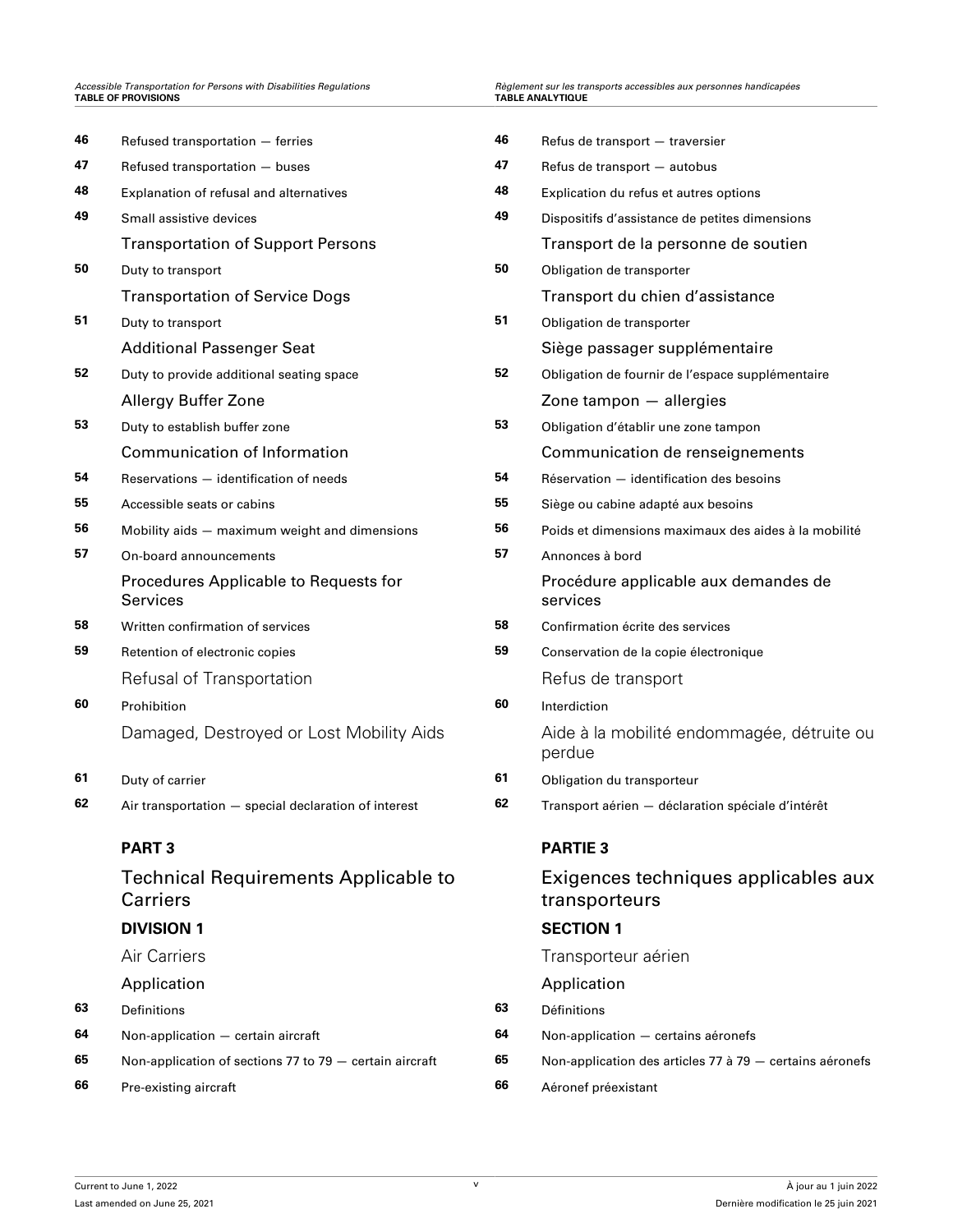46 Refused transportation — ferries

47 Refused transportation — buses

48 Explanation of refusal and alternatives

49 Small assistive devices

### Transportation of Support Persons

50 Duty to transport

### Transportation of Service Dogs

51 Duty to transport

### Additional Passenger Seat

52 Duty to provide additional seating space

### Allergy Buffer Zone

53 Duty to establish buffer zone

### Communication of Information

54 Reservations — identification of needs

55 Accessible seats or cabins

56 Mobility aids — maximum weight and dimensions

57 On-board announcements

### Procedures Applicable to Requests for Services

58 Written confirmation of services

59 Retention of electronic copies

### Refusal of Transportation

60 Prohibition

### Damaged, Destroyed or Lost Mobility Aids

61 Duty of carrier

62 Air transportation — special declaration of interest

## PART 3

## Technical Requirements Applicable to Carriers

### DIVISION 1

### Air Carriers

### Application

63 Definitions

64 Non-application — certain aircraft

65 Non-application of sections 77 to 79 — certain aircraft

66 Pre-existing aircraft

46 Refus de transport — traversier

47 Refus de transport — autobus

48 Explication du refus et autres options

49 Dispositifs d’assistance de petites dimensions

### Transport de la personne de soutien

50 Obligation de transporter

### Transport du chien d’assistance

51 Obligation de transporter

### Siège passager supplémentaire

52 Obligation de fournir de l’espace supplémentaire

### Zone tampon — allergies

53 Obligation d’établir une zone tampon

### Communication de renseignements

54 Réservation — identification des besoins

55 Siège ou cabine adapté aux besoins

56 Poids et dimensions maximaux des aides à la mobilité

57 Annonces à bord

### Procédure applicable aux demandes de services

58 Confirmation écrite des services

59 Conservation de la copie électronique

### Refus de transport

60 Interdiction

### Aide à la mobilité endommagée, détruite ou perdue

61 Obligation du transporteur

62 Transport aérien — déclaration spéciale d’intérêt

## PARTIE 3

## Exigences techniques applicables aux transporteurs

### SECTION 1

### Transporteur aérien

### Application

63 Définitions

64 Non-application — certains aéronefs

65 Non-application des articles 77 à 79 — certains aéronefs

66 Aéronef préexistant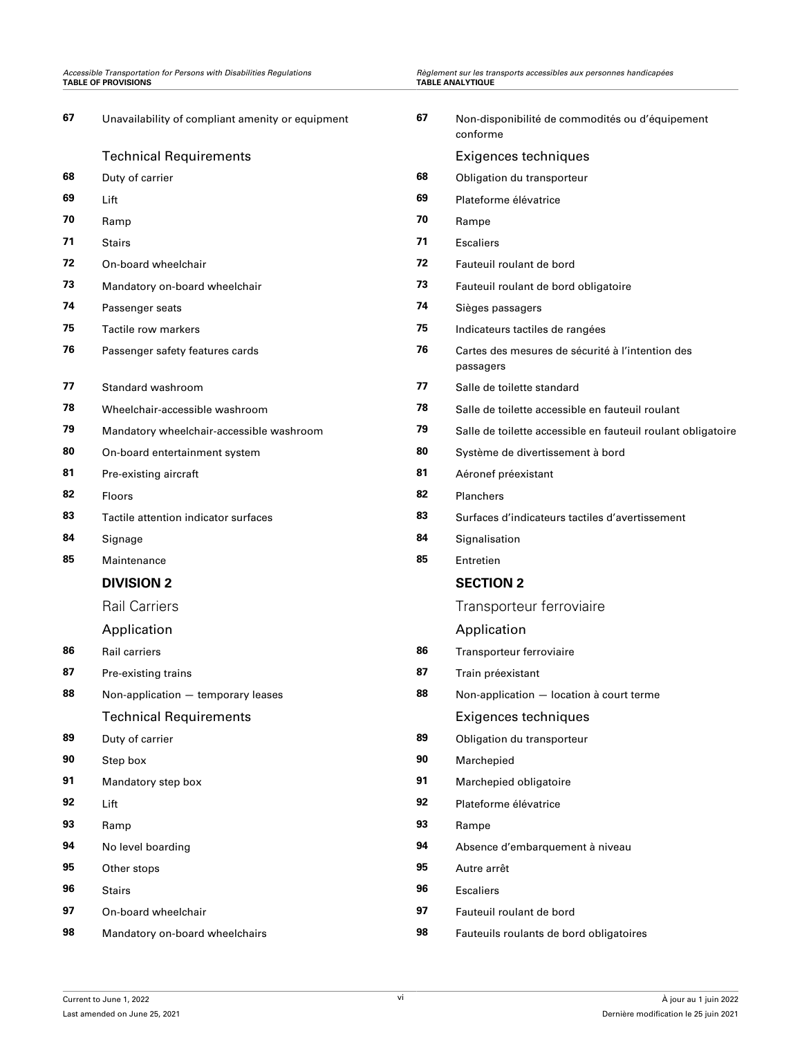| | | | |
|---|---|---|---|
| **67** | Unavailability of compliant amenity or equipment | **67** | Non-disponibilité de commodités ou d'équipement conforme |
| | Technical Requirements | | Exigences techniques |
| **68** | Duty of carrier | **68** | Obligation du transporteur |
| **69** | Lift | **69** | Plateforme élévatrice |
| **70** | Ramp | **70** | Rampe |
| **71** | Stairs | **71** | Escaliers |
| **72** | On-board wheelchair | **72** | Fauteuil roulant de bord |
| **73** | Mandatory on-board wheelchair | **73** | Fauteuil roulant de bord obligatoire |
| **74** | Passenger seats | **74** | Sièges passagers |
| **75** | Tactile row markers | **75** | Indicateurs tactiles de rangées |
| **76** | Passenger safety features cards | **76** | Cartes des mesures de sécurité à l'intention des passagers |
| **77** | Standard washroom | **77** | Salle de toilette standard |
| **78** | Wheelchair-accessible washroom | **78** | Salle de toilette accessible en fauteuil roulant |
| **79** | Mandatory wheelchair-accessible washroom | **79** | Salle de toilette accessible en fauteuil roulant obligatoire |
| **80** | On-board entertainment system | **80** | Système de divertissement à bord |
| **81** | Pre-existing aircraft | **81** | Aéronef préexistant |
| **82** | Floors | **82** | Planchers |
| **83** | Tactile attention indicator surfaces | **83** | Surfaces d'indicateurs tactiles d'avertissement |
| **84** | Signage | **84** | Signalisation |
| **85** | Maintenance | **85** | Entretien |
| | **DIVISION 2** | | **SECTION 2** |
| | Rail Carriers | | Transporteur ferroviaire |
| | Application | | Application |
| **86** | Rail carriers | **86** | Transporteur ferroviaire |
| **87** | Pre-existing trains | **87** | Train préexistant |
| **88** | Non-application — temporary leases | **88** | Non-application — location à court terme |
| | Technical Requirements | | Exigences techniques |
| **89** | Duty of carrier | **89** | Obligation du transporteur |
| **90** | Step box | **90** | Marchepied |
| **91** | Mandatory step box | **91** | Marchepied obligatoire |
| **92** | Lift | **92** | Plateforme élévatrice |
| **93** | Ramp | **93** | Rampe |
| **94** | No level boarding | **94** | Absence d'embarquement à niveau |
| **95** | Other stops | **95** | Autre arrêt |
| **96** | Stairs | **96** | Escaliers |
| **97** | On-board wheelchair | **97** | Fauteuil roulant de bord |
| **98** | Mandatory on-board wheelchairs | **98** | Fauteuils roulants de bord obligatoires |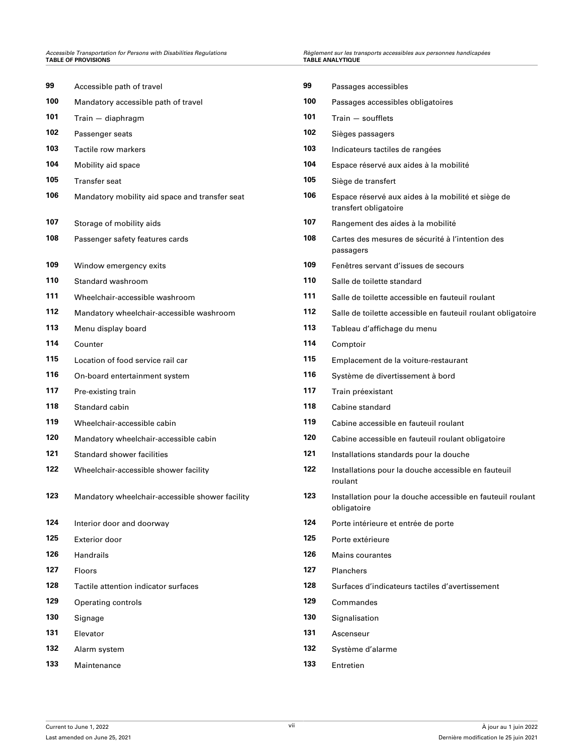| | | | |
|---|---|---|---|
| **99** | Accessible path of travel | **99** | Passages accessibles |
| **100** | Mandatory accessible path of travel | **100** | Passages accessibles obligatoires |
| **101** | Train — diaphragm | **101** | Train — soufflets |
| **102** | Passenger seats | **102** | Sièges passagers |
| **103** | Tactile row markers | **103** | Indicateurs tactiles de rangées |
| **104** | Mobility aid space | **104** | Espace réservé aux aides à la mobilité |
| **105** | Transfer seat | **105** | Siège de transfert |
| **106** | Mandatory mobility aid space and transfer seat | **106** | Espace réservé aux aides à la mobilité et siège de transfert obligatoire |
| **107** | Storage of mobility aids | **107** | Rangement des aides à la mobilité |
| **108** | Passenger safety features cards | **108** | Cartes des mesures de sécurité à l’intention des passagers |
| **109** | Window emergency exits | **109** | Fenêtres servant d’issues de secours |
| **110** | Standard washroom | **110** | Salle de toilette standard |
| **111** | Wheelchair-accessible washroom | **111** | Salle de toilette accessible en fauteuil roulant |
| **112** | Mandatory wheelchair-accessible washroom | **112** | Salle de toilette accessible en fauteuil roulant obligatoire |
| **113** | Menu display board | **113** | Tableau d’affichage du menu |
| **114** | Counter | **114** | Comptoir |
| **115** | Location of food service rail car | **115** | Emplacement de la voiture-restaurant |
| **116** | On-board entertainment system | **116** | Système de divertissement à bord |
| **117** | Pre-existing train | **117** | Train préexistant |
| **118** | Standard cabin | **118** | Cabine standard |
| **119** | Wheelchair-accessible cabin | **119** | Cabine accessible en fauteuil roulant |
| **120** | Mandatory wheelchair-accessible cabin | **120** | Cabine accessible en fauteuil roulant obligatoire |
| **121** | Standard shower facilities | **121** | Installations standards pour la douche |
| **122** | Wheelchair-accessible shower facility | **122** | Installations pour la douche accessible en fauteuil roulant |
| **123** | Mandatory wheelchair-accessible shower facility | **123** | Installation pour la douche accessible en fauteuil roulant obligatoire |
| **124** | Interior door and doorway | **124** | Porte intérieure et entrée de porte |
| **125** | Exterior door | **125** | Porte extérieure |
| **126** | Handrails | **126** | Mains courantes |
| **127** | Floors | **127** | Planchers |
| **128** | Tactile attention indicator surfaces | **128** | Surfaces d’indicateurs tactiles d’avertissement |
| **129** | Operating controls | **129** | Commandes |
| **130** | Signage | **130** | Signalisation |
| **131** | Elevator | **131** | Ascenseur |
| **132** | Alarm system | **132** | Système d’alarme |
| **133** | Maintenance | **133** | Entretien |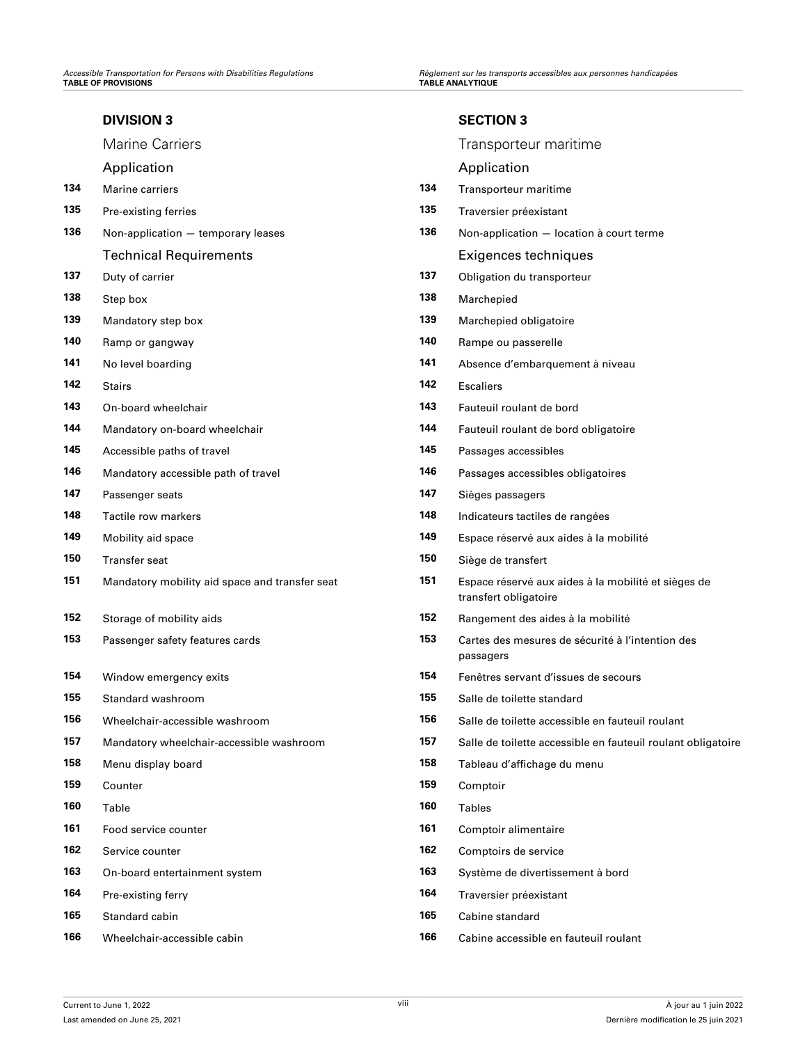## DIVISION 3

### Marine Carriers

#### Application

**134** Marine carriers

**135** Pre-existing ferries

**136** Non-application — temporary leases

#### Technical Requirements

**137** Duty of carrier

**138** Step box

**139** Mandatory step box

**140** Ramp or gangway

**141** No level boarding

**142** Stairs

**143** On-board wheelchair

**144** Mandatory on-board wheelchair

**145** Accessible paths of travel

**146** Mandatory accessible path of travel

**147** Passenger seats

**148** Tactile row markers

**149** Mobility aid space

**150** Transfer seat

**151** Mandatory mobility aid space and transfer seat

**152** Storage of mobility aids

**153** Passenger safety features cards

**154** Window emergency exits

**155** Standard washroom

**156** Wheelchair-accessible washroom

**157** Mandatory wheelchair-accessible washroom

**158** Menu display board

**159** Counter

**160** Table

**161** Food service counter

**162** Service counter

**163** On-board entertainment system

**164** Pre-existing ferry

**165** Standard cabin

**166** Wheelchair-accessible cabin

## SECTION 3

### Transporteur maritime

#### Application

**134** Transporteur maritime

**135** Traversier préexistant

**136** Non-application — location à court terme

#### Exigences techniques

**137** Obligation du transporteur

**138** Marchepied

**139** Marchepied obligatoire

**140** Rampe ou passerelle

**141** Absence d'embarquement à niveau

**142** Escaliers

**143** Fauteuil roulant de bord

**144** Fauteuil roulant de bord obligatoire

**145** Passages accessibles

**146** Passages accessibles obligatoires

**147** Sièges passagers

**148** Indicateurs tactiles de rangées

**149** Espace réservé aux aides à la mobilité

**150** Siège de transfert

**151** Espace réservé aux aides à la mobilité et sièges de transfert obligatoire

**152** Rangement des aides à la mobilité

**153** Cartes des mesures de sécurité à l'intention des passagers

**154** Fenêtres servant d'issues de secours

**155** Salle de toilette standard

**156** Salle de toilette accessible en fauteuil roulant

**157** Salle de toilette accessible en fauteuil roulant obligatoire

**158** Tableau d'affichage du menu

**159** Comptoir

**160** Tables

**161** Comptoir alimentaire

**162** Comptoirs de service

**163** Système de divertissement à bord

**164** Traversier préexistant

**165** Cabine standard

**166** Cabine accessible en fauteuil roulant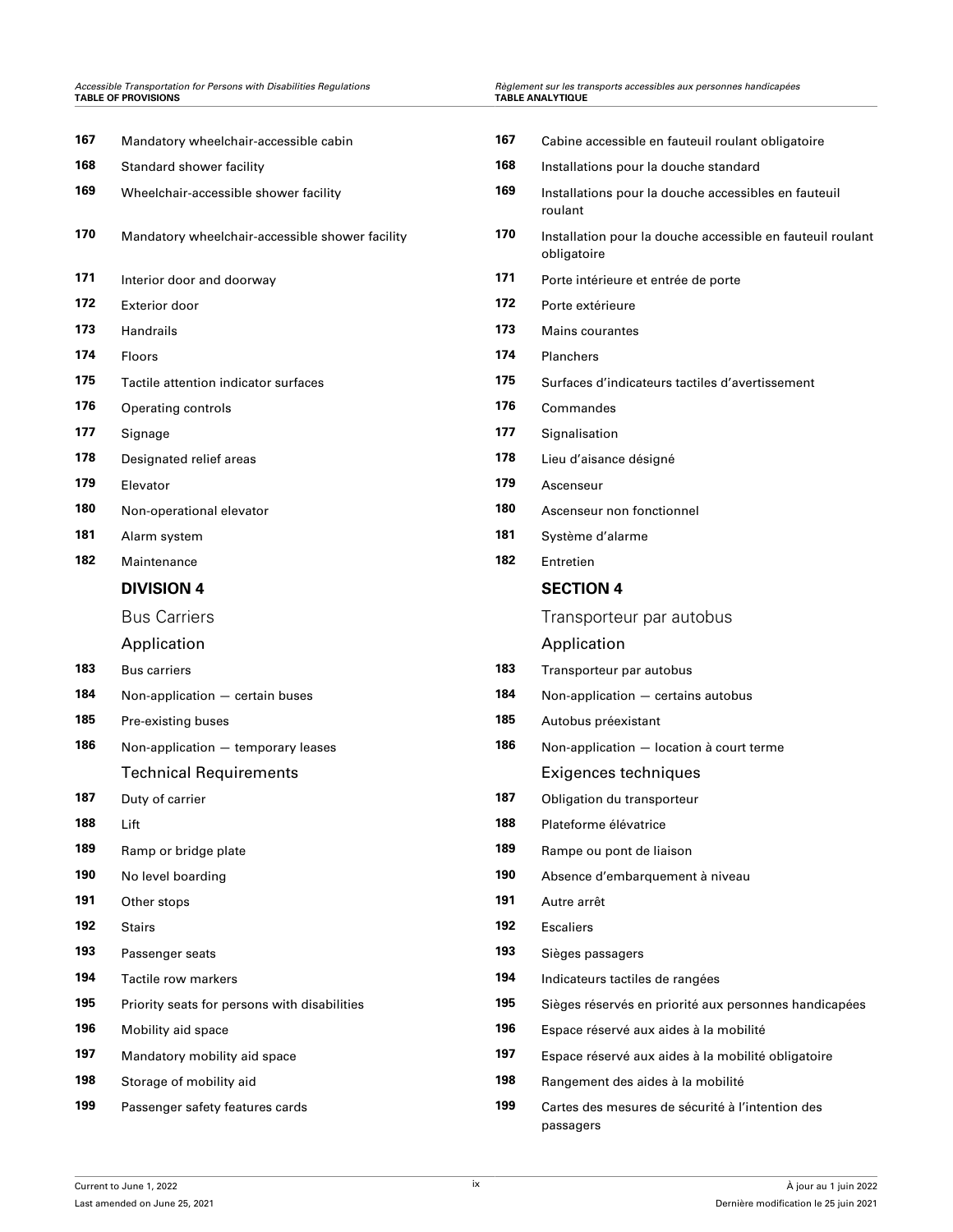| | | | |
|---|---|---|---|
| **167** | Mandatory wheelchair-accessible cabin | **167** | Cabine accessible en fauteuil roulant obligatoire |
| **168** | Standard shower facility | **168** | Installations pour la douche standard |
| **169** | Wheelchair-accessible shower facility | **169** | Installations pour la douche accessibles en fauteuil roulant |
| **170** | Mandatory wheelchair-accessible shower facility | **170** | Installation pour la douche accessible en fauteuil roulant obligatoire |
| **171** | Interior door and doorway | **171** | Porte intérieure et entrée de porte |
| **172** | Exterior door | **172** | Porte extérieure |
| **173** | Handrails | **173** | Mains courantes |
| **174** | Floors | **174** | Planchers |
| **175** | Tactile attention indicator surfaces | **175** | Surfaces d’indicateurs tactiles d’avertissement |
| **176** | Operating controls | **176** | Commandes |
| **177** | Signage | **177** | Signalisation |
| **178** | Designated relief areas | **178** | Lieu d’aisance désigné |
| **179** | Elevator | **179** | Ascenseur |
| **180** | Non-operational elevator | **180** | Ascenseur non fonctionnel |
| **181** | Alarm system | **181** | Système d’alarme |
| **182** | Maintenance | **182** | Entretien |
| | **DIVISION 4** | | **SECTION 4** |
| | Bus Carriers | | Transporteur par autobus |
| | Application | | Application |
| **183** | Bus carriers | **183** | Transporteur par autobus |
| **184** | Non-application — certain buses | **184** | Non-application — certains autobus |
| **185** | Pre-existing buses | **185** | Autobus préexistant |
| **186** | Non-application — temporary leases | **186** | Non-application — location à court terme |
| | Technical Requirements | | Exigences techniques |
| **187** | Duty of carrier | **187** | Obligation du transporteur |
| **188** | Lift | **188** | Plateforme élévatrice |
| **189** | Ramp or bridge plate | **189** | Rampe ou pont de liaison |
| **190** | No level boarding | **190** | Absence d’embarquement à niveau |
| **191** | Other stops | **191** | Autre arrêt |
| **192** | Stairs | **192** | Escaliers |
| **193** | Passenger seats | **193** | Sièges passagers |
| **194** | Tactile row markers | **194** | Indicateurs tactiles de rangées |
| **195** | Priority seats for persons with disabilities | **195** | Sièges réservés en priorité aux personnes handicapées |
| **196** | Mobility aid space | **196** | Espace réservé aux aides à la mobilité |
| **197** | Mandatory mobility aid space | **197** | Espace réservé aux aides à la mobilité obligatoire |
| **198** | Storage of mobility aid | **198** | Rangement des aides à la mobilité |
| **199** | Passenger safety features cards | **199** | Cartes des mesures de sécurité à l’intention des passagers |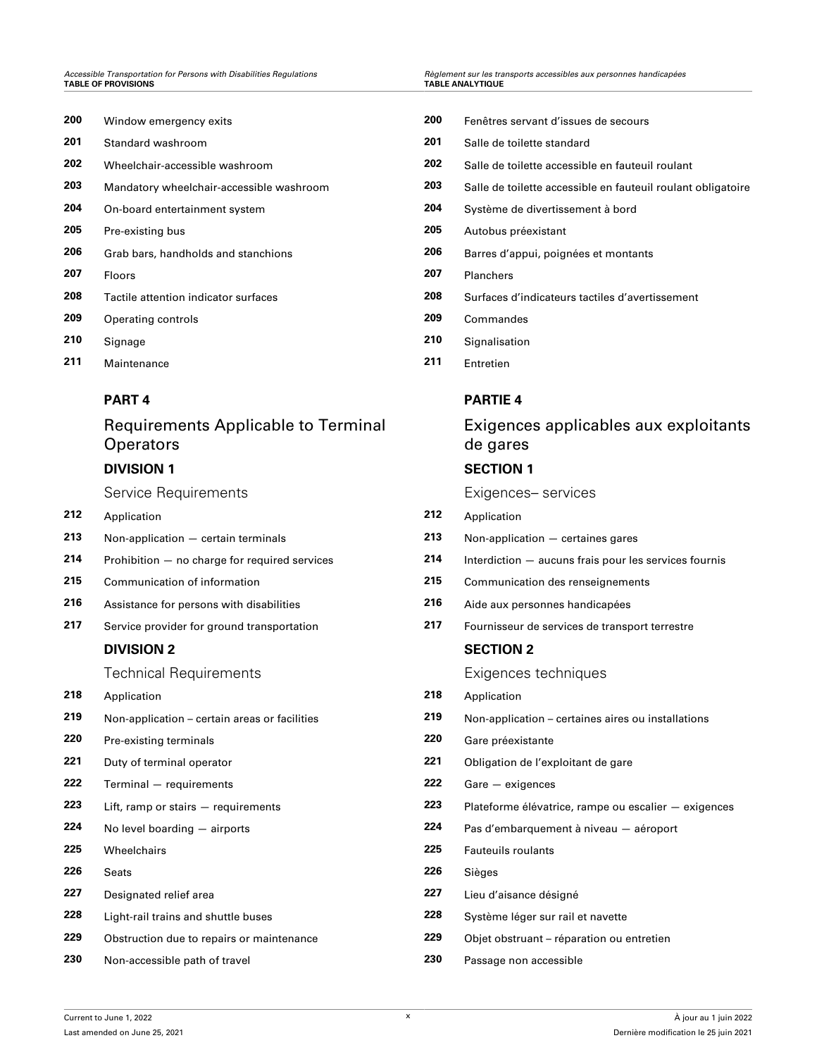200 Window emergency exits

201 Standard washroom

202 Wheelchair-accessible washroom

203 Mandatory wheelchair-accessible washroom

204 On-board entertainment system

205 Pre-existing bus

206 Grab bars, handholds and stanchions

207 Floors

208 Tactile attention indicator surfaces

209 Operating controls

210 Signage

211 Maintenance

## PART 4

## Requirements Applicable to Terminal Operators

### DIVISION 1

### Service Requirements

212 Application

213 Non-application — certain terminals

214 Prohibition — no charge for required services

215 Communication of information

216 Assistance for persons with disabilities

217 Service provider for ground transportation

### DIVISION 2

### Technical Requirements

218 Application

219 Non-application – certain areas or facilities

220 Pre-existing terminals

221 Duty of terminal operator

222 Terminal — requirements

223 Lift, ramp or stairs — requirements

224 No level boarding — airports

225 Wheelchairs

226 Seats

227 Designated relief area

228 Light-rail trains and shuttle buses

229 Obstruction due to repairs or maintenance

230 Non-accessible path of travel

200 Fenêtres servant d’issues de secours

201 Salle de toilette standard

202 Salle de toilette accessible en fauteuil roulant

203 Salle de toilette accessible en fauteuil roulant obligatoire

204 Système de divertissement à bord

205 Autobus préexistant

206 Barres d’appui, poignées et montants

207 Planchers

208 Surfaces d’indicateurs tactiles d’avertissement

209 Commandes

210 Signalisation

211 Entretien

## PARTIE 4

## Exigences applicables aux exploitants de gares

### SECTION 1

### Exigences– services

212 Application

213 Non-application — certaines gares

214 Interdiction — aucuns frais pour les services fournis

215 Communication des renseignements

216 Aide aux personnes handicapées

217 Fournisseur de services de transport terrestre

### SECTION 2

### Exigences techniques

218 Application

219 Non-application – certaines aires ou installations

220 Gare préexistante

221 Obligation de l’exploitant de gare

222 Gare — exigences

223 Plateforme élévatrice, rampe ou escalier — exigences

224 Pas d’embarquement à niveau — aéroport

225 Fauteuils roulants

226 Sièges

227 Lieu d’aisance désigné

228 Système léger sur rail et navette

229 Objet obstruant – réparation ou entretien

230 Passage non accessible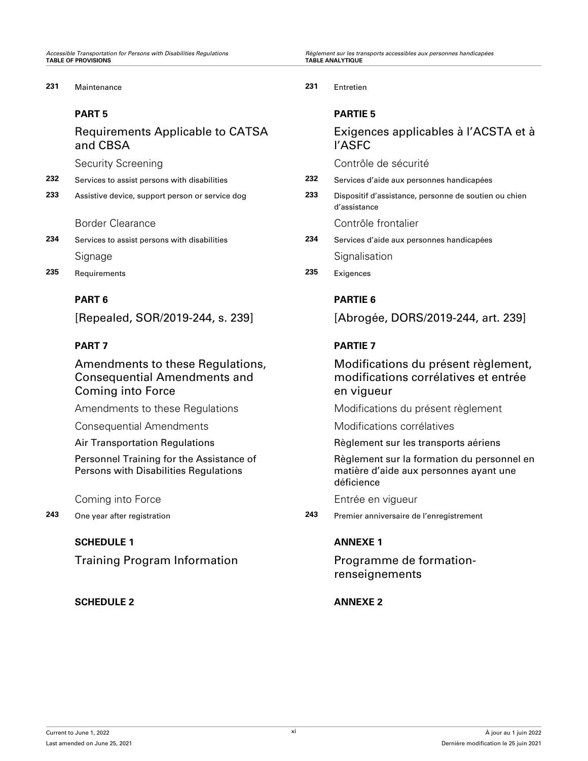**231** Maintenance

**PART 5**

## Requirements Applicable to CATSA and CBSA

### Security Screening

**232** Services to assist persons with disabilities

**233** Assistive device, support person or service dog

### Border Clearance

**234** Services to assist persons with disabilities

### Signage

**235** Requirements

**PART 6**

## [Repealed, SOR/2019-244, s. 239]

**PART 7**

## Amendments to these Regulations, Consequential Amendments and Coming into Force

### Amendments to these Regulations

### Consequential Amendments

Air Transportation Regulations

Personnel Training for the Assistance of Persons with Disabilities Regulations

### Coming into Force

**243** One year after registration

**SCHEDULE 1**

## Training Program Information

**SCHEDULE 2**

**231** Entretien

**PARTIE 5**

## Exigences applicables à l'ACSTA et à l'ASFC

### Contrôle de sécurité

**232** Services d'aide aux personnes handicapées

**233** Dispositif d'assistance, personne de soutien ou chien d'assistance

### Contrôle frontalier

**234** Services d'aide aux personnes handicapées

### Signalisation

**235** Exigences

**PARTIE 6**

## [Abrogée, DORS/2019-244, art. 239]

**PARTIE 7**

## Modifications du présent règlement, modifications corrélatives et entrée en vigueur

### Modifications du présent règlement

### Modifications corrélatives

Règlement sur les transports aériens

Règlement sur la formation du personnel en matière d'aide aux personnes ayant une déficience

### Entrée en vigueur

**243** Premier anniversaire de l'enregistrement

**ANNEXE 1**

## Programme de formation-renseignements

**ANNEXE 2**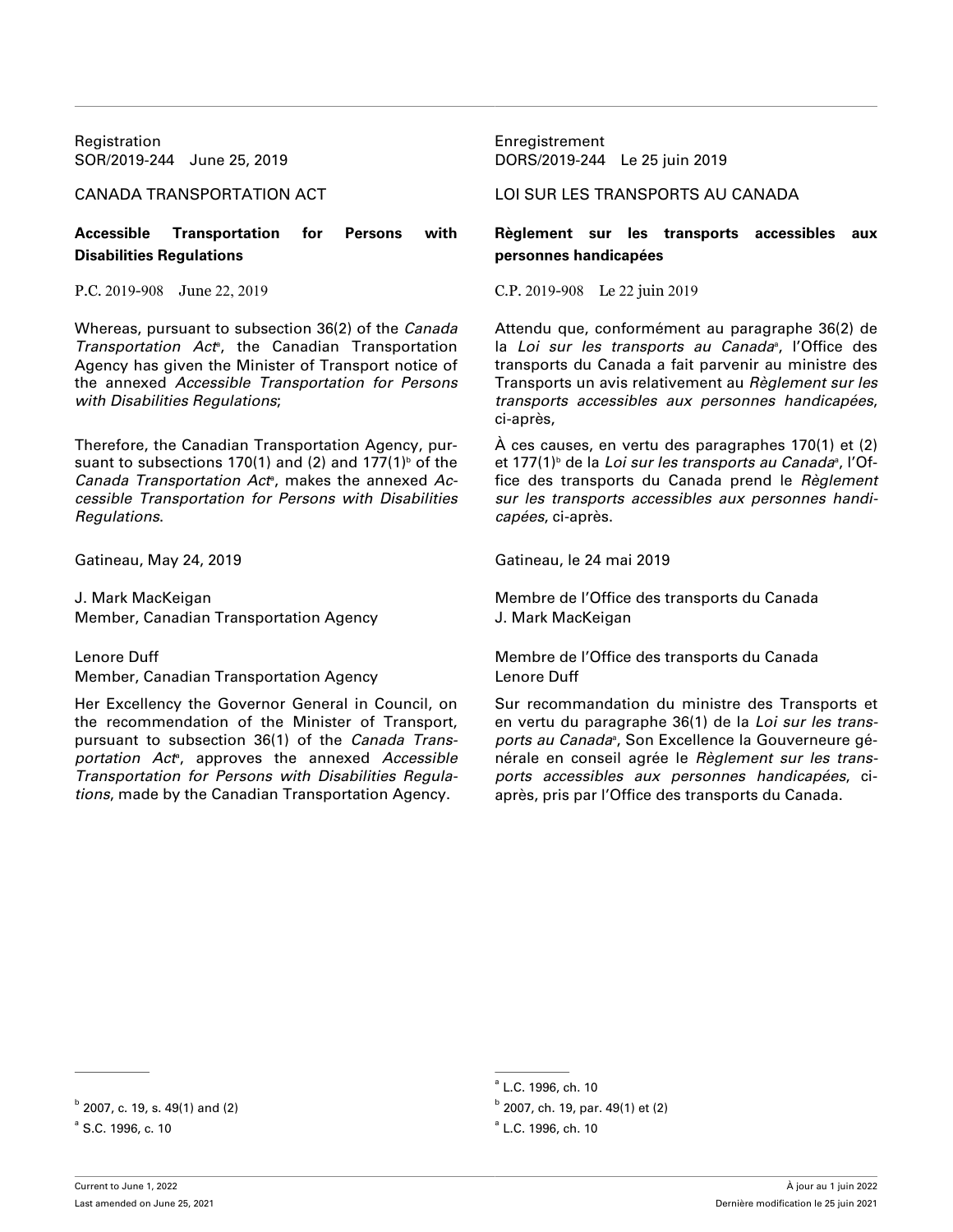Registration
SOR/2019-244 June 25, 2019

CANADA TRANSPORTATION ACT

**Accessible Transportation for Persons with Disabilities Regulations**

P.C. 2019-908 June 22, 2019

Whereas, pursuant to subsection 36(2) of the *Canada Transportation Act*[a], the Canadian Transportation Agency has given the Minister of Transport notice of the annexed *Accessible Transportation for Persons with Disabilities Regulations*;

Therefore, the Canadian Transportation Agency, pursuant to subsections 170(1) and (2) and 177(1)[b] of the *Canada Transportation Act*[a], makes the annexed *Accessible Transportation for Persons with Disabilities Regulations*.

Gatineau, May 24, 2019

J. Mark MacKeigan
Member, Canadian Transportation Agency

Lenore Duff
Member, Canadian Transportation Agency

Her Excellency the Governor General in Council, on the recommendation of the Minister of Transport, pursuant to subsection 36(1) of the *Canada Transportation Act*[a], approves the annexed *Accessible Transportation for Persons with Disabilities Regulations*, made by the Canadian Transportation Agency.

[b] 2007, c. 19, s. 49(1) and (2)

[a] S.C. 1996, c. 10

Enregistrement
DORS/2019-244 Le 25 juin 2019

LOI SUR LES TRANSPORTS AU CANADA

**Règlement sur les transports accessibles aux personnes handicapées**

C.P. 2019-908 Le 22 juin 2019

Attendu que, conformément au paragraphe 36(2) de la *Loi sur les transports au Canada*[a], l'Office des transports du Canada a fait parvenir au ministre des Transports un avis relativement au *Règlement sur les transports accessibles aux personnes handicapées*, ci-après,

À ces causes, en vertu des paragraphes 170(1) et (2) et 177(1)[b] de la *Loi sur les transports au Canada*[a], l'Office des transports du Canada prend le *Règlement sur les transports accessibles aux personnes handicapées*, ci-après.

Gatineau, le 24 mai 2019

Membre de l'Office des transports du Canada
J. Mark MacKeigan

Membre de l'Office des transports du Canada
Lenore Duff

Sur recommandation du ministre des Transports et en vertu du paragraphe 36(1) de la *Loi sur les transports au Canada*[a], Son Excellence la Gouverneure générale en conseil agrée le *Règlement sur les transports accessibles aux personnes handicapées*, ci-après, pris par l'Office des transports du Canada.

[a] L.C. 1996, ch. 10

[b] 2007, ch. 19, par. 49(1) et (2)

[a] L.C. 1996, ch. 10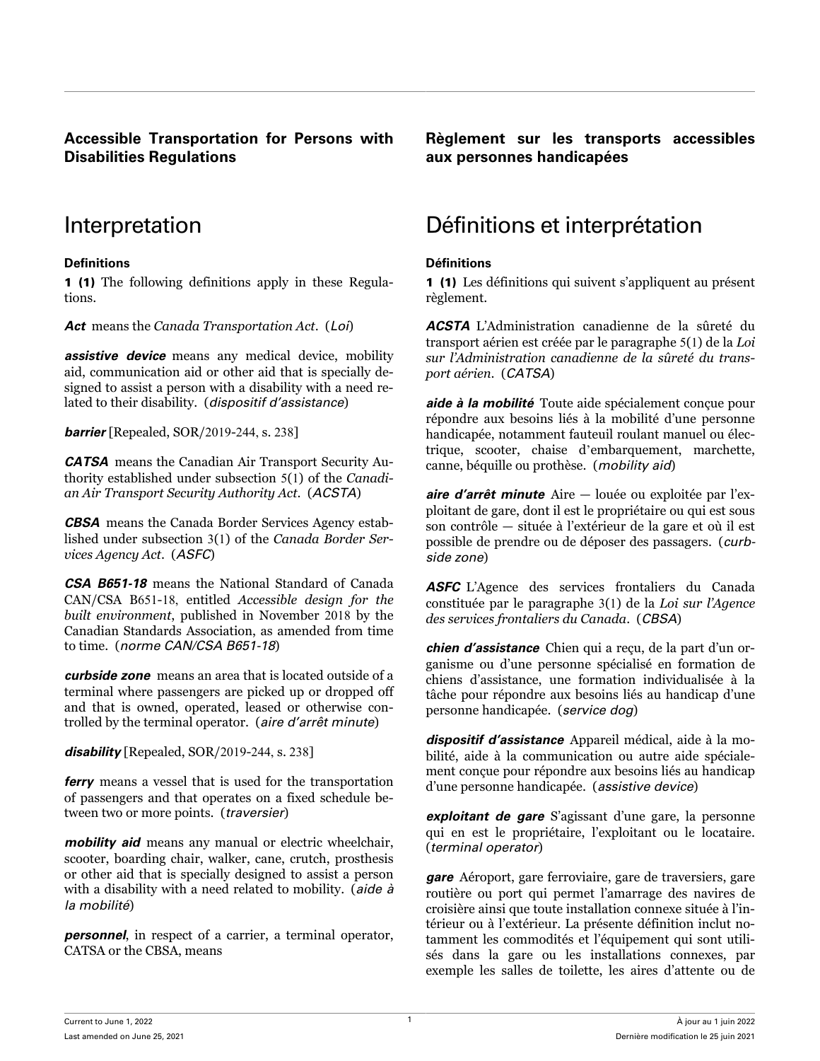## Accessible Transportation for Persons with Disabilities Regulations

# Interpretation

### Definitions

**1 (1)** The following definitions apply in these Regulations.

***Act*** means the *Canada Transportation Act*. (*Loi*)

***assistive device*** means any medical device, mobility aid, communication aid or other aid that is specially designed to assist a person with a disability with a need related to their disability. (*dispositif d'assistance*)

***barrier*** [Repealed, SOR/2019-244, s. 238]

***CATSA*** means the Canadian Air Transport Security Authority established under subsection 5(1) of the *Canadian Air Transport Security Authority Act*. (*ACSTA*)

***CBSA*** means the Canada Border Services Agency established under subsection 3(1) of the *Canada Border Services Agency Act*. (*ASFC*)

***CSA B651-18*** means the National Standard of Canada CAN/CSA B651-18, entitled *Accessible design for the built environment*, published in November 2018 by the Canadian Standards Association, as amended from time to time. (*norme CAN/CSA B651-18*)

***curbside zone*** means an area that is located outside of a terminal where passengers are picked up or dropped off and that is owned, operated, leased or otherwise controlled by the terminal operator. (*aire d'arrêt minute*)

***disability*** [Repealed, SOR/2019-244, s. 238]

***ferry*** means a vessel that is used for the transportation of passengers and that operates on a fixed schedule between two or more points. (*traversier*)

***mobility aid*** means any manual or electric wheelchair, scooter, boarding chair, walker, cane, crutch, prosthesis or other aid that is specially designed to assist a person with a disability with a need related to mobility. (*aide à la mobilité*)

***personnel***, in respect of a carrier, a terminal operator, CATSA or the CBSA, means

## Règlement sur les transports accessibles aux personnes handicapées

# Définitions et interprétation

### Définitions

**1 (1)** Les définitions qui suivent s'appliquent au présent règlement.

***ACSTA*** L'Administration canadienne de la sûreté du transport aérien est créée par le paragraphe 5(1) de la *Loi sur l'Administration canadienne de la sûreté du transport aérien*. (*CATSA*)

***aide à la mobilité*** Toute aide spécialement conçue pour répondre aux besoins liés à la mobilité d'une personne handicapée, notamment fauteuil roulant manuel ou électrique, scooter, chaise d'embarquement, marchette, canne, béquille ou prothèse. (*mobility aid*)

***aire d'arrêt minute*** Aire — louée ou exploitée par l'exploitant de gare, dont il est le propriétaire ou qui est sous son contrôle — située à l'extérieur de la gare et où il est possible de prendre ou de déposer des passagers. (*curbside zone*)

***ASFC*** L'Agence des services frontaliers du Canada constituée par le paragraphe 3(1) de la *Loi sur l'Agence des services frontaliers du Canada*. (*CBSA*)

***chien d'assistance*** Chien qui a reçu, de la part d'un organisme ou d'une personne spécialisé en formation de chiens d'assistance, une formation individualisée à la tâche pour répondre aux besoins liés au handicap d'une personne handicapée. (*service dog*)

***dispositif d'assistance*** Appareil médical, aide à la mobilité, aide à la communication ou autre aide spécialement conçue pour répondre aux besoins liés au handicap d'une personne handicapée. (*assistive device*)

***exploitant de gare*** S'agissant d'une gare, la personne qui en est le propriétaire, l'exploitant ou le locataire. (*terminal operator*)

***gare*** Aéroport, gare ferroviaire, gare de traversiers, gare routière ou port qui permet l'amarrage des navires de croisière ainsi que toute installation connexe située à l'intérieur ou à l'extérieur. La présente définition inclut notamment les commodités et l'équipement qui sont utilisés dans la gare ou les installations connexes, par exemple les salles de toilette, les aires d'attente ou de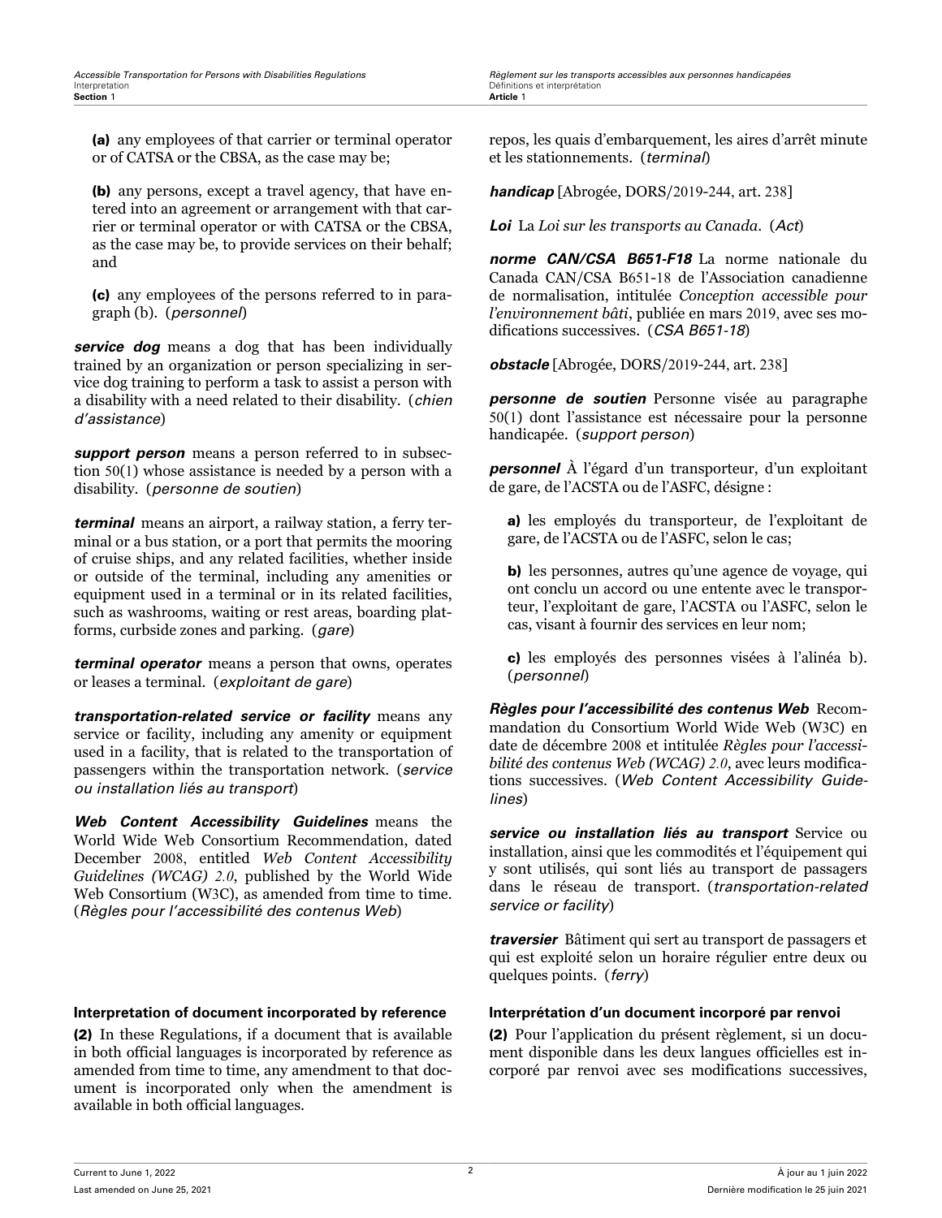**(a)** any employees of that carrier or terminal operator or of CATSA or the CBSA, as the case may be;

**(b)** any persons, except a travel agency, that have entered into an agreement or arrangement with that carrier or terminal operator or with CATSA or the CBSA, as the case may be, to provide services on their behalf; and

**(c)** any employees of the persons referred to in paragraph (b). (*personnel*)

***service dog*** means a dog that has been individually trained by an organization or person specializing in service dog training to perform a task to assist a person with a disability with a need related to their disability. (*chien d'assistance*)

***support person*** means a person referred to in subsection 50(1) whose assistance is needed by a person with a disability. (*personne de soutien*)

***terminal*** means an airport, a railway station, a ferry terminal or a bus station, or a port that permits the mooring of cruise ships, and any related facilities, whether inside or outside of the terminal, including any amenities or equipment used in a terminal or in its related facilities, such as washrooms, waiting or rest areas, boarding platforms, curbside zones and parking. (*gare*)

***terminal operator*** means a person that owns, operates or leases a terminal. (*exploitant de gare*)

***transportation-related service or facility*** means any service or facility, including any amenity or equipment used in a facility, that is related to the transportation of passengers within the transportation network. (*service ou installation liés au transport*)

***Web Content Accessibility Guidelines*** means the World Wide Web Consortium Recommendation, dated December 2008, entitled *Web Content Accessibility Guidelines (WCAG) 2.0*, published by the World Wide Web Consortium (W3C), as amended from time to time. (*Règles pour l'accessibilité des contenus Web*)

repos, les quais d'embarquement, les aires d'arrêt minute et les stationnements. (*terminal*)

***handicap*** [Abrogée, DORS/2019-244, art. 238]

***Loi*** La *Loi sur les transports au Canada*. (*Act*)

***norme CAN/CSA B651-F18*** La norme nationale du Canada CAN/CSA B651-18 de l'Association canadienne de normalisation, intitulée *Conception accessible pour l'environnement bâti*, publiée en mars 2019, avec ses modifications successives. (*CSA B651-18*)

***obstacle*** [Abrogée, DORS/2019-244, art. 238]

***personne de soutien*** Personne visée au paragraphe 50(1) dont l'assistance est nécessaire pour la personne handicapée. (*support person*)

***personnel*** À l'égard d'un transporteur, d'un exploitant de gare, de l'ACSTA ou de l'ASFC, désigne :

**a)** les employés du transporteur, de l'exploitant de gare, de l'ACSTA ou de l'ASFC, selon le cas;

**b)** les personnes, autres qu'une agence de voyage, qui ont conclu un accord ou une entente avec le transporteur, l'exploitant de gare, l'ACSTA ou l'ASFC, selon le cas, visant à fournir des services en leur nom;

**c)** les employés des personnes visées à l'alinéa b). (*personnel*)

***Règles pour l'accessibilité des contenus Web*** Recommandation du Consortium World Wide Web (W3C) en date de décembre 2008 et intitulée *Règles pour l'accessibilité des contenus Web (WCAG) 2.0*, avec leurs modifications successives. (*Web Content Accessibility Guidelines*)

***service ou installation liés au transport*** Service ou installation, ainsi que les commodités et l'équipement qui y sont utilisés, qui sont liés au transport de passagers dans le réseau de transport. (*transportation-related service or facility*)

***traversier*** Bâtiment qui sert au transport de passagers et qui est exploité selon un horaire régulier entre deux ou quelques points. (*ferry*)

#### Interpretation of document incorporated by reference

**(2)** In these Regulations, if a document that is available in both official languages is incorporated by reference as amended from time to time, any amendment to that document is incorporated only when the amendment is available in both official languages.

#### Interprétation d'un document incorporé par renvoi

**(2)** Pour l'application du présent règlement, si un document disponible dans les deux langues officielles est incorporé par renvoi avec ses modifications successives,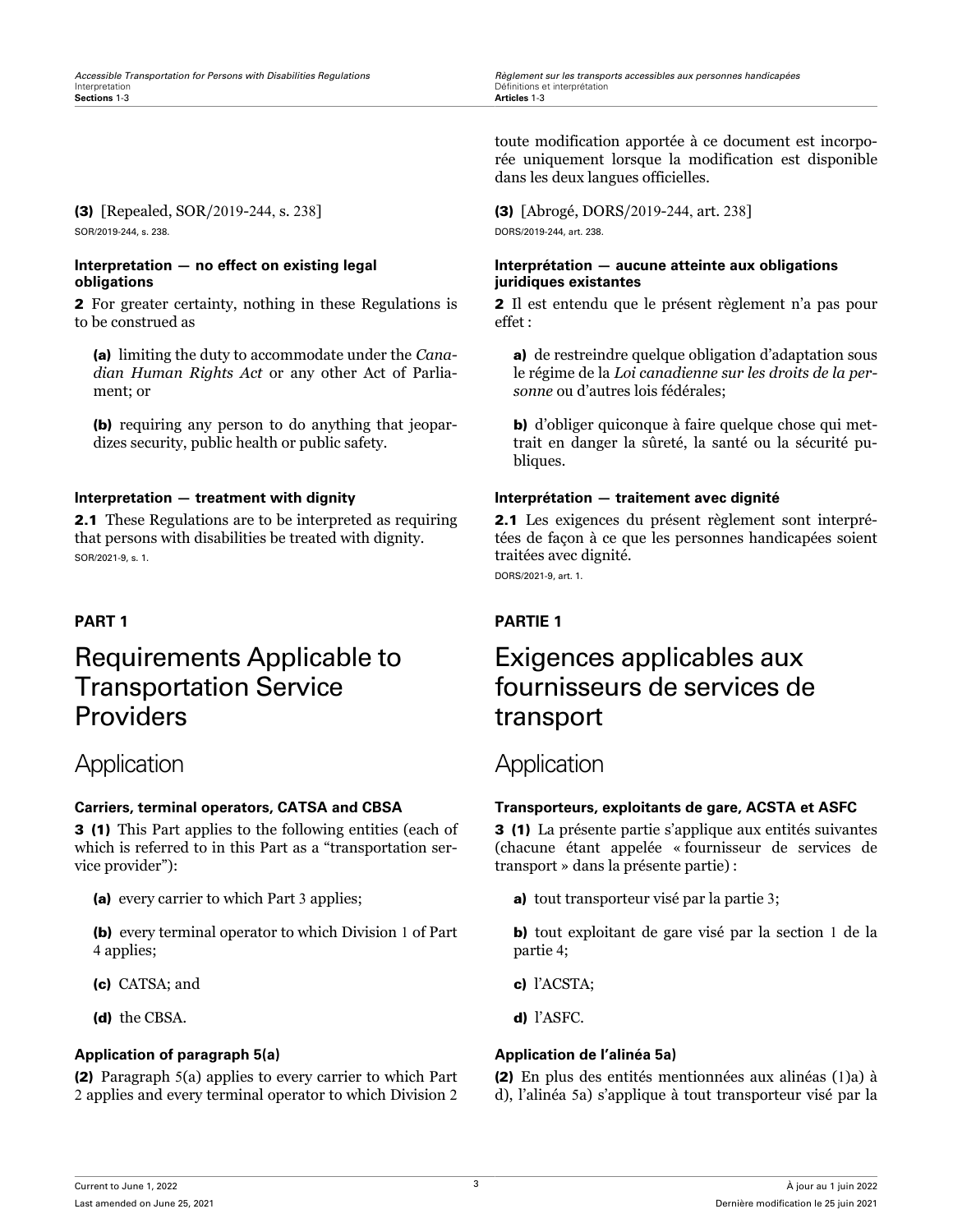toute modification apportée à ce document est incorporée uniquement lorsque la modification est disponible dans les deux langues officielles.

**(3)** [Repealed, SOR/2019-244, s. 238]

SOR/2019-244, s. 238.

**(3)** [Abrogé, DORS/2019-244, art. 238]

DORS/2019-244, art. 238.

#### Interpretation — no effect on existing legal obligations

**2** For greater certainty, nothing in these Regulations is to be construed as

**(a)** limiting the duty to accommodate under the *Canadian Human Rights Act* or any other Act of Parliament; or

**(b)** requiring any person to do anything that jeopardizes security, public health or public safety.

#### Interprétation — aucune atteinte aux obligations juridiques existantes

**2** Il est entendu que le présent règlement n’a pas pour effet :

**a)** de restreindre quelque obligation d’adaptation sous le régime de la *Loi canadienne sur les droits de la personne* ou d’autres lois fédérales;

**b)** d’obliger quiconque à faire quelque chose qui mettrait en danger la sûreté, la santé ou la sécurité publiques.

#### Interpretation — treatment with dignity

**2.1** These Regulations are to be interpreted as requiring that persons with disabilities be treated with dignity.

SOR/2021-9, s. 1.

#### Interprétation — traitement avec dignité

**2.1** Les exigences du présent règlement sont interprétées de façon à ce que les personnes handicapées soient traitées avec dignité.

DORS/2021-9, art. 1.

# PART 1

# Requirements Applicable to Transportation Service Providers

# PARTIE 1

# Exigences applicables aux fournisseurs de services de transport

## Application

#### Carriers, terminal operators, CATSA and CBSA

**3 (1)** This Part applies to the following entities (each of which is referred to in this Part as a “transportation service provider”):

**(a)** every carrier to which Part 3 applies;

**(b)** every terminal operator to which Division 1 of Part 4 applies;

**(c)** CATSA; and

**(d)** the CBSA.

## Application

#### Transporteurs, exploitants de gare, ACSTA et ASFC

**3 (1)** La présente partie s’applique aux entités suivantes (chacune étant appelée « fournisseur de services de transport » dans la présente partie) :

**a)** tout transporteur visé par la partie 3;

**b)** tout exploitant de gare visé par la section 1 de la partie 4;

**c)** l’ACSTA;

**d)** l’ASFC.

#### Application of paragraph 5(a)

**(2)** Paragraph 5(a) applies to every carrier to which Part 2 applies and every terminal operator to which Division 2

#### Application de l’alinéa 5a)

**(2)** En plus des entités mentionnées aux alinéas (1)a) à d), l’alinéa 5a) s’applique à tout transporteur visé par la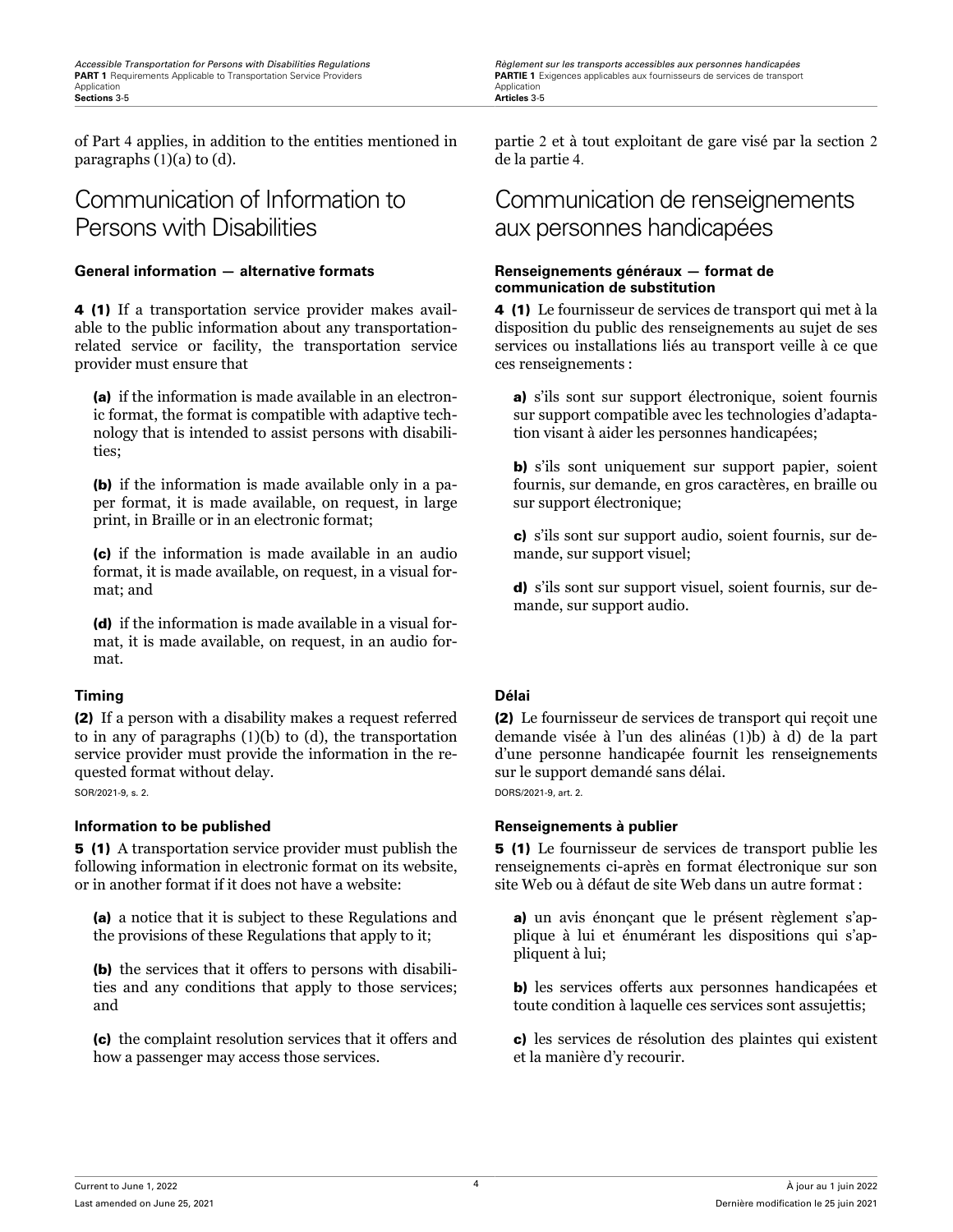of Part 4 applies, in addition to the entities mentioned in paragraphs (1)(a) to (d).

## Communication of Information to Persons with Disabilities

**General information — alternative formats**

**4 (1)** If a transportation service provider makes available to the public information about any transportation-related service or facility, the transportation service provider must ensure that

**(a)** if the information is made available in an electronic format, the format is compatible with adaptive technology that is intended to assist persons with disabilities;

**(b)** if the information is made available only in a paper format, it is made available, on request, in large print, in Braille or in an electronic format;

**(c)** if the information is made available in an audio format, it is made available, on request, in a visual format; and

**(d)** if the information is made available in a visual format, it is made available, on request, in an audio format.

**Timing**

**(2)** If a person with a disability makes a request referred to in any of paragraphs (1)(b) to (d), the transportation service provider must provide the information in the requested format without delay.

SOR/2021-9, s. 2.

**Information to be published**

**5 (1)** A transportation service provider must publish the following information in electronic format on its website, or in another format if it does not have a website:

**(a)** a notice that it is subject to these Regulations and the provisions of these Regulations that apply to it;

**(b)** the services that it offers to persons with disabilities and any conditions that apply to those services; and

**(c)** the complaint resolution services that it offers and how a passenger may access those services.

partie 2 et à tout exploitant de gare visé par la section 2 de la partie 4.

## Communication de renseignements aux personnes handicapées

**Renseignements généraux — format de communication de substitution**

**4 (1)** Le fournisseur de services de transport qui met à la disposition du public des renseignements au sujet de ses services ou installations liés au transport veille à ce que ces renseignements :

**a)** s'ils sont sur support électronique, soient fournis sur support compatible avec les technologies d'adaptation visant à aider les personnes handicapées;

**b)** s'ils sont uniquement sur support papier, soient fournis, sur demande, en gros caractères, en braille ou sur support électronique;

**c)** s'ils sont sur support audio, soient fournis, sur demande, sur support visuel;

**d)** s'ils sont sur support visuel, soient fournis, sur demande, sur support audio.

**Délai**

**(2)** Le fournisseur de services de transport qui reçoit une demande visée à l'un des alinéas (1)b) à d) de la part d'une personne handicapée fournit les renseignements sur le support demandé sans délai.

DORS/2021-9, art. 2.

**Renseignements à publier**

**5 (1)** Le fournisseur de services de transport publie les renseignements ci-après en format électronique sur son site Web ou à défaut de site Web dans un autre format :

**a)** un avis énonçant que le présent règlement s'applique à lui et énumérant les dispositions qui s'appliquent à lui;

**b)** les services offerts aux personnes handicapées et toute condition à laquelle ces services sont assujettis;

**c)** les services de résolution des plaintes qui existent et la manière d'y recourir.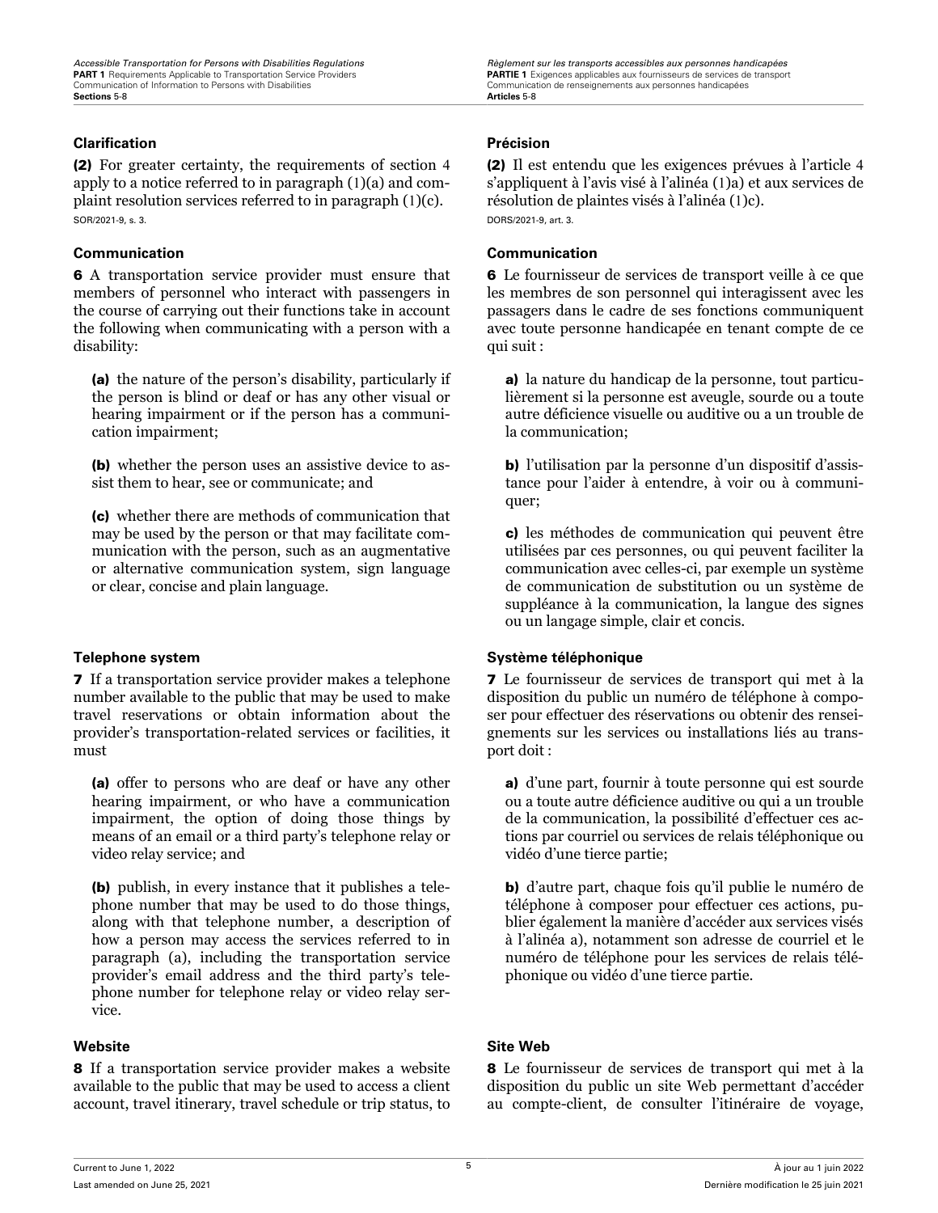**Clarification**

**(2)** For greater certainty, the requirements of section 4 apply to a notice referred to in paragraph (1)(a) and complaint resolution services referred to in paragraph (1)(c).

SOR/2021-9, s. 3.

**Communication**

**6** A transportation service provider must ensure that members of personnel who interact with passengers in the course of carrying out their functions take in account the following when communicating with a person with a disability:

**(a)** the nature of the person's disability, particularly if the person is blind or deaf or has any other visual or hearing impairment or if the person has a communication impairment;

**(b)** whether the person uses an assistive device to assist them to hear, see or communicate; and

**(c)** whether there are methods of communication that may be used by the person or that may facilitate communication with the person, such as an augmentative or alternative communication system, sign language or clear, concise and plain language.

**Telephone system**

**7** If a transportation service provider makes a telephone number available to the public that may be used to make travel reservations or obtain information about the provider's transportation-related services or facilities, it must

**(a)** offer to persons who are deaf or have any other hearing impairment, or who have a communication impairment, the option of doing those things by means of an email or a third party's telephone relay or video relay service; and

**(b)** publish, in every instance that it publishes a telephone number that may be used to do those things, along with that telephone number, a description of how a person may access the services referred to in paragraph (a), including the transportation service provider's email address and the third party's telephone number for telephone relay or video relay service.

**Website**

**8** If a transportation service provider makes a website available to the public that may be used to access a client account, travel itinerary, travel schedule or trip status, to

**Précision**

**(2)** Il est entendu que les exigences prévues à l'article 4 s'appliquent à l'avis visé à l'alinéa (1)a) et aux services de résolution de plaintes visés à l'alinéa (1)c).

DORS/2021-9, art. 3.

**Communication**

**6** Le fournisseur de services de transport veille à ce que les membres de son personnel qui interagissent avec les passagers dans le cadre de ses fonctions communiquent avec toute personne handicapée en tenant compte de ce qui suit :

**a)** la nature du handicap de la personne, tout particulièrement si la personne est aveugle, sourde ou a toute autre déficience visuelle ou auditive ou a un trouble de la communication;

**b)** l'utilisation par la personne d'un dispositif d'assistance pour l'aider à entendre, à voir ou à communiquer;

**c)** les méthodes de communication qui peuvent être utilisées par ces personnes, ou qui peuvent faciliter la communication avec celles-ci, par exemple un système de communication de substitution ou un système de suppléance à la communication, la langue des signes ou un langage simple, clair et concis.

**Système téléphonique**

**7** Le fournisseur de services de transport qui met à la disposition du public un numéro de téléphone à composer pour effectuer des réservations ou obtenir des renseignements sur les services ou installations liés au transport doit :

**a)** d'une part, fournir à toute personne qui est sourde ou a toute autre déficience auditive ou qui a un trouble de la communication, la possibilité d'effectuer ces actions par courriel ou services de relais téléphonique ou vidéo d'une tierce partie;

**b)** d'autre part, chaque fois qu'il publie le numéro de téléphone à composer pour effectuer ces actions, publier également la manière d'accéder aux services visés à l'alinéa a), notamment son adresse de courriel et le numéro de téléphone pour les services de relais téléphonique ou vidéo d'une tierce partie.

**Site Web**

**8** Le fournisseur de services de transport qui met à la disposition du public un site Web permettant d'accéder au compte-client, de consulter l'itinéraire de voyage,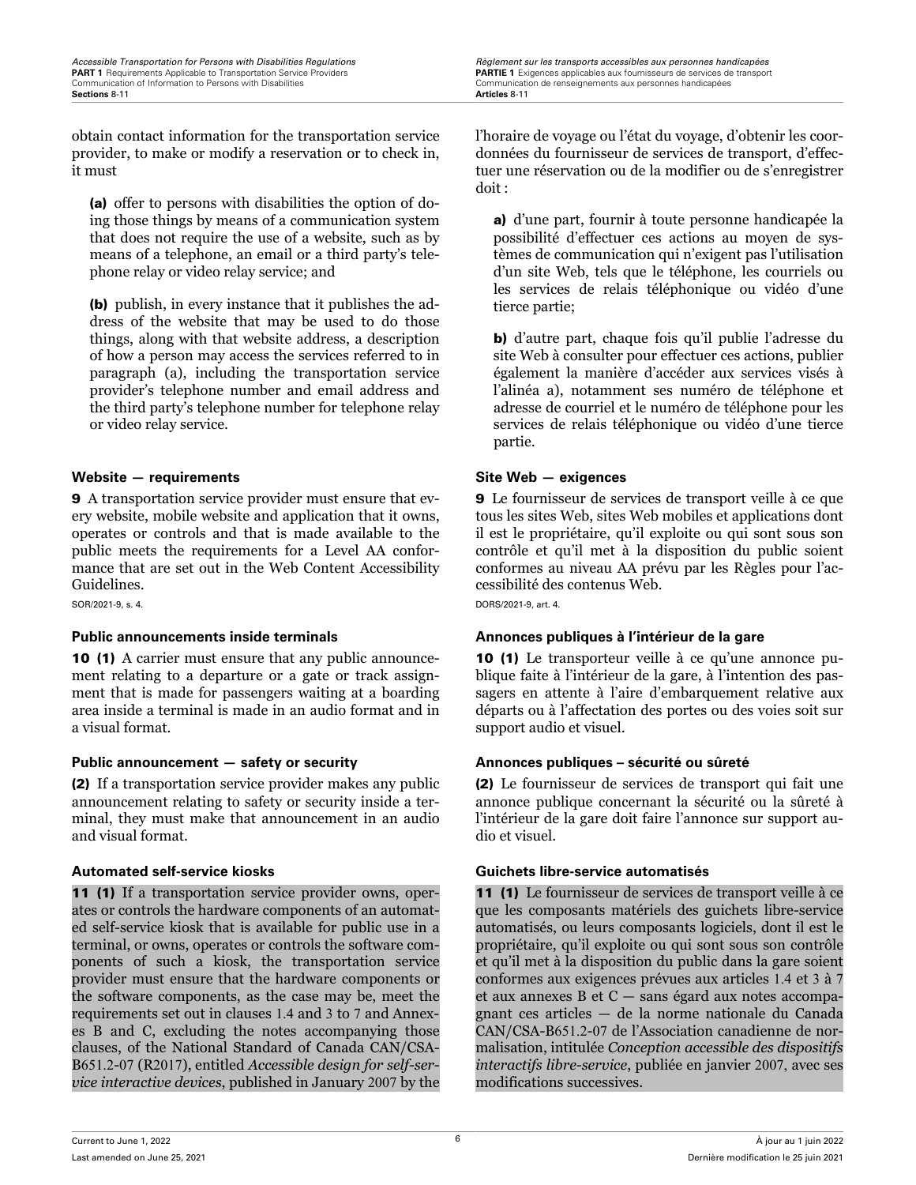obtain contact information for the transportation service provider, to make or modify a reservation or to check in, it must

**(a)** offer to persons with disabilities the option of doing those things by means of a communication system that does not require the use of a website, such as by means of a telephone, an email or a third party's telephone relay or video relay service; and

**(b)** publish, in every instance that it publishes the address of the website that may be used to do those things, along with that website address, a description of how a person may access the services referred to in paragraph (a), including the transportation service provider's telephone number and email address and the third party's telephone number for telephone relay or video relay service.

#### Website — requirements

**9** A transportation service provider must ensure that every website, mobile website and application that it owns, operates or controls and that is made available to the public meets the requirements for a Level AA conformance that are set out in the Web Content Accessibility Guidelines.

SOR/2021-9, s. 4.

#### Public announcements inside terminals

**10 (1)** A carrier must ensure that any public announcement relating to a departure or a gate or track assignment that is made for passengers waiting at a boarding area inside a terminal is made in an audio format and in a visual format.

#### Public announcement — safety or security

**(2)** If a transportation service provider makes any public announcement relating to safety or security inside a terminal, they must make that announcement in an audio and visual format.

#### Automated self-service kiosks

**11 (1)** If a transportation service provider owns, operates or controls the hardware components of an automated self-service kiosk that is available for public use in a terminal, or owns, operates or controls the software components of such a kiosk, the transportation service provider must ensure that the hardware components or the software components, as the case may be, meet the requirements set out in clauses 1.4 and 3 to 7 and Annexes B and C, excluding the notes accompanying those clauses, of the National Standard of Canada CAN/CSA-B651.2-07 (R2017), entitled *Accessible design for self-service interactive devices*, published in January 2007 by the

l'horaire de voyage ou l'état du voyage, d'obtenir les coordonnées du fournisseur de services de transport, d'effectuer une réservation ou de la modifier ou de s'enregistrer doit :

**a)** d'une part, fournir à toute personne handicapée la possibilité d'effectuer ces actions au moyen de systèmes de communication qui n'exigent pas l'utilisation d'un site Web, tels que le téléphone, les courriels ou les services de relais téléphonique ou vidéo d'une tierce partie;

**b)** d'autre part, chaque fois qu'il publie l'adresse du site Web à consulter pour effectuer ces actions, publier également la manière d'accéder aux services visés à l'alinéa a), notamment ses numéro de téléphone et adresse de courriel et le numéro de téléphone pour les services de relais téléphonique ou vidéo d'une tierce partie.

#### Site Web — exigences

**9** Le fournisseur de services de transport veille à ce que tous les sites Web, sites Web mobiles et applications dont il est le propriétaire, qu'il exploite ou qui sont sous son contrôle et qu'il met à la disposition du public soient conformes au niveau AA prévu par les Règles pour l'accessibilité des contenus Web.

DORS/2021-9, art. 4.

#### Annonces publiques à l'intérieur de la gare

**10 (1)** Le transporteur veille à ce qu'une annonce publique faite à l'intérieur de la gare, à l'intention des passagers en attente à l'aire d'embarquement relative aux départs ou à l'affectation des portes ou des voies soit sur support audio et visuel.

#### Annonces publiques – sécurité ou sûreté

**(2)** Le fournisseur de services de transport qui fait une annonce publique concernant la sécurité ou la sûreté à l'intérieur de la gare doit faire l'annonce sur support audio et visuel.

#### Guichets libre-service automatisés

**11 (1)** Le fournisseur de services de transport veille à ce que les composants matériels des guichets libre-service automatisés, ou leurs composants logiciels, dont il est le propriétaire, qu'il exploite ou qui sont sous son contrôle et qu'il met à la disposition du public dans la gare soient conformes aux exigences prévues aux articles 1.4 et 3 à 7 et aux annexes B et C — sans égard aux notes accompagnant ces articles — de la norme nationale du Canada CAN/CSA-B651.2-07 de l'Association canadienne de normalisation, intitulée *Conception accessible des dispositifs interactifs libre-service*, publiée en janvier 2007, avec ses modifications successives.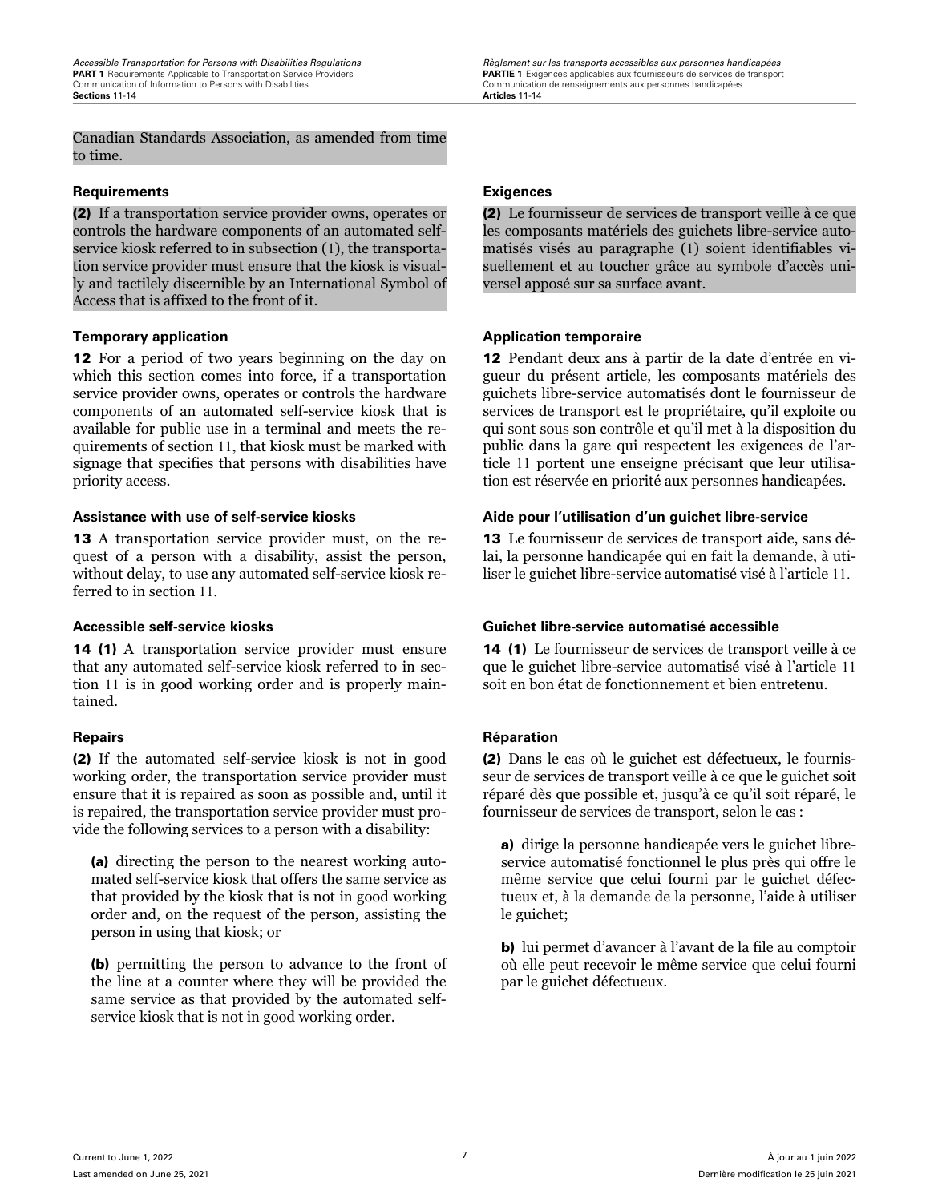Canadian Standards Association, as amended from time to time.

**Requirements**

**(2)** If a transportation service provider owns, operates or controls the hardware components of an automated self-service kiosk referred to in subsection (1), the transportation service provider must ensure that the kiosk is visually and tactilely discernible by an International Symbol of Access that is affixed to the front of it.

**Exigences**

**(2)** Le fournisseur de services de transport veille à ce que les composants matériels des guichets libre-service automatisés visés au paragraphe (1) soient identifiables visuellement et au toucher grâce au symbole d'accès universel apposé sur sa surface avant.

**Temporary application**

**12** For a period of two years beginning on the day on which this section comes into force, if a transportation service provider owns, operates or controls the hardware components of an automated self-service kiosk that is available for public use in a terminal and meets the requirements of section 11, that kiosk must be marked with signage that specifies that persons with disabilities have priority access.

**Application temporaire**

**12** Pendant deux ans à partir de la date d'entrée en vigueur du présent article, les composants matériels des guichets libre-service automatisés dont le fournisseur de services de transport est le propriétaire, qu'il exploite ou qui sont sous son contrôle et qu'il met à la disposition du public dans la gare qui respectent les exigences de l'article 11 portent une enseigne précisant que leur utilisation est réservée en priorité aux personnes handicapées.

**Assistance with use of self-service kiosks**

**13** A transportation service provider must, on the request of a person with a disability, assist the person, without delay, to use any automated self-service kiosk referred to in section 11.

**Aide pour l'utilisation d'un guichet libre-service**

**13** Le fournisseur de services de transport aide, sans délai, la personne handicapée qui en fait la demande, à utiliser le guichet libre-service automatisé visé à l'article 11.

**Accessible self-service kiosks**

**14 (1)** A transportation service provider must ensure that any automated self-service kiosk referred to in section 11 is in good working order and is properly maintained.

**Guichet libre-service automatisé accessible**

**14 (1)** Le fournisseur de services de transport veille à ce que le guichet libre-service automatisé visé à l'article 11 soit en bon état de fonctionnement et bien entretenu.

**Repairs**

**(2)** If the automated self-service kiosk is not in good working order, the transportation service provider must ensure that it is repaired as soon as possible and, until it is repaired, the transportation service provider must provide the following services to a person with a disability:

**(a)** directing the person to the nearest working automated self-service kiosk that offers the same service as that provided by the kiosk that is not in good working order and, on the request of the person, assisting the person in using that kiosk; or

**(b)** permitting the person to advance to the front of the line at a counter where they will be provided the same service as that provided by the automated self-service kiosk that is not in good working order.

**Réparation**

**(2)** Dans le cas où le guichet est défectueux, le fournisseur de services de transport veille à ce que le guichet soit réparé dès que possible et, jusqu'à ce qu'il soit réparé, le fournisseur de services de transport, selon le cas :

**a)** dirige la personne handicapée vers le guichet libre-service automatisé fonctionnel le plus près qui offre le même service que celui fourni par le guichet défectueux et, à la demande de la personne, l'aide à utiliser le guichet;

**b)** lui permet d'avancer à l'avant de la file au comptoir où elle peut recevoir le même service que celui fourni par le guichet défectueux.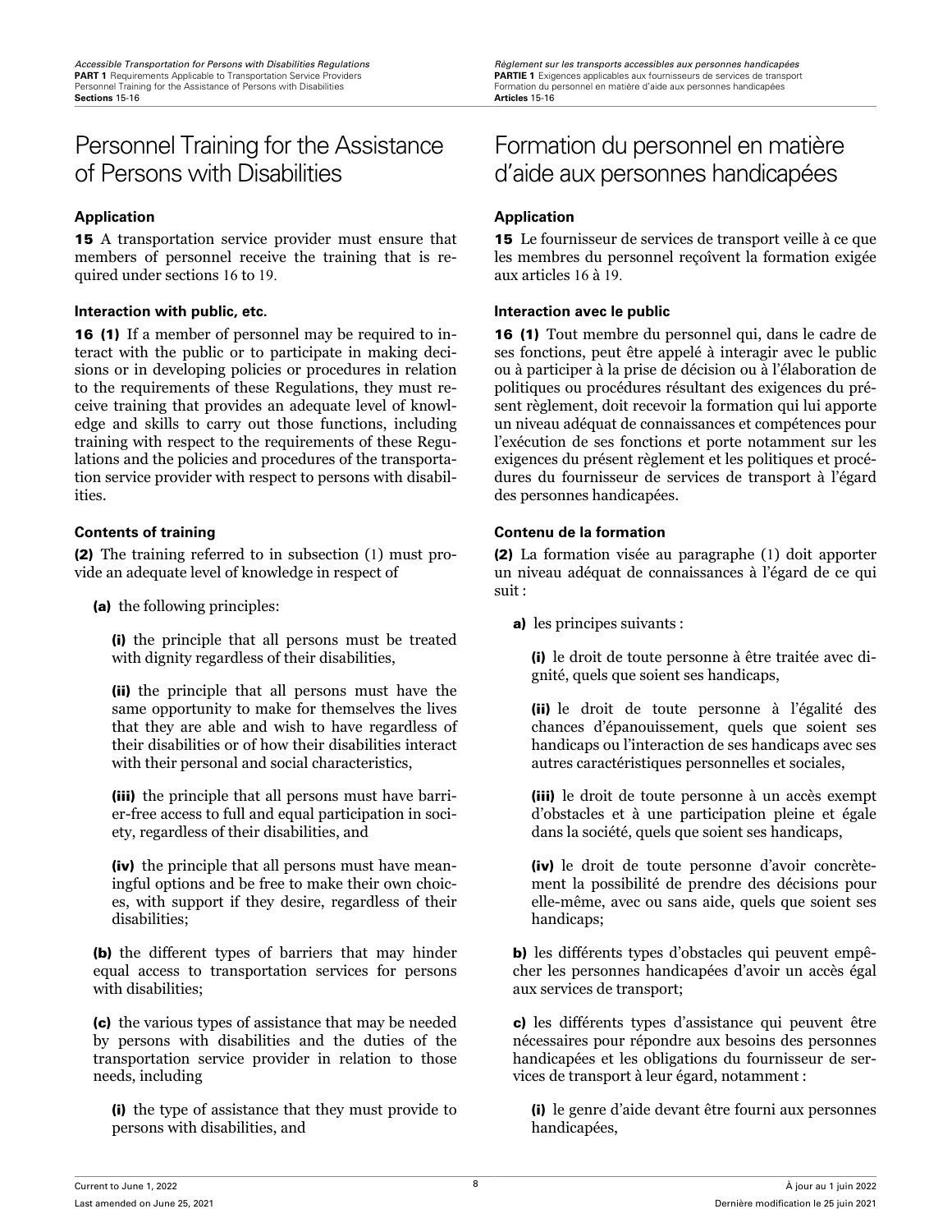# Personnel Training for the Assistance of Persons with Disabilities

### Application

**15** A transportation service provider must ensure that members of personnel receive the training that is required under sections 16 to 19.

### Interaction with public, etc.

**16 (1)** If a member of personnel may be required to interact with the public or to participate in making decisions or in developing policies or procedures in relation to the requirements of these Regulations, they must receive training that provides an adequate level of knowledge and skills to carry out those functions, including training with respect to the requirements of these Regulations and the policies and procedures of the transportation service provider with respect to persons with disabilities.

### Contents of training

**(2)** The training referred to in subsection (1) must provide an adequate level of knowledge in respect of

**(a)** the following principles:

**(i)** the principle that all persons must be treated with dignity regardless of their disabilities,

**(ii)** the principle that all persons must have the same opportunity to make for themselves the lives that they are able and wish to have regardless of their disabilities or of how their disabilities interact with their personal and social characteristics,

**(iii)** the principle that all persons must have barrier-free access to full and equal participation in society, regardless of their disabilities, and

**(iv)** the principle that all persons must have meaningful options and be free to make their own choices, with support if they desire, regardless of their disabilities;

**(b)** the different types of barriers that may hinder equal access to transportation services for persons with disabilities;

**(c)** the various types of assistance that may be needed by persons with disabilities and the duties of the transportation service provider in relation to those needs, including

**(i)** the type of assistance that they must provide to persons with disabilities, and

# Formation du personnel en matière d'aide aux personnes handicapées

### Application

**15** Le fournisseur de services de transport veille à ce que les membres du personnel reçoivent la formation exigée aux articles 16 à 19.

### Interaction avec le public

**16 (1)** Tout membre du personnel qui, dans le cadre de ses fonctions, peut être appelé à interagir avec le public ou à participer à la prise de décision ou à l'élaboration de politiques ou procédures résultant des exigences du présent règlement, doit recevoir la formation qui lui apporte un niveau adéquat de connaissances et compétences pour l'exécution de ses fonctions et porte notamment sur les exigences du présent règlement et les politiques et procédures du fournisseur de services de transport à l'égard des personnes handicapées.

### Contenu de la formation

**(2)** La formation visée au paragraphe (1) doit apporter un niveau adéquat de connaissances à l'égard de ce qui suit :

**a)** les principes suivants :

**(i)** le droit de toute personne à être traitée avec dignité, quels que soient ses handicaps,

**(ii)** le droit de toute personne à l'égalité des chances d'épanouissement, quels que soient ses handicaps ou l'interaction de ses handicaps avec ses autres caractéristiques personnelles et sociales,

**(iii)** le droit de toute personne à un accès exempt d'obstacles et à une participation pleine et égale dans la société, quels que soient ses handicaps,

**(iv)** le droit de toute personne d'avoir concrètement la possibilité de prendre des décisions pour elle-même, avec ou sans aide, quels que soient ses handicaps;

**b)** les différents types d'obstacles qui peuvent empêcher les personnes handicapées d'avoir un accès égal aux services de transport;

**c)** les différents types d'assistance qui peuvent être nécessaires pour répondre aux besoins des personnes handicapées et les obligations du fournisseur de services de transport à leur égard, notamment :

**(i)** le genre d'aide devant être fourni aux personnes handicapées,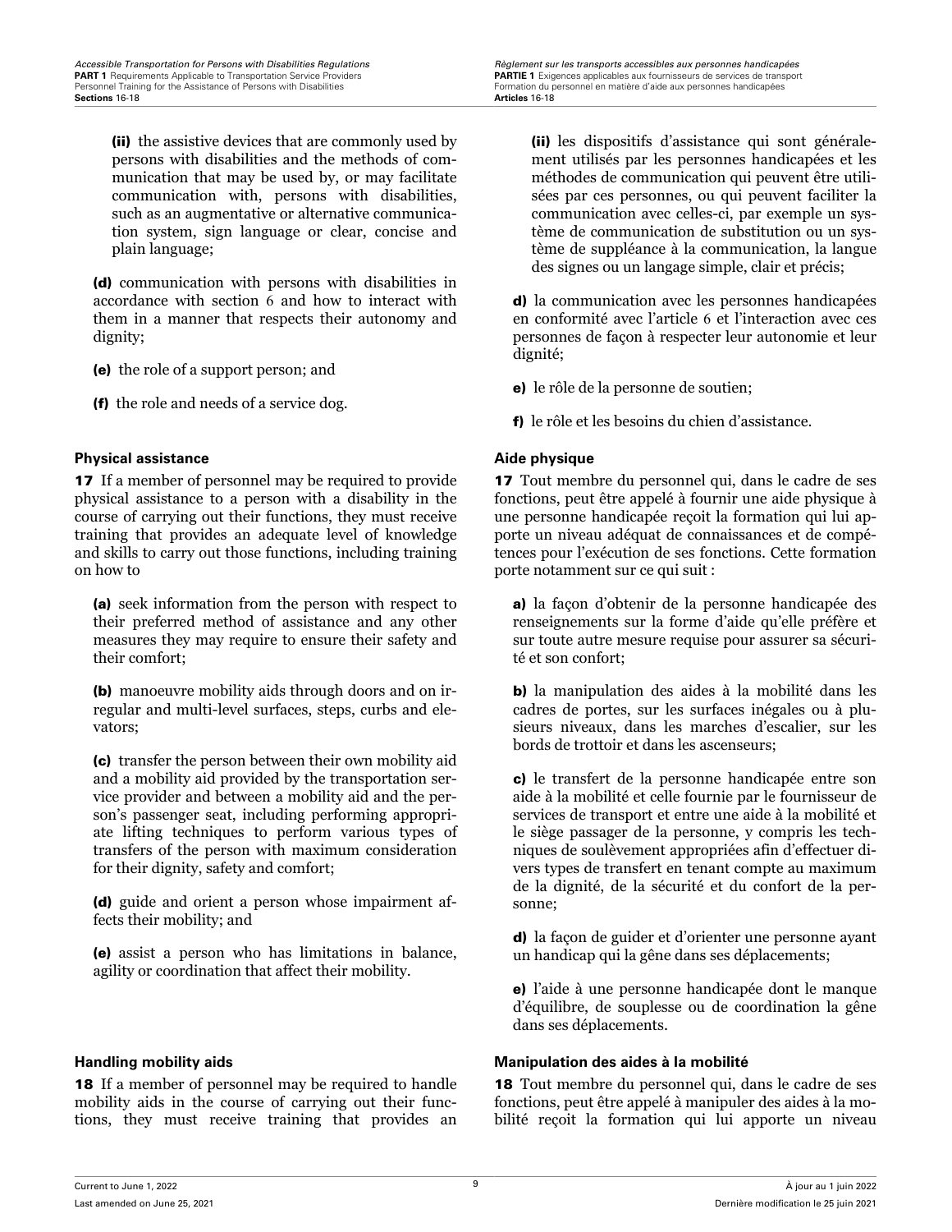**(ii)** the assistive devices that are commonly used by persons with disabilities and the methods of communication that may be used by, or may facilitate communication with, persons with disabilities, such as an augmentative or alternative communication system, sign language or clear, concise and plain language;

**(d)** communication with persons with disabilities in accordance with section 6 and how to interact with them in a manner that respects their autonomy and dignity;

**(e)** the role of a support person; and

**(f)** the role and needs of a service dog.

**(ii)** les dispositifs d'assistance qui sont généralement utilisés par les personnes handicapées et les méthodes de communication qui peuvent être utilisées par ces personnes, ou qui peuvent faciliter la communication avec celles-ci, par exemple un système de communication de substitution ou un système de suppléance à la communication, la langue des signes ou un langage simple, clair et précis;

**d)** la communication avec les personnes handicapées en conformité avec l'article 6 et l'interaction avec ces personnes de façon à respecter leur autonomie et leur dignité;

**e)** le rôle de la personne de soutien;

**f)** le rôle et les besoins du chien d'assistance.

#### Physical assistance

**17** If a member of personnel may be required to provide physical assistance to a person with a disability in the course of carrying out their functions, they must receive training that provides an adequate level of knowledge and skills to carry out those functions, including training on how to

**(a)** seek information from the person with respect to their preferred method of assistance and any other measures they may require to ensure their safety and their comfort;

**(b)** manoeuvre mobility aids through doors and on irregular and multi-level surfaces, steps, curbs and elevators;

**(c)** transfer the person between their own mobility aid and a mobility aid provided by the transportation service provider and between a mobility aid and the person's passenger seat, including performing appropriate lifting techniques to perform various types of transfers of the person with maximum consideration for their dignity, safety and comfort;

**(d)** guide and orient a person whose impairment affects their mobility; and

**(e)** assist a person who has limitations in balance, agility or coordination that affect their mobility.

#### Aide physique

**17** Tout membre du personnel qui, dans le cadre de ses fonctions, peut être appelé à fournir une aide physique à une personne handicapée reçoit la formation qui lui apporte un niveau adéquat de connaissances et de compétences pour l'exécution de ses fonctions. Cette formation porte notamment sur ce qui suit :

**a)** la façon d'obtenir de la personne handicapée des renseignements sur la forme d'aide qu'elle préfère et sur toute autre mesure requise pour assurer sa sécurité et son confort;

**b)** la manipulation des aides à la mobilité dans les cadres de portes, sur les surfaces inégales ou à plusieurs niveaux, dans les marches d'escalier, sur les bords de trottoir et dans les ascenseurs;

**c)** le transfert de la personne handicapée entre son aide à la mobilité et celle fournie par le fournisseur de services de transport et entre une aide à la mobilité et le siège passager de la personne, y compris les techniques de soulèvement appropriées afin d'effectuer divers types de transfert en tenant compte au maximum de la dignité, de la sécurité et du confort de la personne;

**d)** la façon de guider et d'orienter une personne ayant un handicap qui la gêne dans ses déplacements;

**e)** l'aide à une personne handicapée dont le manque d'équilibre, de souplesse ou de coordination la gêne dans ses déplacements.

#### Handling mobility aids

**18** If a member of personnel may be required to handle mobility aids in the course of carrying out their functions, they must receive training that provides an

#### Manipulation des aides à la mobilité

**18** Tout membre du personnel qui, dans le cadre de ses fonctions, peut être appelé à manipuler des aides à la mobilité reçoit la formation qui lui apporte un niveau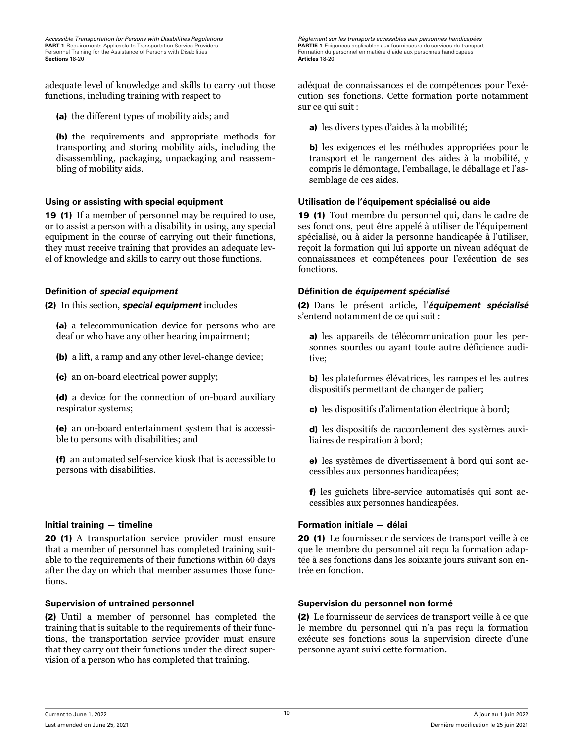adequate level of knowledge and skills to carry out those functions, including training with respect to

**(a)** the different types of mobility aids; and

**(b)** the requirements and appropriate methods for transporting and storing mobility aids, including the disassembling, packaging, unpackaging and reassembling of mobility aids.

adéquat de connaissances et de compétences pour l'exécution ses fonctions. Cette formation porte notamment sur ce qui suit :

**a)** les divers types d'aides à la mobilité;

**b)** les exigences et les méthodes appropriées pour le transport et le rangement des aides à la mobilité, y compris le démontage, l'emballage, le déballage et l'assemblage de ces aides.

### Using or assisting with special equipment

**19 (1)** If a member of personnel may be required to use, or to assist a person with a disability in using, any special equipment in the course of carrying out their functions, they must receive training that provides an adequate level of knowledge and skills to carry out those functions.

### Utilisation de l'équipement spécialisé ou aide

**19 (1)** Tout membre du personnel qui, dans le cadre de ses fonctions, peut être appelé à utiliser de l'équipement spécialisé, ou à aider la personne handicapée à l'utiliser, reçoit la formation qui lui apporte un niveau adéquat de connaissances et compétences pour l'exécution de ses fonctions.

### Definition of *special equipment*

**(2)** In this section, ***special equipment*** includes

**(a)** a telecommunication device for persons who are deaf or who have any other hearing impairment;

**(b)** a lift, a ramp and any other level-change device;

**(c)** an on-board electrical power supply;

**(d)** a device for the connection of on-board auxiliary respirator systems;

**(e)** an on-board entertainment system that is accessible to persons with disabilities; and

**(f)** an automated self-service kiosk that is accessible to persons with disabilities.

### Définition de *équipement spécialisé*

**(2)** Dans le présent article, l'***équipement spécialisé*** s'entend notamment de ce qui suit :

**a)** les appareils de télécommunication pour les personnes sourdes ou ayant toute autre déficience auditive;

**b)** les plateformes élévatrices, les rampes et les autres dispositifs permettant de changer de palier;

**c)** les dispositifs d'alimentation électrique à bord;

**d)** les dispositifs de raccordement des systèmes auxiliaires de respiration à bord;

**e)** les systèmes de divertissement à bord qui sont accessibles aux personnes handicapées;

**f)** les guichets libre-service automatisés qui sont accessibles aux personnes handicapées.

### Initial training — timeline

**20 (1)** A transportation service provider must ensure that a member of personnel has completed training suitable to the requirements of their functions within 60 days after the day on which that member assumes those functions.

### Formation initiale — délai

**20 (1)** Le fournisseur de services de transport veille à ce que le membre du personnel ait reçu la formation adaptée à ses fonctions dans les soixante jours suivant son entrée en fonction.

### Supervision of untrained personnel

**(2)** Until a member of personnel has completed the training that is suitable to the requirements of their functions, the transportation service provider must ensure that they carry out their functions under the direct supervision of a person who has completed that training.

### Supervision du personnel non formé

**(2)** Le fournisseur de services de transport veille à ce que le membre du personnel qui n'a pas reçu la formation exécute ses fonctions sous la supervision directe d'une personne ayant suivi cette formation.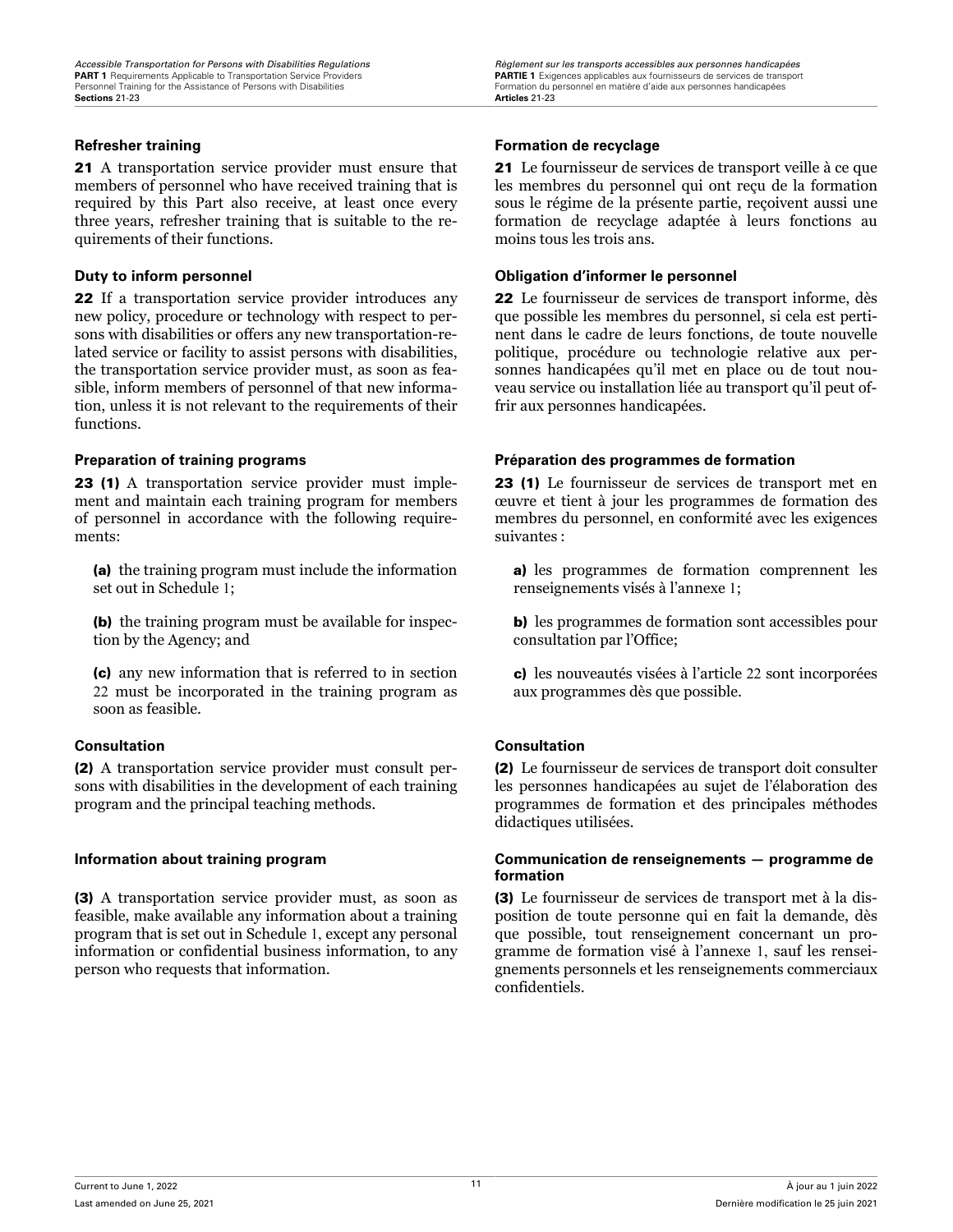### Refresher training

**21** A transportation service provider must ensure that members of personnel who have received training that is required by this Part also receive, at least once every three years, refresher training that is suitable to the requirements of their functions.

### Duty to inform personnel

**22** If a transportation service provider introduces any new policy, procedure or technology with respect to persons with disabilities or offers any new transportation-related service or facility to assist persons with disabilities, the transportation service provider must, as soon as feasible, inform members of personnel of that new information, unless it is not relevant to the requirements of their functions.

### Preparation of training programs

**23 (1)** A transportation service provider must implement and maintain each training program for members of personnel in accordance with the following requirements:

**(a)** the training program must include the information set out in Schedule 1;

**(b)** the training program must be available for inspection by the Agency; and

**(c)** any new information that is referred to in section 22 must be incorporated in the training program as soon as feasible.

### Consultation

**(2)** A transportation service provider must consult persons with disabilities in the development of each training program and the principal teaching methods.

### Information about training program

**(3)** A transportation service provider must, as soon as feasible, make available any information about a training program that is set out in Schedule 1, except any personal information or confidential business information, to any person who requests that information.

### Formation de recyclage

**21** Le fournisseur de services de transport veille à ce que les membres du personnel qui ont reçu de la formation sous le régime de la présente partie, reçoivent aussi une formation de recyclage adaptée à leurs fonctions au moins tous les trois ans.

### Obligation d'informer le personnel

**22** Le fournisseur de services de transport informe, dès que possible les membres du personnel, si cela est pertinent dans le cadre de leurs fonctions, de toute nouvelle politique, procédure ou technologie relative aux personnes handicapées qu'il met en place ou de tout nouveau service ou installation liée au transport qu'il peut offrir aux personnes handicapées.

### Préparation des programmes de formation

**23 (1)** Le fournisseur de services de transport met en œuvre et tient à jour les programmes de formation des membres du personnel, en conformité avec les exigences suivantes :

**a)** les programmes de formation comprennent les renseignements visés à l'annexe 1;

**b)** les programmes de formation sont accessibles pour consultation par l'Office;

**c)** les nouveautés visées à l'article 22 sont incorporées aux programmes dès que possible.

### Consultation

**(2)** Le fournisseur de services de transport doit consulter les personnes handicapées au sujet de l'élaboration des programmes de formation et des principales méthodes didactiques utilisées.

### Communication de renseignements — programme de formation

**(3)** Le fournisseur de services de transport met à la disposition de toute personne qui en fait la demande, dès que possible, tout renseignement concernant un programme de formation visé à l'annexe 1, sauf les renseignements personnels et les renseignements commerciaux confidentiels.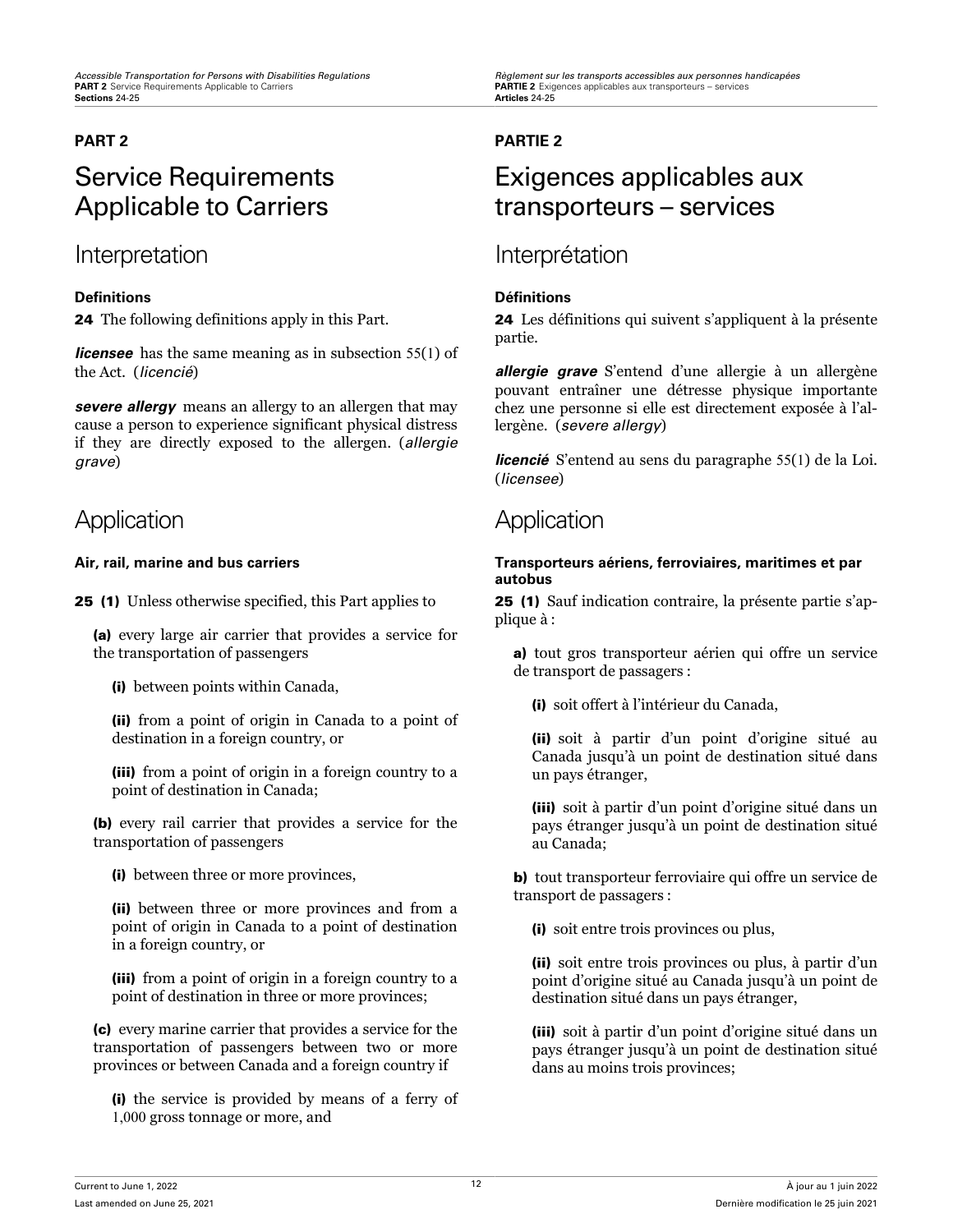## PART 2

# Service Requirements Applicable to Carriers

## Interpretation

### Definitions

**24** The following definitions apply in this Part.

***licensee*** has the same meaning as in subsection 55(1) of the Act. (*licencié*)

***severe allergy*** means an allergy to an allergen that may cause a person to experience significant physical distress if they are directly exposed to the allergen. (*allergie grave*)

## Application

### Air, rail, marine and bus carriers

**25 (1)** Unless otherwise specified, this Part applies to

**(a)** every large air carrier that provides a service for the transportation of passengers

**(i)** between points within Canada,

**(ii)** from a point of origin in Canada to a point of destination in a foreign country, or

**(iii)** from a point of origin in a foreign country to a point of destination in Canada;

**(b)** every rail carrier that provides a service for the transportation of passengers

**(i)** between three or more provinces,

**(ii)** between three or more provinces and from a point of origin in Canada to a point of destination in a foreign country, or

**(iii)** from a point of origin in a foreign country to a point of destination in three or more provinces;

**(c)** every marine carrier that provides a service for the transportation of passengers between two or more provinces or between Canada and a foreign country if

**(i)** the service is provided by means of a ferry of 1,000 gross tonnage or more, and

## PARTIE 2

# Exigences applicables aux transporteurs – services

## Interprétation

### Définitions

**24** Les définitions qui suivent s'appliquent à la présente partie.

***allergie grave*** S'entend d'une allergie à un allergène pouvant entraîner une détresse physique importante chez une personne si elle est directement exposée à l'allergène. (*severe allergy*)

***licencié*** S'entend au sens du paragraphe 55(1) de la Loi. (*licensee*)

## Application

### Transporteurs aériens, ferroviaires, maritimes et par autobus

**25 (1)** Sauf indication contraire, la présente partie s'applique à :

**a)** tout gros transporteur aérien qui offre un service de transport de passagers :

**(i)** soit offert à l'intérieur du Canada,

**(ii)** soit à partir d'un point d'origine situé au Canada jusqu'à un point de destination situé dans un pays étranger,

**(iii)** soit à partir d'un point d'origine situé dans un pays étranger jusqu'à un point de destination situé au Canada;

**b)** tout transporteur ferroviaire qui offre un service de transport de passagers :

**(i)** soit entre trois provinces ou plus,

**(ii)** soit entre trois provinces ou plus, à partir d'un point d'origine situé au Canada jusqu'à un point de destination situé dans un pays étranger,

**(iii)** soit à partir d'un point d'origine situé dans un pays étranger jusqu'à un point de destination situé dans au moins trois provinces;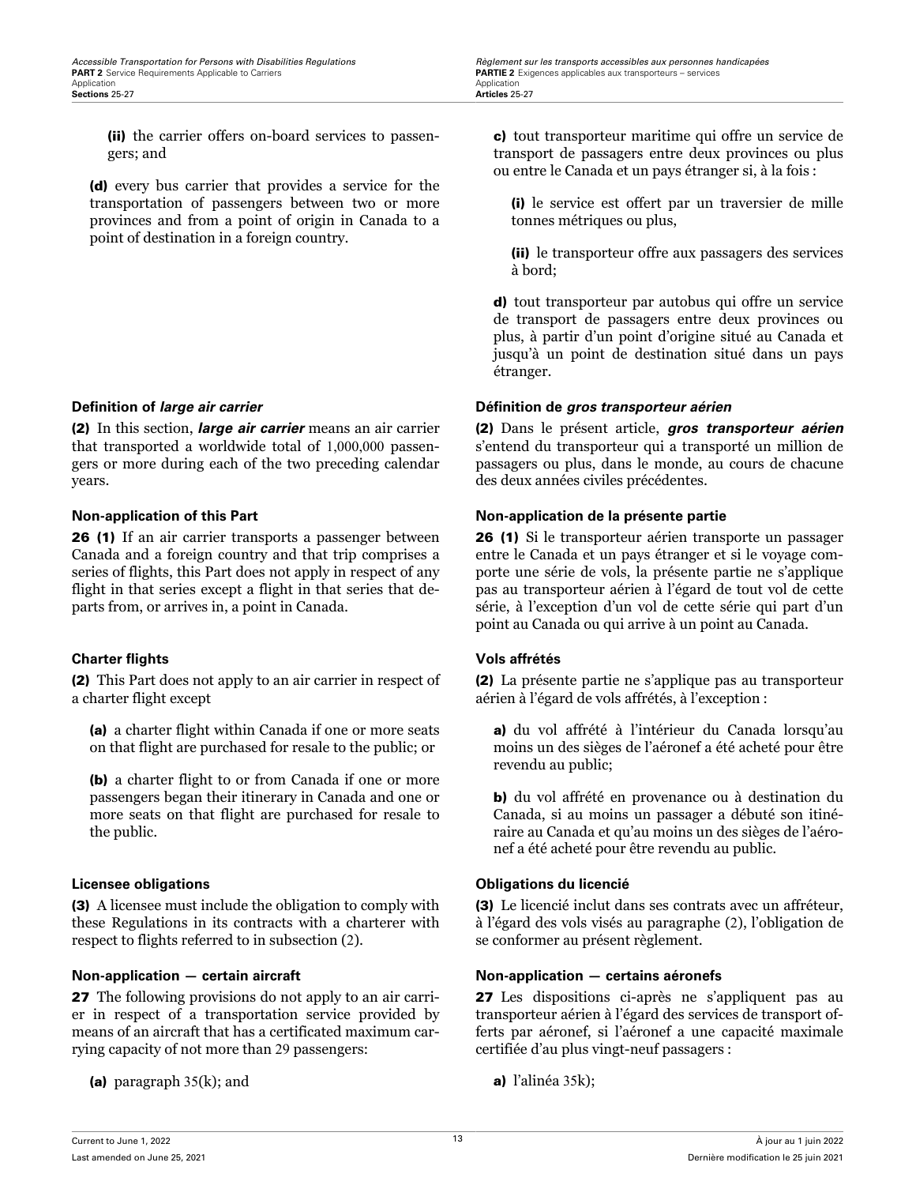(ii) the carrier offers on-board services to passengers; and

(d) every bus carrier that provides a service for the transportation of passengers between two or more provinces and from a point of origin in Canada to a point of destination in a foreign country.

#### Definition of *large air carrier*

(2) In this section, ***large air carrier*** means an air carrier that transported a worldwide total of 1,000,000 passengers or more during each of the two preceding calendar years.

#### Non-application of this Part

**26 (1)** If an air carrier transports a passenger between Canada and a foreign country and that trip comprises a series of flights, this Part does not apply in respect of any flight in that series except a flight in that series that departs from, or arrives in, a point in Canada.

#### Charter flights

(2) This Part does not apply to an air carrier in respect of a charter flight except

(a) a charter flight within Canada if one or more seats on that flight are purchased for resale to the public; or

(b) a charter flight to or from Canada if one or more passengers began their itinerary in Canada and one or more seats on that flight are purchased for resale to the public.

#### Licensee obligations

(3) A licensee must include the obligation to comply with these Regulations in its contracts with a charterer with respect to flights referred to in subsection (2).

#### Non-application — certain aircraft

**27** The following provisions do not apply to an air carrier in respect of a transportation service provided by means of an aircraft that has a certificated maximum carrying capacity of not more than 29 passengers:

(a) paragraph 35(k); and

c) tout transporteur maritime qui offre un service de transport de passagers entre deux provinces ou plus ou entre le Canada et un pays étranger si, à la fois :

(i) le service est offert par un traversier de mille tonnes métriques ou plus,

(ii) le transporteur offre aux passagers des services à bord;

d) tout transporteur par autobus qui offre un service de transport de passagers entre deux provinces ou plus, à partir d'un point d'origine situé au Canada et jusqu'à un point de destination situé dans un pays étranger.

#### Définition de *gros transporteur aérien*

(2) Dans le présent article, ***gros transporteur aérien*** s'entend du transporteur qui a transporté un million de passagers ou plus, dans le monde, au cours de chacune des deux années civiles précédentes.

#### Non-application de la présente partie

**26 (1)** Si le transporteur aérien transporte un passager entre le Canada et un pays étranger et si le voyage comporte une série de vols, la présente partie ne s'applique pas au transporteur aérien à l'égard de tout vol de cette série, à l'exception d'un vol de cette série qui part d'un point au Canada ou qui arrive à un point au Canada.

#### Vols affrétés

(2) La présente partie ne s'applique pas au transporteur aérien à l'égard de vols affrétés, à l'exception :

a) du vol affrété à l'intérieur du Canada lorsqu'au moins un des sièges de l'aéronef a été acheté pour être revendu au public;

b) du vol affrété en provenance ou à destination du Canada, si au moins un passager a débuté son itinéraire au Canada et qu'au moins un des sièges de l'aéronef a été acheté pour être revendu au public.

#### Obligations du licencié

(3) Le licencié inclut dans ses contrats avec un affréteur, à l'égard des vols visés au paragraphe (2), l'obligation de se conformer au présent règlement.

#### Non-application — certains aéronefs

**27** Les dispositions ci-après ne s'appliquent pas au transporteur aérien à l'égard des services de transport offerts par aéronef, si l'aéronef a une capacité maximale certifiée d'au plus vingt-neuf passagers :

a) l'alinéa 35k);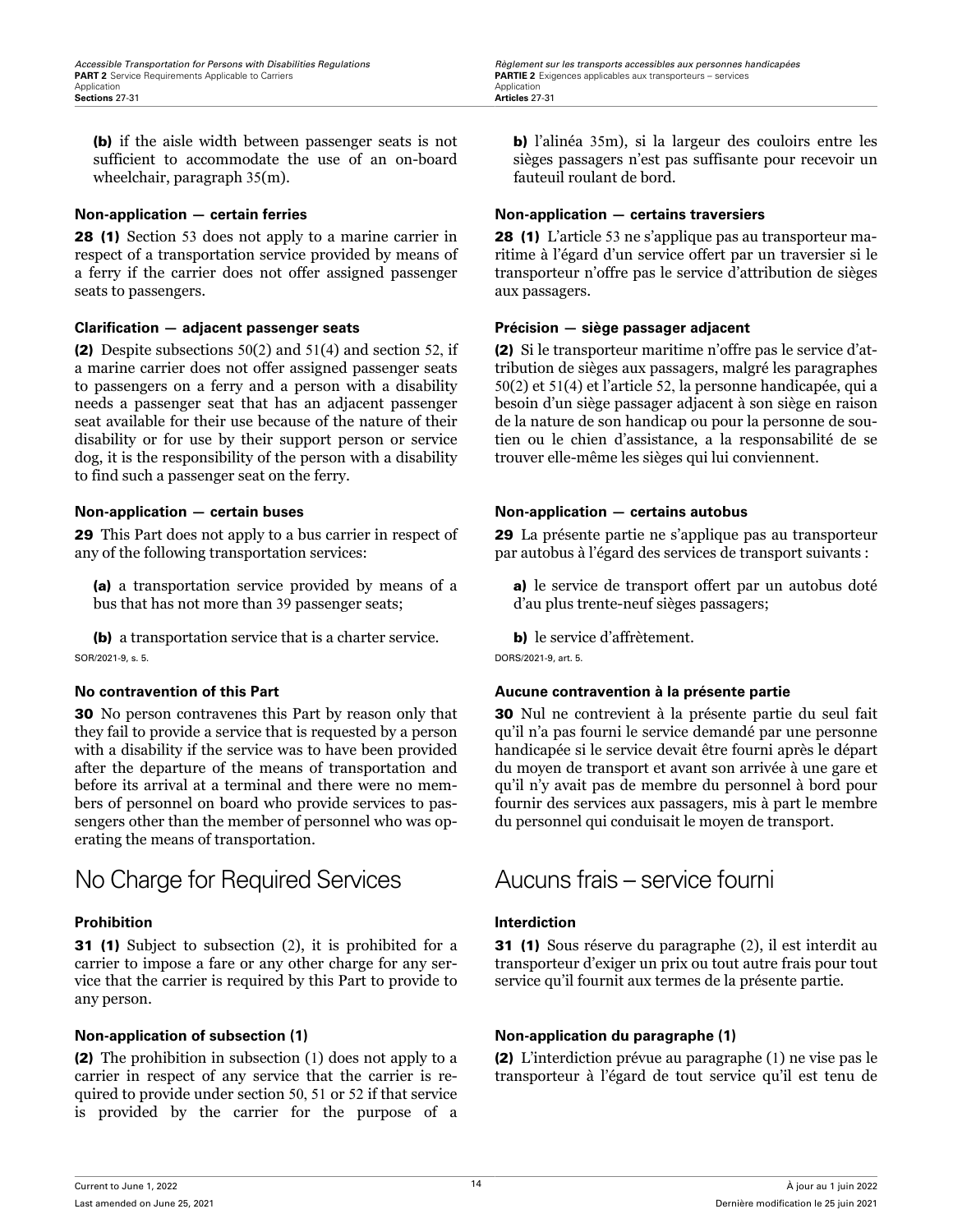(b) if the aisle width between passenger seats is not sufficient to accommodate the use of an on-board wheelchair, paragraph 35(m).

**Non-application — certain ferries**

**28 (1)** Section 53 does not apply to a marine carrier in respect of a transportation service provided by means of a ferry if the carrier does not offer assigned passenger seats to passengers.

**Clarification — adjacent passenger seats**

**(2)** Despite subsections 50(2) and 51(4) and section 52, if a marine carrier does not offer assigned passenger seats to passengers on a ferry and a person with a disability needs a passenger seat that has an adjacent passenger seat available for their use because of the nature of their disability or for use by their support person or service dog, it is the responsibility of the person with a disability to find such a passenger seat on the ferry.

**Non-application — certain buses**

**29** This Part does not apply to a bus carrier in respect of any of the following transportation services:

**(a)** a transportation service provided by means of a bus that has not more than 39 passenger seats;

**(b)** a transportation service that is a charter service.

SOR/2021-9, s. 5.

**No contravention of this Part**

**30** No person contravenes this Part by reason only that they fail to provide a service that is requested by a person with a disability if the service was to have been provided after the departure of the means of transportation and before its arrival at a terminal and there were no members of personnel on board who provide services to passengers other than the member of personnel who was operating the means of transportation.

## No Charge for Required Services

**Prohibition**

**31 (1)** Subject to subsection (2), it is prohibited for a carrier to impose a fare or any other charge for any service that the carrier is required by this Part to provide to any person.

**Non-application of subsection (1)**

**(2)** The prohibition in subsection (1) does not apply to a carrier in respect of any service that the carrier is required to provide under section 50, 51 or 52 if that service is provided by the carrier for the purpose of a

**b)** l'alinéa 35m), si la largeur des couloirs entre les sièges passagers n'est pas suffisante pour recevoir un fauteuil roulant de bord.

**Non-application — certains traversiers**

**28 (1)** L'article 53 ne s'applique pas au transporteur maritime à l'égard d'un service offert par un traversier si le transporteur n'offre pas le service d'attribution de sièges aux passagers.

**Précision — siège passager adjacent**

**(2)** Si le transporteur maritime n'offre pas le service d'attribution de sièges aux passagers, malgré les paragraphes 50(2) et 51(4) et l'article 52, la personne handicapée, qui a besoin d'un siège passager adjacent à son siège en raison de la nature de son handicap ou pour la personne de soutien ou le chien d'assistance, a la responsabilité de se trouver elle-même les sièges qui lui conviennent.

**Non-application — certains autobus**

**29** La présente partie ne s'applique pas au transporteur par autobus à l'égard des services de transport suivants :

**a)** le service de transport offert par un autobus doté d'au plus trente-neuf sièges passagers;

**b)** le service d'affrètement.

DORS/2021-9, art. 5.

**Aucune contravention à la présente partie**

**30** Nul ne contrevient à la présente partie du seul fait qu'il n'a pas fourni le service demandé par une personne handicapée si le service devait être fourni après le départ du moyen de transport et avant son arrivée à une gare et qu'il n'y avait pas de membre du personnel à bord pour fournir des services aux passagers, mis à part le membre du personnel qui conduisait le moyen de transport.

## Aucuns frais – service fourni

**Interdiction**

**31 (1)** Sous réserve du paragraphe (2), il est interdit au transporteur d'exiger un prix ou tout autre frais pour tout service qu'il fournit aux termes de la présente partie.

**Non-application du paragraphe (1)**

**(2)** L'interdiction prévue au paragraphe (1) ne vise pas le transporteur à l'égard de tout service qu'il est tenu de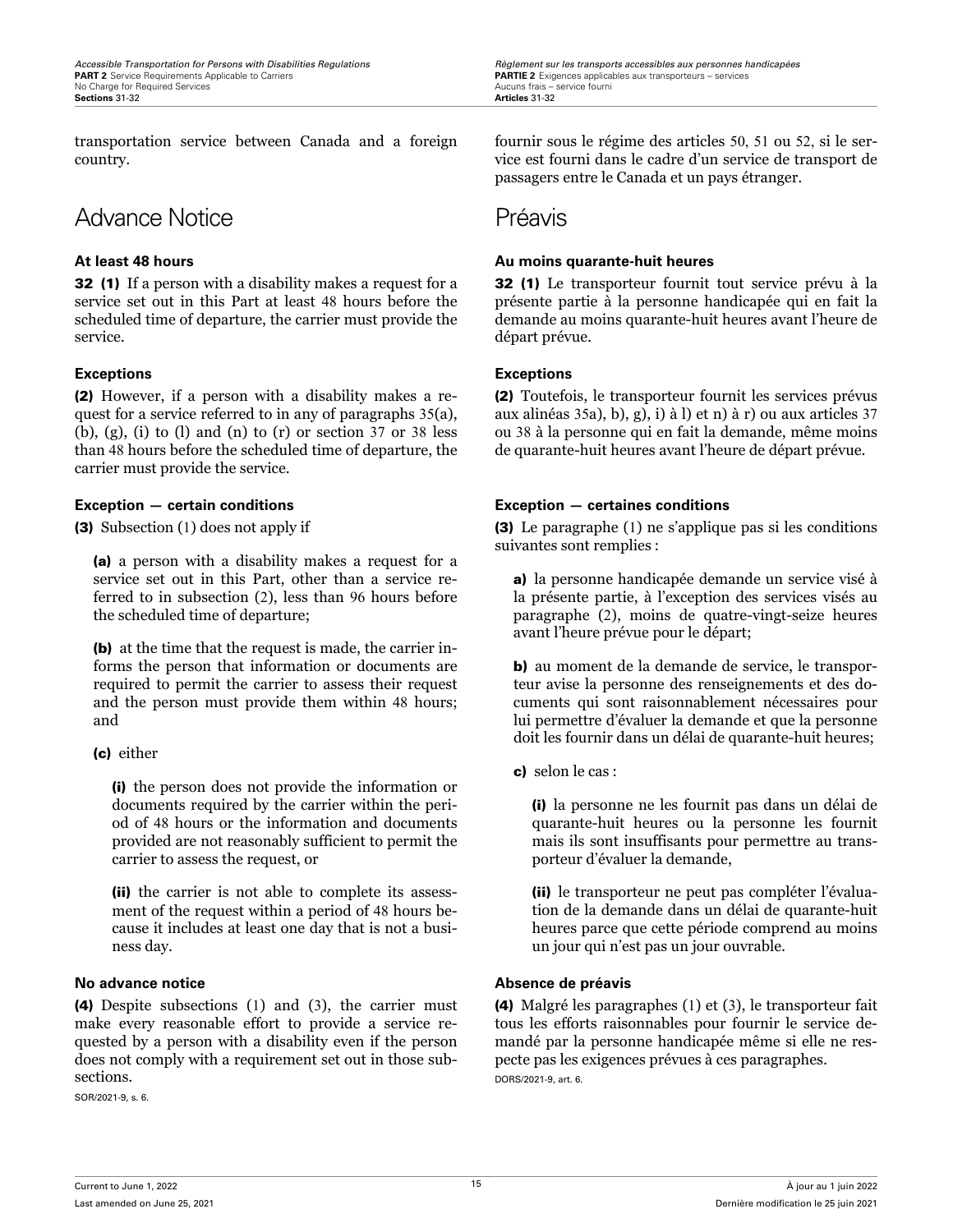transportation service between Canada and a foreign country.

# Advance Notice

### At least 48 hours

**32 (1)** If a person with a disability makes a request for a service set out in this Part at least 48 hours before the scheduled time of departure, the carrier must provide the service.

### Exceptions

**(2)** However, if a person with a disability makes a request for a service referred to in any of paragraphs 35(a), (b), (g), (i) to (l) and (n) to (r) or section 37 or 38 less than 48 hours before the scheduled time of departure, the carrier must provide the service.

### Exception — certain conditions

**(3)** Subsection (1) does not apply if

**(a)** a person with a disability makes a request for a service set out in this Part, other than a service referred to in subsection (2), less than 96 hours before the scheduled time of departure;

**(b)** at the time that the request is made, the carrier informs the person that information or documents are required to permit the carrier to assess their request and the person must provide them within 48 hours; and

**(c)** either

**(i)** the person does not provide the information or documents required by the carrier within the period of 48 hours or the information and documents provided are not reasonably sufficient to permit the carrier to assess the request, or

**(ii)** the carrier is not able to complete its assessment of the request within a period of 48 hours because it includes at least one day that is not a business day.

### No advance notice

**(4)** Despite subsections (1) and (3), the carrier must make every reasonable effort to provide a service requested by a person with a disability even if the person does not comply with a requirement set out in those subsections.

SOR/2021-9, s. 6.

fournir sous le régime des articles 50, 51 ou 52, si le service est fourni dans le cadre d'un service de transport de passagers entre le Canada et un pays étranger.

# Préavis

### Au moins quarante-huit heures

**32 (1)** Le transporteur fournit tout service prévu à la présente partie à la personne handicapée qui en fait la demande au moins quarante-huit heures avant l'heure de départ prévue.

### Exceptions

**(2)** Toutefois, le transporteur fournit les services prévus aux alinéas 35a), b), g), i) à l) et n) à r) ou aux articles 37 ou 38 à la personne qui en fait la demande, même moins de quarante-huit heures avant l'heure de départ prévue.

### Exception — certaines conditions

**(3)** Le paragraphe (1) ne s'applique pas si les conditions suivantes sont remplies :

**a)** la personne handicapée demande un service visé à la présente partie, à l'exception des services visés au paragraphe (2), moins de quatre-vingt-seize heures avant l'heure prévue pour le départ;

**b)** au moment de la demande de service, le transporteur avise la personne des renseignements et des documents qui sont raisonnablement nécessaires pour lui permettre d'évaluer la demande et que la personne doit les fournir dans un délai de quarante-huit heures;

**c)** selon le cas :

**(i)** la personne ne les fournit pas dans un délai de quarante-huit heures ou la personne les fournit mais ils sont insuffisants pour permettre au transporteur d'évaluer la demande,

**(ii)** le transporteur ne peut pas compléter l'évaluation de la demande dans un délai de quarante-huit heures parce que cette période comprend au moins un jour qui n'est pas un jour ouvrable.

### Absence de préavis

**(4)** Malgré les paragraphes (1) et (3), le transporteur fait tous les efforts raisonnables pour fournir le service demandé par la personne handicapée même si elle ne respecte pas les exigences prévues à ces paragraphes.

DORS/2021-9, art. 6.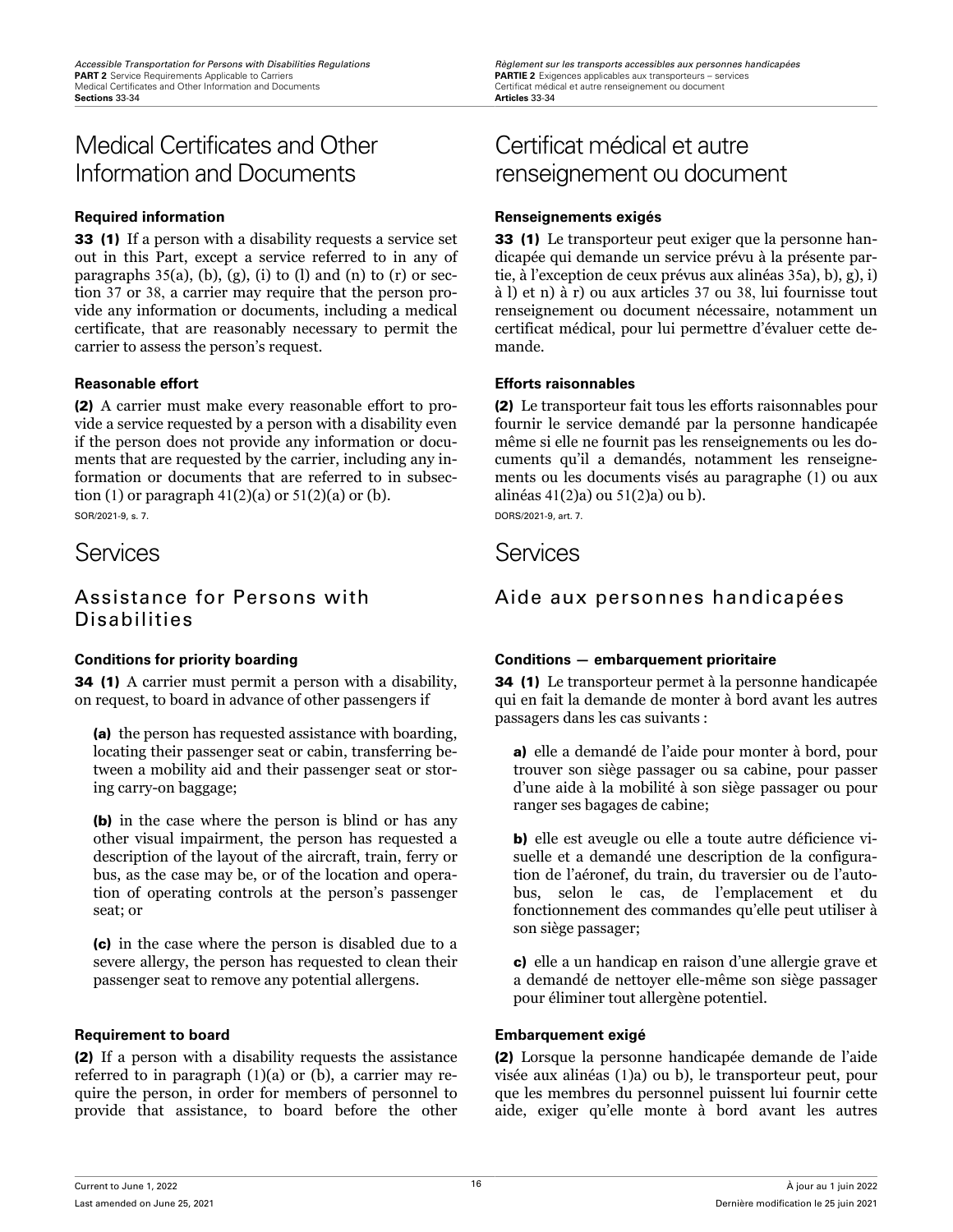# Medical Certificates and Other Information and Documents

**Required information**

**33 (1)** If a person with a disability requests a service set out in this Part, except a service referred to in any of paragraphs 35(a), (b), (g), (i) to (l) and (n) to (r) or section 37 or 38, a carrier may require that the person provide any information or documents, including a medical certificate, that are reasonably necessary to permit the carrier to assess the person's request.

**Reasonable effort**

**(2)** A carrier must make every reasonable effort to provide a service requested by a person with a disability even if the person does not provide any information or documents that are requested by the carrier, including any information or documents that are referred to in subsection (1) or paragraph 41(2)(a) or 51(2)(a) or (b).

SOR/2021-9, s. 7.

# Services

## Assistance for Persons with Disabilities

**Conditions for priority boarding**

**34 (1)** A carrier must permit a person with a disability, on request, to board in advance of other passengers if

**(a)** the person has requested assistance with boarding, locating their passenger seat or cabin, transferring between a mobility aid and their passenger seat or storing carry-on baggage;

**(b)** in the case where the person is blind or has any other visual impairment, the person has requested a description of the layout of the aircraft, train, ferry or bus, as the case may be, or of the location and operation of operating controls at the person's passenger seat; or

**(c)** in the case where the person is disabled due to a severe allergy, the person has requested to clean their passenger seat to remove any potential allergens.

**Requirement to board**

**(2)** If a person with a disability requests the assistance referred to in paragraph (1)(a) or (b), a carrier may require the person, in order for members of personnel to provide that assistance, to board before the other

# Certificat médical et autre renseignement ou document

**Renseignements exigés**

**33 (1)** Le transporteur peut exiger que la personne handicapée qui demande un service prévu à la présente partie, à l'exception de ceux prévus aux alinéas 35a), b), g), i) à l) et n) à r) ou aux articles 37 ou 38, lui fournisse tout renseignement ou document nécessaire, notamment un certificat médical, pour lui permettre d'évaluer cette demande.

**Efforts raisonnables**

**(2)** Le transporteur fait tous les efforts raisonnables pour fournir le service demandé par la personne handicapée même si elle ne fournit pas les renseignements ou les documents qu'il a demandés, notamment les renseignements ou les documents visés au paragraphe (1) ou aux alinéas 41(2)a) ou 51(2)a) ou b).

DORS/2021-9, art. 7.

# Services

## Aide aux personnes handicapées

**Conditions — embarquement prioritaire**

**34 (1)** Le transporteur permet à la personne handicapée qui en fait la demande de monter à bord avant les autres passagers dans les cas suivants :

**a)** elle a demandé de l'aide pour monter à bord, pour trouver son siège passager ou sa cabine, pour passer d'une aide à la mobilité à son siège passager ou pour ranger ses bagages de cabine;

**b)** elle est aveugle ou elle a toute autre déficience visuelle et a demandé une description de la configuration de l'aéronef, du train, du traversier ou de l'autobus, selon le cas, de l'emplacement et du fonctionnement des commandes qu'elle peut utiliser à son siège passager;

**c)** elle a un handicap en raison d'une allergie grave et a demandé de nettoyer elle-même son siège passager pour éliminer tout allergène potentiel.

**Embarquement exigé**

**(2)** Lorsque la personne handicapée demande de l'aide visée aux alinéas (1)a) ou b), le transporteur peut, pour que les membres du personnel puissent lui fournir cette aide, exiger qu'elle monte à bord avant les autres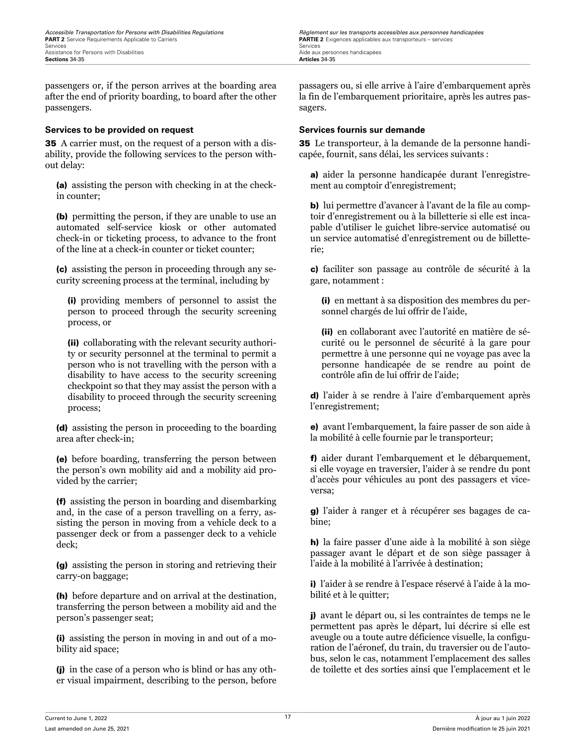passengers or, if the person arrives at the boarding area after the end of priority boarding, to board after the other passengers.

passagers ou, si elle arrive à l'aire d'embarquement après la fin de l'embarquement prioritaire, après les autres passagers.

**Services to be provided on request**

**35** A carrier must, on the request of a person with a disability, provide the following services to the person without delay:

**(a)** assisting the person with checking in at the check-in counter;

**(b)** permitting the person, if they are unable to use an automated self-service kiosk or other automated check-in or ticketing process, to advance to the front of the line at a check-in counter or ticket counter;

**(c)** assisting the person in proceeding through any security screening process at the terminal, including by

**(i)** providing members of personnel to assist the person to proceed through the security screening process, or

**(ii)** collaborating with the relevant security authority or security personnel at the terminal to permit a person who is not travelling with the person with a disability to have access to the security screening checkpoint so that they may assist the person with a disability to proceed through the security screening process;

**(d)** assisting the person in proceeding to the boarding area after check-in;

**(e)** before boarding, transferring the person between the person's own mobility aid and a mobility aid provided by the carrier;

**(f)** assisting the person in boarding and disembarking and, in the case of a person travelling on a ferry, assisting the person in moving from a vehicle deck to a passenger deck or from a passenger deck to a vehicle deck;

**(g)** assisting the person in storing and retrieving their carry-on baggage;

**(h)** before departure and on arrival at the destination, transferring the person between a mobility aid and the person's passenger seat;

**(i)** assisting the person in moving in and out of a mobility aid space;

**(j)** in the case of a person who is blind or has any other visual impairment, describing to the person, before

**Services fournis sur demande**

**35** Le transporteur, à la demande de la personne handicapée, fournit, sans délai, les services suivants :

**a)** aider la personne handicapée durant l'enregistrement au comptoir d'enregistrement;

**b)** lui permettre d'avancer à l'avant de la file au comptoir d'enregistrement ou à la billetterie si elle est incapable d'utiliser le guichet libre-service automatisé ou un service automatisé d'enregistrement ou de billetterie;

**c)** faciliter son passage au contrôle de sécurité à la gare, notamment :

**(i)** en mettant à sa disposition des membres du personnel chargés de lui offrir de l'aide,

**(ii)** en collaborant avec l'autorité en matière de sécurité ou le personnel de sécurité à la gare pour permettre à une personne qui ne voyage pas avec la personne handicapée de se rendre au point de contrôle afin de lui offrir de l'aide;

**d)** l'aider à se rendre à l'aire d'embarquement après l'enregistrement;

**e)** avant l'embarquement, la faire passer de son aide à la mobilité à celle fournie par le transporteur;

**f)** aider durant l'embarquement et le débarquement, si elle voyage en traversier, l'aider à se rendre du pont d'accès pour véhicules au pont des passagers et vice-versa;

**g)** l'aider à ranger et à récupérer ses bagages de cabine;

**h)** la faire passer d'une aide à la mobilité à son siège passager avant le départ et de son siège passager à l'aide à la mobilité à l'arrivée à destination;

**i)** l'aider à se rendre à l'espace réservé à l'aide à la mobilité et à le quitter;

**j)** avant le départ ou, si les contraintes de temps ne le permettent pas après le départ, lui décrire si elle est aveugle ou a toute autre déficience visuelle, la configuration de l'aéronef, du train, du traversier ou de l'autobus, selon le cas, notamment l'emplacement des salles de toilette et des sorties ainsi que l'emplacement et le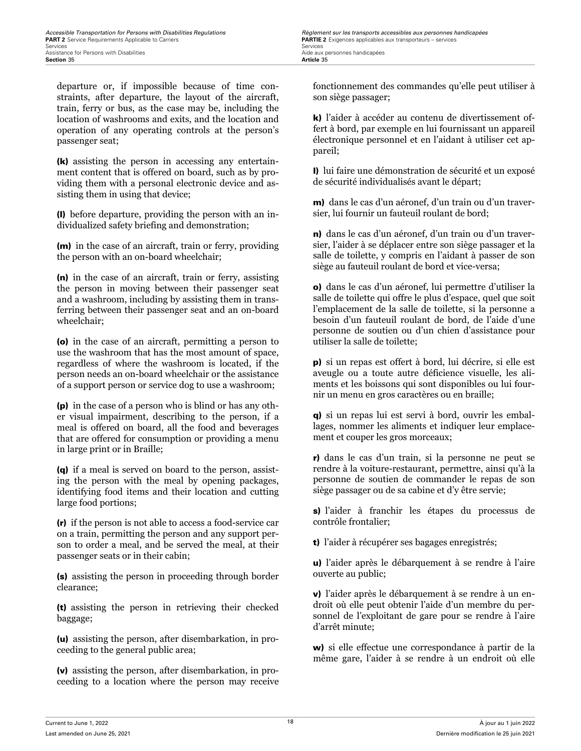departure or, if impossible because of time constraints, after departure, the layout of the aircraft, train, ferry or bus, as the case may be, including the location of washrooms and exits, and the location and operation of any operating controls at the person's passenger seat;

**(k)** assisting the person in accessing any entertainment content that is offered on board, such as by providing them with a personal electronic device and assisting them in using that device;

**(l)** before departure, providing the person with an individualized safety briefing and demonstration;

**(m)** in the case of an aircraft, train or ferry, providing the person with an on-board wheelchair;

**(n)** in the case of an aircraft, train or ferry, assisting the person in moving between their passenger seat and a washroom, including by assisting them in transferring between their passenger seat and an on-board wheelchair;

**(o)** in the case of an aircraft, permitting a person to use the washroom that has the most amount of space, regardless of where the washroom is located, if the person needs an on-board wheelchair or the assistance of a support person or service dog to use a washroom;

**(p)** in the case of a person who is blind or has any other visual impairment, describing to the person, if a meal is offered on board, all the food and beverages that are offered for consumption or providing a menu in large print or in Braille;

**(q)** if a meal is served on board to the person, assisting the person with the meal by opening packages, identifying food items and their location and cutting large food portions;

**(r)** if the person is not able to access a food-service car on a train, permitting the person and any support person to order a meal, and be served the meal, at their passenger seats or in their cabin;

**(s)** assisting the person in proceeding through border clearance;

**(t)** assisting the person in retrieving their checked baggage;

**(u)** assisting the person, after disembarkation, in proceeding to the general public area;

**(v)** assisting the person, after disembarkation, in proceeding to a location where the person may receive

fonctionnement des commandes qu'elle peut utiliser à son siège passager;

**k)** l'aider à accéder au contenu de divertissement offert à bord, par exemple en lui fournissant un appareil électronique personnel et en l'aidant à utiliser cet appareil;

**l)** lui faire une démonstration de sécurité et un exposé de sécurité individualisés avant le départ;

**m)** dans le cas d'un aéronef, d'un train ou d'un traversier, lui fournir un fauteuil roulant de bord;

**n)** dans le cas d'un aéronef, d'un train ou d'un traversier, l'aider à se déplacer entre son siège passager et la salle de toilette, y compris en l'aidant à passer de son siège au fauteuil roulant de bord et vice-versa;

**o)** dans le cas d'un aéronef, lui permettre d'utiliser la salle de toilette qui offre le plus d'espace, quel que soit l'emplacement de la salle de toilette, si la personne a besoin d'un fauteuil roulant de bord, de l'aide d'une personne de soutien ou d'un chien d'assistance pour utiliser la salle de toilette;

**p)** si un repas est offert à bord, lui décrire, si elle est aveugle ou a toute autre déficience visuelle, les aliments et les boissons qui sont disponibles ou lui fournir un menu en gros caractères ou en braille;

**q)** si un repas lui est servi à bord, ouvrir les emballages, nommer les aliments et indiquer leur emplacement et couper les gros morceaux;

**r)** dans le cas d'un train, si la personne ne peut se rendre à la voiture-restaurant, permettre, ainsi qu'à la personne de soutien de commander le repas de son siège passager ou de sa cabine et d'y être servie;

**s)** l'aider à franchir les étapes du processus de contrôle frontalier;

**t)** l'aider à récupérer ses bagages enregistrés;

**u)** l'aider après le débarquement à se rendre à l'aire ouverte au public;

**v)** l'aider après le débarquement à se rendre à un endroit où elle peut obtenir l'aide d'un membre du personnel de l'exploitant de gare pour se rendre à l'aire d'arrêt minute;

**w)** si elle effectue une correspondance à partir de la même gare, l'aider à se rendre à un endroit où elle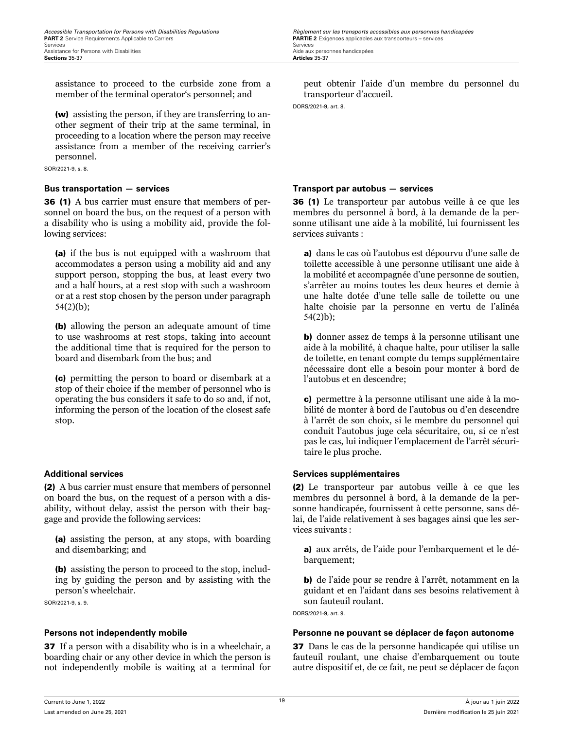assistance to proceed to the curbside zone from a member of the terminal operator's personnel; and

**(w)** assisting the person, if they are transferring to another segment of their trip at the same terminal, in proceeding to a location where the person may receive assistance from a member of the receiving carrier's personnel.

SOR/2021-9, s. 8.

peut obtenir l'aide d'un membre du personnel du transporteur d'accueil.

DORS/2021-9, art. 8.

#### Bus transportation — services

**36 (1)** A bus carrier must ensure that members of personnel on board the bus, on the request of a person with a disability who is using a mobility aid, provide the following services:

**(a)** if the bus is not equipped with a washroom that accommodates a person using a mobility aid and any support person, stopping the bus, at least every two and a half hours, at a rest stop with such a washroom or at a rest stop chosen by the person under paragraph 54(2)(b);

**(b)** allowing the person an adequate amount of time to use washrooms at rest stops, taking into account the additional time that is required for the person to board and disembark from the bus; and

**(c)** permitting the person to board or disembark at a stop of their choice if the member of personnel who is operating the bus considers it safe to do so and, if not, informing the person of the location of the closest safe stop.

#### Transport par autobus — services

**36 (1)** Le transporteur par autobus veille à ce que les membres du personnel à bord, à la demande de la personne utilisant une aide à la mobilité, lui fournissent les services suivants :

**a)** dans le cas où l'autobus est dépourvu d'une salle de toilette accessible à une personne utilisant une aide à la mobilité et accompagnée d'une personne de soutien, s'arrêter au moins toutes les deux heures et demie à une halte dotée d'une telle salle de toilette ou une halte choisie par la personne en vertu de l'alinéa 54(2)b);

**b)** donner assez de temps à la personne utilisant une aide à la mobilité, à chaque halte, pour utiliser la salle de toilette, en tenant compte du temps supplémentaire nécessaire dont elle a besoin pour monter à bord de l'autobus et en descendre;

**c)** permettre à la personne utilisant une aide à la mobilité de monter à bord de l'autobus ou d'en descendre à l'arrêt de son choix, si le membre du personnel qui conduit l'autobus juge cela sécuritaire, ou, si ce n'est pas le cas, lui indiquer l'emplacement de l'arrêt sécuritaire le plus proche.

#### Additional services

**(2)** A bus carrier must ensure that members of personnel on board the bus, on the request of a person with a disability, without delay, assist the person with their baggage and provide the following services:

**(a)** assisting the person, at any stops, with boarding and disembarking; and

**(b)** assisting the person to proceed to the stop, including by guiding the person and by assisting with the person's wheelchair.

SOR/2021-9, s. 9.

#### Services supplémentaires

**(2)** Le transporteur par autobus veille à ce que les membres du personnel à bord, à la demande de la personne handicapée, fournissent à cette personne, sans délai, de l'aide relativement à ses bagages ainsi que les services suivants :

**a)** aux arrêts, de l'aide pour l'embarquement et le débarquement;

**b)** de l'aide pour se rendre à l'arrêt, notamment en la guidant et en l'aidant dans ses besoins relativement à son fauteuil roulant.

DORS/2021-9, art. 9.

#### Persons not independently mobile

**37** If a person with a disability who is in a wheelchair, a boarding chair or any other device in which the person is not independently mobile is waiting at a terminal for

#### Personne ne pouvant se déplacer de façon autonome

**37** Dans le cas de la personne handicapée qui utilise un fauteuil roulant, une chaise d'embarquement ou toute autre dispositif et, de ce fait, ne peut se déplacer de façon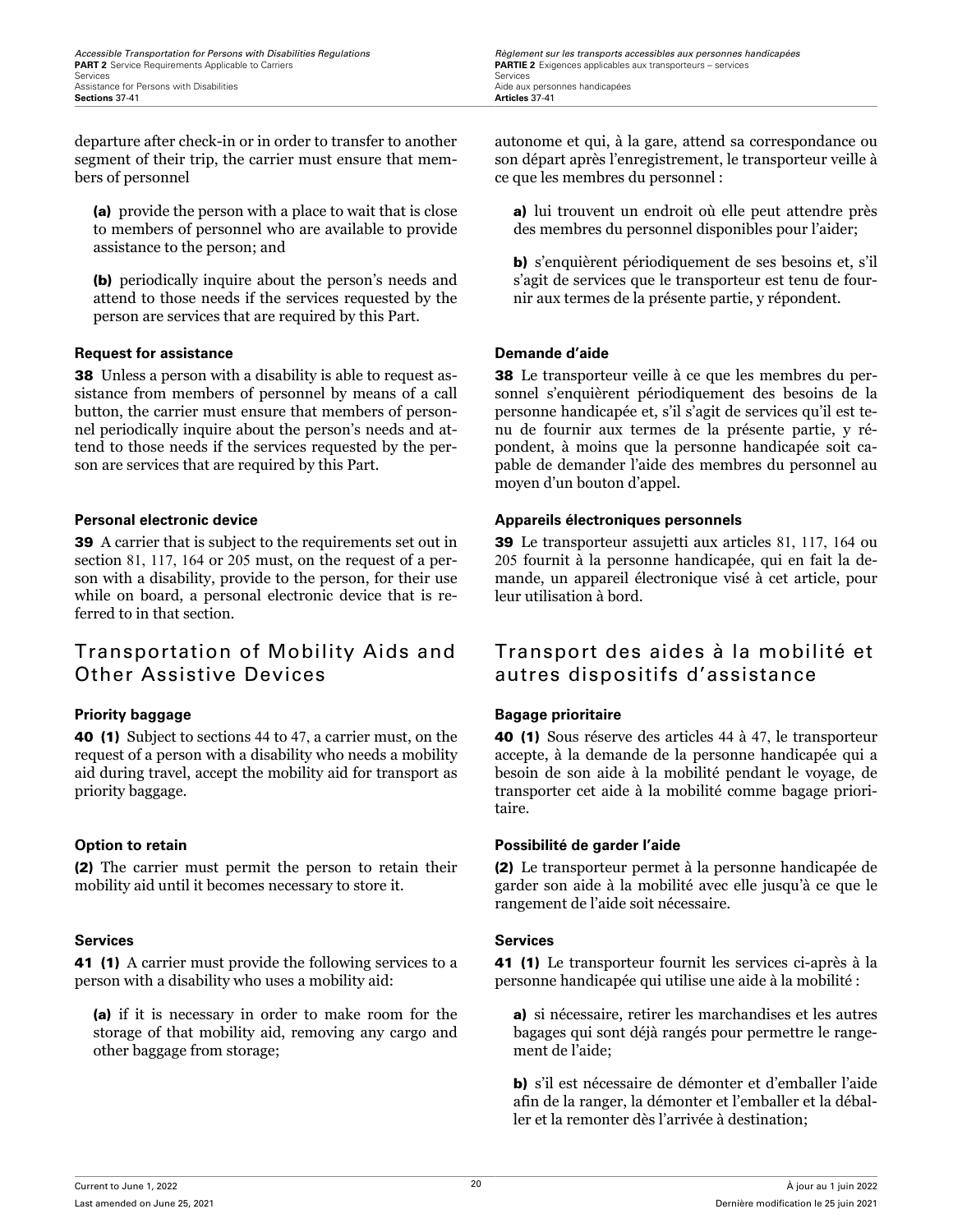departure after check-in or in order to transfer to another segment of their trip, the carrier must ensure that members of personnel

**(a)** provide the person with a place to wait that is close to members of personnel who are available to provide assistance to the person; and

**(b)** periodically inquire about the person's needs and attend to those needs if the services requested by the person are services that are required by this Part.

**Request for assistance**

**38** Unless a person with a disability is able to request assistance from members of personnel by means of a call button, the carrier must ensure that members of personnel periodically inquire about the person's needs and attend to those needs if the services requested by the person are services that are required by this Part.

**Personal electronic device**

**39** A carrier that is subject to the requirements set out in section 81, 117, 164 or 205 must, on the request of a person with a disability, provide to the person, for their use while on board, a personal electronic device that is referred to in that section.

## Transportation of Mobility Aids and Other Assistive Devices

**Priority baggage**

**40 (1)** Subject to sections 44 to 47, a carrier must, on the request of a person with a disability who needs a mobility aid during travel, accept the mobility aid for transport as priority baggage.

**Option to retain**

**(2)** The carrier must permit the person to retain their mobility aid until it becomes necessary to store it.

**Services**

**41 (1)** A carrier must provide the following services to a person with a disability who uses a mobility aid:

**(a)** if it is necessary in order to make room for the storage of that mobility aid, removing any cargo and other baggage from storage;

autonome et qui, à la gare, attend sa correspondance ou son départ après l'enregistrement, le transporteur veille à ce que les membres du personnel :

**a)** lui trouvent un endroit où elle peut attendre près des membres du personnel disponibles pour l'aider;

**b)** s'enquièrent périodiquement de ses besoins et, s'il s'agit de services que le transporteur est tenu de fournir aux termes de la présente partie, y répondent.

**Demande d'aide**

**38** Le transporteur veille à ce que les membres du personnel s'enquièrent périodiquement des besoins de la personne handicapée et, s'il s'agit de services qu'il est tenu de fournir aux termes de la présente partie, y répondent, à moins que la personne handicapée soit capable de demander l'aide des membres du personnel au moyen d'un bouton d'appel.

**Appareils électroniques personnels**

**39** Le transporteur assujetti aux articles 81, 117, 164 ou 205 fournit à la personne handicapée, qui en fait la demande, un appareil électronique visé à cet article, pour leur utilisation à bord.

## Transport des aides à la mobilité et autres dispositifs d'assistance

**Bagage prioritaire**

**40 (1)** Sous réserve des articles 44 à 47, le transporteur accepte, à la demande de la personne handicapée qui a besoin de son aide à la mobilité pendant le voyage, de transporter cet aide à la mobilité comme bagage prioritaire.

**Possibilité de garder l'aide**

**(2)** Le transporteur permet à la personne handicapée de garder son aide à la mobilité avec elle jusqu'à ce que le rangement de l'aide soit nécessaire.

**Services**

**41 (1)** Le transporteur fournit les services ci-après à la personne handicapée qui utilise une aide à la mobilité :

**a)** si nécessaire, retirer les marchandises et les autres bagages qui sont déjà rangés pour permettre le rangement de l'aide;

**b)** s'il est nécessaire de démonter et d'emballer l'aide afin de la ranger, la démonter et l'emballer et la déballer et la remonter dès l'arrivée à destination;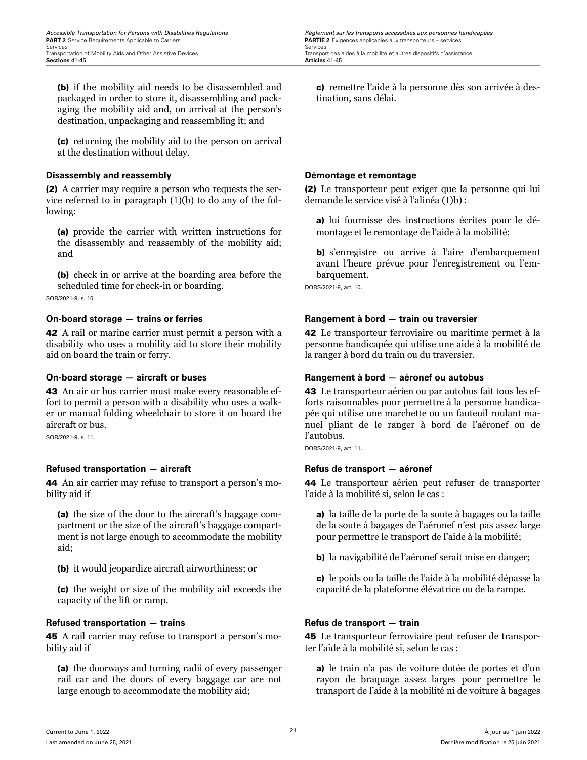**(b)** if the mobility aid needs to be disassembled and packaged in order to store it, disassembling and packaging the mobility aid and, on arrival at the person's destination, unpackaging and reassembling it; and

**(c)** returning the mobility aid to the person on arrival at the destination without delay.

**c)** remettre l'aide à la personne dès son arrivée à destination, sans délai.

### Disassembly and reassembly

**(2)** A carrier may require a person who requests the service referred to in paragraph (1)(b) to do any of the following:

**(a)** provide the carrier with written instructions for the disassembly and reassembly of the mobility aid; and

**(b)** check in or arrive at the boarding area before the scheduled time for check-in or boarding.

SOR/2021-9, s. 10.

### Démontage et remontage

**(2)** Le transporteur peut exiger que la personne qui lui demande le service visé à l'alinéa (1)b) :

**a)** lui fournisse des instructions écrites pour le démontage et le remontage de l'aide à la mobilité;

**b)** s'enregistre ou arrive à l'aire d'embarquement avant l'heure prévue pour l'enregistrement ou l'embarquement.

DORS/2021-9, art. 10.

### On-board storage — trains or ferries

**42** A rail or marine carrier must permit a person with a disability who uses a mobility aid to store their mobility aid on board the train or ferry.

### Rangement à bord — train ou traversier

**42** Le transporteur ferroviaire ou maritime permet à la personne handicapée qui utilise une aide à la mobilité de la ranger à bord du train ou du traversier.

### On-board storage — aircraft or buses

**43** An air or bus carrier must make every reasonable effort to permit a person with a disability who uses a walker or manual folding wheelchair to store it on board the aircraft or bus.

SOR/2021-9, s. 11.

### Rangement à bord — aéronef ou autobus

**43** Le transporteur aérien ou par autobus fait tous les efforts raisonnables pour permettre à la personne handicapée qui utilise une marchette ou un fauteuil roulant manuel pliant de le ranger à bord de l'aéronef ou de l'autobus.

DORS/2021-9, art. 11.

### Refused transportation — aircraft

**44** An air carrier may refuse to transport a person's mobility aid if

**(a)** the size of the door to the aircraft's baggage compartment or the size of the aircraft's baggage compartment is not large enough to accommodate the mobility aid;

**(b)** it would jeopardize aircraft airworthiness; or

**(c)** the weight or size of the mobility aid exceeds the capacity of the lift or ramp.

### Refus de transport — aéronef

**44** Le transporteur aérien peut refuser de transporter l'aide à la mobilité si, selon le cas :

**a)** la taille de la porte de la soute à bagages ou la taille de la soute à bagages de l'aéronef n'est pas assez large pour permettre le transport de l'aide à la mobilité;

**b)** la navigabilité de l'aéronef serait mise en danger;

**c)** le poids ou la taille de l'aide à la mobilité dépasse la capacité de la plateforme élévatrice ou de la rampe.

### Refused transportation — trains

**45** A rail carrier may refuse to transport a person's mobility aid if

**(a)** the doorways and turning radii of every passenger rail car and the doors of every baggage car are not large enough to accommodate the mobility aid;

### Refus de transport — train

**45** Le transporteur ferroviaire peut refuser de transporter l'aide à la mobilité si, selon le cas :

**a)** le train n'a pas de voiture dotée de portes et d'un rayon de braquage assez larges pour permettre le transport de l'aide à la mobilité ni de voiture à bagages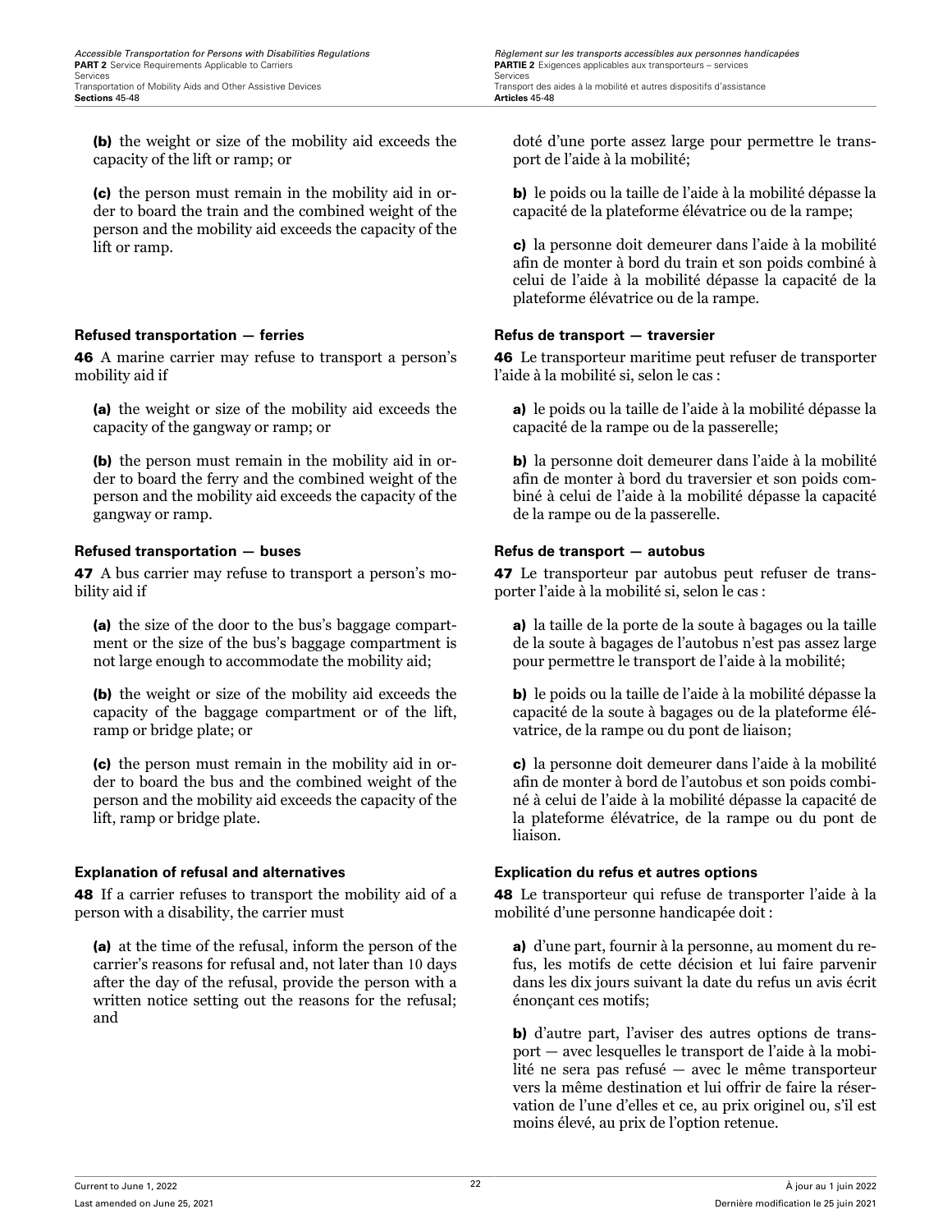**(b)** the weight or size of the mobility aid exceeds the capacity of the lift or ramp; or

**(c)** the person must remain in the mobility aid in order to board the train and the combined weight of the person and the mobility aid exceeds the capacity of the lift or ramp.

doté d'une porte assez large pour permettre le transport de l'aide à la mobilité;

**b)** le poids ou la taille de l'aide à la mobilité dépasse la capacité de la plateforme élévatrice ou de la rampe;

**c)** la personne doit demeurer dans l'aide à la mobilité afin de monter à bord du train et son poids combiné à celui de l'aide à la mobilité dépasse la capacité de la plateforme élévatrice ou de la rampe.

### Refused transportation — ferries

**46** A marine carrier may refuse to transport a person's mobility aid if

**(a)** the weight or size of the mobility aid exceeds the capacity of the gangway or ramp; or

**(b)** the person must remain in the mobility aid in order to board the ferry and the combined weight of the person and the mobility aid exceeds the capacity of the gangway or ramp.

### Refus de transport — traversier

**46** Le transporteur maritime peut refuser de transporter l'aide à la mobilité si, selon le cas :

**a)** le poids ou la taille de l'aide à la mobilité dépasse la capacité de la rampe ou de la passerelle;

**b)** la personne doit demeurer dans l'aide à la mobilité afin de monter à bord du traversier et son poids combiné à celui de l'aide à la mobilité dépasse la capacité de la rampe ou de la passerelle.

### Refused transportation — buses

**47** A bus carrier may refuse to transport a person's mobility aid if

**(a)** the size of the door to the bus's baggage compartment or the size of the bus's baggage compartment is not large enough to accommodate the mobility aid;

**(b)** the weight or size of the mobility aid exceeds the capacity of the baggage compartment or of the lift, ramp or bridge plate; or

**(c)** the person must remain in the mobility aid in order to board the bus and the combined weight of the person and the mobility aid exceeds the capacity of the lift, ramp or bridge plate.

### Refus de transport — autobus

**47** Le transporteur par autobus peut refuser de transporter l'aide à la mobilité si, selon le cas :

**a)** la taille de la porte de la soute à bagages ou la taille de la soute à bagages de l'autobus n'est pas assez large pour permettre le transport de l'aide à la mobilité;

**b)** le poids ou la taille de l'aide à la mobilité dépasse la capacité de la soute à bagages ou de la plateforme élévatrice, de la rampe ou du pont de liaison;

**c)** la personne doit demeurer dans l'aide à la mobilité afin de monter à bord de l'autobus et son poids combiné à celui de l'aide à la mobilité dépasse la capacité de la plateforme élévatrice, de la rampe ou du pont de liaison.

### Explanation of refusal and alternatives

**48** If a carrier refuses to transport the mobility aid of a person with a disability, the carrier must

**(a)** at the time of the refusal, inform the person of the carrier's reasons for refusal and, not later than 10 days after the day of the refusal, provide the person with a written notice setting out the reasons for the refusal; and

### Explication du refus et autres options

**48** Le transporteur qui refuse de transporter l'aide à la mobilité d'une personne handicapée doit :

**a)** d'une part, fournir à la personne, au moment du refus, les motifs de cette décision et lui faire parvenir dans les dix jours suivant la date du refus un avis écrit énonçant ces motifs;

**b)** d'autre part, l'aviser des autres options de transport — avec lesquelles le transport de l'aide à la mobilité ne sera pas refusé — avec le même transporteur vers la même destination et lui offrir de faire la réservation de l'une d'elles et ce, au prix originel ou, s'il est moins élevé, au prix de l'option retenue.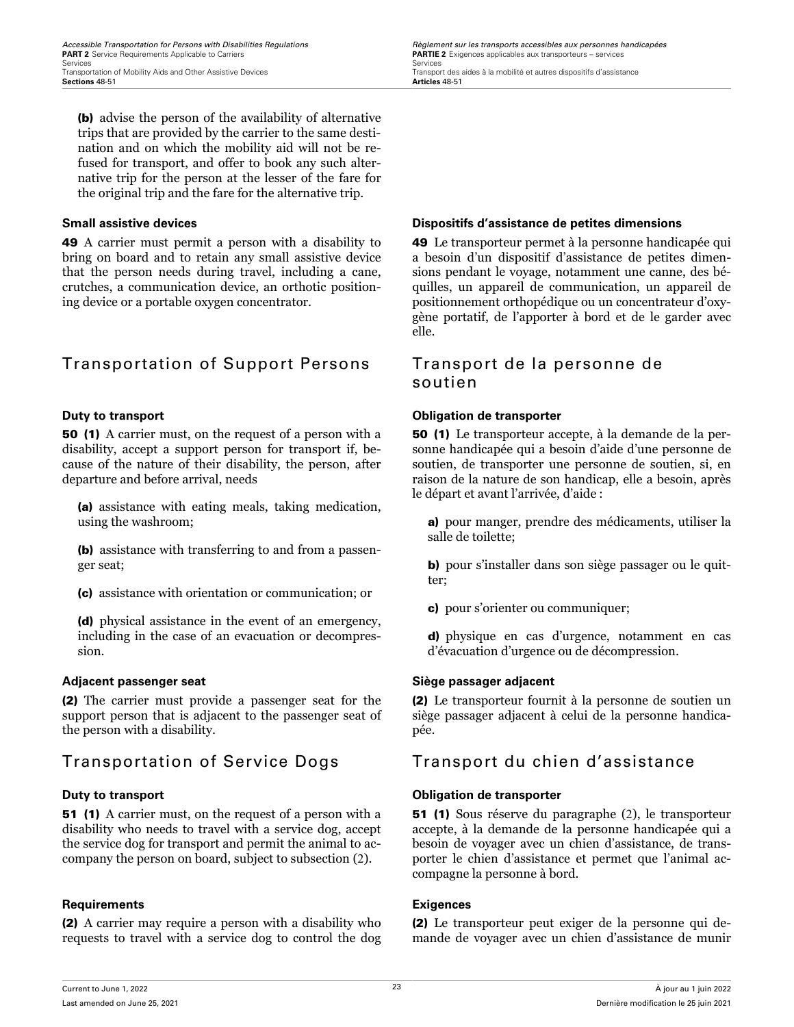(b) advise the person of the availability of alternative trips that are provided by the carrier to the same destination and on which the mobility aid will not be refused for transport, and offer to book any such alternative trip for the person at the lesser of the fare for the original trip and the fare for the alternative trip.

**Small assistive devices**

**49** A carrier must permit a person with a disability to bring on board and to retain any small assistive device that the person needs during travel, including a cane, crutches, a communication device, an orthotic positioning device or a portable oxygen concentrator.

**Dispositifs d'assistance de petites dimensions**

**49** Le transporteur permet à la personne handicapée qui a besoin d'un dispositif d'assistance de petites dimensions pendant le voyage, notamment une canne, des béquilles, un appareil de communication, un appareil de positionnement orthopédique ou un concentrateur d'oxygène portatif, de l'apporter à bord et de le garder avec elle.

## Transportation of Support Persons

## Transport de la personne de soutien

**Duty to transport**

**50 (1)** A carrier must, on the request of a person with a disability, accept a support person for transport if, because of the nature of their disability, the person, after departure and before arrival, needs

**(a)** assistance with eating meals, taking medication, using the washroom;

**(b)** assistance with transferring to and from a passenger seat;

**(c)** assistance with orientation or communication; or

**(d)** physical assistance in the event of an emergency, including in the case of an evacuation or decompression.

**Obligation de transporter**

**50 (1)** Le transporteur accepte, à la demande de la personne handicapée qui a besoin d'aide d'une personne de soutien, de transporter une personne de soutien, si, en raison de la nature de son handicap, elle a besoin, après le départ et avant l'arrivée, d'aide :

**a)** pour manger, prendre des médicaments, utiliser la salle de toilette;

**b)** pour s'installer dans son siège passager ou le quitter;

**c)** pour s'orienter ou communiquer;

**d)** physique en cas d'urgence, notamment en cas d'évacuation d'urgence ou de décompression.

**Adjacent passenger seat**

**(2)** The carrier must provide a passenger seat for the support person that is adjacent to the passenger seat of the person with a disability.

**Siège passager adjacent**

**(2)** Le transporteur fournit à la personne de soutien un siège passager adjacent à celui de la personne handicapée.

## Transportation of Service Dogs

## Transport du chien d'assistance

**Duty to transport**

**51 (1)** A carrier must, on the request of a person with a disability who needs to travel with a service dog, accept the service dog for transport and permit the animal to accompany the person on board, subject to subsection (2).

**Obligation de transporter**

**51 (1)** Sous réserve du paragraphe (2), le transporteur accepte, à la demande de la personne handicapée qui a besoin de voyager avec un chien d'assistance, de transporter le chien d'assistance et permet que l'animal accompagne la personne à bord.

**Requirements**

**(2)** A carrier may require a person with a disability who requests to travel with a service dog to control the dog

**Exigences**

**(2)** Le transporteur peut exiger de la personne qui demande de voyager avec un chien d'assistance de munir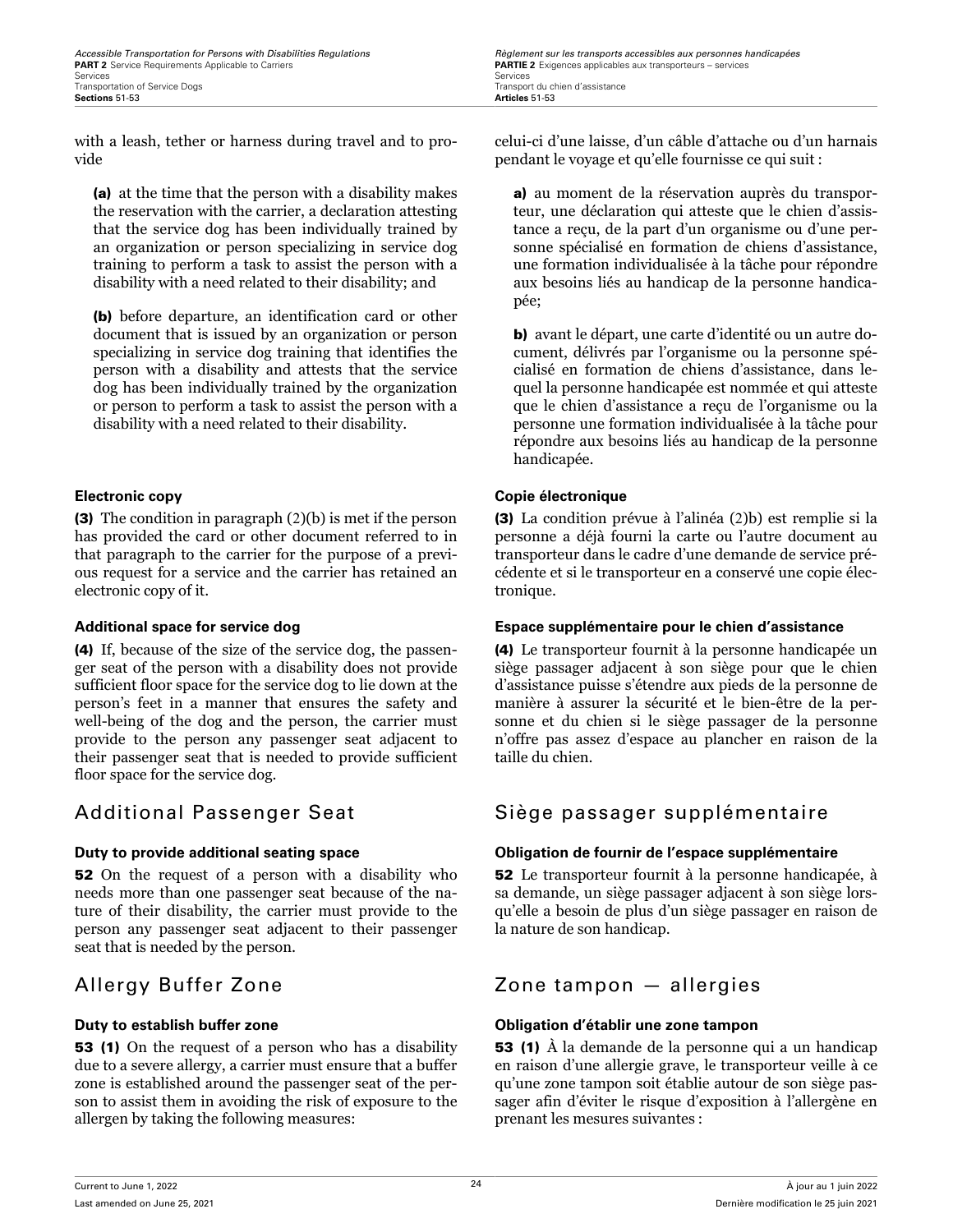with a leash, tether or harness during travel and to provide

**(a)** at the time that the person with a disability makes the reservation with the carrier, a declaration attesting that the service dog has been individually trained by an organization or person specializing in service dog training to perform a task to assist the person with a disability with a need related to their disability; and

**(b)** before departure, an identification card or other document that is issued by an organization or person specializing in service dog training that identifies the person with a disability and attests that the service dog has been individually trained by the organization or person to perform a task to assist the person with a disability with a need related to their disability.

celui-ci d'une laisse, d'un câble d'attache ou d'un harnais pendant le voyage et qu'elle fournisse ce qui suit :

**a)** au moment de la réservation auprès du transporteur, une déclaration qui atteste que le chien d'assistance a reçu, de la part d'un organisme ou d'une personne spécialisé en formation de chiens d'assistance, une formation individualisée à la tâche pour répondre aux besoins liés au handicap de la personne handicapée;

**b)** avant le départ, une carte d'identité ou un autre document, délivrés par l'organisme ou la personne spécialisé en formation de chiens d'assistance, dans lequel la personne handicapée est nommée et qui atteste que le chien d'assistance a reçu de l'organisme ou la personne une formation individualisée à la tâche pour répondre aux besoins liés au handicap de la personne handicapée.

**Electronic copy**

**(3)** The condition in paragraph (2)(b) is met if the person has provided the card or other document referred to in that paragraph to the carrier for the purpose of a previous request for a service and the carrier has retained an electronic copy of it.

**Copie électronique**

**(3)** La condition prévue à l'alinéa (2)b) est remplie si la personne a déjà fourni la carte ou l'autre document au transporteur dans le cadre d'une demande de service précédente et si le transporteur en a conservé une copie électronique.

**Additional space for service dog**

**(4)** If, because of the size of the service dog, the passenger seat of the person with a disability does not provide sufficient floor space for the service dog to lie down at the person's feet in a manner that ensures the safety and well-being of the dog and the person, the carrier must provide to the person any passenger seat adjacent to their passenger seat that is needed to provide sufficient floor space for the service dog.

**Espace supplémentaire pour le chien d'assistance**

**(4)** Le transporteur fournit à la personne handicapée un siège passager adjacent à son siège pour que le chien d'assistance puisse s'étendre aux pieds de la personne de manière à assurer la sécurité et le bien-être de la personne et du chien si le siège passager de la personne n'offre pas assez d'espace au plancher en raison de la taille du chien.

## Additional Passenger Seat

**Duty to provide additional seating space**

**52** On the request of a person with a disability who needs more than one passenger seat because of the nature of their disability, the carrier must provide to the person any passenger seat adjacent to their passenger seat that is needed by the person.

## Siège passager supplémentaire

**Obligation de fournir de l'espace supplémentaire**

**52** Le transporteur fournit à la personne handicapée, à sa demande, un siège passager adjacent à son siège lorsqu'elle a besoin de plus d'un siège passager en raison de la nature de son handicap.

## Allergy Buffer Zone

**Duty to establish buffer zone**

**53 (1)** On the request of a person who has a disability due to a severe allergy, a carrier must ensure that a buffer zone is established around the passenger seat of the person to assist them in avoiding the risk of exposure to the allergen by taking the following measures:

## Zone tampon — allergies

**Obligation d'établir une zone tampon**

**53 (1)** À la demande de la personne qui a un handicap en raison d'une allergie grave, le transporteur veille à ce qu'une zone tampon soit établie autour de son siège passager afin d'éviter le risque d'exposition à l'allergène en prenant les mesures suivantes :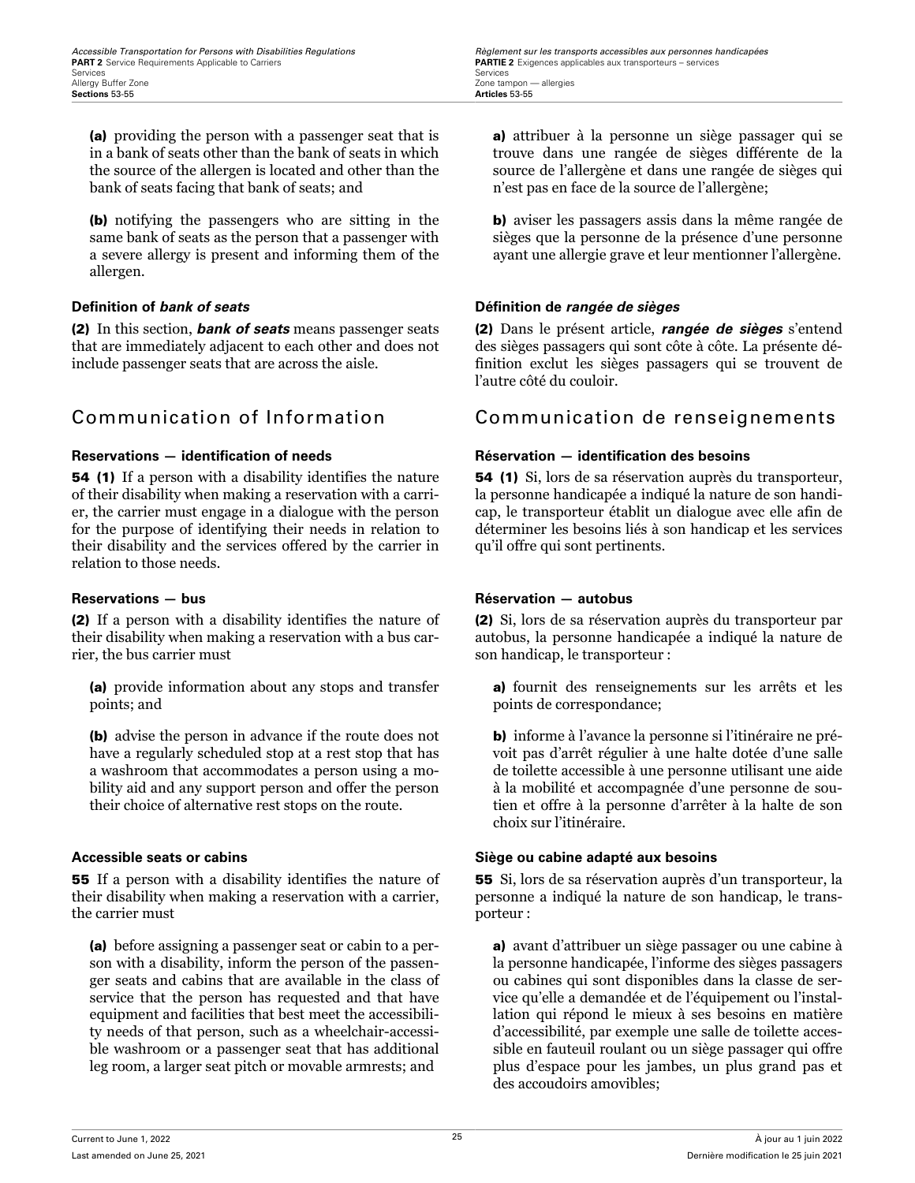**(a)** providing the person with a passenger seat that is in a bank of seats other than the bank of seats in which the source of the allergen is located and other than the bank of seats facing that bank of seats; and

**(b)** notifying the passengers who are sitting in the same bank of seats as the person that a passenger with a severe allergy is present and informing them of the allergen.

**Definition of *bank of seats***

**(2)** In this section, ***bank of seats*** means passenger seats that are immediately adjacent to each other and does not include passenger seats that are across the aisle.

## Communication of Information

**Reservations — identification of needs**

**54 (1)** If a person with a disability identifies the nature of their disability when making a reservation with a carrier, the carrier must engage in a dialogue with the person for the purpose of identifying their needs in relation to their disability and the services offered by the carrier in relation to those needs.

**Reservations — bus**

**(2)** If a person with a disability identifies the nature of their disability when making a reservation with a bus carrier, the bus carrier must

**(a)** provide information about any stops and transfer points; and

**(b)** advise the person in advance if the route does not have a regularly scheduled stop at a rest stop that has a washroom that accommodates a person using a mobility aid and any support person and offer the person their choice of alternative rest stops on the route.

**Accessible seats or cabins**

**55** If a person with a disability identifies the nature of their disability when making a reservation with a carrier, the carrier must

**(a)** before assigning a passenger seat or cabin to a person with a disability, inform the person of the passenger seats and cabins that are available in the class of service that the person has requested and that have equipment and facilities that best meet the accessibility needs of that person, such as a wheelchair-accessible washroom or a passenger seat that has additional leg room, a larger seat pitch or movable armrests; and

**a)** attribuer à la personne un siège passager qui se trouve dans une rangée de sièges différente de la source de l'allergène et dans une rangée de sièges qui n'est pas en face de la source de l'allergène;

**b)** aviser les passagers assis dans la même rangée de sièges que la personne de la présence d'une personne ayant une allergie grave et leur mentionner l'allergène.

**Définition de *rangée de sièges***

**(2)** Dans le présent article, ***rangée de sièges*** s'entend des sièges passagers qui sont côte à côte. La présente définition exclut les sièges passagers qui se trouvent de l'autre côté du couloir.

## Communication de renseignements

**Réservation — identification des besoins**

**54 (1)** Si, lors de sa réservation auprès du transporteur, la personne handicapée a indiqué la nature de son handicap, le transporteur établit un dialogue avec elle afin de déterminer les besoins liés à son handicap et les services qu'il offre qui sont pertinents.

**Réservation — autobus**

**(2)** Si, lors de sa réservation auprès du transporteur par autobus, la personne handicapée a indiqué la nature de son handicap, le transporteur :

**a)** fournit des renseignements sur les arrêts et les points de correspondance;

**b)** informe à l'avance la personne si l'itinéraire ne prévoit pas d'arrêt régulier à une halte dotée d'une salle de toilette accessible à une personne utilisant une aide à la mobilité et accompagnée d'une personne de soutien et offre à la personne d'arrêter à la halte de son choix sur l'itinéraire.

**Siège ou cabine adapté aux besoins**

**55** Si, lors de sa réservation auprès d'un transporteur, la personne a indiqué la nature de son handicap, le transporteur :

**a)** avant d'attribuer un siège passager ou une cabine à la personne handicapée, l'informe des sièges passagers ou cabines qui sont disponibles dans la classe de service qu'elle a demandée et de l'équipement ou l'installation qui répond le mieux à ses besoins en matière d'accessibilité, par exemple une salle de toilette accessible en fauteuil roulant ou un siège passager qui offre plus d'espace pour les jambes, un plus grand pas et des accoudoirs amovibles;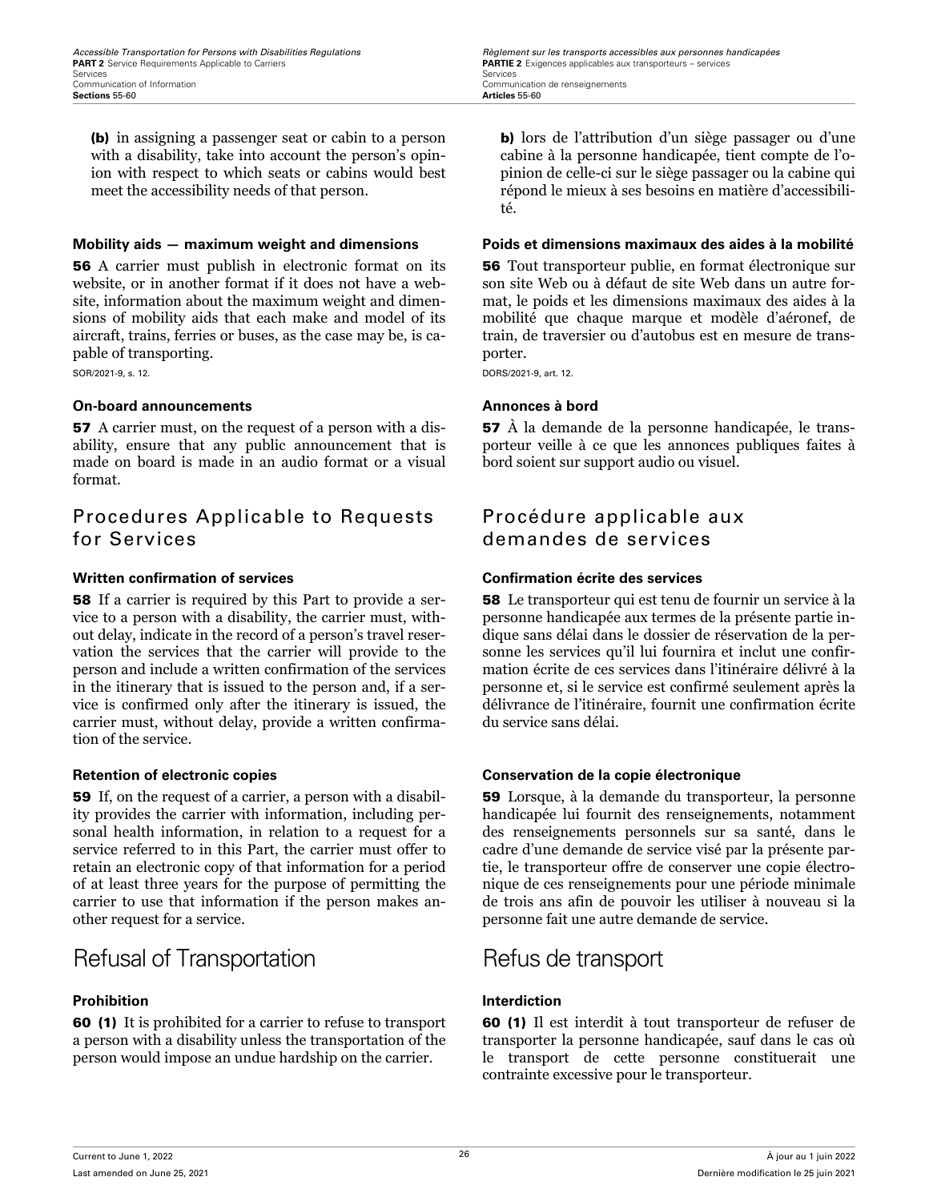**(b)** in assigning a passenger seat or cabin to a person with a disability, take into account the person's opinion with respect to which seats or cabins would best meet the accessibility needs of that person.

**b)** lors de l'attribution d'un siège passager ou d'une cabine à la personne handicapée, tient compte de l'opinion de celle-ci sur le siège passager ou la cabine qui répond le mieux à ses besoins en matière d'accessibilité.

**Mobility aids — maximum weight and dimensions**

**56** A carrier must publish in electronic format on its website, or in another format if it does not have a website, information about the maximum weight and dimensions of mobility aids that each make and model of its aircraft, trains, ferries or buses, as the case may be, is capable of transporting.

SOR/2021-9, s. 12.

**Poids et dimensions maximaux des aides à la mobilité**

**56** Tout transporteur publie, en format électronique sur son site Web ou à défaut de site Web dans un autre format, le poids et les dimensions maximaux des aides à la mobilité que chaque marque et modèle d'aéronef, de train, de traversier ou d'autobus est en mesure de transporter.

DORS/2021-9, art. 12.

**On-board announcements**

**57** A carrier must, on the request of a person with a disability, ensure that any public announcement that is made on board is made in an audio format or a visual format.

**Annonces à bord**

**57** À la demande de la personne handicapée, le transporteur veille à ce que les annonces publiques faites à bord soient sur support audio ou visuel.

## Procedures Applicable to Requests for Services

## Procédure applicable aux demandes de services

**Written confirmation of services**

**58** If a carrier is required by this Part to provide a service to a person with a disability, the carrier must, without delay, indicate in the record of a person's travel reservation the services that the carrier will provide to the person and include a written confirmation of the services in the itinerary that is issued to the person and, if a service is confirmed only after the itinerary is issued, the carrier must, without delay, provide a written confirmation of the service.

**Confirmation écrite des services**

**58** Le transporteur qui est tenu de fournir un service à la personne handicapée aux termes de la présente partie indique sans délai dans le dossier de réservation de la personne les services qu'il lui fournira et inclut une confirmation écrite de ces services dans l'itinéraire délivré à la personne et, si le service est confirmé seulement après la délivrance de l'itinéraire, fournit une confirmation écrite du service sans délai.

**Retention of electronic copies**

**59** If, on the request of a carrier, a person with a disability provides the carrier with information, including personal health information, in relation to a request for a service referred to in this Part, the carrier must offer to retain an electronic copy of that information for a period of at least three years for the purpose of permitting the carrier to use that information if the person makes another request for a service.

**Conservation de la copie électronique**

**59** Lorsque, à la demande du transporteur, la personne handicapée lui fournit des renseignements, notamment des renseignements personnels sur sa santé, dans le cadre d'une demande de service visé par la présente partie, le transporteur offre de conserver une copie électronique de ces renseignements pour une période minimale de trois ans afin de pouvoir les utiliser à nouveau si la personne fait une autre demande de service.

# Refusal of Transportation

# Refus de transport

**Prohibition**

**60 (1)** It is prohibited for a carrier to refuse to transport a person with a disability unless the transportation of the person would impose an undue hardship on the carrier.

**Interdiction**

**60 (1)** Il est interdit à tout transporteur de refuser de transporter la personne handicapée, sauf dans le cas où le transport de cette personne constituerait une contrainte excessive pour le transporteur.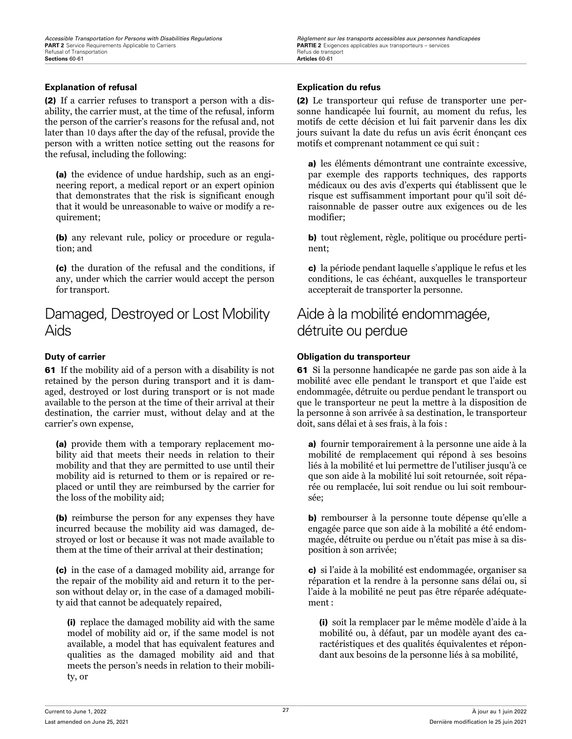**Explanation of refusal**

**(2)** If a carrier refuses to transport a person with a disability, the carrier must, at the time of the refusal, inform the person of the carrier's reasons for the refusal and, not later than 10 days after the day of the refusal, provide the person with a written notice setting out the reasons for the refusal, including the following:

**(a)** the evidence of undue hardship, such as an engineering report, a medical report or an expert opinion that demonstrates that the risk is significant enough that it would be unreasonable to waive or modify a requirement;

**(b)** any relevant rule, policy or procedure or regulation; and

**(c)** the duration of the refusal and the conditions, if any, under which the carrier would accept the person for transport.

## Damaged, Destroyed or Lost Mobility Aids

**Duty of carrier**

**61** If the mobility aid of a person with a disability is not retained by the person during transport and it is damaged, destroyed or lost during transport or is not made available to the person at the time of their arrival at their destination, the carrier must, without delay and at the carrier's own expense,

**(a)** provide them with a temporary replacement mobility aid that meets their needs in relation to their mobility and that they are permitted to use until their mobility aid is returned to them or is repaired or replaced or until they are reimbursed by the carrier for the loss of the mobility aid;

**(b)** reimburse the person for any expenses they have incurred because the mobility aid was damaged, destroyed or lost or because it was not made available to them at the time of their arrival at their destination;

**(c)** in the case of a damaged mobility aid, arrange for the repair of the mobility aid and return it to the person without delay or, in the case of a damaged mobility aid that cannot be adequately repaired,

**(i)** replace the damaged mobility aid with the same model of mobility aid or, if the same model is not available, a model that has equivalent features and qualities as the damaged mobility aid and that meets the person's needs in relation to their mobility, or

**Explication du refus**

**(2)** Le transporteur qui refuse de transporter une personne handicapée lui fournit, au moment du refus, les motifs de cette décision et lui fait parvenir dans les dix jours suivant la date du refus un avis écrit énonçant ces motifs et comprenant notamment ce qui suit :

**a)** les éléments démontrant une contrainte excessive, par exemple des rapports techniques, des rapports médicaux ou des avis d'experts qui établissent que le risque est suffisamment important pour qu'il soit déraisonnable de passer outre aux exigences ou de les modifier;

**b)** tout règlement, règle, politique ou procédure pertinent;

**c)** la période pendant laquelle s'applique le refus et les conditions, le cas échéant, auxquelles le transporteur accepterait de transporter la personne.

## Aide à la mobilité endommagée, détruite ou perdue

**Obligation du transporteur**

**61** Si la personne handicapée ne garde pas son aide à la mobilité avec elle pendant le transport et que l'aide est endommagée, détruite ou perdue pendant le transport ou que le transporteur ne peut la mettre à la disposition de la personne à son arrivée à sa destination, le transporteur doit, sans délai et à ses frais, à la fois :

**a)** fournir temporairement à la personne une aide à la mobilité de remplacement qui répond à ses besoins liés à la mobilité et lui permettre de l'utiliser jusqu'à ce que son aide à la mobilité lui soit retournée, soit réparée ou remplacée, lui soit rendue ou lui soit remboursée;

**b)** rembourser à la personne toute dépense qu'elle a engagée parce que son aide à la mobilité a été endommagée, détruite ou perdue ou n'était pas mise à sa disposition à son arrivée;

**c)** si l'aide à la mobilité est endommagée, organiser sa réparation et la rendre à la personne sans délai ou, si l'aide à la mobilité ne peut pas être réparée adéquatement :

**(i)** soit la remplacer par le même modèle d'aide à la mobilité ou, à défaut, par un modèle ayant des caractéristiques et des qualités équivalentes et répondant aux besoins de la personne liés à sa mobilité,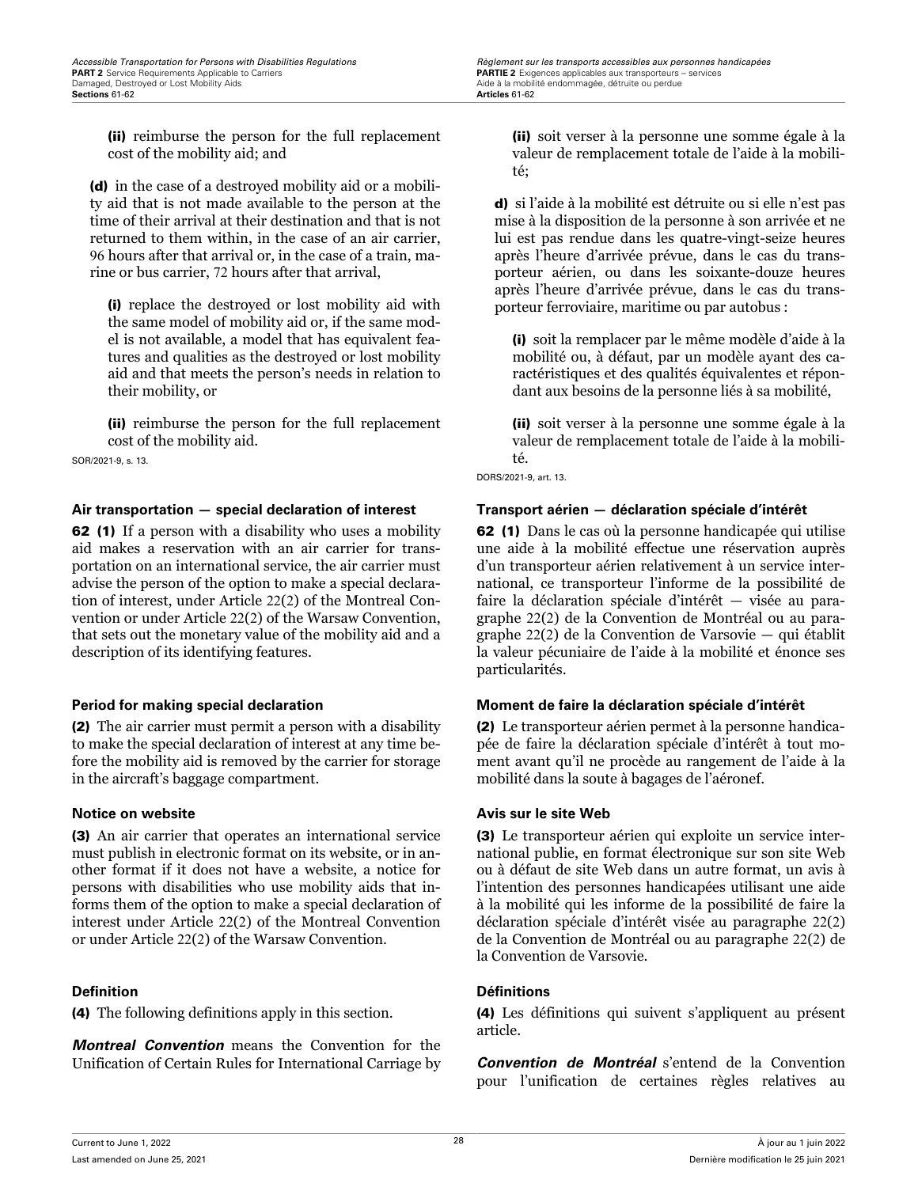**(ii)** reimburse the person for the full replacement cost of the mobility aid; and

**(d)** in the case of a destroyed mobility aid or a mobility aid that is not made available to the person at the time of their arrival at their destination and that is not returned to them within, in the case of an air carrier, 96 hours after that arrival or, in the case of a train, marine or bus carrier, 72 hours after that arrival,

**(i)** replace the destroyed or lost mobility aid with the same model of mobility aid or, if the same model is not available, a model that has equivalent features and qualities as the destroyed or lost mobility aid and that meets the person's needs in relation to their mobility, or

**(ii)** reimburse the person for the full replacement cost of the mobility aid.

SOR/2021-9, s. 13.

**(ii)** soit verser à la personne une somme égale à la valeur de remplacement totale de l'aide à la mobilité;

**d)** si l'aide à la mobilité est détruite ou si elle n'est pas mise à la disposition de la personne à son arrivée et ne lui est pas rendue dans les quatre-vingt-seize heures après l'heure d'arrivée prévue, dans le cas du transporteur aérien, ou dans les soixante-douze heures après l'heure d'arrivée prévue, dans le cas du transporteur ferroviaire, maritime ou par autobus :

**(i)** soit la remplacer par le même modèle d'aide à la mobilité ou, à défaut, par un modèle ayant des caractéristiques et des qualités équivalentes et répondant aux besoins de la personne liés à sa mobilité,

**(ii)** soit verser à la personne une somme égale à la valeur de remplacement totale de l'aide à la mobilité.

DORS/2021-9, art. 13.

### Air transportation — special declaration of interest

**62 (1)** If a person with a disability who uses a mobility aid makes a reservation with an air carrier for transportation on an international service, the air carrier must advise the person of the option to make a special declaration of interest, under Article 22(2) of the Montreal Convention or under Article 22(2) of the Warsaw Convention, that sets out the monetary value of the mobility aid and a description of its identifying features.

### Transport aérien — déclaration spéciale d'intérêt

**62 (1)** Dans le cas où la personne handicapée qui utilise une aide à la mobilité effectue une réservation auprès d'un transporteur aérien relativement à un service international, ce transporteur l'informe de la possibilité de faire la déclaration spéciale d'intérêt — visée au paragraphe 22(2) de la Convention de Montréal ou au paragraphe 22(2) de la Convention de Varsovie — qui établit la valeur pécuniaire de l'aide à la mobilité et énonce ses particularités.

### Period for making special declaration

**(2)** The air carrier must permit a person with a disability to make the special declaration of interest at any time before the mobility aid is removed by the carrier for storage in the aircraft's baggage compartment.

### Moment de faire la déclaration spéciale d'intérêt

**(2)** Le transporteur aérien permet à la personne handicapée de faire la déclaration spéciale d'intérêt à tout moment avant qu'il ne procède au rangement de l'aide à la mobilité dans la soute à bagages de l'aéronef.

### Notice on website

**(3)** An air carrier that operates an international service must publish in electronic format on its website, or in another format if it does not have a website, a notice for persons with disabilities who use mobility aids that informs them of the option to make a special declaration of interest under Article 22(2) of the Montreal Convention or under Article 22(2) of the Warsaw Convention.

### Avis sur le site Web

**(3)** Le transporteur aérien qui exploite un service international publie, en format électronique sur son site Web ou à défaut de site Web dans un autre format, un avis à l'intention des personnes handicapées utilisant une aide à la mobilité qui les informe de la possibilité de faire la déclaration spéciale d'intérêt visée au paragraphe 22(2) de la Convention de Montréal ou au paragraphe 22(2) de la Convention de Varsovie.

### Definition

**(4)** The following definitions apply in this section.

***Montreal Convention*** means the Convention for the Unification of Certain Rules for International Carriage by

### Définitions

**(4)** Les définitions qui suivent s'appliquent au présent article.

***Convention de Montréal*** s'entend de la Convention pour l'unification de certaines règles relatives au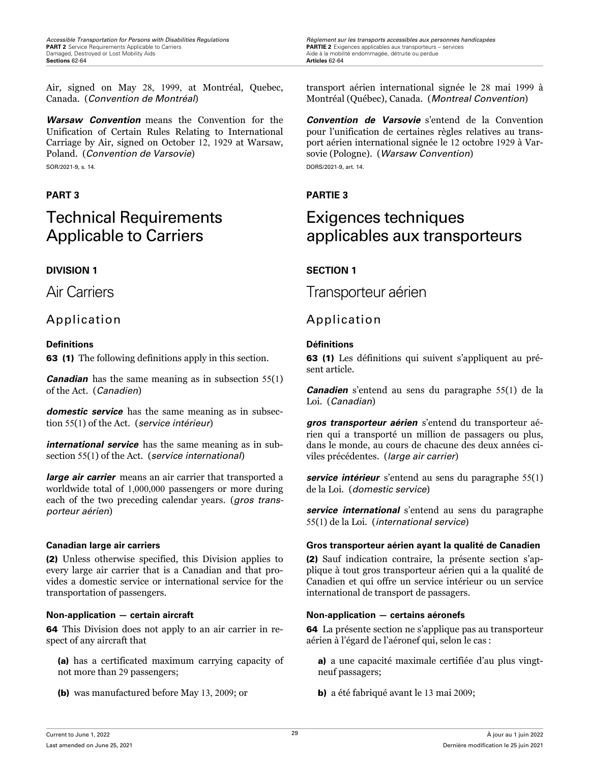Air, signed on May 28, 1999, at Montréal, Quebec, Canada. (*Convention de Montréal*)

***Warsaw Convention*** means the Convention for the Unification of Certain Rules Relating to International Carriage by Air, signed on October 12, 1929 at Warsaw, Poland. (*Convention de Varsovie*)

SOR/2021-9, s. 14.

transport aérien international signée le 28 mai 1999 à Montréal (Québec), Canada. (*Montreal Convention*)

***Convention de Varsovie*** s'entend de la Convention pour l'unification de certaines règles relatives au transport aérien international signée le 12 octobre 1929 à Varsovie (Pologne). (*Warsaw Convention*)

DORS/2021-9, art. 14.

## PART 3

# Technical Requirements Applicable to Carriers

## DIVISION 1

## Air Carriers

### Application

#### Definitions

**63 (1)** The following definitions apply in this section.

***Canadian*** has the same meaning as in subsection 55(1) of the Act. (*Canadien*)

***domestic service*** has the same meaning as in subsection 55(1) of the Act. (*service intérieur*)

***international service*** has the same meaning as in subsection 55(1) of the Act. (*service international*)

***large air carrier*** means an air carrier that transported a worldwide total of 1,000,000 passengers or more during each of the two preceding calendar years. (*gros transporteur aérien*)

#### Canadian large air carriers

**(2)** Unless otherwise specified, this Division applies to every large air carrier that is a Canadian and that provides a domestic service or international service for the transportation of passengers.

#### Non-application — certain aircraft

**64** This Division does not apply to an air carrier in respect of any aircraft that

**(a)** has a certificated maximum carrying capacity of not more than 29 passengers;

**(b)** was manufactured before May 13, 2009; or

## PARTIE 3

# Exigences techniques applicables aux transporteurs

## SECTION 1

## Transporteur aérien

### Application

#### Définitions

**63 (1)** Les définitions qui suivent s'appliquent au présent article.

***Canadien*** s'entend au sens du paragraphe 55(1) de la Loi. (*Canadian*)

***gros transporteur aérien*** s'entend du transporteur aérien qui a transporté un million de passagers ou plus, dans le monde, au cours de chacune des deux années civiles précédentes. (*large air carrier*)

***service intérieur*** s'entend au sens du paragraphe 55(1) de la Loi. (*domestic service*)

***service international*** s'entend au sens du paragraphe 55(1) de la Loi. (*international service*)

#### Gros transporteur aérien ayant la qualité de Canadien

**(2)** Sauf indication contraire, la présente section s'applique à tout gros transporteur aérien qui a la qualité de Canadien et qui offre un service intérieur ou un service international de transport de passagers.

#### Non-application — certains aéronefs

**64** La présente section ne s'applique pas au transporteur aérien à l'égard de l'aéronef qui, selon le cas :

**a)** a une capacité maximale certifiée d'au plus vingt-neuf passagers;

**b)** a été fabriqué avant le 13 mai 2009;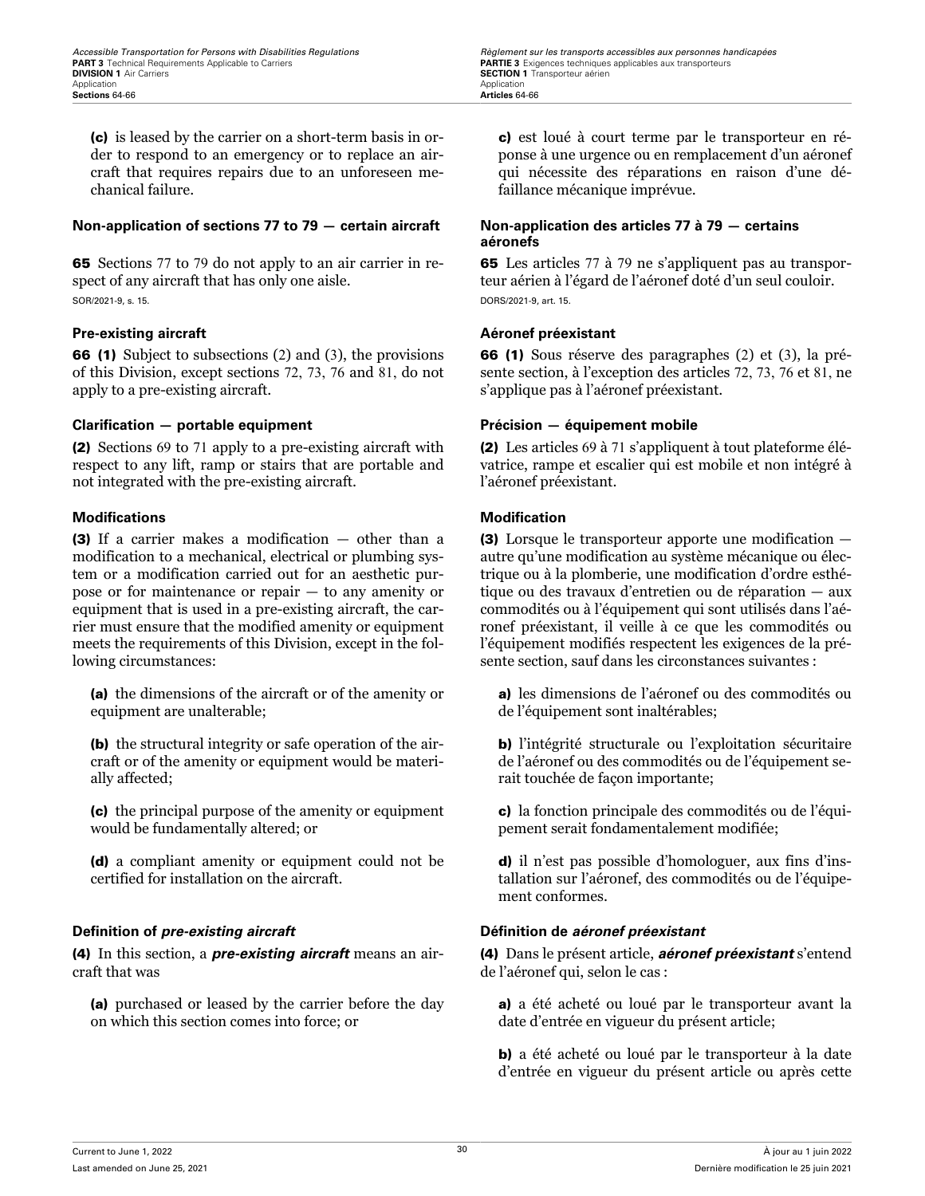(c) is leased by the carrier on a short-term basis in order to respond to an emergency or to replace an aircraft that requires repairs due to an unforeseen mechanical failure.

c) est loué à court terme par le transporteur en réponse à une urgence ou en remplacement d'un aéronef qui nécessite des réparations en raison d'une défaillance mécanique imprévue.

**Non-application of sections 77 to 79 — certain aircraft**

65 Sections 77 to 79 do not apply to an air carrier in respect of any aircraft that has only one aisle.

SOR/2021-9, s. 15.

**Non-application des articles 77 à 79 — certains aéronefs**

65 Les articles 77 à 79 ne s'appliquent pas au transporteur aérien à l'égard de l'aéronef doté d'un seul couloir.

DORS/2021-9, art. 15.

**Pre-existing aircraft**

66 (1) Subject to subsections (2) and (3), the provisions of this Division, except sections 72, 73, 76 and 81, do not apply to a pre-existing aircraft.

**Aéronef préexistant**

66 (1) Sous réserve des paragraphes (2) et (3), la présente section, à l'exception des articles 72, 73, 76 et 81, ne s'applique pas à l'aéronef préexistant.

**Clarification — portable equipment**

(2) Sections 69 to 71 apply to a pre-existing aircraft with respect to any lift, ramp or stairs that are portable and not integrated with the pre-existing aircraft.

**Précision — équipement mobile**

(2) Les articles 69 à 71 s'appliquent à tout plateforme élévatrice, rampe et escalier qui est mobile et non intégré à l'aéronef préexistant.

**Modifications**

(3) If a carrier makes a modification — other than a modification to a mechanical, electrical or plumbing system or a modification carried out for an aesthetic purpose or for maintenance or repair — to any amenity or equipment that is used in a pre-existing aircraft, the carrier must ensure that the modified amenity or equipment meets the requirements of this Division, except in the following circumstances:

(a) the dimensions of the aircraft or of the amenity or equipment are unalterable;

(b) the structural integrity or safe operation of the aircraft or of the amenity or equipment would be materially affected;

(c) the principal purpose of the amenity or equipment would be fundamentally altered; or

(d) a compliant amenity or equipment could not be certified for installation on the aircraft.

**Modification**

(3) Lorsque le transporteur apporte une modification — autre qu'une modification au système mécanique ou électrique ou à la plomberie, une modification d'ordre esthétique ou des travaux d'entretien ou de réparation — aux commodités ou à l'équipement qui sont utilisés dans l'aéronef préexistant, il veille à ce que les commodités ou l'équipement modifiés respectent les exigences de la présente section, sauf dans les circonstances suivantes :

a) les dimensions de l'aéronef ou des commodités ou de l'équipement sont inaltérables;

b) l'intégrité structurale ou l'exploitation sécuritaire de l'aéronef ou des commodités ou de l'équipement serait touchée de façon importante;

c) la fonction principale des commodités ou de l'équipement serait fondamentalement modifiée;

d) il n'est pas possible d'homologuer, aux fins d'installation sur l'aéronef, des commodités ou de l'équipement conformes.

**Definition of *pre-existing aircraft***

(4) In this section, a ***pre-existing aircraft*** means an aircraft that was

(a) purchased or leased by the carrier before the day on which this section comes into force; or

**Définition de *aéronef préexistant***

(4) Dans le présent article, ***aéronef préexistant*** s'entend de l'aéronef qui, selon le cas :

a) a été acheté ou loué par le transporteur avant la date d'entrée en vigueur du présent article;

b) a été acheté ou loué par le transporteur à la date d'entrée en vigueur du présent article ou après cette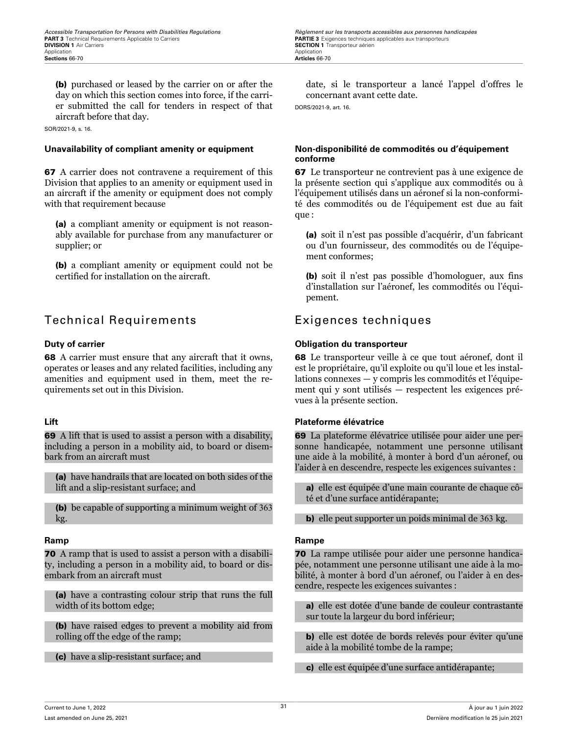(b) purchased or leased by the carrier on or after the day on which this section comes into force, if the carrier submitted the call for tenders in respect of that aircraft before that day.

SOR/2021-9, s. 16.

**Unavailability of compliant amenity or equipment**

**67** A carrier does not contravene a requirement of this Division that applies to an amenity or equipment used in an aircraft if the amenity or equipment does not comply with that requirement because

(a) a compliant amenity or equipment is not reasonably available for purchase from any manufacturer or supplier; or

(b) a compliant amenity or equipment could not be certified for installation on the aircraft.

## Technical Requirements

**Duty of carrier**

**68** A carrier must ensure that any aircraft that it owns, operates or leases and any related facilities, including any amenities and equipment used in them, meet the requirements set out in this Division.

**Lift**

**69** A lift that is used to assist a person with a disability, including a person in a mobility aid, to board or disembark from an aircraft must

(a) have handrails that are located on both sides of the lift and a slip-resistant surface; and

(b) be capable of supporting a minimum weight of 363 kg.

**Ramp**

**70** A ramp that is used to assist a person with a disability, including a person in a mobility aid, to board or disembark from an aircraft must

(a) have a contrasting colour strip that runs the full width of its bottom edge;

(b) have raised edges to prevent a mobility aid from rolling off the edge of the ramp;

(c) have a slip-resistant surface; and

date, si le transporteur a lancé l'appel d'offres le concernant avant cette date.

DORS/2021-9, art. 16.

**Non-disponibilité de commodités ou d'équipement conforme**

**67** Le transporteur ne contrevient pas à une exigence de la présente section qui s'applique aux commodités ou à l'équipement utilisés dans un aéronef si la non-conformité des commodités ou de l'équipement est due au fait que :

(a) soit il n'est pas possible d'acquérir, d'un fabricant ou d'un fournisseur, des commodités ou de l'équipement conformes;

(b) soit il n'est pas possible d'homologuer, aux fins d'installation sur l'aéronef, les commodités ou l'équipement.

## Exigences techniques

**Obligation du transporteur**

**68** Le transporteur veille à ce que tout aéronef, dont il est le propriétaire, qu'il exploite ou qu'il loue et les installations connexes — y compris les commodités et l'équipement qui y sont utilisés — respectent les exigences prévues à la présente section.

**Plateforme élévatrice**

**69** La plateforme élévatrice utilisée pour aider une personne handicapée, notamment une personne utilisant une aide à la mobilité, à monter à bord d'un aéronef, ou l'aider à en descendre, respecte les exigences suivantes :

a) elle est équipée d'une main courante de chaque côté et d'une surface antidérapante;

b) elle peut supporter un poids minimal de 363 kg.

**Rampe**

**70** La rampe utilisée pour aider une personne handicapée, notamment une personne utilisant une aide à la mobilité, à monter à bord d'un aéronef, ou l'aider à en descendre, respecte les exigences suivantes :

a) elle est dotée d'une bande de couleur contrastante sur toute la largeur du bord inférieur;

b) elle est dotée de bords relevés pour éviter qu'une aide à la mobilité tombe de la rampe;

c) elle est équipée d'une surface antidérapante;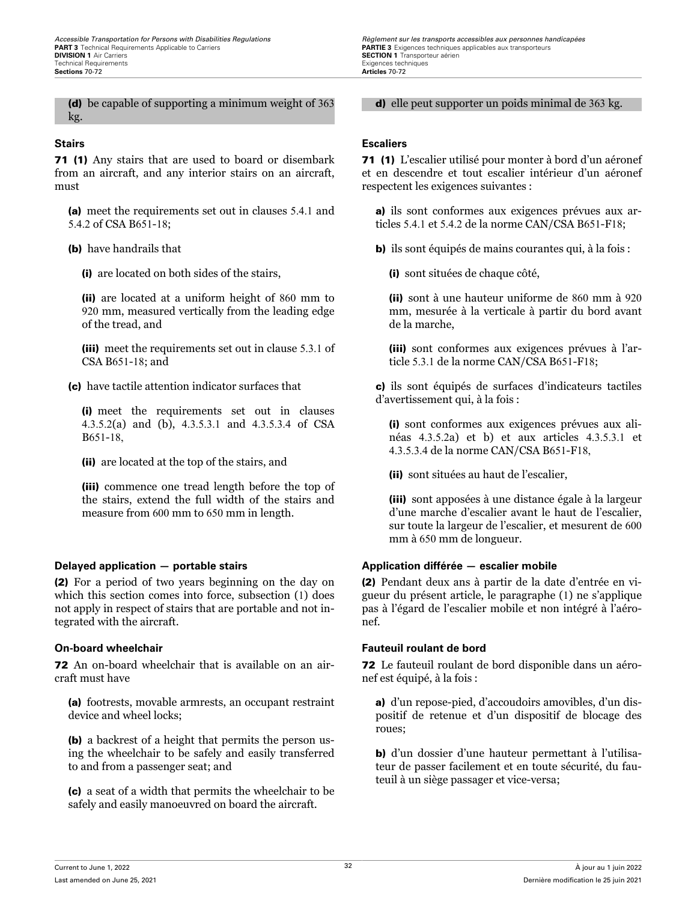**(d)** be capable of supporting a minimum weight of 363 kg.

### Stairs

**71 (1)** Any stairs that are used to board or disembark from an aircraft, and any interior stairs on an aircraft, must

**(a)** meet the requirements set out in clauses 5.4.1 and 5.4.2 of CSA B651-18;

**(b)** have handrails that

**(i)** are located on both sides of the stairs,

**(ii)** are located at a uniform height of 860 mm to 920 mm, measured vertically from the leading edge of the tread, and

**(iii)** meet the requirements set out in clause 5.3.1 of CSA B651-18; and

**(c)** have tactile attention indicator surfaces that

**(i)** meet the requirements set out in clauses 4.3.5.2(a) and (b), 4.3.5.3.1 and 4.3.5.3.4 of CSA B651-18,

**(ii)** are located at the top of the stairs, and

**(iii)** commence one tread length before the top of the stairs, extend the full width of the stairs and measure from 600 mm to 650 mm in length.

### Delayed application — portable stairs

**(2)** For a period of two years beginning on the day on which this section comes into force, subsection (1) does not apply in respect of stairs that are portable and not integrated with the aircraft.

### On-board wheelchair

**72** An on-board wheelchair that is available on an aircraft must have

**(a)** footrests, movable armrests, an occupant restraint device and wheel locks;

**(b)** a backrest of a height that permits the person using the wheelchair to be safely and easily transferred to and from a passenger seat; and

**(c)** a seat of a width that permits the wheelchair to be safely and easily manoeuvred on board the aircraft.

**d)** elle peut supporter un poids minimal de 363 kg.

### Escaliers

**71 (1)** L'escalier utilisé pour monter à bord d'un aéronef et en descendre et tout escalier intérieur d'un aéronef respectent les exigences suivantes :

**a)** ils sont conformes aux exigences prévues aux articles 5.4.1 et 5.4.2 de la norme CAN/CSA B651-F18;

**b)** ils sont équipés de mains courantes qui, à la fois :

**(i)** sont situées de chaque côté,

**(ii)** sont à une hauteur uniforme de 860 mm à 920 mm, mesurée à la verticale à partir du bord avant de la marche,

**(iii)** sont conformes aux exigences prévues à l'article 5.3.1 de la norme CAN/CSA B651-F18;

**c)** ils sont équipés de surfaces d'indicateurs tactiles d'avertissement qui, à la fois :

**(i)** sont conformes aux exigences prévues aux alinéas 4.3.5.2a) et b) et aux articles 4.3.5.3.1 et 4.3.5.3.4 de la norme CAN/CSA B651-F18,

**(ii)** sont situées au haut de l'escalier,

**(iii)** sont apposées à une distance égale à la largeur d'une marche d'escalier avant le haut de l'escalier, sur toute la largeur de l'escalier, et mesurent de 600 mm à 650 mm de longueur.

### Application différée — escalier mobile

**(2)** Pendant deux ans à partir de la date d'entrée en vigueur du présent article, le paragraphe (1) ne s'applique pas à l'égard de l'escalier mobile et non intégré à l'aéronef.

### Fauteuil roulant de bord

**72** Le fauteuil roulant de bord disponible dans un aéronef est équipé, à la fois :

**a)** d'un repose-pied, d'accoudoirs amovibles, d'un dispositif de retenue et d'un dispositif de blocage des roues;

**b)** d'un dossier d'une hauteur permettant à l'utilisateur de passer facilement et en toute sécurité, du fauteuil à un siège passager et vice-versa;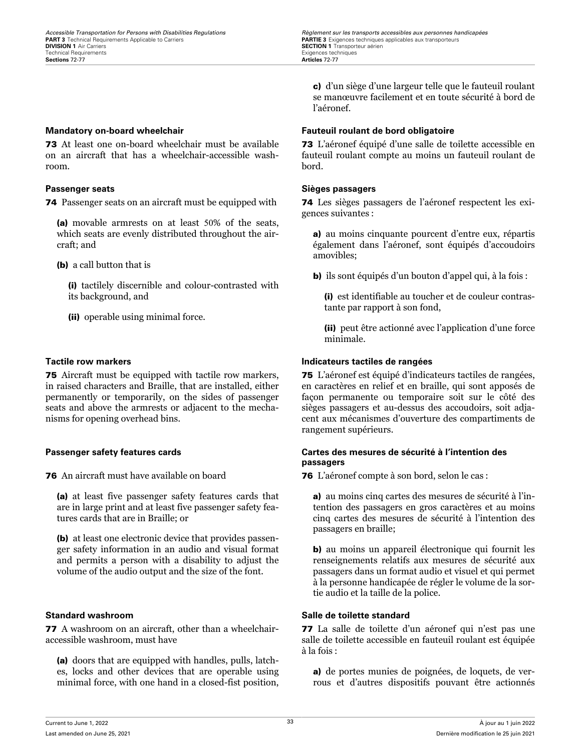c) d'un siège d'une largeur telle que le fauteuil roulant se manœuvre facilement et en toute sécurité à bord de l'aéronef.

#### Mandatory on-board wheelchair

**73** At least one on-board wheelchair must be available on an aircraft that has a wheelchair-accessible washroom.

#### Fauteuil roulant de bord obligatoire

**73** L'aéronef équipé d'une salle de toilette accessible en fauteuil roulant compte au moins un fauteuil roulant de bord.

#### Passenger seats

**74** Passenger seats on an aircraft must be equipped with

**(a)** movable armrests on at least 50% of the seats, which seats are evenly distributed throughout the aircraft; and

**(b)** a call button that is

**(i)** tactilely discernible and colour-contrasted with its background, and

**(ii)** operable using minimal force.

#### Sièges passagers

**74** Les sièges passagers de l'aéronef respectent les exigences suivantes :

**a)** au moins cinquante pourcent d'entre eux, répartis également dans l'aéronef, sont équipés d'accoudoirs amovibles;

**b)** ils sont équipés d'un bouton d'appel qui, à la fois :

**(i)** est identifiable au toucher et de couleur contrastante par rapport à son fond,

**(ii)** peut être actionné avec l'application d'une force minimale.

#### Tactile row markers

**75** Aircraft must be equipped with tactile row markers, in raised characters and Braille, that are installed, either permanently or temporarily, on the sides of passenger seats and above the armrests or adjacent to the mechanisms for opening overhead bins.

#### Indicateurs tactiles de rangées

**75** L'aéronef est équipé d'indicateurs tactiles de rangées, en caractères en relief et en braille, qui sont apposés de façon permanente ou temporaire soit sur le côté des sièges passagers et au-dessus des accoudoirs, soit adjacent aux mécanismes d'ouverture des compartiments de rangement supérieurs.

#### Passenger safety features cards

**76** An aircraft must have available on board

**(a)** at least five passenger safety features cards that are in large print and at least five passenger safety features cards that are in Braille; or

**(b)** at least one electronic device that provides passenger safety information in an audio and visual format and permits a person with a disability to adjust the volume of the audio output and the size of the font.

#### Cartes des mesures de sécurité à l'intention des passagers

**76** L'aéronef compte à son bord, selon le cas :

**a)** au moins cinq cartes des mesures de sécurité à l'intention des passagers en gros caractères et au moins cinq cartes des mesures de sécurité à l'intention des passagers en braille;

**b)** au moins un appareil électronique qui fournit les renseignements relatifs aux mesures de sécurité aux passagers dans un format audio et visuel et qui permet à la personne handicapée de régler le volume de la sortie audio et la taille de la police.

#### Standard washroom

**77** A washroom on an aircraft, other than a wheelchair-accessible washroom, must have

**(a)** doors that are equipped with handles, pulls, latches, locks and other devices that are operable using minimal force, with one hand in a closed-fist position,

#### Salle de toilette standard

**77** La salle de toilette d'un aéronef qui n'est pas une salle de toilette accessible en fauteuil roulant est équipée à la fois :

**a)** de portes munies de poignées, de loquets, de verrous et d'autres dispositifs pouvant être actionnés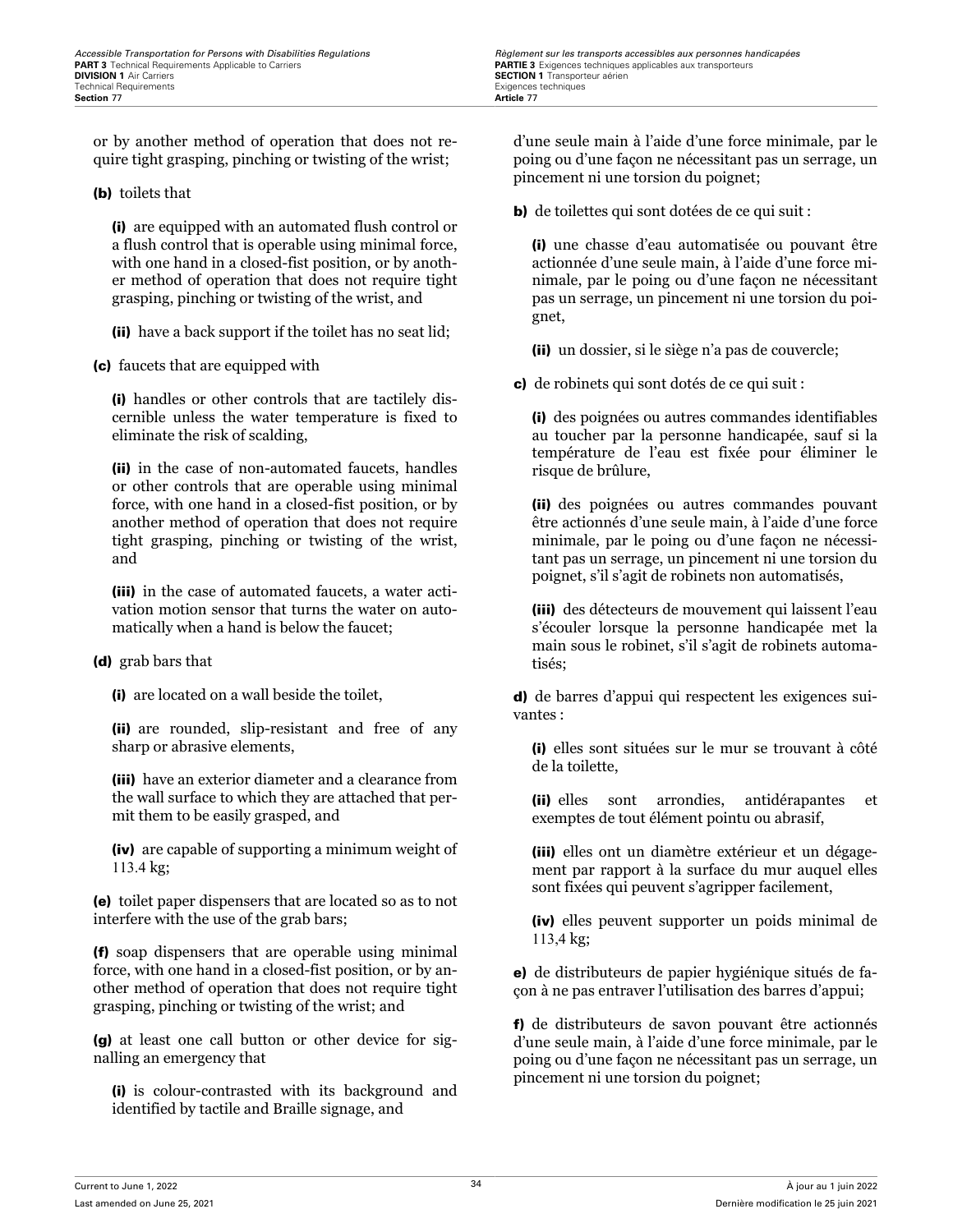or by another method of operation that does not require tight grasping, pinching or twisting of the wrist;

**(b)** toilets that

**(i)** are equipped with an automated flush control or a flush control that is operable using minimal force, with one hand in a closed-fist position, or by another method of operation that does not require tight grasping, pinching or twisting of the wrist, and

**(ii)** have a back support if the toilet has no seat lid;

**(c)** faucets that are equipped with

**(i)** handles or other controls that are tactilely discernible unless the water temperature is fixed to eliminate the risk of scalding,

**(ii)** in the case of non-automated faucets, handles or other controls that are operable using minimal force, with one hand in a closed-fist position, or by another method of operation that does not require tight grasping, pinching or twisting of the wrist, and

**(iii)** in the case of automated faucets, a water activation motion sensor that turns the water on automatically when a hand is below the faucet;

**(d)** grab bars that

**(i)** are located on a wall beside the toilet,

**(ii)** are rounded, slip-resistant and free of any sharp or abrasive elements,

**(iii)** have an exterior diameter and a clearance from the wall surface to which they are attached that permit them to be easily grasped, and

**(iv)** are capable of supporting a minimum weight of 113.4 kg;

**(e)** toilet paper dispensers that are located so as to not interfere with the use of the grab bars;

**(f)** soap dispensers that are operable using minimal force, with one hand in a closed-fist position, or by another method of operation that does not require tight grasping, pinching or twisting of the wrist; and

**(g)** at least one call button or other device for signalling an emergency that

**(i)** is colour-contrasted with its background and identified by tactile and Braille signage, and

d’une seule main à l’aide d’une force minimale, par le poing ou d’une façon ne nécessitant pas un serrage, un pincement ni une torsion du poignet;

**b)** de toilettes qui sont dotées de ce qui suit :

**(i)** une chasse d’eau automatisée ou pouvant être actionnée d’une seule main, à l’aide d’une force minimale, par le poing ou d’une façon ne nécessitant pas un serrage, un pincement ni une torsion du poignet,

**(ii)** un dossier, si le siège n’a pas de couvercle;

**c)** de robinets qui sont dotés de ce qui suit :

**(i)** des poignées ou autres commandes identifiables au toucher par la personne handicapée, sauf si la température de l’eau est fixée pour éliminer le risque de brûlure,

**(ii)** des poignées ou autres commandes pouvant être actionnés d’une seule main, à l’aide d’une force minimale, par le poing ou d’une façon ne nécessitant pas un serrage, un pincement ni une torsion du poignet, s’il s’agit de robinets non automatisés,

**(iii)** des détecteurs de mouvement qui laissent l’eau s’écouler lorsque la personne handicapée met la main sous le robinet, s’il s’agit de robinets automatisés;

**d)** de barres d’appui qui respectent les exigences suivantes :

**(i)** elles sont situées sur le mur se trouvant à côté de la toilette,

**(ii)** elles sont arrondies, antidérapantes et exemptes de tout élément pointu ou abrasif,

**(iii)** elles ont un diamètre extérieur et un dégagement par rapport à la surface du mur auquel elles sont fixées qui peuvent s’agripper facilement,

**(iv)** elles peuvent supporter un poids minimal de 113,4 kg;

**e)** de distributeurs de papier hygiénique situés de façon à ne pas entraver l’utilisation des barres d’appui;

**f)** de distributeurs de savon pouvant être actionnés d’une seule main, à l’aide d’une force minimale, par le poing ou d’une façon ne nécessitant pas un serrage, un pincement ni une torsion du poignet;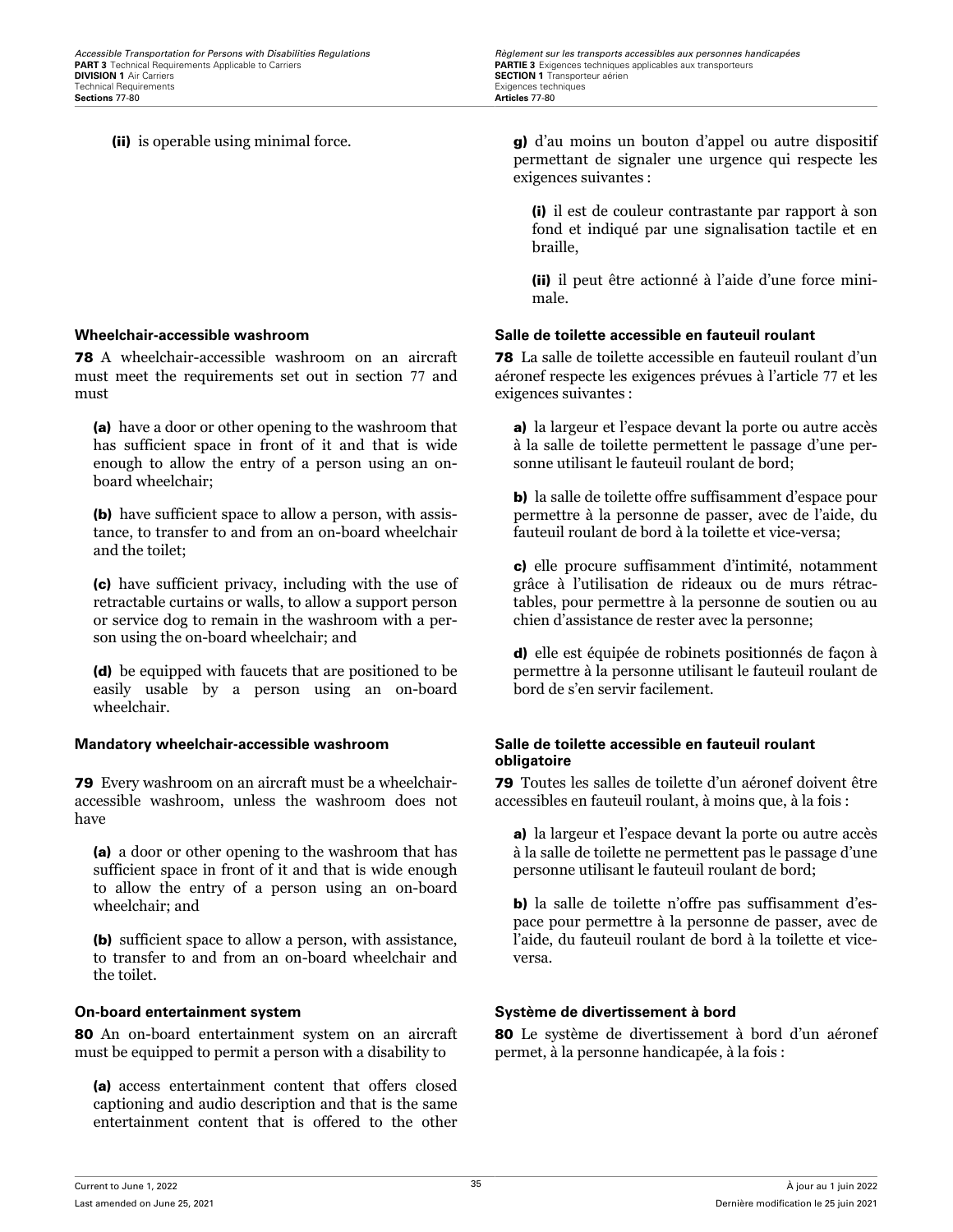(ii) is operable using minimal force.

g) d'au moins un bouton d'appel ou autre dispositif permettant de signaler une urgence qui respecte les exigences suivantes :

(i) il est de couleur contrastante par rapport à son fond et indiqué par une signalisation tactile et en braille,

(ii) il peut être actionné à l'aide d'une force minimale.

#### Wheelchair-accessible washroom

**78** A wheelchair-accessible washroom on an aircraft must meet the requirements set out in section 77 and must

**(a)** have a door or other opening to the washroom that has sufficient space in front of it and that is wide enough to allow the entry of a person using an on-board wheelchair;

**(b)** have sufficient space to allow a person, with assistance, to transfer to and from an on-board wheelchair and the toilet;

**(c)** have sufficient privacy, including with the use of retractable curtains or walls, to allow a support person or service dog to remain in the washroom with a person using the on-board wheelchair; and

**(d)** be equipped with faucets that are positioned to be easily usable by a person using an on-board wheelchair.

#### Salle de toilette accessible en fauteuil roulant

**78** La salle de toilette accessible en fauteuil roulant d'un aéronef respecte les exigences prévues à l'article 77 et les exigences suivantes :

**a)** la largeur et l'espace devant la porte ou autre accès à la salle de toilette permettent le passage d'une personne utilisant le fauteuil roulant de bord;

**b)** la salle de toilette offre suffisamment d'espace pour permettre à la personne de passer, avec de l'aide, du fauteuil roulant de bord à la toilette et vice-versa;

**c)** elle procure suffisamment d'intimité, notamment grâce à l'utilisation de rideaux ou de murs rétractables, pour permettre à la personne de soutien ou au chien d'assistance de rester avec la personne;

**d)** elle est équipée de robinets positionnés de façon à permettre à la personne utilisant le fauteuil roulant de bord de s'en servir facilement.

#### Mandatory wheelchair-accessible washroom

**79** Every washroom on an aircraft must be a wheelchair-accessible washroom, unless the washroom does not have

**(a)** a door or other opening to the washroom that has sufficient space in front of it and that is wide enough to allow the entry of a person using an on-board wheelchair; and

**(b)** sufficient space to allow a person, with assistance, to transfer to and from an on-board wheelchair and the toilet.

#### Salle de toilette accessible en fauteuil roulant obligatoire

**79** Toutes les salles de toilette d'un aéronef doivent être accessibles en fauteuil roulant, à moins que, à la fois :

**a)** la largeur et l'espace devant la porte ou autre accès à la salle de toilette ne permettent pas le passage d'une personne utilisant le fauteuil roulant de bord;

**b)** la salle de toilette n'offre pas suffisamment d'espace pour permettre à la personne de passer, avec de l'aide, du fauteuil roulant de bord à la toilette et vice-versa.

#### On-board entertainment system

**80** An on-board entertainment system on an aircraft must be equipped to permit a person with a disability to

**(a)** access entertainment content that offers closed captioning and audio description and that is the same entertainment content that is offered to the other

#### Système de divertissement à bord

**80** Le système de divertissement à bord d'un aéronef permet, à la personne handicapée, à la fois :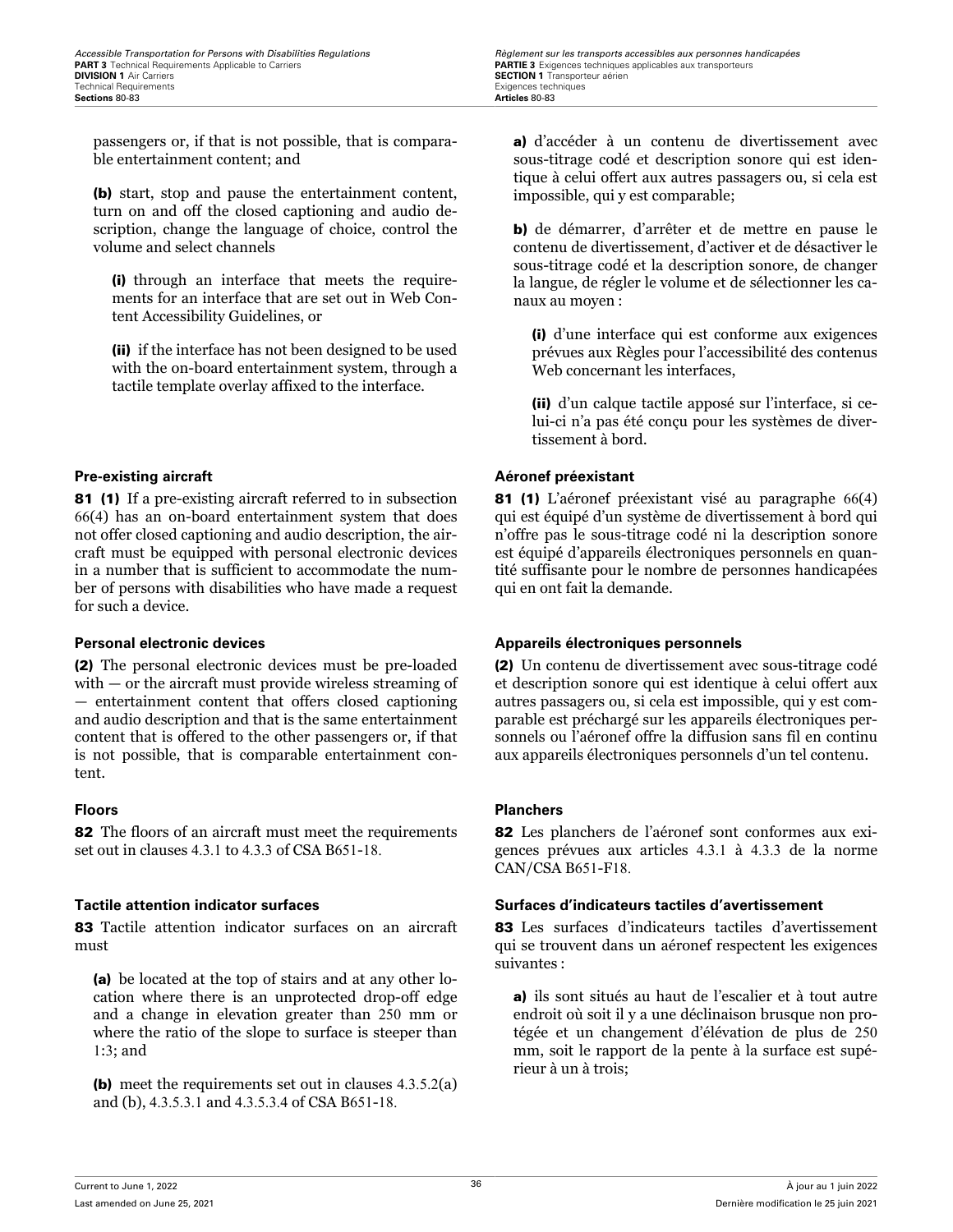passengers or, if that is not possible, that is comparable entertainment content; and

**(b)** start, stop and pause the entertainment content, turn on and off the closed captioning and audio description, change the language of choice, control the volume and select channels

**(i)** through an interface that meets the requirements for an interface that are set out in Web Content Accessibility Guidelines, or

**(ii)** if the interface has not been designed to be used with the on-board entertainment system, through a tactile template overlay affixed to the interface.

**a)** d'accéder à un contenu de divertissement avec sous-titrage codé et description sonore qui est identique à celui offert aux autres passagers ou, si cela est impossible, qui y est comparable;

**b)** de démarrer, d'arrêter et de mettre en pause le contenu de divertissement, d'activer et de désactiver le sous-titrage codé et la description sonore, de changer la langue, de régler le volume et de sélectionner les canaux au moyen :

**(i)** d'une interface qui est conforme aux exigences prévues aux Règles pour l'accessibilité des contenus Web concernant les interfaces,

**(ii)** d'un calque tactile apposé sur l'interface, si celui-ci n'a pas été conçu pour les systèmes de divertissement à bord.

#### Pre-existing aircraft

**81 (1)** If a pre-existing aircraft referred to in subsection 66(4) has an on-board entertainment system that does not offer closed captioning and audio description, the aircraft must be equipped with personal electronic devices in a number that is sufficient to accommodate the number of persons with disabilities who have made a request for such a device.

#### Aéronef préexistant

**81 (1)** L'aéronef préexistant visé au paragraphe 66(4) qui est équipé d'un système de divertissement à bord qui n'offre pas le sous-titrage codé ni la description sonore est équipé d'appareils électroniques personnels en quantité suffisante pour le nombre de personnes handicapées qui en ont fait la demande.

#### Personal electronic devices

**(2)** The personal electronic devices must be pre-loaded with — or the aircraft must provide wireless streaming of — entertainment content that offers closed captioning and audio description and that is the same entertainment content that is offered to the other passengers or, if that is not possible, that is comparable entertainment content.

#### Appareils électroniques personnels

**(2)** Un contenu de divertissement avec sous-titrage codé et description sonore qui est identique à celui offert aux autres passagers ou, si cela est impossible, qui y est comparable est préchargé sur les appareils électroniques personnels ou l'aéronef offre la diffusion sans fil en continu aux appareils électroniques personnels d'un tel contenu.

#### Floors

**82** The floors of an aircraft must meet the requirements set out in clauses 4.3.1 to 4.3.3 of CSA B651-18.

#### Planchers

**82** Les planchers de l'aéronef sont conformes aux exigences prévues aux articles 4.3.1 à 4.3.3 de la norme CAN/CSA B651-F18.

#### Tactile attention indicator surfaces

**83** Tactile attention indicator surfaces on an aircraft must

**(a)** be located at the top of stairs and at any other location where there is an unprotected drop-off edge and a change in elevation greater than 250 mm or where the ratio of the slope to surface is steeper than 1:3; and

**(b)** meet the requirements set out in clauses 4.3.5.2(a) and (b), 4.3.5.3.1 and 4.3.5.3.4 of CSA B651-18.

#### Surfaces d'indicateurs tactiles d'avertissement

**83** Les surfaces d'indicateurs tactiles d'avertissement qui se trouvent dans un aéronef respectent les exigences suivantes :

**a)** ils sont situés au haut de l'escalier et à tout autre endroit où soit il y a une déclinaison brusque non protégée et un changement d'élévation de plus de 250 mm, soit le rapport de la pente à la surface est supérieur à un à trois;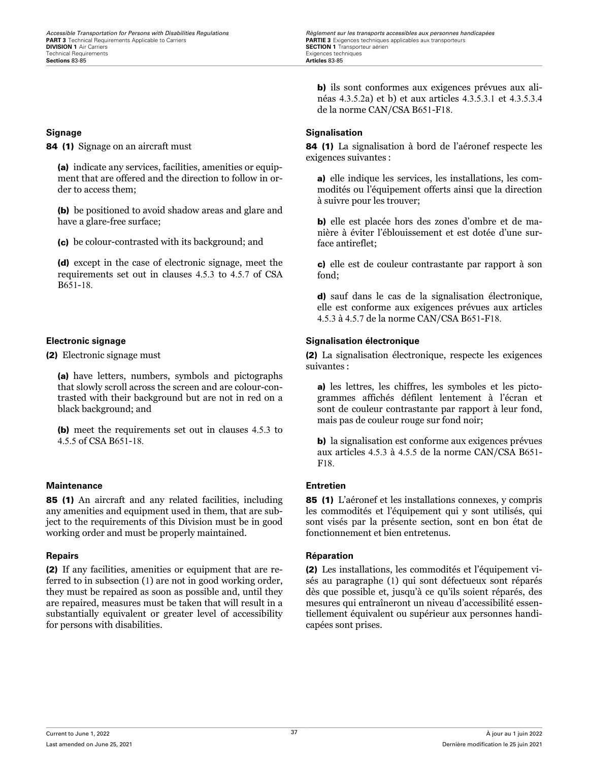b) ils sont conformes aux exigences prévues aux alinéas 4.3.5.2a) et b) et aux articles 4.3.5.3.1 et 4.3.5.3.4 de la norme CAN/CSA B651-F18.

### Signage

**84 (1)** Signage on an aircraft must

**(a)** indicate any services, facilities, amenities or equipment that are offered and the direction to follow in order to access them;

**(b)** be positioned to avoid shadow areas and glare and have a glare-free surface;

**(c)** be colour-contrasted with its background; and

**(d)** except in the case of electronic signage, meet the requirements set out in clauses 4.5.3 to 4.5.7 of CSA B651-18.

### Signalisation

**84 (1)** La signalisation à bord de l'aéronef respecte les exigences suivantes :

**a)** elle indique les services, les installations, les commodités ou l'équipement offerts ainsi que la direction à suivre pour les trouver;

**b)** elle est placée hors des zones d'ombre et de manière à éviter l'éblouissement et est dotée d'une surface antireflet;

**c)** elle est de couleur contrastante par rapport à son fond;

**d)** sauf dans le cas de la signalisation électronique, elle est conforme aux exigences prévues aux articles 4.5.3 à 4.5.7 de la norme CAN/CSA B651-F18.

### Electronic signage

**(2)** Electronic signage must

**(a)** have letters, numbers, symbols and pictographs that slowly scroll across the screen and are colour-contrasted with their background but are not in red on a black background; and

**(b)** meet the requirements set out in clauses 4.5.3 to 4.5.5 of CSA B651-18.

### Signalisation électronique

**(2)** La signalisation électronique, respecte les exigences suivantes :

**a)** les lettres, les chiffres, les symboles et les pictogrammes affichés défilent lentement à l'écran et sont de couleur contrastante par rapport à leur fond, mais pas de couleur rouge sur fond noir;

**b)** la signalisation est conforme aux exigences prévues aux articles 4.5.3 à 4.5.5 de la norme CAN/CSA B651-F18.

### Maintenance

**85 (1)** An aircraft and any related facilities, including any amenities and equipment used in them, that are subject to the requirements of this Division must be in good working order and must be properly maintained.

### Entretien

**85 (1)** L'aéronef et les installations connexes, y compris les commodités et l'équipement qui y sont utilisés, qui sont visés par la présente section, sont en bon état de fonctionnement et bien entretenus.

### Repairs

**(2)** If any facilities, amenities or equipment that are referred to in subsection (1) are not in good working order, they must be repaired as soon as possible and, until they are repaired, measures must be taken that will result in a substantially equivalent or greater level of accessibility for persons with disabilities.

### Réparation

**(2)** Les installations, les commodités et l'équipement visés au paragraphe (1) qui sont défectueux sont réparés dès que possible et, jusqu'à ce qu'ils soient réparés, des mesures qui entraîneront un niveau d'accessibilité essentiellement équivalent ou supérieur aux personnes handicapées sont prises.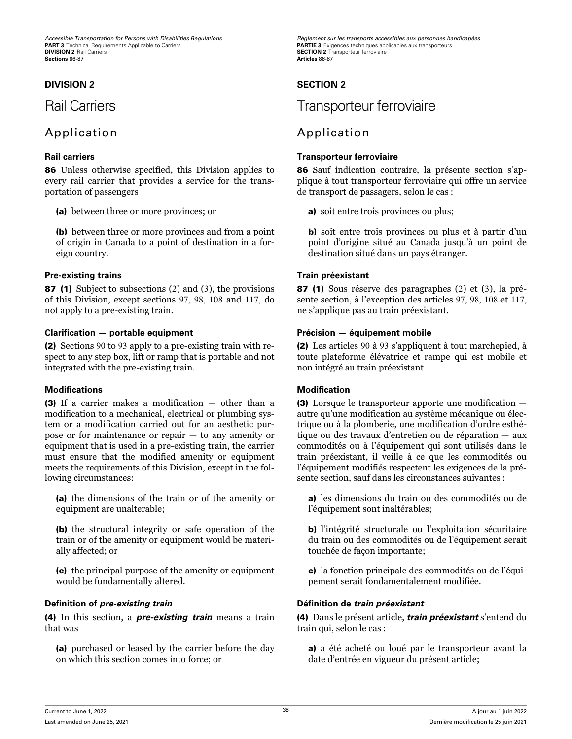## DIVISION 2

# Rail Carriers

## Application

### Rail carriers

**86** Unless otherwise specified, this Division applies to every rail carrier that provides a service for the transportation of passengers

**(a)** between three or more provinces; or

**(b)** between three or more provinces and from a point of origin in Canada to a point of destination in a foreign country.

### Pre-existing trains

**87 (1)** Subject to subsections (2) and (3), the provisions of this Division, except sections 97, 98, 108 and 117, do not apply to a pre-existing train.

### Clarification — portable equipment

**(2)** Sections 90 to 93 apply to a pre-existing train with respect to any step box, lift or ramp that is portable and not integrated with the pre-existing train.

### Modifications

**(3)** If a carrier makes a modification — other than a modification to a mechanical, electrical or plumbing system or a modification carried out for an aesthetic purpose or for maintenance or repair — to any amenity or equipment that is used in a pre-existing train, the carrier must ensure that the modified amenity or equipment meets the requirements of this Division, except in the following circumstances:

**(a)** the dimensions of the train or of the amenity or equipment are unalterable;

**(b)** the structural integrity or safe operation of the train or of the amenity or equipment would be materially affected; or

**(c)** the principal purpose of the amenity or equipment would be fundamentally altered.

### Definition of *pre-existing train*

**(4)** In this section, a ***pre-existing train*** means a train that was

**(a)** purchased or leased by the carrier before the day on which this section comes into force; or

## SECTION 2

# Transporteur ferroviaire

## Application

### Transporteur ferroviaire

**86** Sauf indication contraire, la présente section s'applique à tout transporteur ferroviaire qui offre un service de transport de passagers, selon le cas :

**a)** soit entre trois provinces ou plus;

**b)** soit entre trois provinces ou plus et à partir d'un point d'origine situé au Canada jusqu'à un point de destination situé dans un pays étranger.

### Train préexistant

**87 (1)** Sous réserve des paragraphes (2) et (3), la présente section, à l'exception des articles 97, 98, 108 et 117, ne s'applique pas au train préexistant.

### Précision — équipement mobile

**(2)** Les articles 90 à 93 s'appliquent à tout marchepied, à toute plateforme élévatrice et rampe qui est mobile et non intégré au train préexistant.

### Modification

**(3)** Lorsque le transporteur apporte une modification — autre qu'une modification au système mécanique ou électrique ou à la plomberie, une modification d'ordre esthétique ou des travaux d'entretien ou de réparation — aux commodités ou à l'équipement qui sont utilisés dans le train préexistant, il veille à ce que les commodités ou l'équipement modifiés respectent les exigences de la présente section, sauf dans les circonstances suivantes :

**a)** les dimensions du train ou des commodités ou de l'équipement sont inaltérables;

**b)** l'intégrité structurale ou l'exploitation sécuritaire du train ou des commodités ou de l'équipement serait touchée de façon importante;

**c)** la fonction principale des commodités ou de l'équipement serait fondamentalement modifiée.

### Définition de *train préexistant*

**(4)** Dans le présent article, ***train préexistant*** s'entend du train qui, selon le cas :

**a)** a été acheté ou loué par le transporteur avant la date d'entrée en vigueur du présent article;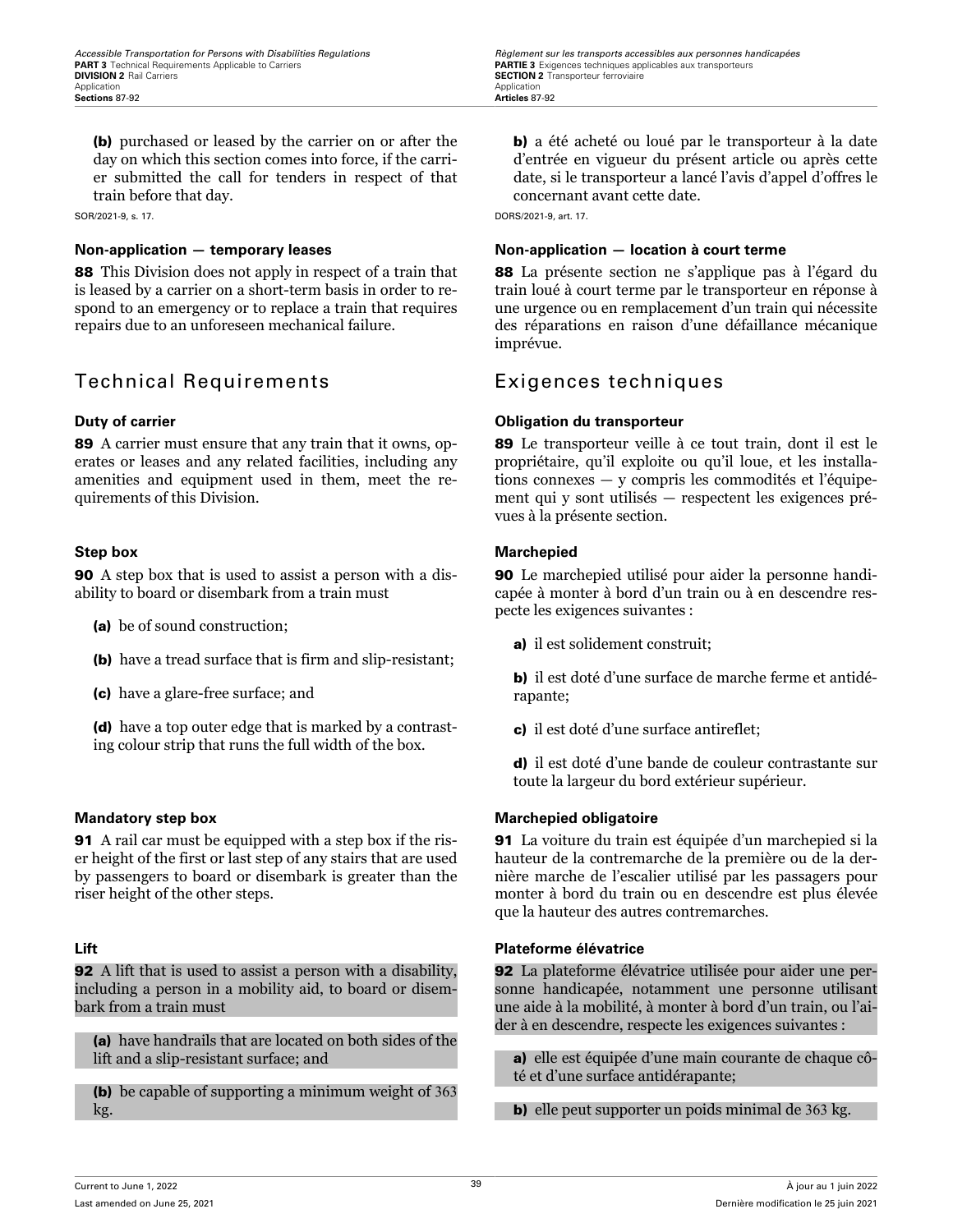**(b)** purchased or leased by the carrier on or after the day on which this section comes into force, if the carrier submitted the call for tenders in respect of that train before that day.

SOR/2021-9, s. 17.

#### Non-application — temporary leases

**88** This Division does not apply in respect of a train that is leased by a carrier on a short-term basis in order to respond to an emergency or to replace a train that requires repairs due to an unforeseen mechanical failure.

## Technical Requirements

#### Duty of carrier

**89** A carrier must ensure that any train that it owns, operates or leases and any related facilities, including any amenities and equipment used in them, meet the requirements of this Division.

#### Step box

**90** A step box that is used to assist a person with a disability to board or disembark from a train must

**(a)** be of sound construction;

**(b)** have a tread surface that is firm and slip-resistant;

**(c)** have a glare-free surface; and

**(d)** have a top outer edge that is marked by a contrasting colour strip that runs the full width of the box.

#### Mandatory step box

**91** A rail car must be equipped with a step box if the riser height of the first or last step of any stairs that are used by passengers to board or disembark is greater than the riser height of the other steps.

#### Lift

**92** A lift that is used to assist a person with a disability, including a person in a mobility aid, to board or disembark from a train must

**(a)** have handrails that are located on both sides of the lift and a slip-resistant surface; and

**(b)** be capable of supporting a minimum weight of 363 kg.

---

**b)** a été acheté ou loué par le transporteur à la date d'entrée en vigueur du présent article ou après cette date, si le transporteur a lancé l'avis d'appel d'offres le concernant avant cette date.

DORS/2021-9, art. 17.

#### Non-application — location à court terme

**88** La présente section ne s'applique pas à l'égard du train loué à court terme par le transporteur en réponse à une urgence ou en remplacement d'un train qui nécessite des réparations en raison d'une défaillance mécanique imprévue.

## Exigences techniques

#### Obligation du transporteur

**89** Le transporteur veille à ce tout train, dont il est le propriétaire, qu'il exploite ou qu'il loue, et les installations connexes — y compris les commodités et l'équipement qui y sont utilisés — respectent les exigences prévues à la présente section.

#### Marchepied

**90** Le marchepied utilisé pour aider la personne handicapée à monter à bord d'un train ou à en descendre respecte les exigences suivantes :

**a)** il est solidement construit;

**b)** il est doté d'une surface de marche ferme et antidérapante;

**c)** il est doté d'une surface antireflet;

**d)** il est doté d'une bande de couleur contrastante sur toute la largeur du bord extérieur supérieur.

#### Marchepied obligatoire

**91** La voiture du train est équipée d'un marchepied si la hauteur de la contremarche de la première ou de la dernière marche de l'escalier utilisé par les passagers pour monter à bord du train ou en descendre est plus élevée que la hauteur des autres contremarches.

#### Plateforme élévatrice

**92** La plateforme élévatrice utilisée pour aider une personne handicapée, notamment une personne utilisant une aide à la mobilité, à monter à bord d'un train, ou l'aider à en descendre, respecte les exigences suivantes :

**a)** elle est équipée d'une main courante de chaque côté et d'une surface antidérapante;

**b)** elle peut supporter un poids minimal de 363 kg.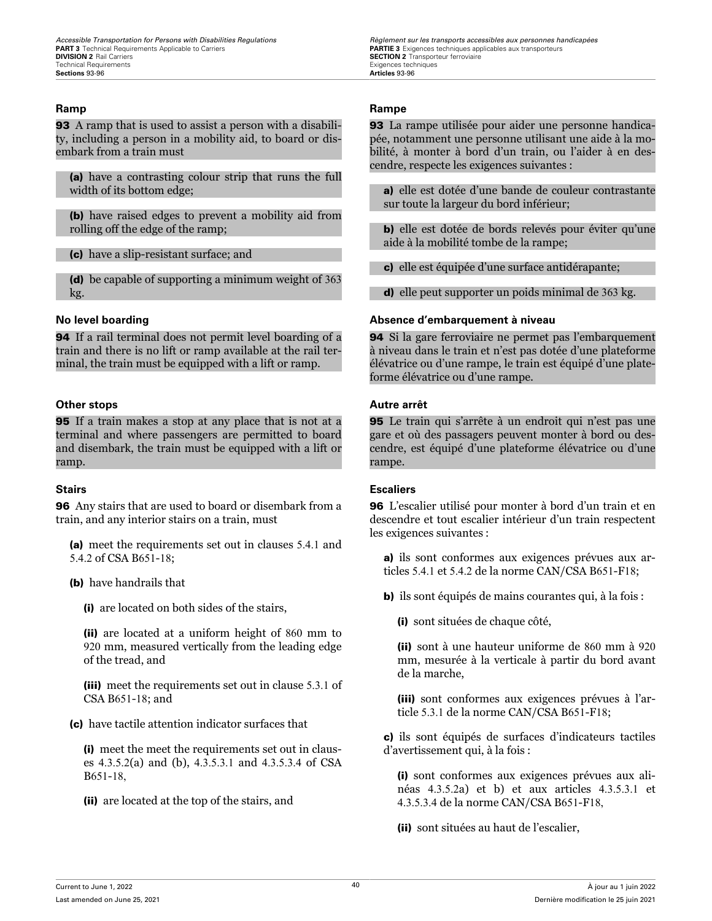### Ramp

**93** A ramp that is used to assist a person with a disability, including a person in a mobility aid, to board or disembark from a train must

**(a)** have a contrasting colour strip that runs the full width of its bottom edge;

**(b)** have raised edges to prevent a mobility aid from rolling off the edge of the ramp;

**(c)** have a slip-resistant surface; and

**(d)** be capable of supporting a minimum weight of 363 kg.

### Rampe

**93** La rampe utilisée pour aider une personne handicapée, notamment une personne utilisant une aide à la mobilité, à monter à bord d'un train, ou l'aider à en descendre, respecte les exigences suivantes :

**a)** elle est dotée d'une bande de couleur contrastante sur toute la largeur du bord inférieur;

**b)** elle est dotée de bords relevés pour éviter qu'une aide à la mobilité tombe de la rampe;

**c)** elle est équipée d'une surface antidérapante;

**d)** elle peut supporter un poids minimal de 363 kg.

### No level boarding

**94** If a rail terminal does not permit level boarding of a train and there is no lift or ramp available at the rail terminal, the train must be equipped with a lift or ramp.

### Absence d'embarquement à niveau

**94** Si la gare ferroviaire ne permet pas l'embarquement à niveau dans le train et n'est pas dotée d'une plateforme élévatrice ou d'une rampe, le train est équipé d'une plateforme élévatrice ou d'une rampe.

### Other stops

**95** If a train makes a stop at any place that is not at a terminal and where passengers are permitted to board and disembark, the train must be equipped with a lift or ramp.

### Autre arrêt

**95** Le train qui s'arrête à un endroit qui n'est pas une gare et où des passagers peuvent monter à bord ou descendre, est équipé d'une plateforme élévatrice ou d'une rampe.

### Stairs

**96** Any stairs that are used to board or disembark from a train, and any interior stairs on a train, must

**(a)** meet the requirements set out in clauses 5.4.1 and 5.4.2 of CSA B651-18;

**(b)** have handrails that

**(i)** are located on both sides of the stairs,

**(ii)** are located at a uniform height of 860 mm to 920 mm, measured vertically from the leading edge of the tread, and

**(iii)** meet the requirements set out in clause 5.3.1 of CSA B651-18; and

**(c)** have tactile attention indicator surfaces that

**(i)** meet the meet the requirements set out in clauses 4.3.5.2(a) and (b), 4.3.5.3.1 and 4.3.5.3.4 of CSA B651-18,

**(ii)** are located at the top of the stairs, and

### Escaliers

**96** L'escalier utilisé pour monter à bord d'un train et en descendre et tout escalier intérieur d'un train respectent les exigences suivantes :

**a)** ils sont conformes aux exigences prévues aux articles 5.4.1 et 5.4.2 de la norme CAN/CSA B651-F18;

**b)** ils sont équipés de mains courantes qui, à la fois :

**(i)** sont situées de chaque côté,

**(ii)** sont à une hauteur uniforme de 860 mm à 920 mm, mesurée à la verticale à partir du bord avant de la marche,

**(iii)** sont conformes aux exigences prévues à l'article 5.3.1 de la norme CAN/CSA B651-F18;

**c)** ils sont équipés de surfaces d'indicateurs tactiles d'avertissement qui, à la fois :

**(i)** sont conformes aux exigences prévues aux alinéas 4.3.5.2a) et b) et aux articles 4.3.5.3.1 et 4.3.5.3.4 de la norme CAN/CSA B651-F18,

**(ii)** sont situées au haut de l'escalier,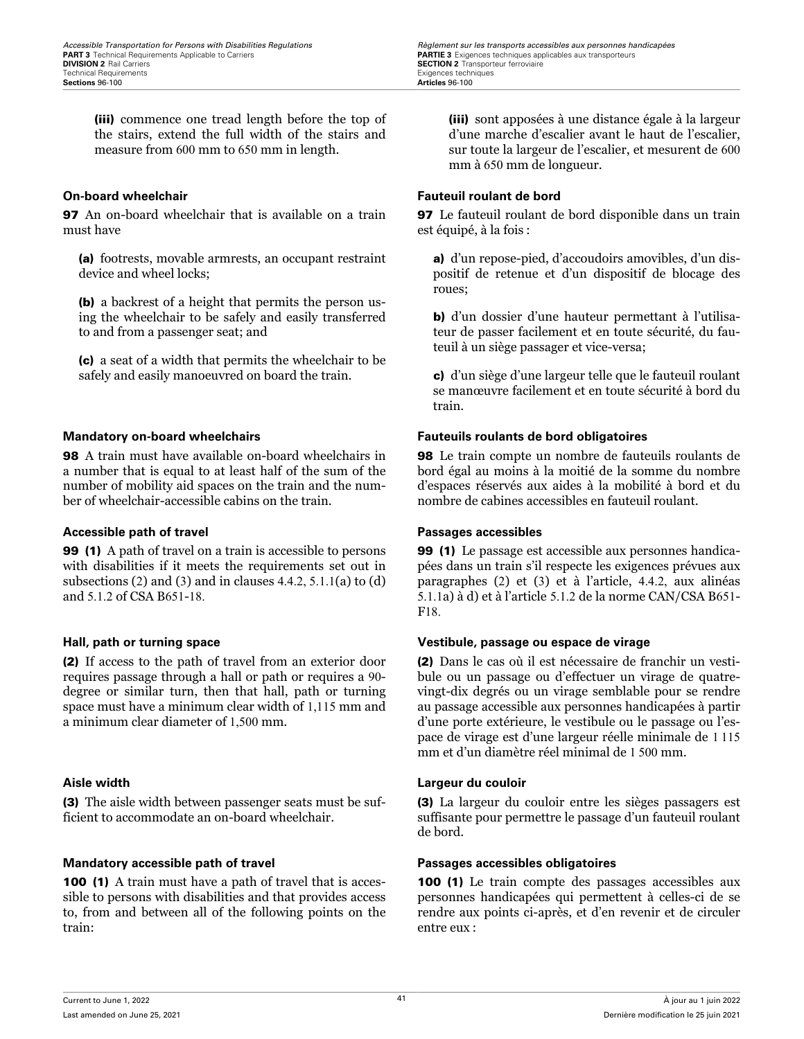(iii) commence one tread length before the top of the stairs, extend the full width of the stairs and measure from 600 mm to 650 mm in length.

### On-board wheelchair

**97** An on-board wheelchair that is available on a train must have

**(a)** footrests, movable armrests, an occupant restraint device and wheel locks;

**(b)** a backrest of a height that permits the person using the wheelchair to be safely and easily transferred to and from a passenger seat; and

**(c)** a seat of a width that permits the wheelchair to be safely and easily manoeuvred on board the train.

### Mandatory on-board wheelchairs

**98** A train must have available on-board wheelchairs in a number that is equal to at least half of the sum of the number of mobility aid spaces on the train and the number of wheelchair-accessible cabins on the train.

### Accessible path of travel

**99 (1)** A path of travel on a train is accessible to persons with disabilities if it meets the requirements set out in subsections (2) and (3) and in clauses 4.4.2, 5.1.1(a) to (d) and 5.1.2 of CSA B651-18.

### Hall, path or turning space

**(2)** If access to the path of travel from an exterior door requires passage through a hall or path or requires a 90-degree or similar turn, then that hall, path or turning space must have a minimum clear width of 1,115 mm and a minimum clear diameter of 1,500 mm.

### Aisle width

**(3)** The aisle width between passenger seats must be sufficient to accommodate an on-board wheelchair.

### Mandatory accessible path of travel

**100 (1)** A train must have a path of travel that is accessible to persons with disabilities and that provides access to, from and between all of the following points on the train:

(iii) sont apposées à une distance égale à la largeur d'une marche d'escalier avant le haut de l'escalier, sur toute la largeur de l'escalier, et mesurent de 600 mm à 650 mm de longueur.

### Fauteuil roulant de bord

**97** Le fauteuil roulant de bord disponible dans un train est équipé, à la fois :

**a)** d'un repose-pied, d'accoudoirs amovibles, d'un dispositif de retenue et d'un dispositif de blocage des roues;

**b)** d'un dossier d'une hauteur permettant à l'utilisateur de passer facilement et en toute sécurité, du fauteuil à un siège passager et vice-versa;

**c)** d'un siège d'une largeur telle que le fauteuil roulant se manœuvre facilement et en toute sécurité à bord du train.

### Fauteuils roulants de bord obligatoires

**98** Le train compte un nombre de fauteuils roulants de bord égal au moins à la moitié de la somme du nombre d'espaces réservés aux aides à la mobilité à bord et du nombre de cabines accessibles en fauteuil roulant.

### Passages accessibles

**99 (1)** Le passage est accessible aux personnes handicapées dans un train s'il respecte les exigences prévues aux paragraphes (2) et (3) et à l'article, 4.4.2, aux alinéas 5.1.1a) à d) et à l'article 5.1.2 de la norme CAN/CSA B651-F18.

### Vestibule, passage ou espace de virage

**(2)** Dans le cas où il est nécessaire de franchir un vestibule ou un passage ou d'effectuer un virage de quatre-vingt-dix degrés ou un virage semblable pour se rendre au passage accessible aux personnes handicapées à partir d'une porte extérieure, le vestibule ou le passage ou l'espace de virage est d'une largeur réelle minimale de 1 115 mm et d'un diamètre réel minimal de 1 500 mm.

### Largeur du couloir

**(3)** La largeur du couloir entre les sièges passagers est suffisante pour permettre le passage d'un fauteuil roulant de bord.

### Passages accessibles obligatoires

**100 (1)** Le train compte des passages accessibles aux personnes handicapées qui permettent à celles-ci de se rendre aux points ci-après, et d'en revenir et de circuler entre eux :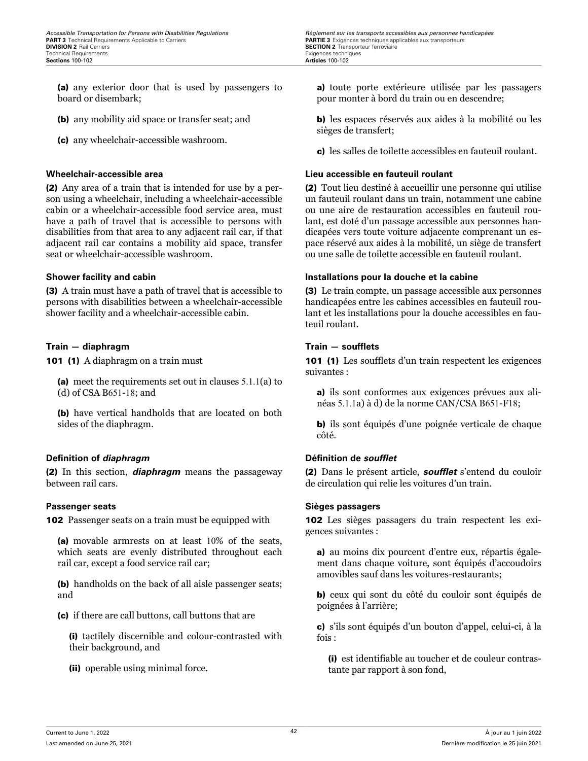**(a)** any exterior door that is used by passengers to board or disembark;

**(b)** any mobility aid space or transfer seat; and

**(c)** any wheelchair-accessible washroom.

**Wheelchair-accessible area**

**(2)** Any area of a train that is intended for use by a person using a wheelchair, including a wheelchair-accessible cabin or a wheelchair-accessible food service area, must have a path of travel that is accessible to persons with disabilities from that area to any adjacent rail car, if that adjacent rail car contains a mobility aid space, transfer seat or wheelchair-accessible washroom.

**Shower facility and cabin**

**(3)** A train must have a path of travel that is accessible to persons with disabilities between a wheelchair-accessible shower facility and a wheelchair-accessible cabin.

**Train — diaphragm**

**101 (1)** A diaphragm on a train must

**(a)** meet the requirements set out in clauses 5.1.1(a) to (d) of CSA B651-18; and

**(b)** have vertical handholds that are located on both sides of the diaphragm.

**Definition of *diaphragm***

**(2)** In this section, ***diaphragm*** means the passageway between rail cars.

**Passenger seats**

**102** Passenger seats on a train must be equipped with

**(a)** movable armrests on at least 10% of the seats, which seats are evenly distributed throughout each rail car, except a food service rail car;

**(b)** handholds on the back of all aisle passenger seats; and

**(c)** if there are call buttons, call buttons that are

**(i)** tactilely discernible and colour-contrasted with their background, and

**(ii)** operable using minimal force.

**a)** toute porte extérieure utilisée par les passagers pour monter à bord du train ou en descendre;

**b)** les espaces réservés aux aides à la mobilité ou les sièges de transfert;

**c)** les salles de toilette accessibles en fauteuil roulant.

**Lieu accessible en fauteuil roulant**

**(2)** Tout lieu destiné à accueillir une personne qui utilise un fauteuil roulant dans un train, notamment une cabine ou une aire de restauration accessibles en fauteuil roulant, est doté d'un passage accessible aux personnes handicapées vers toute voiture adjacente comprenant un espace réservé aux aides à la mobilité, un siège de transfert ou une salle de toilette accessible en fauteuil roulant.

**Installations pour la douche et la cabine**

**(3)** Le train compte, un passage accessible aux personnes handicapées entre les cabines accessibles en fauteuil roulant et les installations pour la douche accessibles en fauteuil roulant.

**Train — soufflets**

**101 (1)** Les soufflets d'un train respectent les exigences suivantes :

**a)** ils sont conformes aux exigences prévues aux alinéas 5.1.1a) à d) de la norme CAN/CSA B651-F18;

**b)** ils sont équipés d'une poignée verticale de chaque côté.

**Définition de *soufflet***

**(2)** Dans le présent article, ***soufflet*** s'entend du couloir de circulation qui relie les voitures d'un train.

**Sièges passagers**

**102** Les sièges passagers du train respectent les exigences suivantes :

**a)** au moins dix pourcent d'entre eux, répartis également dans chaque voiture, sont équipés d'accoudoirs amovibles sauf dans les voitures-restaurants;

**b)** ceux qui sont du côté du couloir sont équipés de poignées à l'arrière;

**c)** s'ils sont équipés d'un bouton d'appel, celui-ci, à la fois :

**(i)** est identifiable au toucher et de couleur contrastante par rapport à son fond,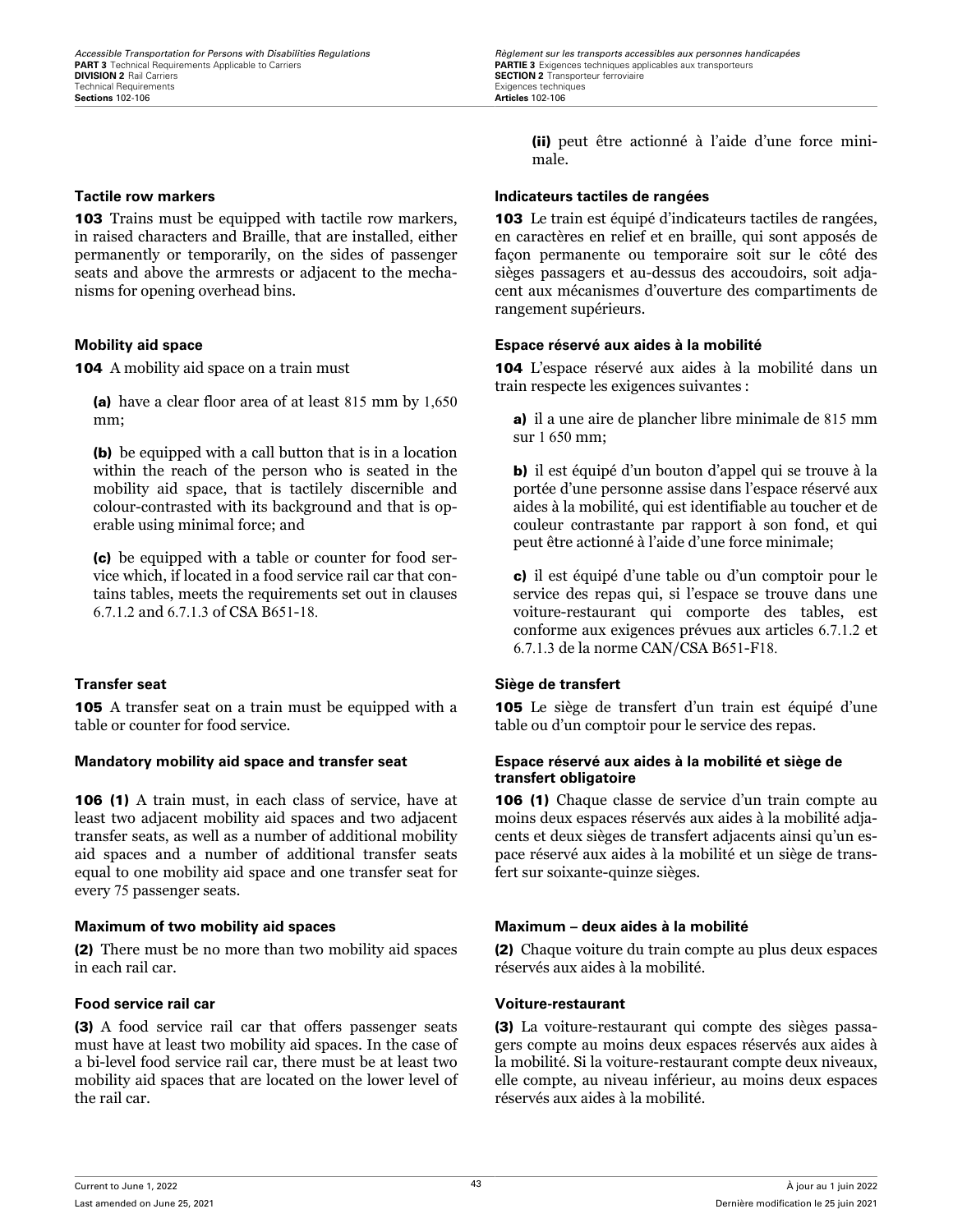(ii) peut être actionné à l'aide d'une force minimale.

### Tactile row markers

**103** Trains must be equipped with tactile row markers, in raised characters and Braille, that are installed, either permanently or temporarily, on the sides of passenger seats and above the armrests or adjacent to the mechanisms for opening overhead bins.

### Indicateurs tactiles de rangées

**103** Le train est équipé d'indicateurs tactiles de rangées, en caractères en relief et en braille, qui sont apposés de façon permanente ou temporaire soit sur le côté des sièges passagers et au-dessus des accoudoirs, soit adjacent aux mécanismes d'ouverture des compartiments de rangement supérieurs.

### Mobility aid space

**104** A mobility aid space on a train must

**(a)** have a clear floor area of at least 815 mm by 1,650 mm;

**(b)** be equipped with a call button that is in a location within the reach of the person who is seated in the mobility aid space, that is tactilely discernible and colour-contrasted with its background and that is operable using minimal force; and

**(c)** be equipped with a table or counter for food service which, if located in a food service rail car that contains tables, meets the requirements set out in clauses 6.7.1.2 and 6.7.1.3 of CSA B651-18.

### Espace réservé aux aides à la mobilité

**104** L'espace réservé aux aides à la mobilité dans un train respecte les exigences suivantes :

**a)** il a une aire de plancher libre minimale de 815 mm sur 1 650 mm;

**b)** il est équipé d'un bouton d'appel qui se trouve à la portée d'une personne assise dans l'espace réservé aux aides à la mobilité, qui est identifiable au toucher et de couleur contrastante par rapport à son fond, et qui peut être actionné à l'aide d'une force minimale;

**c)** il est équipé d'une table ou d'un comptoir pour le service des repas qui, si l'espace se trouve dans une voiture-restaurant qui comporte des tables, est conforme aux exigences prévues aux articles 6.7.1.2 et 6.7.1.3 de la norme CAN/CSA B651-F18.

### Transfer seat

**105** A transfer seat on a train must be equipped with a table or counter for food service.

### Siège de transfert

**105** Le siège de transfert d'un train est équipé d'une table ou d'un comptoir pour le service des repas.

### Mandatory mobility aid space and transfer seat

**106 (1)** A train must, in each class of service, have at least two adjacent mobility aid spaces and two adjacent transfer seats, as well as a number of additional mobility aid spaces and a number of additional transfer seats equal to one mobility aid space and one transfer seat for every 75 passenger seats.

### Espace réservé aux aides à la mobilité et siège de transfert obligatoire

**106 (1)** Chaque classe de service d'un train compte au moins deux espaces réservés aux aides à la mobilité adjacents et deux sièges de transfert adjacents ainsi qu'un espace réservé aux aides à la mobilité et un siège de transfert sur soixante-quinze sièges.

### Maximum of two mobility aid spaces

**(2)** There must be no more than two mobility aid spaces in each rail car.

### Maximum – deux aides à la mobilité

**(2)** Chaque voiture du train compte au plus deux espaces réservés aux aides à la mobilité.

### Food service rail car

**(3)** A food service rail car that offers passenger seats must have at least two mobility aid spaces. In the case of a bi-level food service rail car, there must be at least two mobility aid spaces that are located on the lower level of the rail car.

### Voiture-restaurant

**(3)** La voiture-restaurant qui compte des sièges passagers compte au moins deux espaces réservés aux aides à la mobilité. Si la voiture-restaurant compte deux niveaux, elle compte, au niveau inférieur, au moins deux espaces réservés aux aides à la mobilité.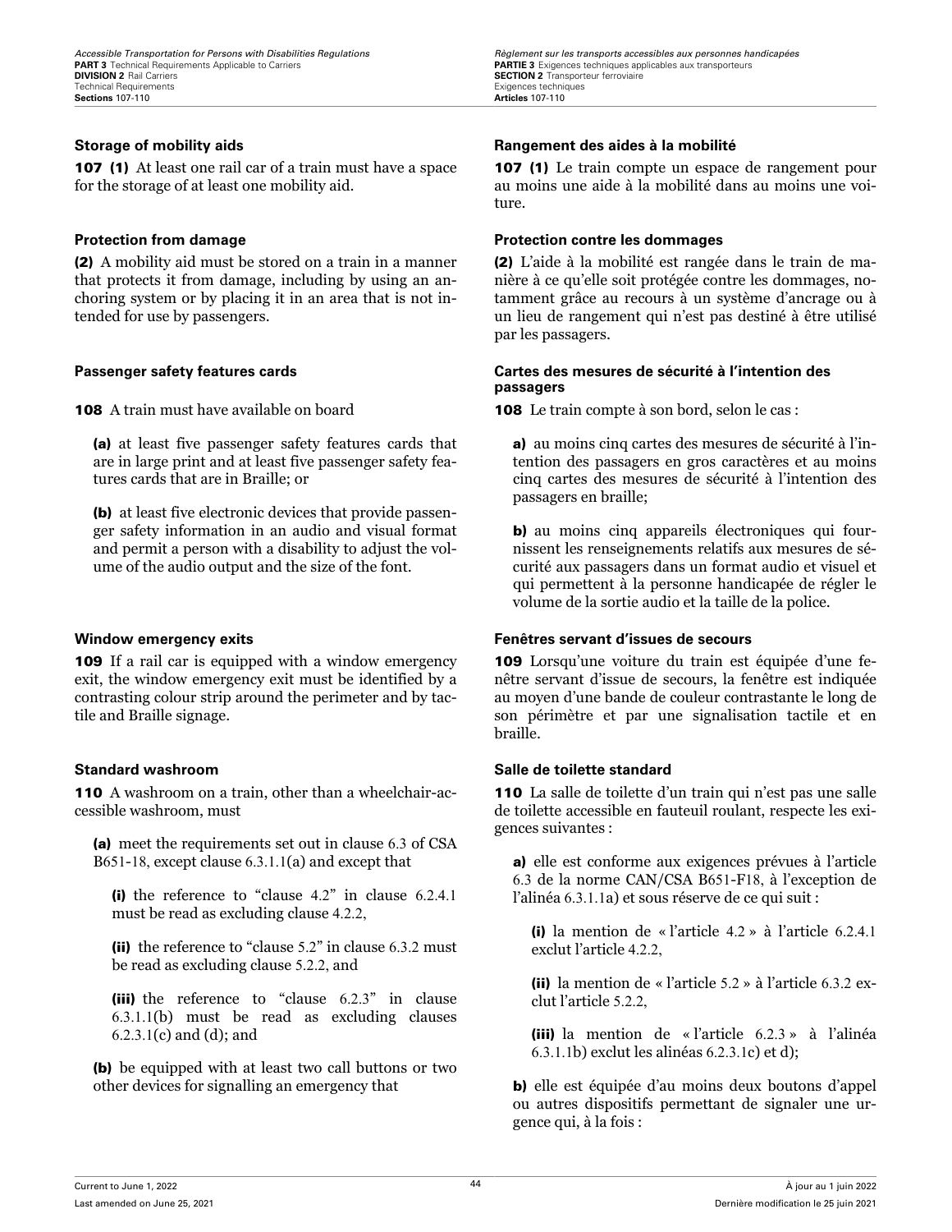#### Storage of mobility aids

**107 (1)** At least one rail car of a train must have a space for the storage of at least one mobility aid.

#### Protection from damage

**(2)** A mobility aid must be stored on a train in a manner that protects it from damage, including by using an anchoring system or by placing it in an area that is not intended for use by passengers.

#### Passenger safety features cards

**108** A train must have available on board

**(a)** at least five passenger safety features cards that are in large print and at least five passenger safety features cards that are in Braille; or

**(b)** at least five electronic devices that provide passenger safety information in an audio and visual format and permit a person with a disability to adjust the volume of the audio output and the size of the font.

#### Window emergency exits

**109** If a rail car is equipped with a window emergency exit, the window emergency exit must be identified by a contrasting colour strip around the perimeter and by tactile and Braille signage.

#### Standard washroom

**110** A washroom on a train, other than a wheelchair-accessible washroom, must

**(a)** meet the requirements set out in clause 6.3 of CSA B651-18, except clause 6.3.1.1(a) and except that

**(i)** the reference to “clause 4.2” in clause 6.2.4.1 must be read as excluding clause 4.2.2,

**(ii)** the reference to “clause 5.2” in clause 6.3.2 must be read as excluding clause 5.2.2, and

**(iii)** the reference to “clause 6.2.3” in clause 6.3.1.1(b) must be read as excluding clauses 6.2.3.1(c) and (d); and

**(b)** be equipped with at least two call buttons or two other devices for signalling an emergency that

#### Rangement des aides à la mobilité

**107 (1)** Le train compte un espace de rangement pour au moins une aide à la mobilité dans au moins une voiture.

#### Protection contre les dommages

**(2)** L’aide à la mobilité est rangée dans le train de manière à ce qu’elle soit protégée contre les dommages, notamment grâce au recours à un système d’ancrage ou à un lieu de rangement qui n’est pas destiné à être utilisé par les passagers.

#### Cartes des mesures de sécurité à l’intention des passagers

**108** Le train compte à son bord, selon le cas :

**a)** au moins cinq cartes des mesures de sécurité à l’intention des passagers en gros caractères et au moins cinq cartes des mesures de sécurité à l’intention des passagers en braille;

**b)** au moins cinq appareils électroniques qui fournissent les renseignements relatifs aux mesures de sécurité aux passagers dans un format audio et visuel et qui permettent à la personne handicapée de régler le volume de la sortie audio et la taille de la police.

#### Fenêtres servant d’issues de secours

**109** Lorsqu’une voiture du train est équipée d’une fenêtre servant d’issue de secours, la fenêtre est indiquée au moyen d’une bande de couleur contrastante le long de son périmètre et par une signalisation tactile et en braille.

#### Salle de toilette standard

**110** La salle de toilette d’un train qui n’est pas une salle de toilette accessible en fauteuil roulant, respecte les exigences suivantes :

**a)** elle est conforme aux exigences prévues à l’article 6.3 de la norme CAN/CSA B651-F18, à l’exception de l’alinéa 6.3.1.1a) et sous réserve de ce qui suit :

**(i)** la mention de « l’article 4.2 » à l’article 6.2.4.1 exclut l’article 4.2.2,

**(ii)** la mention de « l’article 5.2 » à l’article 6.3.2 exclut l’article 5.2.2,

**(iii)** la mention de « l’article 6.2.3 » à l’alinéa 6.3.1.1b) exclut les alinéas 6.2.3.1c) et d);

**b)** elle est équipée d’au moins deux boutons d’appel ou autres dispositifs permettant de signaler une urgence qui, à la fois :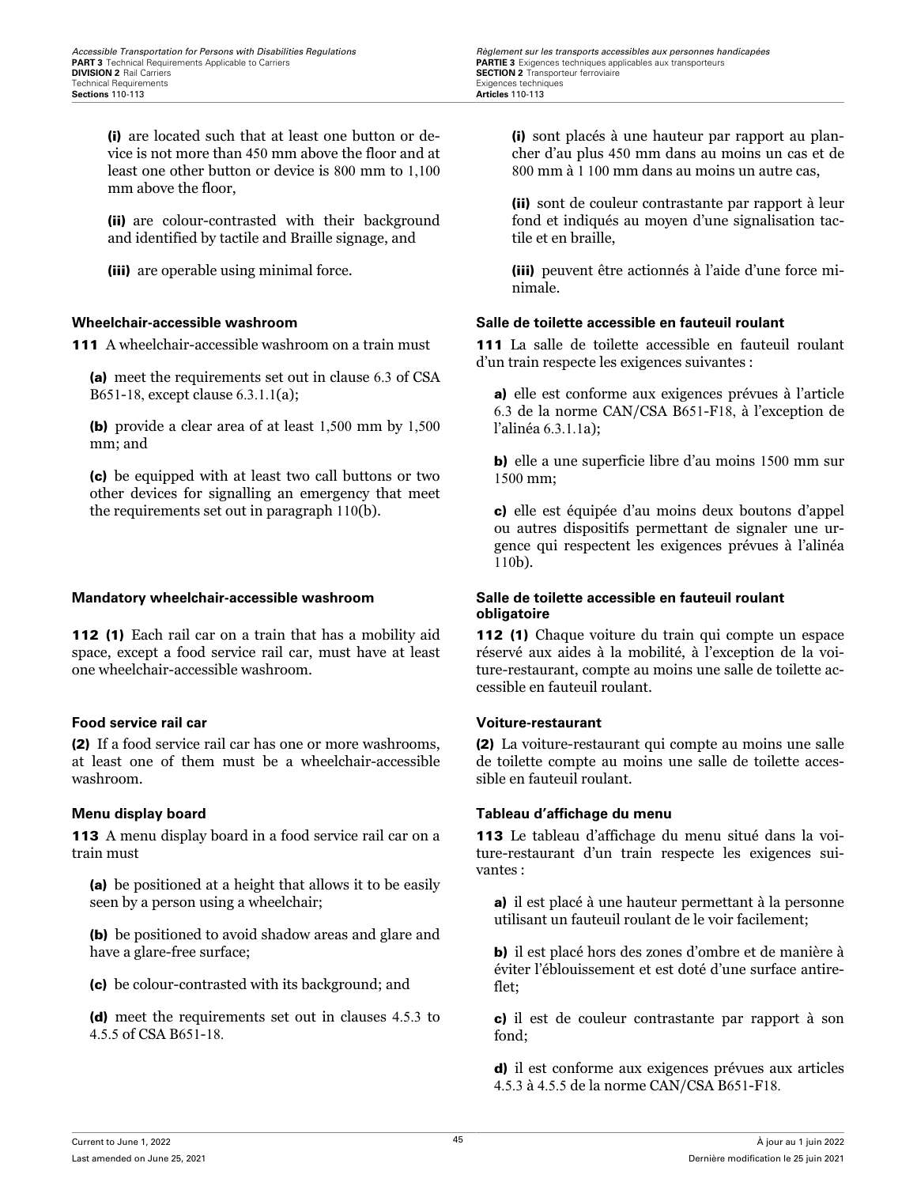**(i)** are located such that at least one button or device is not more than 450 mm above the floor and at least one other button or device is 800 mm to 1,100 mm above the floor,

**(ii)** are colour-contrasted with their background and identified by tactile and Braille signage, and

**(iii)** are operable using minimal force.

**(i)** sont placés à une hauteur par rapport au plancher d'au plus 450 mm dans au moins un cas et de 800 mm à 1 100 mm dans au moins un autre cas,

**(ii)** sont de couleur contrastante par rapport à leur fond et indiqués au moyen d'une signalisation tactile et en braille,

**(iii)** peuvent être actionnés à l'aide d'une force minimale.

### Wheelchair-accessible washroom

**111** A wheelchair-accessible washroom on a train must

**(a)** meet the requirements set out in clause 6.3 of CSA B651-18, except clause 6.3.1.1(a);

**(b)** provide a clear area of at least 1,500 mm by 1,500 mm; and

**(c)** be equipped with at least two call buttons or two other devices for signalling an emergency that meet the requirements set out in paragraph 110(b).

### Salle de toilette accessible en fauteuil roulant

**111** La salle de toilette accessible en fauteuil roulant d'un train respecte les exigences suivantes :

**a)** elle est conforme aux exigences prévues à l'article 6.3 de la norme CAN/CSA B651-F18, à l'exception de l'alinéa 6.3.1.1a);

**b)** elle a une superficie libre d'au moins 1500 mm sur 1500 mm;

**c)** elle est équipée d'au moins deux boutons d'appel ou autres dispositifs permettant de signaler une urgence qui respectent les exigences prévues à l'alinéa 110b).

### Mandatory wheelchair-accessible washroom

**112 (1)** Each rail car on a train that has a mobility aid space, except a food service rail car, must have at least one wheelchair-accessible washroom.

### Salle de toilette accessible en fauteuil roulant obligatoire

**112 (1)** Chaque voiture du train qui compte un espace réservé aux aides à la mobilité, à l'exception de la voiture-restaurant, compte au moins une salle de toilette accessible en fauteuil roulant.

### Food service rail car

**(2)** If a food service rail car has one or more washrooms, at least one of them must be a wheelchair-accessible washroom.

### Voiture-restaurant

**(2)** La voiture-restaurant qui compte au moins une salle de toilette compte au moins une salle de toilette accessible en fauteuil roulant.

### Menu display board

**113** A menu display board in a food service rail car on a train must

**(a)** be positioned at a height that allows it to be easily seen by a person using a wheelchair;

**(b)** be positioned to avoid shadow areas and glare and have a glare-free surface;

**(c)** be colour-contrasted with its background; and

**(d)** meet the requirements set out in clauses 4.5.3 to 4.5.5 of CSA B651-18.

### Tableau d'affichage du menu

**113** Le tableau d'affichage du menu situé dans la voiture-restaurant d'un train respecte les exigences suivantes :

**a)** il est placé à une hauteur permettant à la personne utilisant un fauteuil roulant de le voir facilement;

**b)** il est placé hors des zones d'ombre et de manière à éviter l'éblouissement et est doté d'une surface antireflet;

**c)** il est de couleur contrastante par rapport à son fond;

**d)** il est conforme aux exigences prévues aux articles 4.5.3 à 4.5.5 de la norme CAN/CSA B651-F18.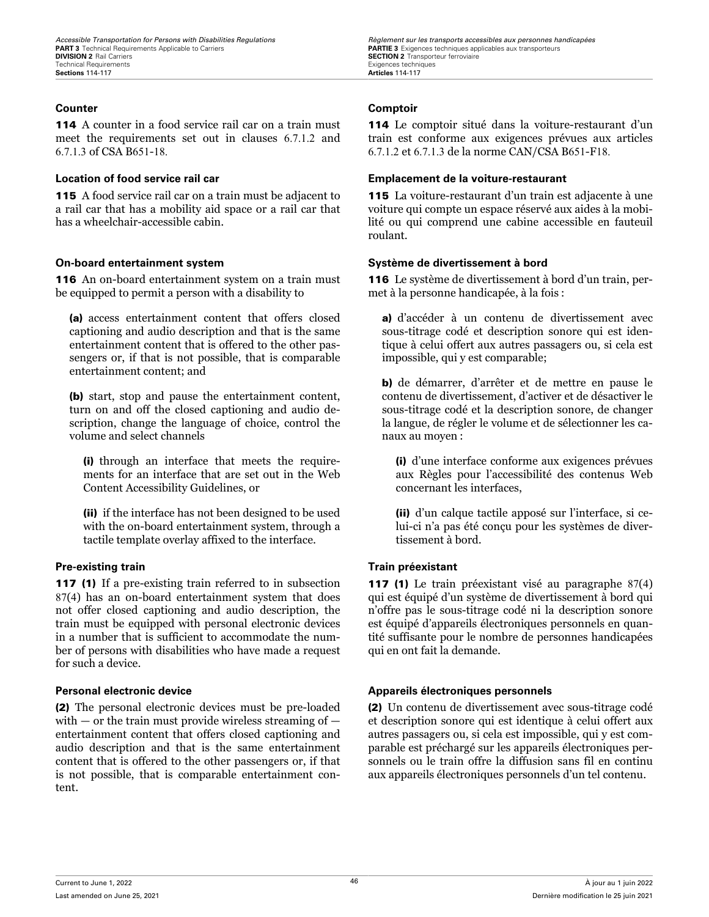### Counter

**114** A counter in a food service rail car on a train must meet the requirements set out in clauses 6.7.1.2 and 6.7.1.3 of CSA B651-18.

### Location of food service rail car

**115** A food service rail car on a train must be adjacent to a rail car that has a mobility aid space or a rail car that has a wheelchair-accessible cabin.

### On-board entertainment system

**116** An on-board entertainment system on a train must be equipped to permit a person with a disability to

**(a)** access entertainment content that offers closed captioning and audio description and that is the same entertainment content that is offered to the other passengers or, if that is not possible, that is comparable entertainment content; and

**(b)** start, stop and pause the entertainment content, turn on and off the closed captioning and audio description, change the language of choice, control the volume and select channels

**(i)** through an interface that meets the requirements for an interface that are set out in the Web Content Accessibility Guidelines, or

**(ii)** if the interface has not been designed to be used with the on-board entertainment system, through a tactile template overlay affixed to the interface.

### Pre-existing train

**117 (1)** If a pre-existing train referred to in subsection 87(4) has an on-board entertainment system that does not offer closed captioning and audio description, the train must be equipped with personal electronic devices in a number that is sufficient to accommodate the number of persons with disabilities who have made a request for such a device.

### Personal electronic device

**(2)** The personal electronic devices must be pre-loaded with — or the train must provide wireless streaming of — entertainment content that offers closed captioning and audio description and that is the same entertainment content that is offered to the other passengers or, if that is not possible, that is comparable entertainment content.

### Comptoir

**114** Le comptoir situé dans la voiture-restaurant d'un train est conforme aux exigences prévues aux articles 6.7.1.2 et 6.7.1.3 de la norme CAN/CSA B651-F18.

### Emplacement de la voiture-restaurant

**115** La voiture-restaurant d'un train est adjacente à une voiture qui compte un espace réservé aux aides à la mobilité ou qui comprend une cabine accessible en fauteuil roulant.

### Système de divertissement à bord

**116** Le système de divertissement à bord d'un train, permet à la personne handicapée, à la fois :

**a)** d'accéder à un contenu de divertissement avec sous-titrage codé et description sonore qui est identique à celui offert aux autres passagers ou, si cela est impossible, qui y est comparable;

**b)** de démarrer, d'arrêter et de mettre en pause le contenu de divertissement, d'activer et de désactiver le sous-titrage codé et la description sonore, de changer la langue, de régler le volume et de sélectionner les canaux au moyen :

**(i)** d'une interface conforme aux exigences prévues aux Règles pour l'accessibilité des contenus Web concernant les interfaces,

**(ii)** d'un calque tactile apposé sur l'interface, si celui-ci n'a pas été conçu pour les systèmes de divertissement à bord.

### Train préexistant

**117 (1)** Le train préexistant visé au paragraphe 87(4) qui est équipé d'un système de divertissement à bord qui n'offre pas le sous-titrage codé ni la description sonore est équipé d'appareils électroniques personnels en quantité suffisante pour le nombre de personnes handicapées qui en ont fait la demande.

### Appareils électroniques personnels

**(2)** Un contenu de divertissement avec sous-titrage codé et description sonore qui est identique à celui offert aux autres passagers ou, si cela est impossible, qui y est comparable est préchargé sur les appareils électroniques personnels ou le train offre la diffusion sans fil en continu aux appareils électroniques personnels d'un tel contenu.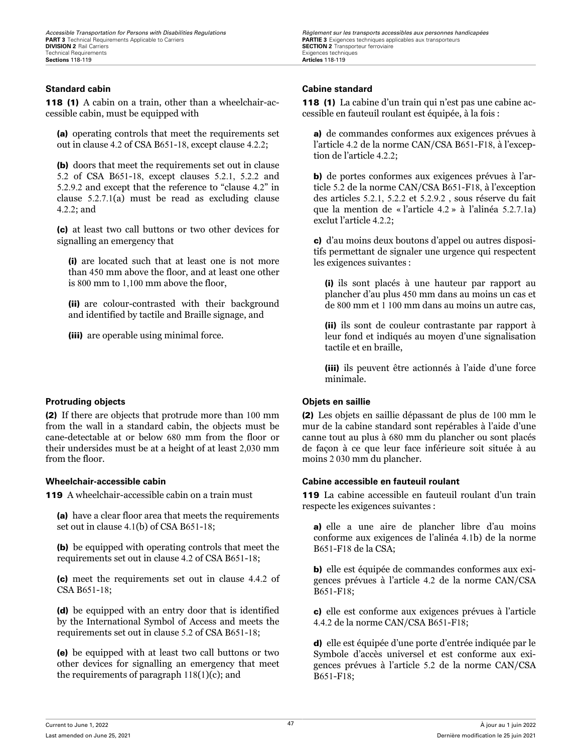### Standard cabin

**118 (1)** A cabin on a train, other than a wheelchair-accessible cabin, must be equipped with

**(a)** operating controls that meet the requirements set out in clause 4.2 of CSA B651-18, except clause 4.2.2;

**(b)** doors that meet the requirements set out in clause 5.2 of CSA B651-18, except clauses 5.2.1, 5.2.2 and 5.2.9.2 and except that the reference to “clause 4.2” in clause 5.2.7.1(a) must be read as excluding clause 4.2.2; and

**(c)** at least two call buttons or two other devices for signalling an emergency that

**(i)** are located such that at least one is not more than 450 mm above the floor, and at least one other is 800 mm to 1,100 mm above the floor,

**(ii)** are colour-contrasted with their background and identified by tactile and Braille signage, and

**(iii)** are operable using minimal force.

### Protruding objects

**(2)** If there are objects that protrude more than 100 mm from the wall in a standard cabin, the objects must be cane-detectable at or below 680 mm from the floor or their undersides must be at a height of at least 2,030 mm from the floor.

### Wheelchair-accessible cabin

**119** A wheelchair-accessible cabin on a train must

**(a)** have a clear floor area that meets the requirements set out in clause 4.1(b) of CSA B651-18;

**(b)** be equipped with operating controls that meet the requirements set out in clause 4.2 of CSA B651-18;

**(c)** meet the requirements set out in clause 4.4.2 of CSA B651-18;

**(d)** be equipped with an entry door that is identified by the International Symbol of Access and meets the requirements set out in clause 5.2 of CSA B651-18;

**(e)** be equipped with at least two call buttons or two other devices for signalling an emergency that meet the requirements of paragraph 118(1)(c); and

### Cabine standard

**118 (1)** La cabine d’un train qui n’est pas une cabine accessible en fauteuil roulant est équipée, à la fois :

**a)** de commandes conformes aux exigences prévues à l’article 4.2 de la norme CAN/CSA B651-F18, à l’exception de l’article 4.2.2;

**b)** de portes conformes aux exigences prévues à l’article 5.2 de la norme CAN/CSA B651-F18, à l’exception des articles 5.2.1, 5.2.2 et 5.2.9.2 , sous réserve du fait que la mention de « l’article 4.2 » à l’alinéa 5.2.7.1a) exclut l’article 4.2.2;

**c)** d’au moins deux boutons d’appel ou autres dispositifs permettant de signaler une urgence qui respectent les exigences suivantes :

**(i)** ils sont placés à une hauteur par rapport au plancher d’au plus 450 mm dans au moins un cas et de 800 mm et 1 100 mm dans au moins un autre cas,

**(ii)** ils sont de couleur contrastante par rapport à leur fond et indiqués au moyen d’une signalisation tactile et en braille,

**(iii)** ils peuvent être actionnés à l’aide d’une force minimale.

### Objets en saillie

**(2)** Les objets en saillie dépassant de plus de 100 mm le mur de la cabine standard sont repérables à l’aide d’une canne tout au plus à 680 mm du plancher ou sont placés de façon à ce que leur face inférieure soit située à au moins 2 030 mm du plancher.

### Cabine accessible en fauteuil roulant

**119** La cabine accessible en fauteuil roulant d’un train respecte les exigences suivantes :

**a)** elle a une aire de plancher libre d’au moins conforme aux exigences de l’alinéa 4.1b) de la norme B651-F18 de la CSA;

**b)** elle est équipée de commandes conformes aux exigences prévues à l’article 4.2 de la norme CAN/CSA B651-F18;

**c)** elle est conforme aux exigences prévues à l’article 4.4.2 de la norme CAN/CSA B651-F18;

**d)** elle est équipée d’une porte d’entrée indiquée par le Symbole d’accès universel et est conforme aux exigences prévues à l’article 5.2 de la norme CAN/CSA B651-F18;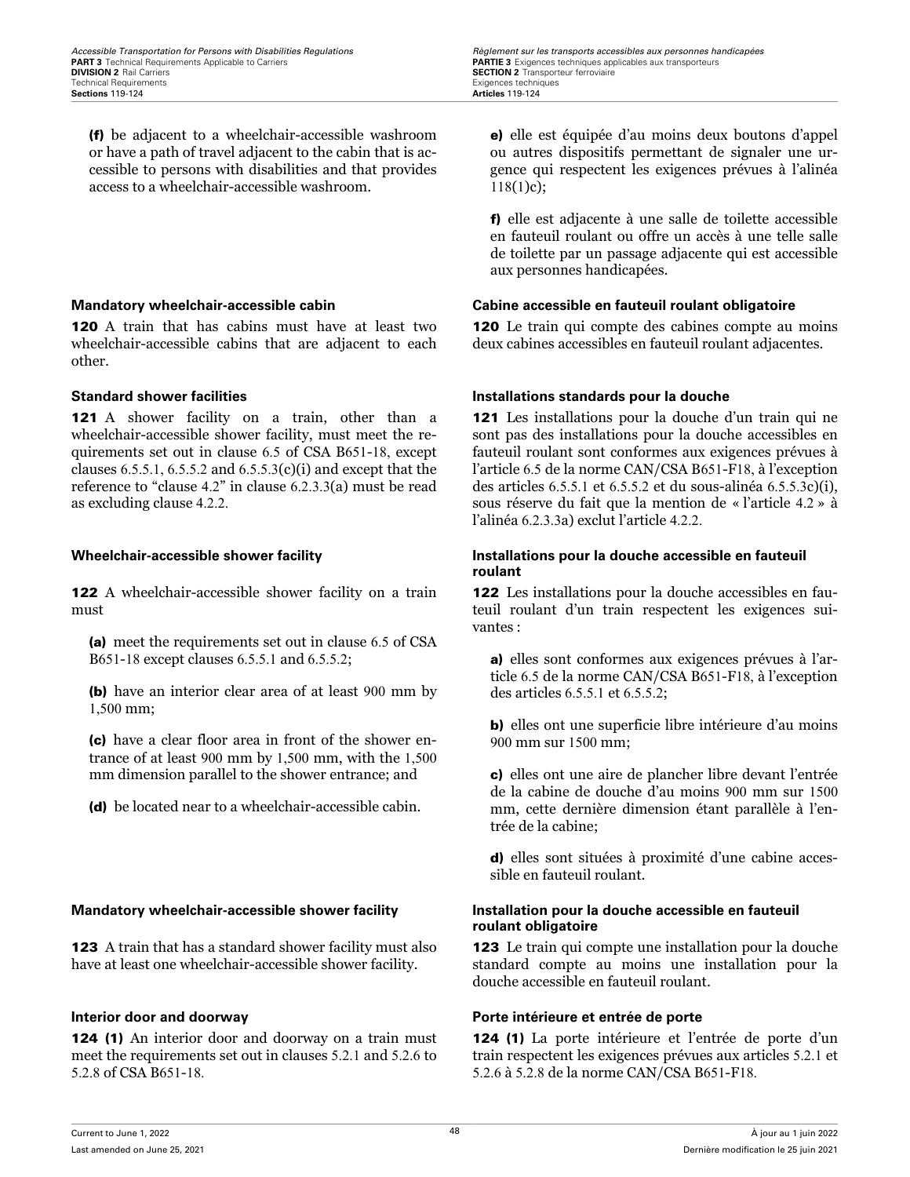(f) be adjacent to a wheelchair-accessible washroom or have a path of travel adjacent to the cabin that is accessible to persons with disabilities and that provides access to a wheelchair-accessible washroom.

e) elle est équipée d’au moins deux boutons d’appel ou autres dispositifs permettant de signaler une urgence qui respectent les exigences prévues à l’alinéa 118(1)c);

f) elle est adjacente à une salle de toilette accessible en fauteuil roulant ou offre un accès à une telle salle de toilette par un passage adjacente qui est accessible aux personnes handicapées.

**Mandatory wheelchair-accessible cabin**

**120** A train that has cabins must have at least two wheelchair-accessible cabins that are adjacent to each other.

**Cabine accessible en fauteuil roulant obligatoire**

**120** Le train qui compte des cabines compte au moins deux cabines accessibles en fauteuil roulant adjacentes.

**Standard shower facilities**

**121** A shower facility on a train, other than a wheelchair-accessible shower facility, must meet the requirements set out in clause 6.5 of CSA B651-18, except clauses 6.5.5.1, 6.5.5.2 and 6.5.5.3(c)(i) and except that the reference to “clause 4.2” in clause 6.2.3.3(a) must be read as excluding clause 4.2.2.

**Installations standards pour la douche**

**121** Les installations pour la douche d’un train qui ne sont pas des installations pour la douche accessibles en fauteuil roulant sont conformes aux exigences prévues à l’article 6.5 de la norme CAN/CSA B651-F18, à l’exception des articles 6.5.5.1 et 6.5.5.2 et du sous-alinéa 6.5.5.3c)(i), sous réserve du fait que la mention de « l’article 4.2 » à l’alinéa 6.2.3.3a) exclut l’article 4.2.2.

**Wheelchair-accessible shower facility**

**122** A wheelchair-accessible shower facility on a train must

(a) meet the requirements set out in clause 6.5 of CSA B651-18 except clauses 6.5.5.1 and 6.5.5.2;

(b) have an interior clear area of at least 900 mm by 1,500 mm;

(c) have a clear floor area in front of the shower entrance of at least 900 mm by 1,500 mm, with the 1,500 mm dimension parallel to the shower entrance; and

(d) be located near to a wheelchair-accessible cabin.

**Installations pour la douche accessible en fauteuil roulant**

**122** Les installations pour la douche accessibles en fauteuil roulant d’un train respectent les exigences suivantes :

a) elles sont conformes aux exigences prévues à l’article 6.5 de la norme CAN/CSA B651-F18, à l’exception des articles 6.5.5.1 et 6.5.5.2;

b) elles ont une superficie libre intérieure d’au moins 900 mm sur 1500 mm;

c) elles ont une aire de plancher libre devant l’entrée de la cabine de douche d’au moins 900 mm sur 1500 mm, cette dernière dimension étant parallèle à l’entrée de la cabine;

d) elles sont situées à proximité d’une cabine accessible en fauteuil roulant.

**Mandatory wheelchair-accessible shower facility**

**123** A train that has a standard shower facility must also have at least one wheelchair-accessible shower facility.

**Installation pour la douche accessible en fauteuil roulant obligatoire**

**123** Le train qui compte une installation pour la douche standard compte au moins une installation pour la douche accessible en fauteuil roulant.

**Interior door and doorway**

**124 (1)** An interior door and doorway on a train must meet the requirements set out in clauses 5.2.1 and 5.2.6 to 5.2.8 of CSA B651-18.

**Porte intérieure et entrée de porte**

**124 (1)** La porte intérieure et l’entrée de porte d’un train respectent les exigences prévues aux articles 5.2.1 et 5.2.6 à 5.2.8 de la norme CAN/CSA B651-F18.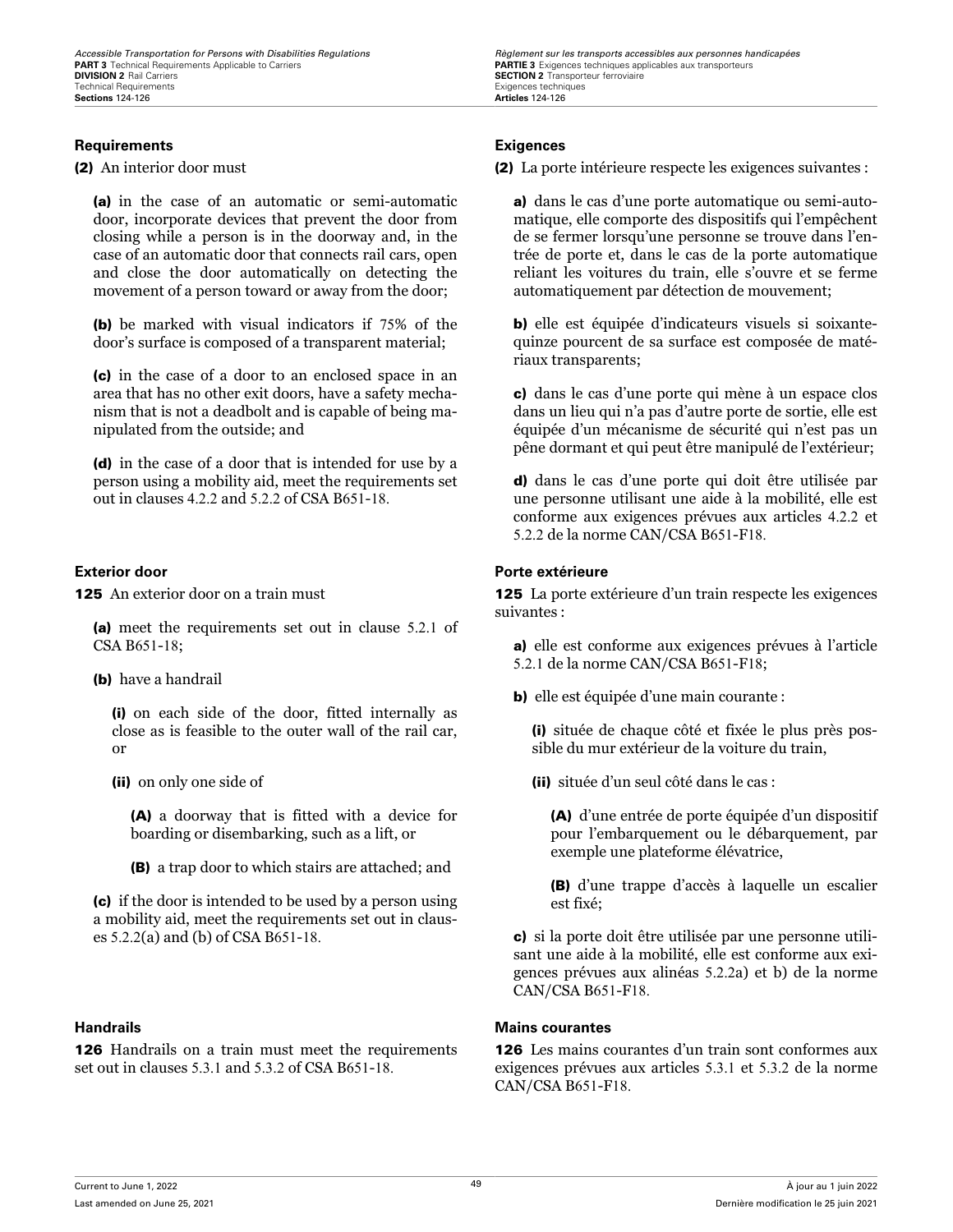#### Requirements

**(2)** An interior door must

**(a)** in the case of an automatic or semi-automatic door, incorporate devices that prevent the door from closing while a person is in the doorway and, in the case of an automatic door that connects rail cars, open and close the door automatically on detecting the movement of a person toward or away from the door;

**(b)** be marked with visual indicators if 75% of the door's surface is composed of a transparent material;

**(c)** in the case of a door to an enclosed space in an area that has no other exit doors, have a safety mechanism that is not a deadbolt and is capable of being manipulated from the outside; and

**(d)** in the case of a door that is intended for use by a person using a mobility aid, meet the requirements set out in clauses 4.2.2 and 5.2.2 of CSA B651-18.

#### Exigences

**(2)** La porte intérieure respecte les exigences suivantes :

**a)** dans le cas d'une porte automatique ou semi-automatique, elle comporte des dispositifs qui l'empêchent de se fermer lorsqu'une personne se trouve dans l'entrée de porte et, dans le cas de la porte automatique reliant les voitures du train, elle s'ouvre et se ferme automatiquement par détection de mouvement;

**b)** elle est équipée d'indicateurs visuels si soixante-quinze pourcent de sa surface est composée de matériaux transparents;

**c)** dans le cas d'une porte qui mène à un espace clos dans un lieu qui n'a pas d'autre porte de sortie, elle est équipée d'un mécanisme de sécurité qui n'est pas un pêne dormant et qui peut être manipulé de l'extérieur;

**d)** dans le cas d'une porte qui doit être utilisée par une personne utilisant une aide à la mobilité, elle est conforme aux exigences prévues aux articles 4.2.2 et 5.2.2 de la norme CAN/CSA B651-F18.

#### Exterior door

**125** An exterior door on a train must

**(a)** meet the requirements set out in clause 5.2.1 of CSA B651-18;

**(b)** have a handrail

**(i)** on each side of the door, fitted internally as close as is feasible to the outer wall of the rail car, or

**(ii)** on only one side of

**(A)** a doorway that is fitted with a device for boarding or disembarking, such as a lift, or

**(B)** a trap door to which stairs are attached; and

**(c)** if the door is intended to be used by a person using a mobility aid, meet the requirements set out in clauses 5.2.2(a) and (b) of CSA B651-18.

#### Porte extérieure

**125** La porte extérieure d'un train respecte les exigences suivantes :

**a)** elle est conforme aux exigences prévues à l'article 5.2.1 de la norme CAN/CSA B651-F18;

**b)** elle est équipée d'une main courante :

**(i)** située de chaque côté et fixée le plus près possible du mur extérieur de la voiture du train,

**(ii)** située d'un seul côté dans le cas :

**(A)** d'une entrée de porte équipée d'un dispositif pour l'embarquement ou le débarquement, par exemple une plateforme élévatrice,

**(B)** d'une trappe d'accès à laquelle un escalier est fixé;

**c)** si la porte doit être utilisée par une personne utilisant une aide à la mobilité, elle est conforme aux exigences prévues aux alinéas 5.2.2a) et b) de la norme CAN/CSA B651-F18.

#### Handrails

**126** Handrails on a train must meet the requirements set out in clauses 5.3.1 and 5.3.2 of CSA B651-18.

#### Mains courantes

**126** Les mains courantes d'un train sont conformes aux exigences prévues aux articles 5.3.1 et 5.3.2 de la norme CAN/CSA B651-F18.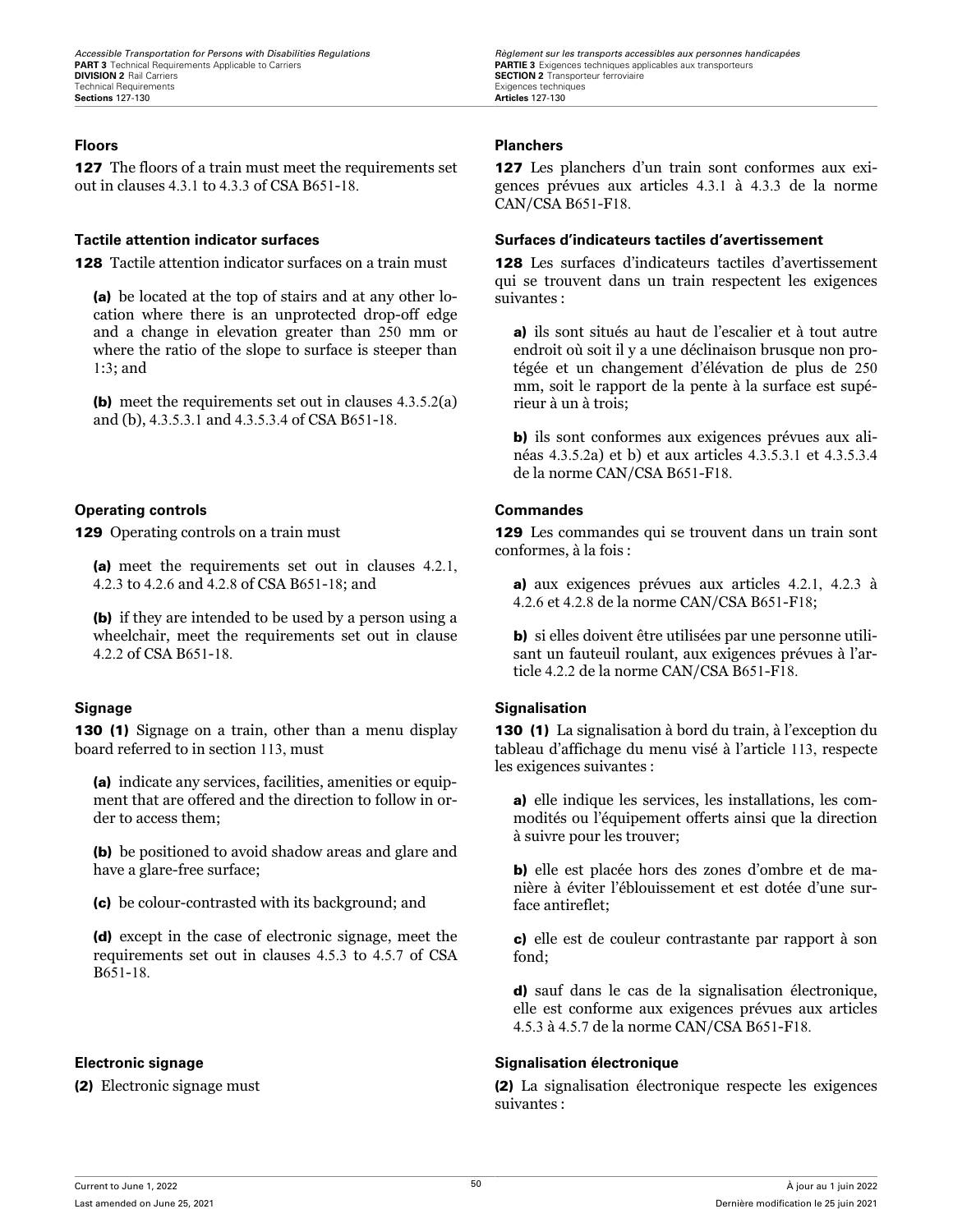### Floors

**127** The floors of a train must meet the requirements set out in clauses 4.3.1 to 4.3.3 of CSA B651-18.

### Tactile attention indicator surfaces

**128** Tactile attention indicator surfaces on a train must

**(a)** be located at the top of stairs and at any other location where there is an unprotected drop-off edge and a change in elevation greater than 250 mm or where the ratio of the slope to surface is steeper than 1:3; and

**(b)** meet the requirements set out in clauses 4.3.5.2(a) and (b), 4.3.5.3.1 and 4.3.5.3.4 of CSA B651-18.

### Operating controls

**129** Operating controls on a train must

**(a)** meet the requirements set out in clauses 4.2.1, 4.2.3 to 4.2.6 and 4.2.8 of CSA B651-18; and

**(b)** if they are intended to be used by a person using a wheelchair, meet the requirements set out in clause 4.2.2 of CSA B651-18.

### Signage

**130 (1)** Signage on a train, other than a menu display board referred to in section 113, must

**(a)** indicate any services, facilities, amenities or equipment that are offered and the direction to follow in order to access them;

**(b)** be positioned to avoid shadow areas and glare and have a glare-free surface;

**(c)** be colour-contrasted with its background; and

**(d)** except in the case of electronic signage, meet the requirements set out in clauses 4.5.3 to 4.5.7 of CSA B651-18.

### Electronic signage

**(2)** Electronic signage must

### Planchers

**127** Les planchers d’un train sont conformes aux exigences prévues aux articles 4.3.1 à 4.3.3 de la norme CAN/CSA B651-F18.

### Surfaces d’indicateurs tactiles d’avertissement

**128** Les surfaces d’indicateurs tactiles d’avertissement qui se trouvent dans un train respectent les exigences suivantes :

**a)** ils sont situés au haut de l’escalier et à tout autre endroit où soit il y a une déclinaison brusque non protégée et un changement d’élévation de plus de 250 mm, soit le rapport de la pente à la surface est supérieur à un à trois;

**b)** ils sont conformes aux exigences prévues aux alinéas 4.3.5.2a) et b) et aux articles 4.3.5.3.1 et 4.3.5.3.4 de la norme CAN/CSA B651-F18.

### Commandes

**129** Les commandes qui se trouvent dans un train sont conformes, à la fois :

**a)** aux exigences prévues aux articles 4.2.1, 4.2.3 à 4.2.6 et 4.2.8 de la norme CAN/CSA B651-F18;

**b)** si elles doivent être utilisées par une personne utilisant un fauteuil roulant, aux exigences prévues à l’article 4.2.2 de la norme CAN/CSA B651-F18.

### Signalisation

**130 (1)** La signalisation à bord du train, à l’exception du tableau d’affichage du menu visé à l’article 113, respecte les exigences suivantes :

**a)** elle indique les services, les installations, les commodités ou l’équipement offerts ainsi que la direction à suivre pour les trouver;

**b)** elle est placée hors des zones d’ombre et de manière à éviter l’éblouissement et est dotée d’une surface antireflet;

**c)** elle est de couleur contrastante par rapport à son fond;

**d)** sauf dans le cas de la signalisation électronique, elle est conforme aux exigences prévues aux articles 4.5.3 à 4.5.7 de la norme CAN/CSA B651-F18.

### Signalisation électronique

**(2)** La signalisation électronique respecte les exigences suivantes :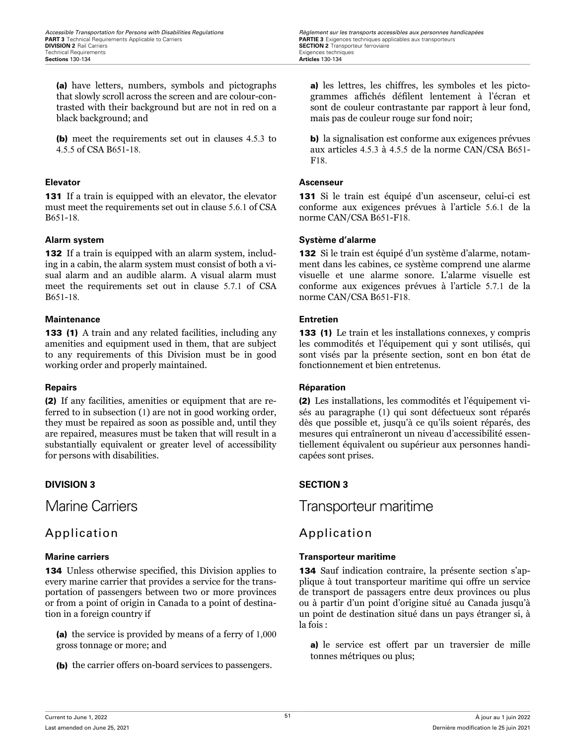(a) have letters, numbers, symbols and pictographs that slowly scroll across the screen and are colour-contrasted with their background but are not in red on a black background; and

(b) meet the requirements set out in clauses 4.5.3 to 4.5.5 of CSA B651-18.

a) les lettres, les chiffres, les symboles et les pictogrammes affichés défilent lentement à l'écran et sont de couleur contrastante par rapport à leur fond, mais pas de couleur rouge sur fond noir;

b) la signalisation est conforme aux exigences prévues aux articles 4.5.3 à 4.5.5 de la norme CAN/CSA B651-F18.

#### Elevator

**131** If a train is equipped with an elevator, the elevator must meet the requirements set out in clause 5.6.1 of CSA B651-18.

#### Ascenseur

**131** Si le train est équipé d'un ascenseur, celui-ci est conforme aux exigences prévues à l'article 5.6.1 de la norme CAN/CSA B651-F18.

#### Alarm system

**132** If a train is equipped with an alarm system, including in a cabin, the alarm system must consist of both a visual alarm and an audible alarm. A visual alarm must meet the requirements set out in clause 5.7.1 of CSA B651-18.

#### Système d'alarme

**132** Si le train est équipé d'un système d'alarme, notamment dans les cabines, ce système comprend une alarme visuelle et une alarme sonore. L'alarme visuelle est conforme aux exigences prévues à l'article 5.7.1 de la norme CAN/CSA B651-F18.

#### Maintenance

**133 (1)** A train and any related facilities, including any amenities and equipment used in them, that are subject to any requirements of this Division must be in good working order and properly maintained.

#### Entretien

**133 (1)** Le train et les installations connexes, y compris les commodités et l'équipement qui y sont utilisés, qui sont visés par la présente section, sont en bon état de fonctionnement et bien entretenus.

#### Repairs

**(2)** If any facilities, amenities or equipment that are referred to in subsection (1) are not in good working order, they must be repaired as soon as possible and, until they are repaired, measures must be taken that will result in a substantially equivalent or greater level of accessibility for persons with disabilities.

#### Réparation

**(2)** Les installations, les commodités et l'équipement visés au paragraphe (1) qui sont défectueux sont réparés dès que possible et, jusqu'à ce qu'ils soient réparés, des mesures qui entraîneront un niveau d'accessibilité essentiellement équivalent ou supérieur aux personnes handicapées sont prises.

## DIVISION 3

# Marine Carriers

## Application

#### Marine carriers

**134** Unless otherwise specified, this Division applies to every marine carrier that provides a service for the transportation of passengers between two or more provinces or from a point of origin in Canada to a point of destination in a foreign country if

**(a)** the service is provided by means of a ferry of 1,000 gross tonnage or more; and

**(b)** the carrier offers on-board services to passengers.

## SECTION 3

# Transporteur maritime

## Application

#### Transporteur maritime

**134** Sauf indication contraire, la présente section s'applique à tout transporteur maritime qui offre un service de transport de passagers entre deux provinces ou plus ou à partir d'un point d'origine situé au Canada jusqu'à un point de destination situé dans un pays étranger si, à la fois :

**a)** le service est offert par un traversier de mille tonnes métriques ou plus;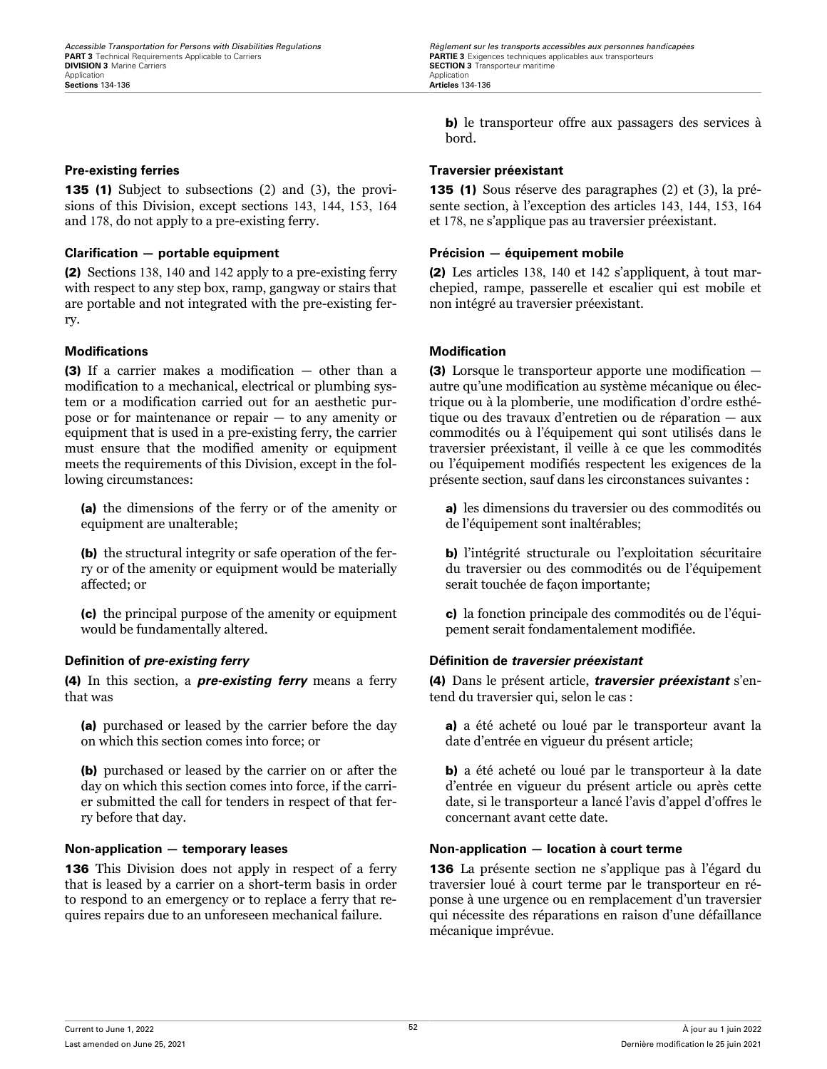**b)** le transporteur offre aux passagers des services à bord.

### Pre-existing ferries

**135 (1)** Subject to subsections (2) and (3), the provisions of this Division, except sections 143, 144, 153, 164 and 178, do not apply to a pre-existing ferry.

### Clarification — portable equipment

**(2)** Sections 138, 140 and 142 apply to a pre-existing ferry with respect to any step box, ramp, gangway or stairs that are portable and not integrated with the pre-existing ferry.

### Modifications

**(3)** If a carrier makes a modification — other than a modification to a mechanical, electrical or plumbing system or a modification carried out for an aesthetic purpose or for maintenance or repair — to any amenity or equipment that is used in a pre-existing ferry, the carrier must ensure that the modified amenity or equipment meets the requirements of this Division, except in the following circumstances:

**(a)** the dimensions of the ferry or of the amenity or equipment are unalterable;

**(b)** the structural integrity or safe operation of the ferry or of the amenity or equipment would be materially affected; or

**(c)** the principal purpose of the amenity or equipment would be fundamentally altered.

### Definition of *pre-existing ferry*

**(4)** In this section, a ***pre-existing ferry*** means a ferry that was

**(a)** purchased or leased by the carrier before the day on which this section comes into force; or

**(b)** purchased or leased by the carrier on or after the day on which this section comes into force, if the carrier submitted the call for tenders in respect of that ferry before that day.

### Non-application — temporary leases

**136** This Division does not apply in respect of a ferry that is leased by a carrier on a short-term basis in order to respond to an emergency or to replace a ferry that requires repairs due to an unforeseen mechanical failure.

### Traversier préexistant

**135 (1)** Sous réserve des paragraphes (2) et (3), la présente section, à l'exception des articles 143, 144, 153, 164 et 178, ne s'applique pas au traversier préexistant.

### Précision — équipement mobile

**(2)** Les articles 138, 140 et 142 s'appliquent, à tout marchepied, rampe, passerelle et escalier qui est mobile et non intégré au traversier préexistant.

### Modification

**(3)** Lorsque le transporteur apporte une modification — autre qu'une modification au système mécanique ou électrique ou à la plomberie, une modification d'ordre esthétique ou des travaux d'entretien ou de réparation — aux commodités ou à l'équipement qui sont utilisés dans le traversier préexistant, il veille à ce que les commodités ou l'équipement modifiés respectent les exigences de la présente section, sauf dans les circonstances suivantes :

**a)** les dimensions du traversier ou des commodités ou de l'équipement sont inaltérables;

**b)** l'intégrité structurale ou l'exploitation sécuritaire du traversier ou des commodités ou de l'équipement serait touchée de façon importante;

**c)** la fonction principale des commodités ou de l'équipement serait fondamentalement modifiée.

### Définition de *traversier préexistant*

**(4)** Dans le présent article, ***traversier préexistant*** s'entend du traversier qui, selon le cas :

**a)** a été acheté ou loué par le transporteur avant la date d'entrée en vigueur du présent article;

**b)** a été acheté ou loué par le transporteur à la date d'entrée en vigueur du présent article ou après cette date, si le transporteur a lancé l'avis d'appel d'offres le concernant avant cette date.

### Non-application — location à court terme

**136** La présente section ne s'applique pas à l'égard du traversier loué à court terme par le transporteur en réponse à une urgence ou en remplacement d'un traversier qui nécessite des réparations en raison d'une défaillance mécanique imprévue.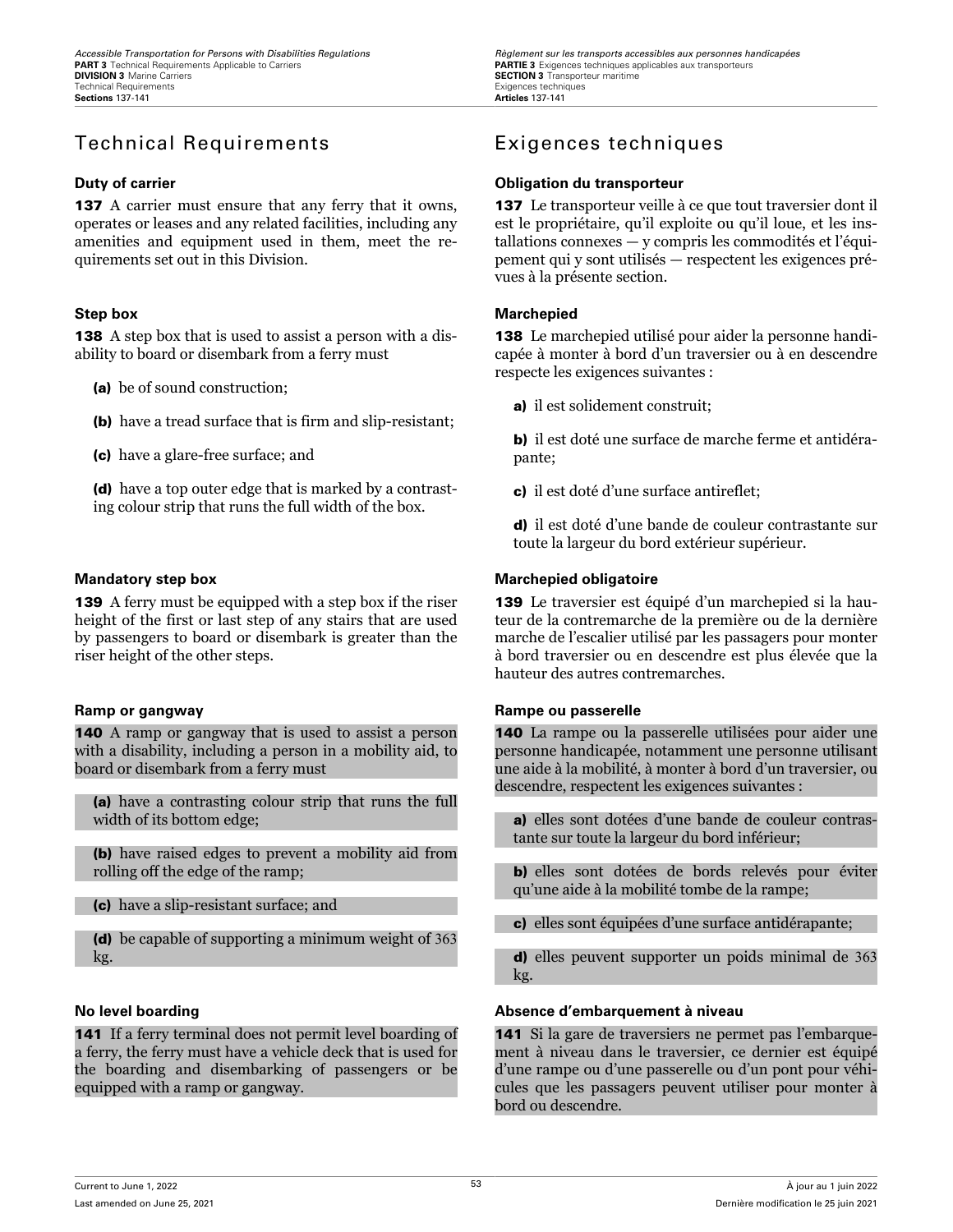## Technical Requirements

### Duty of carrier

**137** A carrier must ensure that any ferry that it owns, operates or leases and any related facilities, including any amenities and equipment used in them, meet the requirements set out in this Division.

### Step box

**138** A step box that is used to assist a person with a disability to board or disembark from a ferry must

**(a)** be of sound construction;

**(b)** have a tread surface that is firm and slip-resistant;

**(c)** have a glare-free surface; and

**(d)** have a top outer edge that is marked by a contrasting colour strip that runs the full width of the box.

### Mandatory step box

**139** A ferry must be equipped with a step box if the riser height of the first or last step of any stairs that are used by passengers to board or disembark is greater than the riser height of the other steps.

### Ramp or gangway

**140** A ramp or gangway that is used to assist a person with a disability, including a person in a mobility aid, to board or disembark from a ferry must

**(a)** have a contrasting colour strip that runs the full width of its bottom edge;

**(b)** have raised edges to prevent a mobility aid from rolling off the edge of the ramp;

**(c)** have a slip-resistant surface; and

**(d)** be capable of supporting a minimum weight of 363 kg.

### No level boarding

**141** If a ferry terminal does not permit level boarding of a ferry, the ferry must have a vehicle deck that is used for the boarding and disembarking of passengers or be equipped with a ramp or gangway.

## Exigences techniques

### Obligation du transporteur

**137** Le transporteur veille à ce que tout traversier dont il est le propriétaire, qu'il exploite ou qu'il loue, et les installations connexes — y compris les commodités et l'équipement qui y sont utilisés — respectent les exigences prévues à la présente section.

### Marchepied

**138** Le marchepied utilisé pour aider la personne handicapée à monter à bord d'un traversier ou à en descendre respecte les exigences suivantes :

**a)** il est solidement construit;

**b)** il est doté une surface de marche ferme et antidérapante;

**c)** il est doté d'une surface antireflet;

**d)** il est doté d'une bande de couleur contrastante sur toute la largeur du bord extérieur supérieur.

### Marchepied obligatoire

**139** Le traversier est équipé d'un marchepied si la hauteur de la contremarche de la première ou de la dernière marche de l'escalier utilisé par les passagers pour monter à bord traversier ou en descendre est plus élevée que la hauteur des autres contremarches.

### Rampe ou passerelle

**140** La rampe ou la passerelle utilisées pour aider une personne handicapée, notamment une personne utilisant une aide à la mobilité, à monter à bord d'un traversier, ou descendre, respectent les exigences suivantes :

**a)** elles sont dotées d'une bande de couleur contrastante sur toute la largeur du bord inférieur;

**b)** elles sont dotées de bords relevés pour éviter qu'une aide à la mobilité tombe de la rampe;

**c)** elles sont équipées d'une surface antidérapante;

**d)** elles peuvent supporter un poids minimal de 363 kg.

### Absence d'embarquement à niveau

**141** Si la gare de traversiers ne permet pas l'embarquement à niveau dans le traversier, ce dernier est équipé d'une rampe ou d'une passerelle ou d'un pont pour véhicules que les passagers peuvent utiliser pour monter à bord ou descendre.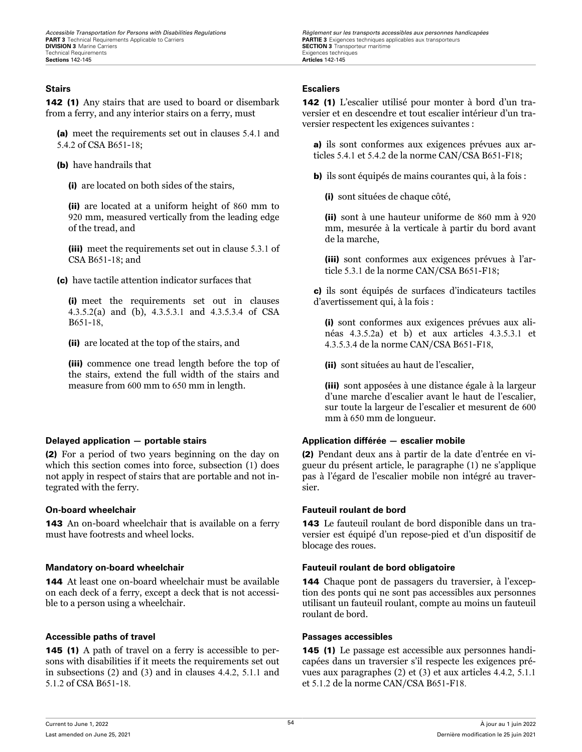**Stairs**

**142 (1)** Any stairs that are used to board or disembark from a ferry, and any interior stairs on a ferry, must

**(a)** meet the requirements set out in clauses 5.4.1 and 5.4.2 of CSA B651-18;

**(b)** have handrails that

**(i)** are located on both sides of the stairs,

**(ii)** are located at a uniform height of 860 mm to 920 mm, measured vertically from the leading edge of the tread, and

**(iii)** meet the requirements set out in clause 5.3.1 of CSA B651-18; and

**(c)** have tactile attention indicator surfaces that

**(i)** meet the requirements set out in clauses 4.3.5.2(a) and (b), 4.3.5.3.1 and 4.3.5.3.4 of CSA B651-18,

**(ii)** are located at the top of the stairs, and

**(iii)** commence one tread length before the top of the stairs, extend the full width of the stairs and measure from 600 mm to 650 mm in length.

**Delayed application — portable stairs**

**(2)** For a period of two years beginning on the day on which this section comes into force, subsection (1) does not apply in respect of stairs that are portable and not integrated with the ferry.

**On-board wheelchair**

**143** An on-board wheelchair that is available on a ferry must have footrests and wheel locks.

**Mandatory on-board wheelchair**

**144** At least one on-board wheelchair must be available on each deck of a ferry, except a deck that is not accessible to a person using a wheelchair.

**Accessible paths of travel**

**145 (1)** A path of travel on a ferry is accessible to persons with disabilities if it meets the requirements set out in subsections (2) and (3) and in clauses 4.4.2, 5.1.1 and 5.1.2 of CSA B651-18.

**Escaliers**

**142 (1)** L'escalier utilisé pour monter à bord d'un traversier et en descendre et tout escalier intérieur d'un traversier respectent les exigences suivantes :

**a)** ils sont conformes aux exigences prévues aux articles 5.4.1 et 5.4.2 de la norme CAN/CSA B651-F18;

**b)** ils sont équipés de mains courantes qui, à la fois :

**(i)** sont situées de chaque côté,

**(ii)** sont à une hauteur uniforme de 860 mm à 920 mm, mesurée à la verticale à partir du bord avant de la marche,

**(iii)** sont conformes aux exigences prévues à l'article 5.3.1 de la norme CAN/CSA B651-F18;

**c)** ils sont équipés de surfaces d'indicateurs tactiles d'avertissement qui, à la fois :

**(i)** sont conformes aux exigences prévues aux alinéas 4.3.5.2a) et b) et aux articles 4.3.5.3.1 et 4.3.5.3.4 de la norme CAN/CSA B651-F18,

**(ii)** sont situées au haut de l'escalier,

**(iii)** sont apposées à une distance égale à la largeur d'une marche d'escalier avant le haut de l'escalier, sur toute la largeur de l'escalier et mesurent de 600 mm à 650 mm de longueur.

**Application différée — escalier mobile**

**(2)** Pendant deux ans à partir de la date d'entrée en vigueur du présent article, le paragraphe (1) ne s'applique pas à l'égard de l'escalier mobile non intégré au traversier.

**Fauteuil roulant de bord**

**143** Le fauteuil roulant de bord disponible dans un traversier est équipé d'un repose-pied et d'un dispositif de blocage des roues.

**Fauteuil roulant de bord obligatoire**

**144** Chaque pont de passagers du traversier, à l'exception des ponts qui ne sont pas accessibles aux personnes utilisant un fauteuil roulant, compte au moins un fauteuil roulant de bord.

**Passages accessibles**

**145 (1)** Le passage est accessible aux personnes handicapées dans un traversier s'il respecte les exigences prévues aux paragraphes (2) et (3) et aux articles 4.4.2, 5.1.1 et 5.1.2 de la norme CAN/CSA B651-F18.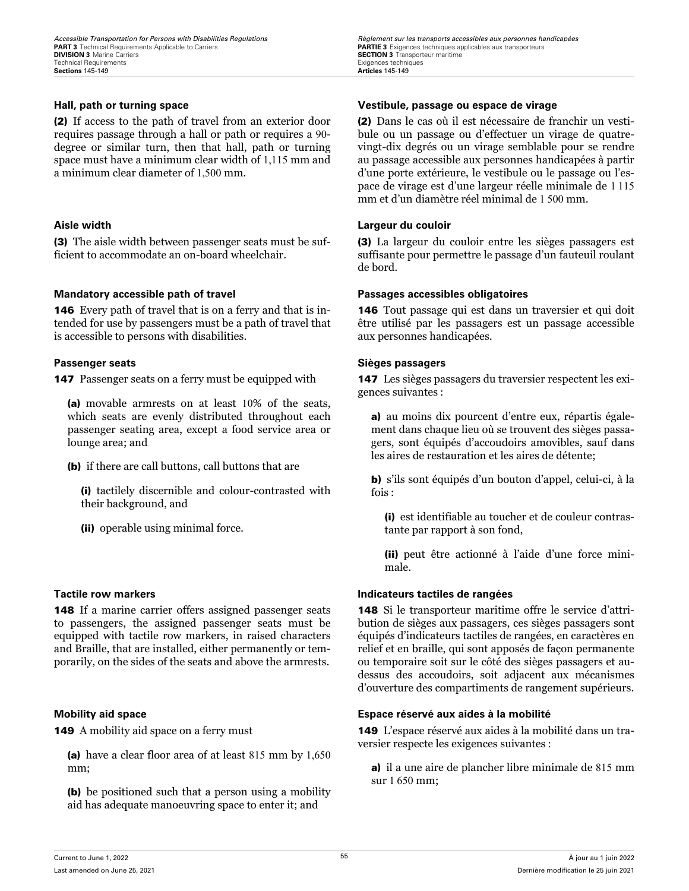#### Hall, path or turning space

**(2)** If access to the path of travel from an exterior door requires passage through a hall or path or requires a 90-degree or similar turn, then that hall, path or turning space must have a minimum clear width of 1,115 mm and a minimum clear diameter of 1,500 mm.

#### Aisle width

**(3)** The aisle width between passenger seats must be sufficient to accommodate an on-board wheelchair.

#### Mandatory accessible path of travel

**146** Every path of travel that is on a ferry and that is intended for use by passengers must be a path of travel that is accessible to persons with disabilities.

#### Passenger seats

**147** Passenger seats on a ferry must be equipped with

**(a)** movable armrests on at least 10% of the seats, which seats are evenly distributed throughout each passenger seating area, except a food service area or lounge area; and

**(b)** if there are call buttons, call buttons that are

**(i)** tactilely discernible and colour-contrasted with their background, and

**(ii)** operable using minimal force.

#### Tactile row markers

**148** If a marine carrier offers assigned passenger seats to passengers, the assigned passenger seats must be equipped with tactile row markers, in raised characters and Braille, that are installed, either permanently or temporarily, on the sides of the seats and above the armrests.

#### Mobility aid space

**149** A mobility aid space on a ferry must

**(a)** have a clear floor area of at least 815 mm by 1,650 mm;

**(b)** be positioned such that a person using a mobility aid has adequate manoeuvring space to enter it; and

#### Vestibule, passage ou espace de virage

**(2)** Dans le cas où il est nécessaire de franchir un vestibule ou un passage ou d'effectuer un virage de quatre-vingt-dix degrés ou un virage semblable pour se rendre au passage accessible aux personnes handicapées à partir d'une porte extérieure, le vestibule ou le passage ou l'espace de virage est d'une largeur réelle minimale de 1 115 mm et d'un diamètre réel minimal de 1 500 mm.

#### Largeur du couloir

**(3)** La largeur du couloir entre les sièges passagers est suffisante pour permettre le passage d'un fauteuil roulant de bord.

#### Passages accessibles obligatoires

**146** Tout passage qui est dans un traversier et qui doit être utilisé par les passagers est un passage accessible aux personnes handicapées.

#### Sièges passagers

**147** Les sièges passagers du traversier respectent les exigences suivantes :

**a)** au moins dix pourcent d'entre eux, répartis également dans chaque lieu où se trouvent des sièges passagers, sont équipés d'accoudoirs amovibles, sauf dans les aires de restauration et les aires de détente;

**b)** s'ils sont équipés d'un bouton d'appel, celui-ci, à la fois :

**(i)** est identifiable au toucher et de couleur contrastante par rapport à son fond,

**(ii)** peut être actionné à l'aide d'une force minimale.

#### Indicateurs tactiles de rangées

**148** Si le transporteur maritime offre le service d'attribution de sièges aux passagers, ces sièges passagers sont équipés d'indicateurs tactiles de rangées, en caractères en relief et en braille, qui sont apposés de façon permanente ou temporaire soit sur le côté des sièges passagers et au-dessus des accoudoirs, soit adjacent aux mécanismes d'ouverture des compartiments de rangement supérieurs.

#### Espace réservé aux aides à la mobilité

**149** L'espace réservé aux aides à la mobilité dans un traversier respecte les exigences suivantes :

**a)** il a une aire de plancher libre minimale de 815 mm sur 1 650 mm;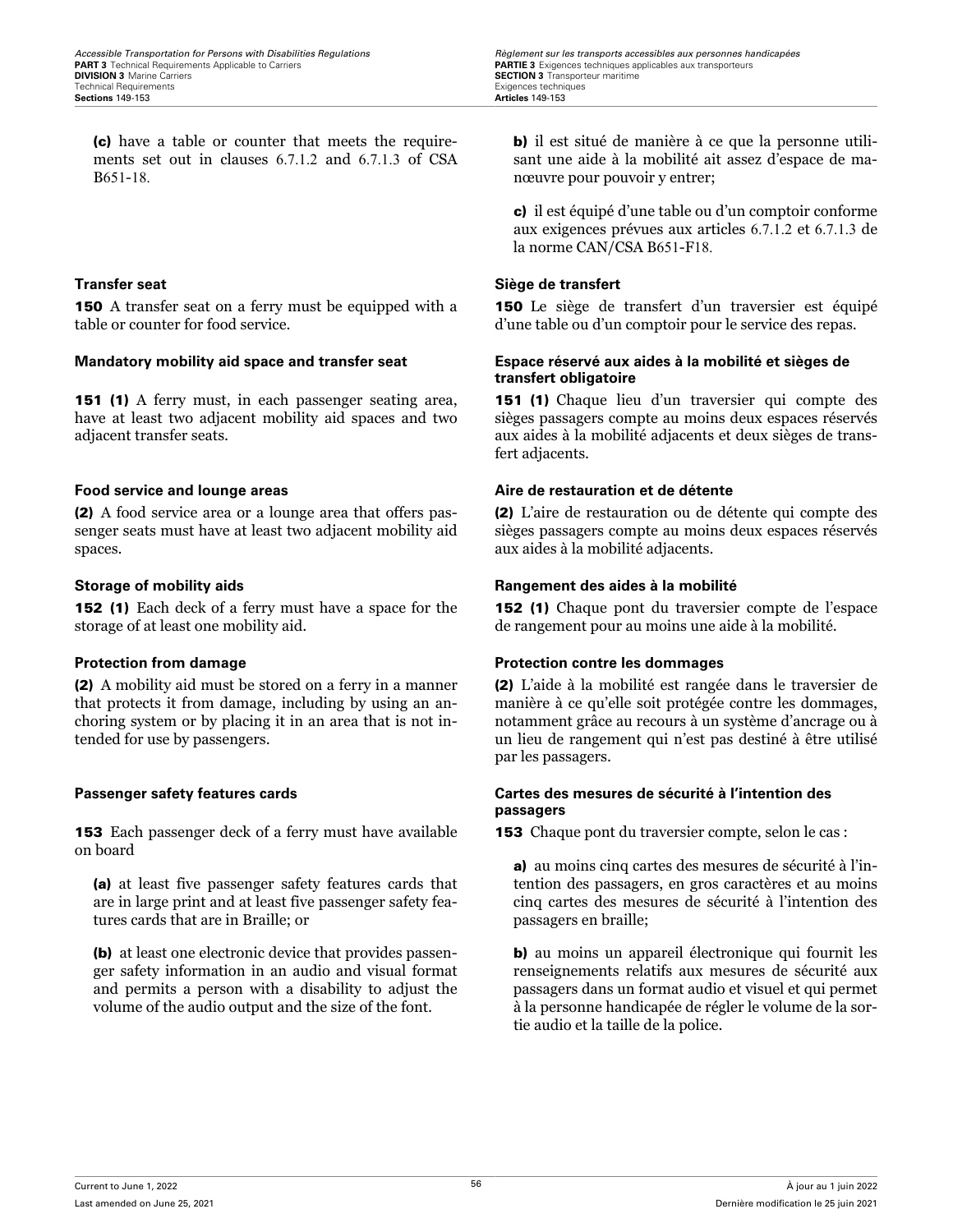(c) have a table or counter that meets the requirements set out in clauses 6.7.1.2 and 6.7.1.3 of CSA B651-18.

b) il est situé de manière à ce que la personne utilisant une aide à la mobilité ait assez d'espace de manœuvre pour pouvoir y entrer;

c) il est équipé d'une table ou d'un comptoir conforme aux exigences prévues aux articles 6.7.1.2 et 6.7.1.3 de la norme CAN/CSA B651-F18.

#### Transfer seat

**150** A transfer seat on a ferry must be equipped with a table or counter for food service.

#### Siège de transfert

**150** Le siège de transfert d'un traversier est équipé d'une table ou d'un comptoir pour le service des repas.

#### Mandatory mobility aid space and transfer seat

**151 (1)** A ferry must, in each passenger seating area, have at least two adjacent mobility aid spaces and two adjacent transfer seats.

#### Espace réservé aux aides à la mobilité et sièges de transfert obligatoire

**151 (1)** Chaque lieu d'un traversier qui compte des sièges passagers compte au moins deux espaces réservés aux aides à la mobilité adjacents et deux sièges de transfert adjacents.

#### Food service and lounge areas

**(2)** A food service area or a lounge area that offers passenger seats must have at least two adjacent mobility aid spaces.

#### Aire de restauration et de détente

**(2)** L'aire de restauration ou de détente qui compte des sièges passagers compte au moins deux espaces réservés aux aides à la mobilité adjacents.

#### Storage of mobility aids

**152 (1)** Each deck of a ferry must have a space for the storage of at least one mobility aid.

#### Rangement des aides à la mobilité

**152 (1)** Chaque pont du traversier compte de l'espace de rangement pour au moins une aide à la mobilité.

#### Protection from damage

**(2)** A mobility aid must be stored on a ferry in a manner that protects it from damage, including by using an anchoring system or by placing it in an area that is not intended for use by passengers.

#### Protection contre les dommages

**(2)** L'aide à la mobilité est rangée dans le traversier de manière à ce qu'elle soit protégée contre les dommages, notamment grâce au recours à un système d'ancrage ou à un lieu de rangement qui n'est pas destiné à être utilisé par les passagers.

#### Passenger safety features cards

**153** Each passenger deck of a ferry must have available on board

(a) at least five passenger safety features cards that are in large print and at least five passenger safety features cards that are in Braille; or

(b) at least one electronic device that provides passenger safety information in an audio and visual format and permits a person with a disability to adjust the volume of the audio output and the size of the font.

#### Cartes des mesures de sécurité à l'intention des passagers

**153** Chaque pont du traversier compte, selon le cas :

a) au moins cinq cartes des mesures de sécurité à l'intention des passagers, en gros caractères et au moins cinq cartes des mesures de sécurité à l'intention des passagers en braille;

b) au moins un appareil électronique qui fournit les renseignements relatifs aux mesures de sécurité aux passagers dans un format audio et visuel et qui permet à la personne handicapée de régler le volume de la sortie audio et la taille de la police.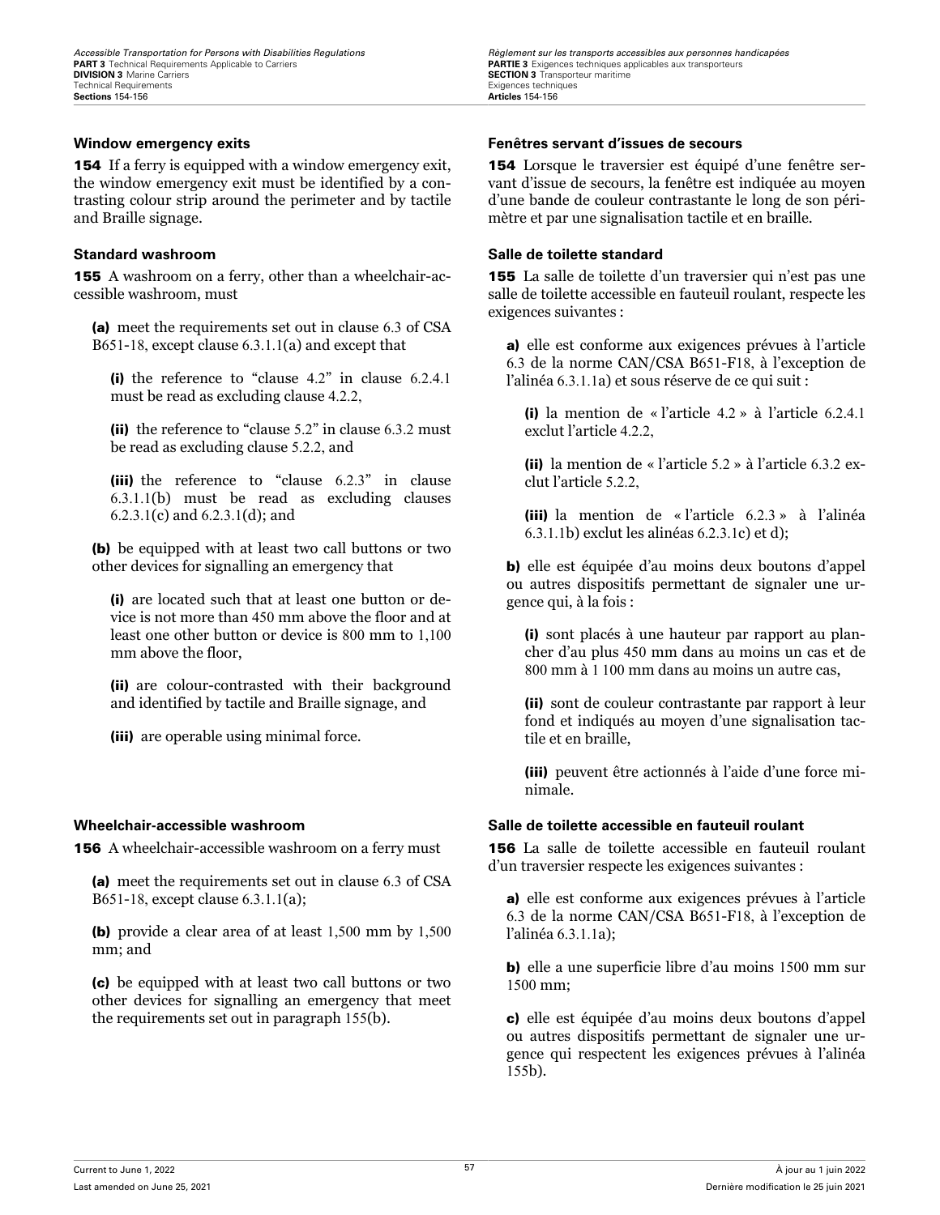### Window emergency exits

**154** If a ferry is equipped with a window emergency exit, the window emergency exit must be identified by a contrasting colour strip around the perimeter and by tactile and Braille signage.

### Standard washroom

**155** A washroom on a ferry, other than a wheelchair-accessible washroom, must

**(a)** meet the requirements set out in clause 6.3 of CSA B651-18, except clause 6.3.1.1(a) and except that

**(i)** the reference to “clause 4.2” in clause 6.2.4.1 must be read as excluding clause 4.2.2,

**(ii)** the reference to “clause 5.2” in clause 6.3.2 must be read as excluding clause 5.2.2, and

**(iii)** the reference to “clause 6.2.3” in clause 6.3.1.1(b) must be read as excluding clauses 6.2.3.1(c) and 6.2.3.1(d); and

**(b)** be equipped with at least two call buttons or two other devices for signalling an emergency that

**(i)** are located such that at least one button or device is not more than 450 mm above the floor and at least one other button or device is 800 mm to 1,100 mm above the floor,

**(ii)** are colour-contrasted with their background and identified by tactile and Braille signage, and

**(iii)** are operable using minimal force.

### Wheelchair-accessible washroom

**156** A wheelchair-accessible washroom on a ferry must

**(a)** meet the requirements set out in clause 6.3 of CSA B651-18, except clause 6.3.1.1(a);

**(b)** provide a clear area of at least 1,500 mm by 1,500 mm; and

**(c)** be equipped with at least two call buttons or two other devices for signalling an emergency that meet the requirements set out in paragraph 155(b).

### Fenêtres servant d’issues de secours

**154** Lorsque le traversier est équipé d’une fenêtre servant d’issue de secours, la fenêtre est indiquée au moyen d’une bande de couleur contrastante le long de son périmètre et par une signalisation tactile et en braille.

### Salle de toilette standard

**155** La salle de toilette d’un traversier qui n’est pas une salle de toilette accessible en fauteuil roulant, respecte les exigences suivantes :

**a)** elle est conforme aux exigences prévues à l’article 6.3 de la norme CAN/CSA B651-F18, à l’exception de l’alinéa 6.3.1.1a) et sous réserve de ce qui suit :

**(i)** la mention de « l’article 4.2 » à l’article 6.2.4.1 exclut l’article 4.2.2,

**(ii)** la mention de « l’article 5.2 » à l’article 6.3.2 exclut l’article 5.2.2,

**(iii)** la mention de « l’article 6.2.3 » à l’alinéa 6.3.1.1b) exclut les alinéas 6.2.3.1c) et d);

**b)** elle est équipée d’au moins deux boutons d’appel ou autres dispositifs permettant de signaler une urgence qui, à la fois :

**(i)** sont placés à une hauteur par rapport au plancher d’au plus 450 mm dans au moins un cas et de 800 mm à 1 100 mm dans au moins un autre cas,

**(ii)** sont de couleur contrastante par rapport à leur fond et indiqués au moyen d’une signalisation tactile et en braille,

**(iii)** peuvent être actionnés à l’aide d’une force minimale.

### Salle de toilette accessible en fauteuil roulant

**156** La salle de toilette accessible en fauteuil roulant d’un traversier respecte les exigences suivantes :

**a)** elle est conforme aux exigences prévues à l’article 6.3 de la norme CAN/CSA B651-F18, à l’exception de l’alinéa 6.3.1.1a);

**b)** elle a une superficie libre d’au moins 1500 mm sur 1500 mm;

**c)** elle est équipée d’au moins deux boutons d’appel ou autres dispositifs permettant de signaler une urgence qui respectent les exigences prévues à l’alinéa 155b).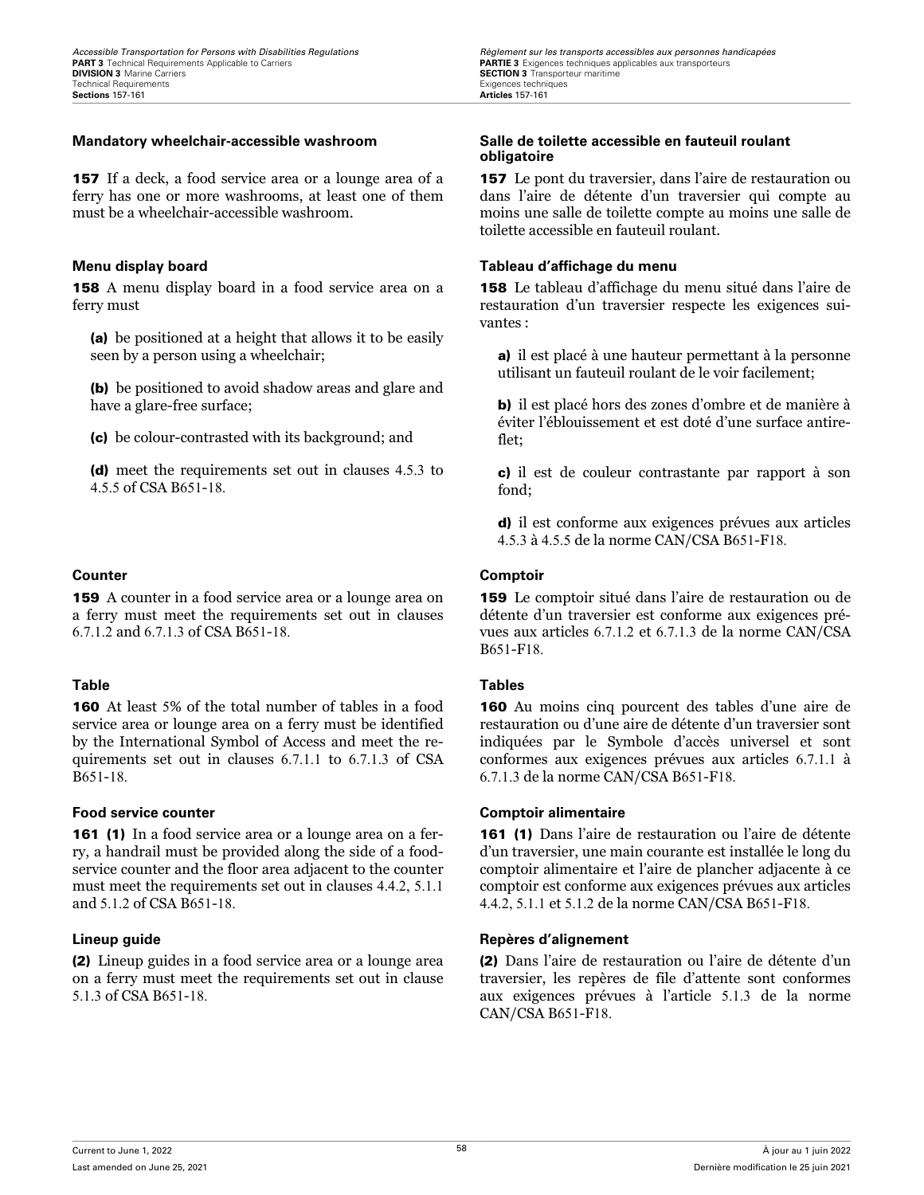**Mandatory wheelchair-accessible washroom**

**157** If a deck, a food service area or a lounge area of a ferry has one or more washrooms, at least one of them must be a wheelchair-accessible washroom.

**Menu display board**

**158** A menu display board in a food service area on a ferry must

**(a)** be positioned at a height that allows it to be easily seen by a person using a wheelchair;

**(b)** be positioned to avoid shadow areas and glare and have a glare-free surface;

**(c)** be colour-contrasted with its background; and

**(d)** meet the requirements set out in clauses 4.5.3 to 4.5.5 of CSA B651-18.

**Counter**

**159** A counter in a food service area or a lounge area on a ferry must meet the requirements set out in clauses 6.7.1.2 and 6.7.1.3 of CSA B651-18.

**Table**

**160** At least 5% of the total number of tables in a food service area or lounge area on a ferry must be identified by the International Symbol of Access and meet the requirements set out in clauses 6.7.1.1 to 6.7.1.3 of CSA B651-18.

**Food service counter**

**161 (1)** In a food service area or a lounge area on a ferry, a handrail must be provided along the side of a food-service counter and the floor area adjacent to the counter must meet the requirements set out in clauses 4.4.2, 5.1.1 and 5.1.2 of CSA B651-18.

**Lineup guide**

**(2)** Lineup guides in a food service area or a lounge area on a ferry must meet the requirements set out in clause 5.1.3 of CSA B651-18.

**Salle de toilette accessible en fauteuil roulant obligatoire**

**157** Le pont du traversier, dans l'aire de restauration ou dans l'aire de détente d'un traversier qui compte au moins une salle de toilette compte au moins une salle de toilette accessible en fauteuil roulant.

**Tableau d'affichage du menu**

**158** Le tableau d'affichage du menu situé dans l'aire de restauration d'un traversier respecte les exigences suivantes :

**a)** il est placé à une hauteur permettant à la personne utilisant un fauteuil roulant de le voir facilement;

**b)** il est placé hors des zones d'ombre et de manière à éviter l'éblouissement et est doté d'une surface antireflet;

**c)** il est de couleur contrastante par rapport à son fond;

**d)** il est conforme aux exigences prévues aux articles 4.5.3 à 4.5.5 de la norme CAN/CSA B651-F18.

**Comptoir**

**159** Le comptoir situé dans l'aire de restauration ou de détente d'un traversier est conforme aux exigences prévues aux articles 6.7.1.2 et 6.7.1.3 de la norme CAN/CSA B651-F18.

**Tables**

**160** Au moins cinq pourcent des tables d'une aire de restauration ou d'une aire de détente d'un traversier sont indiquées par le Symbole d'accès universel et sont conformes aux exigences prévues aux articles 6.7.1.1 à 6.7.1.3 de la norme CAN/CSA B651-F18.

**Comptoir alimentaire**

**161 (1)** Dans l'aire de restauration ou l'aire de détente d'un traversier, une main courante est installée le long du comptoir alimentaire et l'aire de plancher adjacente à ce comptoir est conforme aux exigences prévues aux articles 4.4.2, 5.1.1 et 5.1.2 de la norme CAN/CSA B651-F18.

**Repères d'alignement**

**(2)** Dans l'aire de restauration ou l'aire de détente d'un traversier, les repères de file d'attente sont conformes aux exigences prévues à l'article 5.1.3 de la norme CAN/CSA B651-F18.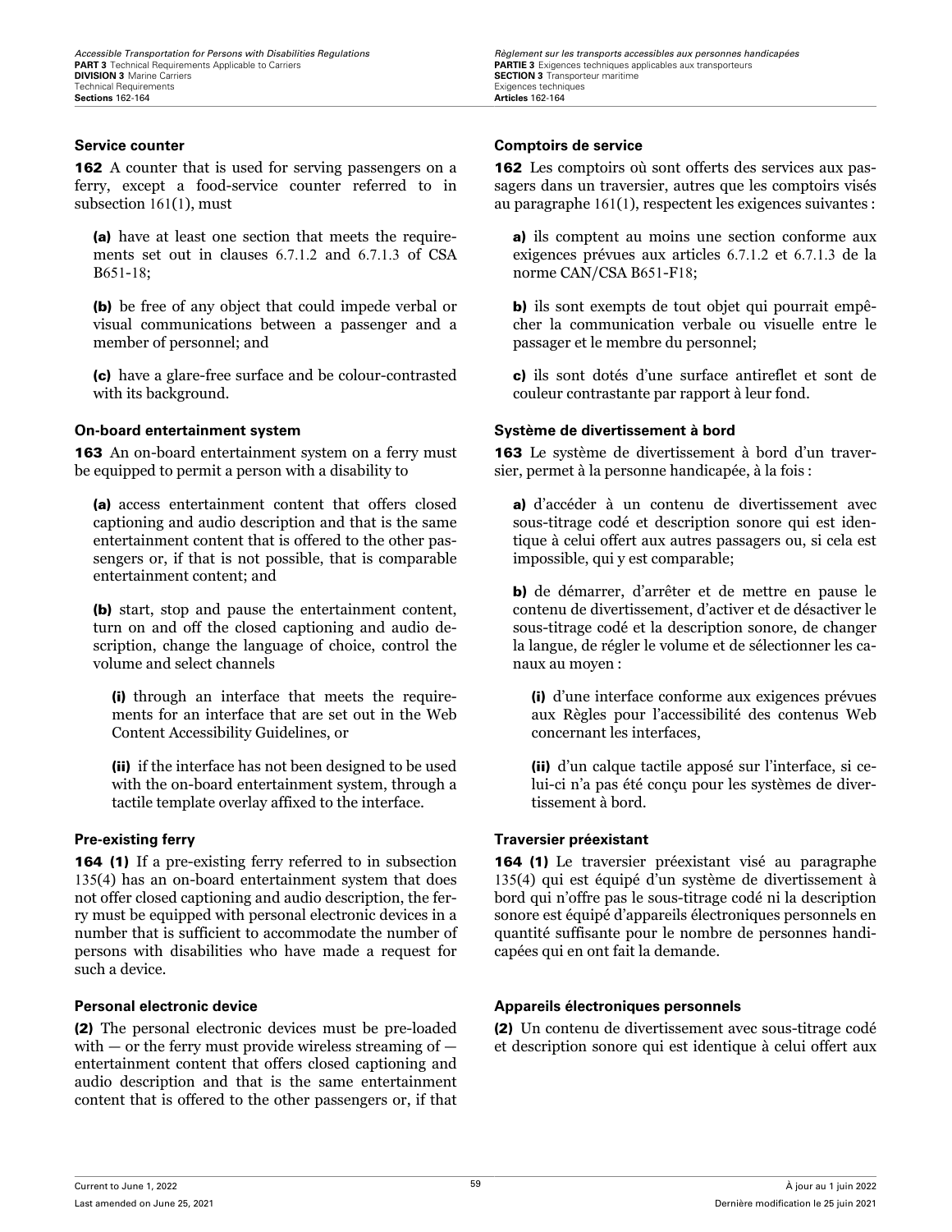### Service counter

**162** A counter that is used for serving passengers on a ferry, except a food-service counter referred to in subsection 161(1), must

**(a)** have at least one section that meets the requirements set out in clauses 6.7.1.2 and 6.7.1.3 of CSA B651-18;

**(b)** be free of any object that could impede verbal or visual communications between a passenger and a member of personnel; and

**(c)** have a glare-free surface and be colour-contrasted with its background.

### On-board entertainment system

**163** An on-board entertainment system on a ferry must be equipped to permit a person with a disability to

**(a)** access entertainment content that offers closed captioning and audio description and that is the same entertainment content that is offered to the other passengers or, if that is not possible, that is comparable entertainment content; and

**(b)** start, stop and pause the entertainment content, turn on and off the closed captioning and audio description, change the language of choice, control the volume and select channels

**(i)** through an interface that meets the requirements for an interface that are set out in the Web Content Accessibility Guidelines, or

**(ii)** if the interface has not been designed to be used with the on-board entertainment system, through a tactile template overlay affixed to the interface.

### Pre-existing ferry

**164 (1)** If a pre-existing ferry referred to in subsection 135(4) has an on-board entertainment system that does not offer closed captioning and audio description, the ferry must be equipped with personal electronic devices in a number that is sufficient to accommodate the number of persons with disabilities who have made a request for such a device.

### Personal electronic device

**(2)** The personal electronic devices must be pre-loaded with — or the ferry must provide wireless streaming of — entertainment content that offers closed captioning and audio description and that is the same entertainment content that is offered to the other passengers or, if that

### Comptoirs de service

**162** Les comptoirs où sont offerts des services aux passagers dans un traversier, autres que les comptoirs visés au paragraphe 161(1), respectent les exigences suivantes :

**a)** ils comptent au moins une section conforme aux exigences prévues aux articles 6.7.1.2 et 6.7.1.3 de la norme CAN/CSA B651-F18;

**b)** ils sont exempts de tout objet qui pourrait empêcher la communication verbale ou visuelle entre le passager et le membre du personnel;

**c)** ils sont dotés d'une surface antireflet et sont de couleur contrastante par rapport à leur fond.

### Système de divertissement à bord

**163** Le système de divertissement à bord d'un traversier, permet à la personne handicapée, à la fois :

**a)** d'accéder à un contenu de divertissement avec sous-titrage codé et description sonore qui est identique à celui offert aux autres passagers ou, si cela est impossible, qui y est comparable;

**b)** de démarrer, d'arrêter et de mettre en pause le contenu de divertissement, d'activer et de désactiver le sous-titrage codé et la description sonore, de changer la langue, de régler le volume et de sélectionner les canaux au moyen :

**(i)** d'une interface conforme aux exigences prévues aux Règles pour l'accessibilité des contenus Web concernant les interfaces,

**(ii)** d'un calque tactile apposé sur l'interface, si celui-ci n'a pas été conçu pour les systèmes de divertissement à bord.

### Traversier préexistant

**164 (1)** Le traversier préexistant visé au paragraphe 135(4) qui est équipé d'un système de divertissement à bord qui n'offre pas le sous-titrage codé ni la description sonore est équipé d'appareils électroniques personnels en quantité suffisante pour le nombre de personnes handicapées qui en ont fait la demande.

### Appareils électroniques personnels

**(2)** Un contenu de divertissement avec sous-titrage codé et description sonore qui est identique à celui offert aux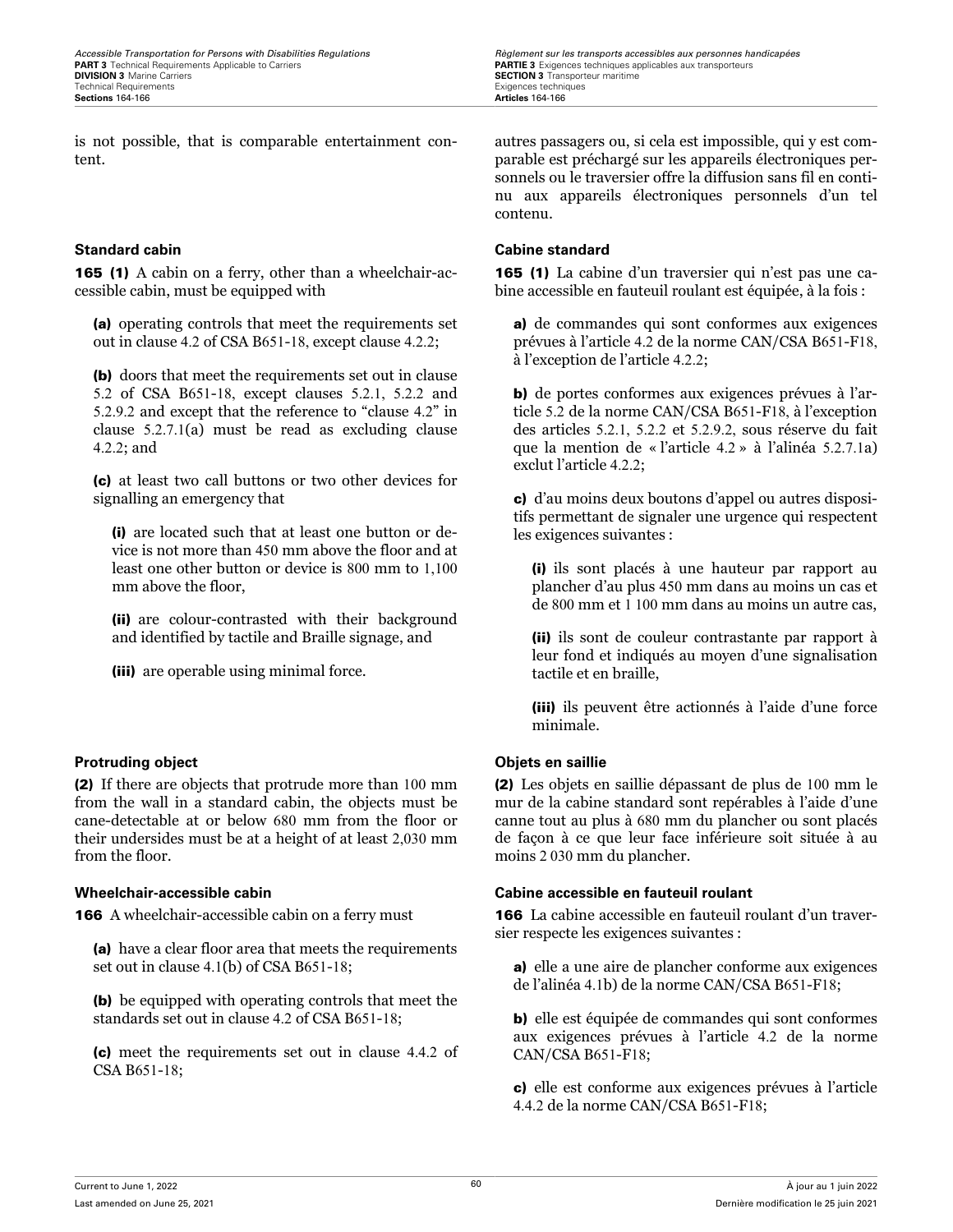is not possible, that is comparable entertainment content.

autres passagers ou, si cela est impossible, qui y est comparable est préchargé sur les appareils électroniques personnels ou le traversier offre la diffusion sans fil en continu aux appareils électroniques personnels d'un tel contenu.

#### Standard cabin

**165 (1)** A cabin on a ferry, other than a wheelchair-accessible cabin, must be equipped with

**(a)** operating controls that meet the requirements set out in clause 4.2 of CSA B651-18, except clause 4.2.2;

**(b)** doors that meet the requirements set out in clause 5.2 of CSA B651-18, except clauses 5.2.1, 5.2.2 and 5.2.9.2 and except that the reference to "clause 4.2" in clause 5.2.7.1(a) must be read as excluding clause 4.2.2; and

**(c)** at least two call buttons or two other devices for signalling an emergency that

**(i)** are located such that at least one button or device is not more than 450 mm above the floor and at least one other button or device is 800 mm to 1,100 mm above the floor,

**(ii)** are colour-contrasted with their background and identified by tactile and Braille signage, and

**(iii)** are operable using minimal force.

#### Cabine standard

**165 (1)** La cabine d'un traversier qui n'est pas une cabine accessible en fauteuil roulant est équipée, à la fois :

**a)** de commandes qui sont conformes aux exigences prévues à l'article 4.2 de la norme CAN/CSA B651-F18, à l'exception de l'article 4.2.2;

**b)** de portes conformes aux exigences prévues à l'article 5.2 de la norme CAN/CSA B651-F18, à l'exception des articles 5.2.1, 5.2.2 et 5.2.9.2, sous réserve du fait que la mention de « l'article 4.2 » à l'alinéa 5.2.7.1a) exclut l'article 4.2.2;

**c)** d'au moins deux boutons d'appel ou autres dispositifs permettant de signaler une urgence qui respectent les exigences suivantes :

**(i)** ils sont placés à une hauteur par rapport au plancher d'au plus 450 mm dans au moins un cas et de 800 mm et 1 100 mm dans au moins un autre cas,

**(ii)** ils sont de couleur contrastante par rapport à leur fond et indiqués au moyen d'une signalisation tactile et en braille,

**(iii)** ils peuvent être actionnés à l'aide d'une force minimale.

#### Protruding object

**(2)** If there are objects that protrude more than 100 mm from the wall in a standard cabin, the objects must be cane-detectable at or below 680 mm from the floor or their undersides must be at a height of at least 2,030 mm from the floor.

#### Objets en saillie

**(2)** Les objets en saillie dépassant de plus de 100 mm le mur de la cabine standard sont repérables à l'aide d'une canne tout au plus à 680 mm du plancher ou sont placés de façon à ce que leur face inférieure soit située à au moins 2 030 mm du plancher.

#### Wheelchair-accessible cabin

**166** A wheelchair-accessible cabin on a ferry must

**(a)** have a clear floor area that meets the requirements set out in clause 4.1(b) of CSA B651-18;

**(b)** be equipped with operating controls that meet the standards set out in clause 4.2 of CSA B651-18;

**(c)** meet the requirements set out in clause 4.4.2 of CSA B651-18;

#### Cabine accessible en fauteuil roulant

**166** La cabine accessible en fauteuil roulant d'un traversier respecte les exigences suivantes :

**a)** elle a une aire de plancher conforme aux exigences de l'alinéa 4.1b) de la norme CAN/CSA B651-F18;

**b)** elle est équipée de commandes qui sont conformes aux exigences prévues à l'article 4.2 de la norme CAN/CSA B651-F18;

**c)** elle est conforme aux exigences prévues à l'article 4.4.2 de la norme CAN/CSA B651-F18;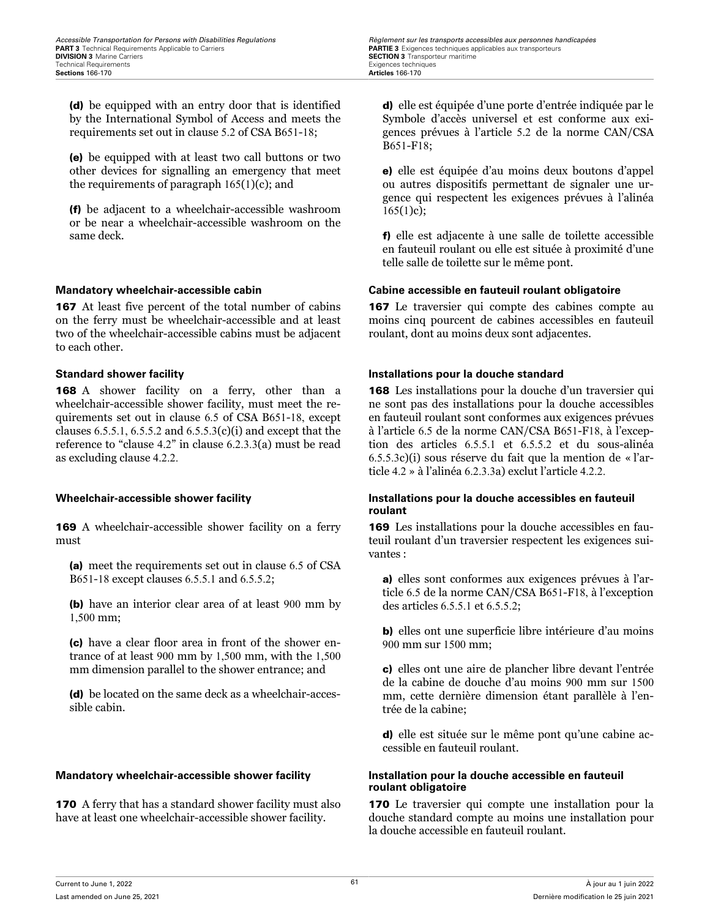(d) be equipped with an entry door that is identified by the International Symbol of Access and meets the requirements set out in clause 5.2 of CSA B651-18;

(e) be equipped with at least two call buttons or two other devices for signalling an emergency that meet the requirements of paragraph 165(1)(c); and

(f) be adjacent to a wheelchair-accessible washroom or be near a wheelchair-accessible washroom on the same deck.

d) elle est équipée d'une porte d'entrée indiquée par le Symbole d'accès universel et est conforme aux exigences prévues à l'article 5.2 de la norme CAN/CSA B651-F18;

e) elle est équipée d'au moins deux boutons d'appel ou autres dispositifs permettant de signaler une urgence qui respectent les exigences prévues à l'alinéa 165(1)c);

f) elle est adjacente à une salle de toilette accessible en fauteuil roulant ou elle est située à proximité d'une telle salle de toilette sur le même pont.

### Mandatory wheelchair-accessible cabin

**167** At least five percent of the total number of cabins on the ferry must be wheelchair-accessible and at least two of the wheelchair-accessible cabins must be adjacent to each other.

### Cabine accessible en fauteuil roulant obligatoire

**167** Le traversier qui compte des cabines compte au moins cinq pourcent de cabines accessibles en fauteuil roulant, dont au moins deux sont adjacentes.

### Standard shower facility

**168** A shower facility on a ferry, other than a wheelchair-accessible shower facility, must meet the requirements set out in clause 6.5 of CSA B651-18, except clauses 6.5.5.1, 6.5.5.2 and 6.5.5.3(c)(i) and except that the reference to "clause 4.2" in clause 6.2.3.3(a) must be read as excluding clause 4.2.2.

### Installations pour la douche standard

**168** Les installations pour la douche d'un traversier qui ne sont pas des installations pour la douche accessibles en fauteuil roulant sont conformes aux exigences prévues à l'article 6.5 de la norme CAN/CSA B651-F18, à l'exception des articles 6.5.5.1 et 6.5.5.2 et du sous-alinéa 6.5.5.3c)(i) sous réserve du fait que la mention de « l'article 4.2 » à l'alinéa 6.2.3.3a) exclut l'article 4.2.2.

### Wheelchair-accessible shower facility

**169** A wheelchair-accessible shower facility on a ferry must

(a) meet the requirements set out in clause 6.5 of CSA B651-18 except clauses 6.5.5.1 and 6.5.5.2;

(b) have an interior clear area of at least 900 mm by 1,500 mm;

(c) have a clear floor area in front of the shower entrance of at least 900 mm by 1,500 mm, with the 1,500 mm dimension parallel to the shower entrance; and

(d) be located on the same deck as a wheelchair-accessible cabin.

### Installations pour la douche accessibles en fauteuil roulant

**169** Les installations pour la douche accessibles en fauteuil roulant d'un traversier respectent les exigences suivantes :

a) elles sont conformes aux exigences prévues à l'article 6.5 de la norme CAN/CSA B651-F18, à l'exception des articles 6.5.5.1 et 6.5.5.2;

b) elles ont une superficie libre intérieure d'au moins 900 mm sur 1500 mm;

c) elles ont une aire de plancher libre devant l'entrée de la cabine de douche d'au moins 900 mm sur 1500 mm, cette dernière dimension étant parallèle à l'entrée de la cabine;

d) elle est située sur le même pont qu'une cabine accessible en fauteuil roulant.

### Mandatory wheelchair-accessible shower facility

**170** A ferry that has a standard shower facility must also have at least one wheelchair-accessible shower facility.

### Installation pour la douche accessible en fauteuil roulant obligatoire

**170** Le traversier qui compte une installation pour la douche standard compte au moins une installation pour la douche accessible en fauteuil roulant.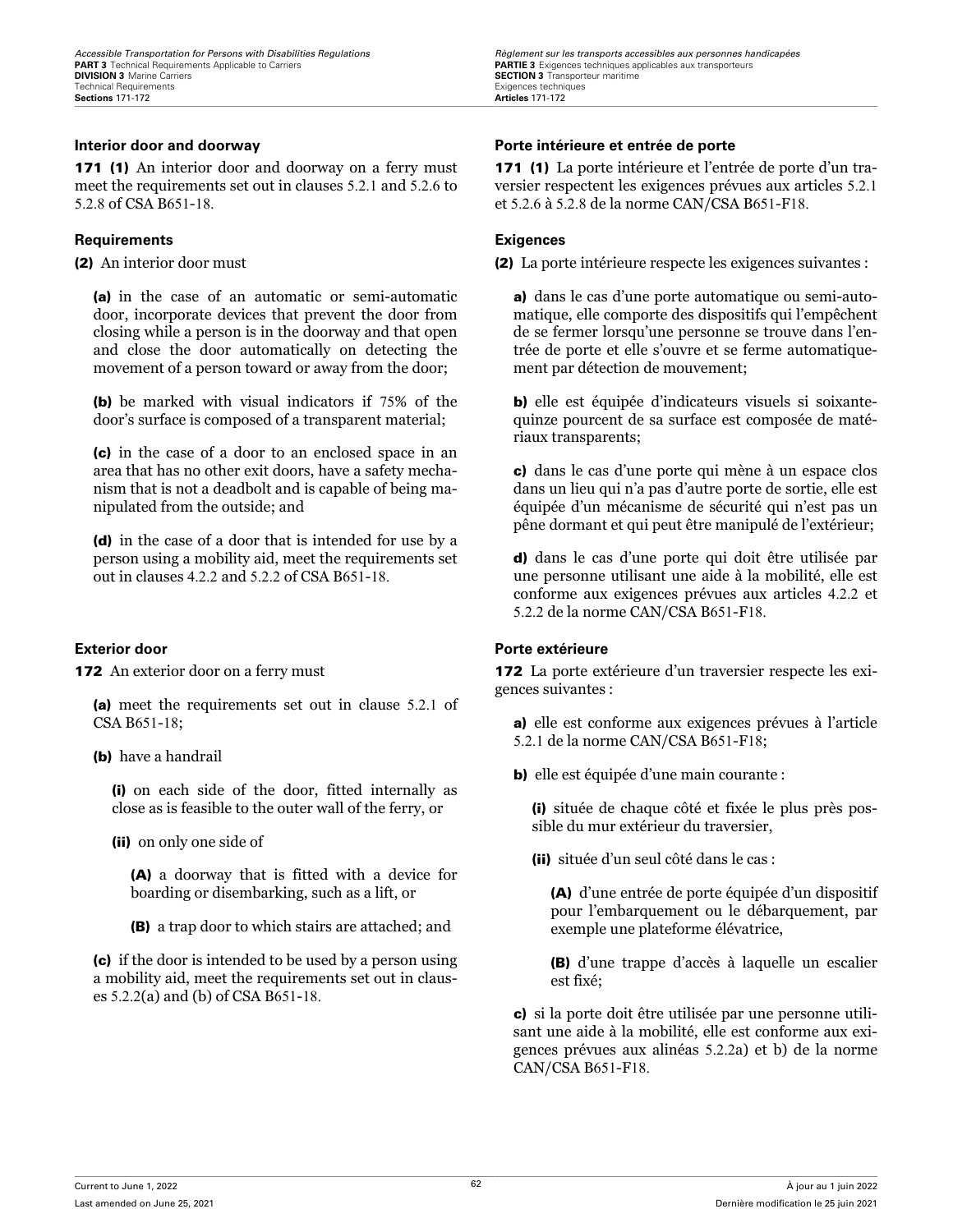**Interior door and doorway**

**171 (1)** An interior door and doorway on a ferry must meet the requirements set out in clauses 5.2.1 and 5.2.6 to 5.2.8 of CSA B651-18.

**Requirements**

**(2)** An interior door must

**(a)** in the case of an automatic or semi-automatic door, incorporate devices that prevent the door from closing while a person is in the doorway and that open and close the door automatically on detecting the movement of a person toward or away from the door;

**(b)** be marked with visual indicators if 75% of the door's surface is composed of a transparent material;

**(c)** in the case of a door to an enclosed space in an area that has no other exit doors, have a safety mechanism that is not a deadbolt and is capable of being manipulated from the outside; and

**(d)** in the case of a door that is intended for use by a person using a mobility aid, meet the requirements set out in clauses 4.2.2 and 5.2.2 of CSA B651-18.

**Exterior door**

**172** An exterior door on a ferry must

**(a)** meet the requirements set out in clause 5.2.1 of CSA B651-18;

**(b)** have a handrail

**(i)** on each side of the door, fitted internally as close as is feasible to the outer wall of the ferry, or

**(ii)** on only one side of

**(A)** a doorway that is fitted with a device for boarding or disembarking, such as a lift, or

**(B)** a trap door to which stairs are attached; and

**(c)** if the door is intended to be used by a person using a mobility aid, meet the requirements set out in clauses 5.2.2(a) and (b) of CSA B651-18.

**Porte intérieure et entrée de porte**

**171 (1)** La porte intérieure et l'entrée de porte d'un traversier respectent les exigences prévues aux articles 5.2.1 et 5.2.6 à 5.2.8 de la norme CAN/CSA B651-F18.

**Exigences**

**(2)** La porte intérieure respecte les exigences suivantes :

**a)** dans le cas d'une porte automatique ou semi-automatique, elle comporte des dispositifs qui l'empêchent de se fermer lorsqu'une personne se trouve dans l'entrée de porte et elle s'ouvre et se ferme automatiquement par détection de mouvement;

**b)** elle est équipée d'indicateurs visuels si soixante-quinze pourcent de sa surface est composée de matériaux transparents;

**c)** dans le cas d'une porte qui mène à un espace clos dans un lieu qui n'a pas d'autre porte de sortie, elle est équipée d'un mécanisme de sécurité qui n'est pas un pêne dormant et qui peut être manipulé de l'extérieur;

**d)** dans le cas d'une porte qui doit être utilisée par une personne utilisant une aide à la mobilité, elle est conforme aux exigences prévues aux articles 4.2.2 et 5.2.2 de la norme CAN/CSA B651-F18.

**Porte extérieure**

**172** La porte extérieure d'un traversier respecte les exigences suivantes :

**a)** elle est conforme aux exigences prévues à l'article 5.2.1 de la norme CAN/CSA B651-F18;

**b)** elle est équipée d'une main courante :

**(i)** située de chaque côté et fixée le plus près possible du mur extérieur du traversier,

**(ii)** située d'un seul côté dans le cas :

**(A)** d'une entrée de porte équipée d'un dispositif pour l'embarquement ou le débarquement, par exemple une plateforme élévatrice,

**(B)** d'une trappe d'accès à laquelle un escalier est fixé;

**c)** si la porte doit être utilisée par une personne utilisant une aide à la mobilité, elle est conforme aux exigences prévues aux alinéas 5.2.2a) et b) de la norme CAN/CSA B651-F18.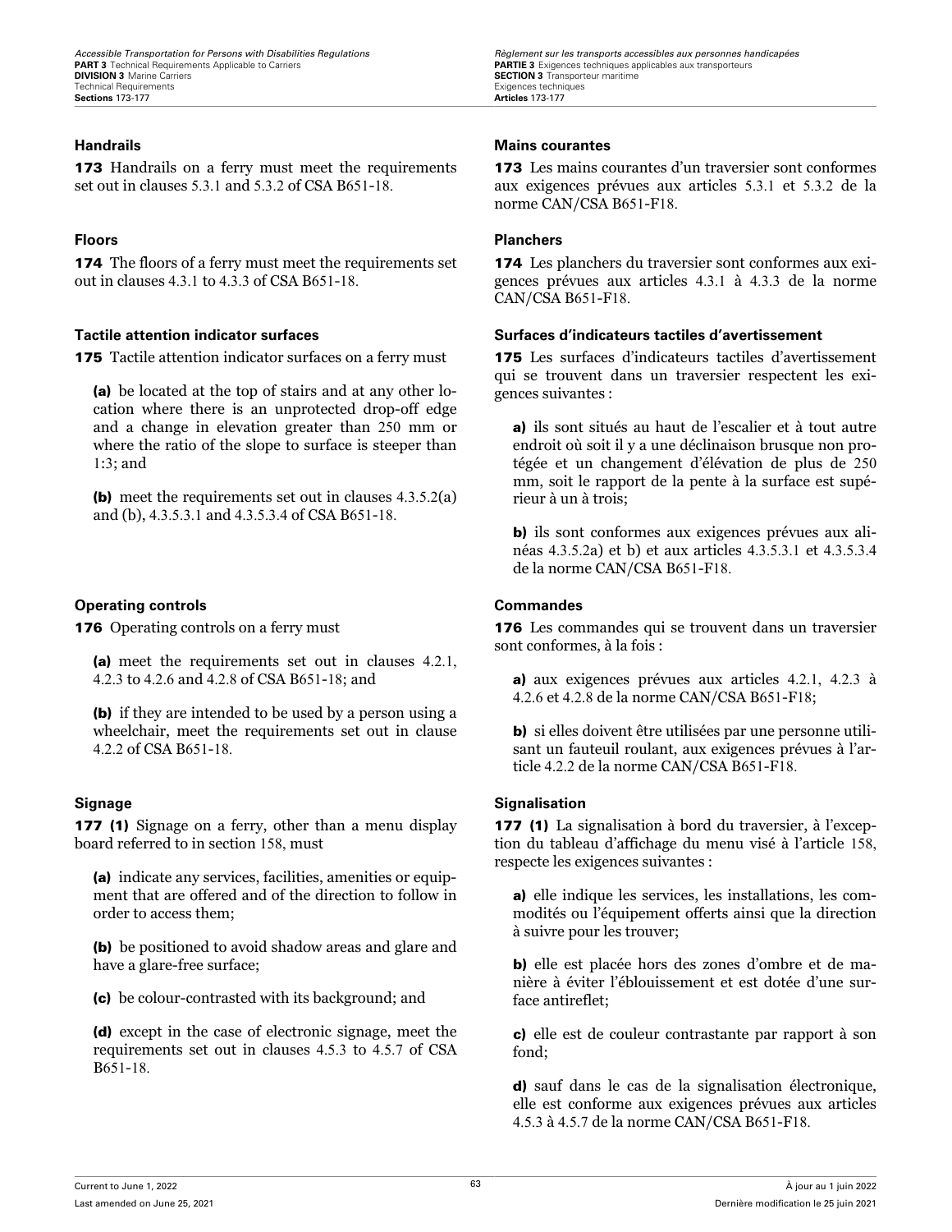### Handrails

**173** Handrails on a ferry must meet the requirements set out in clauses 5.3.1 and 5.3.2 of CSA B651-18.

### Floors

**174** The floors of a ferry must meet the requirements set out in clauses 4.3.1 to 4.3.3 of CSA B651-18.

### Tactile attention indicator surfaces

**175** Tactile attention indicator surfaces on a ferry must

**(a)** be located at the top of stairs and at any other location where there is an unprotected drop-off edge and a change in elevation greater than 250 mm or where the ratio of the slope to surface is steeper than 1:3; and

**(b)** meet the requirements set out in clauses 4.3.5.2(a) and (b), 4.3.5.3.1 and 4.3.5.3.4 of CSA B651-18.

### Operating controls

**176** Operating controls on a ferry must

**(a)** meet the requirements set out in clauses 4.2.1, 4.2.3 to 4.2.6 and 4.2.8 of CSA B651-18; and

**(b)** if they are intended to be used by a person using a wheelchair, meet the requirements set out in clause 4.2.2 of CSA B651-18.

### Signage

**177 (1)** Signage on a ferry, other than a menu display board referred to in section 158, must

**(a)** indicate any services, facilities, amenities or equipment that are offered and of the direction to follow in order to access them;

**(b)** be positioned to avoid shadow areas and glare and have a glare-free surface;

**(c)** be colour-contrasted with its background; and

**(d)** except in the case of electronic signage, meet the requirements set out in clauses 4.5.3 to 4.5.7 of CSA B651-18.

### Mains courantes

**173** Les mains courantes d’un traversier sont conformes aux exigences prévues aux articles 5.3.1 et 5.3.2 de la norme CAN/CSA B651-F18.

### Planchers

**174** Les planchers du traversier sont conformes aux exigences prévues aux articles 4.3.1 à 4.3.3 de la norme CAN/CSA B651-F18.

### Surfaces d’indicateurs tactiles d’avertissement

**175** Les surfaces d’indicateurs tactiles d’avertissement qui se trouvent dans un traversier respectent les exigences suivantes :

**a)** ils sont situés au haut de l’escalier et à tout autre endroit où soit il y a une déclinaison brusque non protégée et un changement d’élévation de plus de 250 mm, soit le rapport de la pente à la surface est supérieur à un à trois;

**b)** ils sont conformes aux exigences prévues aux alinéas 4.3.5.2a) et b) et aux articles 4.3.5.3.1 et 4.3.5.3.4 de la norme CAN/CSA B651-F18.

### Commandes

**176** Les commandes qui se trouvent dans un traversier sont conformes, à la fois :

**a)** aux exigences prévues aux articles 4.2.1, 4.2.3 à 4.2.6 et 4.2.8 de la norme CAN/CSA B651-F18;

**b)** si elles doivent être utilisées par une personne utilisant un fauteuil roulant, aux exigences prévues à l’article 4.2.2 de la norme CAN/CSA B651-F18.

### Signalisation

**177 (1)** La signalisation à bord du traversier, à l’exception du tableau d’affichage du menu visé à l’article 158, respecte les exigences suivantes :

**a)** elle indique les services, les installations, les commodités ou l’équipement offerts ainsi que la direction à suivre pour les trouver;

**b)** elle est placée hors des zones d’ombre et de manière à éviter l’éblouissement et est dotée d’une surface antireflet;

**c)** elle est de couleur contrastante par rapport à son fond;

**d)** sauf dans le cas de la signalisation électronique, elle est conforme aux exigences prévues aux articles 4.5.3 à 4.5.7 de la norme CAN/CSA B651-F18.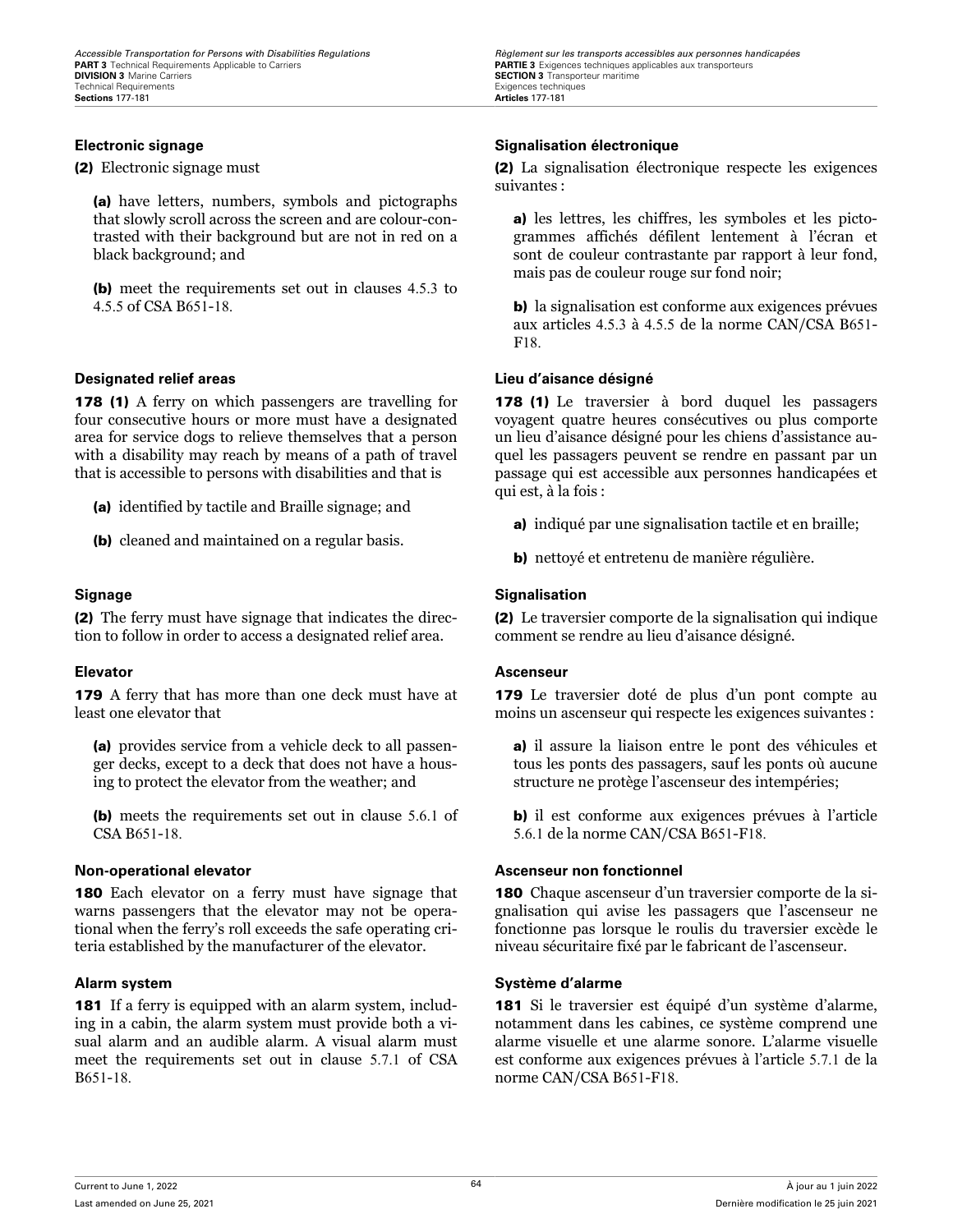**Electronic signage**

(2) Electronic signage must

(a) have letters, numbers, symbols and pictographs that slowly scroll across the screen and are colour-contrasted with their background but are not in red on a black background; and

(b) meet the requirements set out in clauses 4.5.3 to 4.5.5 of CSA B651-18.

**Designated relief areas**

**178 (1)** A ferry on which passengers are travelling for four consecutive hours or more must have a designated area for service dogs to relieve themselves that a person with a disability may reach by means of a path of travel that is accessible to persons with disabilities and that is

(a) identified by tactile and Braille signage; and

(b) cleaned and maintained on a regular basis.

**Signage**

(2) The ferry must have signage that indicates the direction to follow in order to access a designated relief area.

**Elevator**

**179** A ferry that has more than one deck must have at least one elevator that

(a) provides service from a vehicle deck to all passenger decks, except to a deck that does not have a housing to protect the elevator from the weather; and

(b) meets the requirements set out in clause 5.6.1 of CSA B651-18.

**Non-operational elevator**

**180** Each elevator on a ferry must have signage that warns passengers that the elevator may not be operational when the ferry's roll exceeds the safe operating criteria established by the manufacturer of the elevator.

**Alarm system**

**181** If a ferry is equipped with an alarm system, including in a cabin, the alarm system must provide both a visual alarm and an audible alarm. A visual alarm must meet the requirements set out in clause 5.7.1 of CSA B651-18.

**Signalisation électronique**

(2) La signalisation électronique respecte les exigences suivantes :

a) les lettres, les chiffres, les symboles et les pictogrammes affichés défilent lentement à l'écran et sont de couleur contrastante par rapport à leur fond, mais pas de couleur rouge sur fond noir;

b) la signalisation est conforme aux exigences prévues aux articles 4.5.3 à 4.5.5 de la norme CAN/CSA B651-F18.

**Lieu d'aisance désigné**

**178 (1)** Le traversier à bord duquel les passagers voyagent quatre heures consécutives ou plus comporte un lieu d'aisance désigné pour les chiens d'assistance auquel les passagers peuvent se rendre en passant par un passage qui est accessible aux personnes handicapées et qui est, à la fois :

a) indiqué par une signalisation tactile et en braille;

b) nettoyé et entretenu de manière régulière.

**Signalisation**

(2) Le traversier comporte de la signalisation qui indique comment se rendre au lieu d'aisance désigné.

**Ascenseur**

**179** Le traversier doté de plus d'un pont compte au moins un ascenseur qui respecte les exigences suivantes :

a) il assure la liaison entre le pont des véhicules et tous les ponts des passagers, sauf les ponts où aucune structure ne protège l'ascenseur des intempéries;

b) il est conforme aux exigences prévues à l'article 5.6.1 de la norme CAN/CSA B651-F18.

**Ascenseur non fonctionnel**

**180** Chaque ascenseur d'un traversier comporte de la signalisation qui avise les passagers que l'ascenseur ne fonctionne pas lorsque le roulis du traversier excède le niveau sécuritaire fixé par le fabricant de l'ascenseur.

**Système d'alarme**

**181** Si le traversier est équipé d'un système d'alarme, notamment dans les cabines, ce système comprend une alarme visuelle et une alarme sonore. L'alarme visuelle est conforme aux exigences prévues à l'article 5.7.1 de la norme CAN/CSA B651-F18.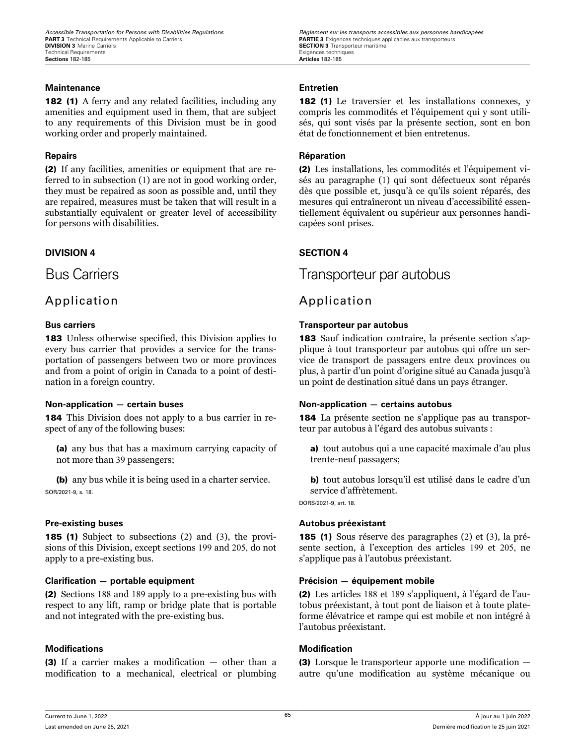**Maintenance**

**182 (1)** A ferry and any related facilities, including any amenities and equipment used in them, that are subject to any requirements of this Division must be in good working order and properly maintained.

**Repairs**

**(2)** If any facilities, amenities or equipment that are referred to in subsection (1) are not in good working order, they must be repaired as soon as possible and, until they are repaired, measures must be taken that will result in a substantially equivalent or greater level of accessibility for persons with disabilities.

## DIVISION 4

# Bus Carriers

## Application

**Bus carriers**

**183** Unless otherwise specified, this Division applies to every bus carrier that provides a service for the transportation of passengers between two or more provinces and from a point of origin in Canada to a point of destination in a foreign country.

**Non-application — certain buses**

**184** This Division does not apply to a bus carrier in respect of any of the following buses:

**(a)** any bus that has a maximum carrying capacity of not more than 39 passengers;

**(b)** any bus while it is being used in a charter service.

SOR/2021-9, s. 18.

**Pre-existing buses**

**185 (1)** Subject to subsections (2) and (3), the provisions of this Division, except sections 199 and 205, do not apply to a pre-existing bus.

**Clarification — portable equipment**

**(2)** Sections 188 and 189 apply to a pre-existing bus with respect to any lift, ramp or bridge plate that is portable and not integrated with the pre-existing bus.

**Modifications**

**(3)** If a carrier makes a modification — other than a modification to a mechanical, electrical or plumbing

**Entretien**

**182 (1)** Le traversier et les installations connexes, y compris les commodités et l'équipement qui y sont utilisés, qui sont visés par la présente section, sont en bon état de fonctionnement et bien entretenus.

**Réparation**

**(2)** Les installations, les commodités et l'équipement visés au paragraphe (1) qui sont défectueux sont réparés dès que possible et, jusqu'à ce qu'ils soient réparés, des mesures qui entraîneront un niveau d'accessibilité essentiellement équivalent ou supérieur aux personnes handicapées sont prises.

## SECTION 4

# Transporteur par autobus

## Application

**Transporteur par autobus**

**183** Sauf indication contraire, la présente section s'applique à tout transporteur par autobus qui offre un service de transport de passagers entre deux provinces ou plus, à partir d'un point d'origine situé au Canada jusqu'à un point de destination situé dans un pays étranger.

**Non-application — certains autobus**

**184** La présente section ne s'applique pas au transporteur par autobus à l'égard des autobus suivants :

**a)** tout autobus qui a une capacité maximale d'au plus trente-neuf passagers;

**b)** tout autobus lorsqu'il est utilisé dans le cadre d'un service d'affrètement.

DORS/2021-9, art. 18.

**Autobus préexistant**

**185 (1)** Sous réserve des paragraphes (2) et (3), la présente section, à l'exception des articles 199 et 205, ne s'applique pas à l'autobus préexistant.

**Précision — équipement mobile**

**(2)** Les articles 188 et 189 s'appliquent, à l'égard de l'autobus préexistant, à tout pont de liaison et à toute plateforme élévatrice et rampe qui est mobile et non intégré à l'autobus préexistant.

**Modification**

**(3)** Lorsque le transporteur apporte une modification — autre qu'une modification au système mécanique ou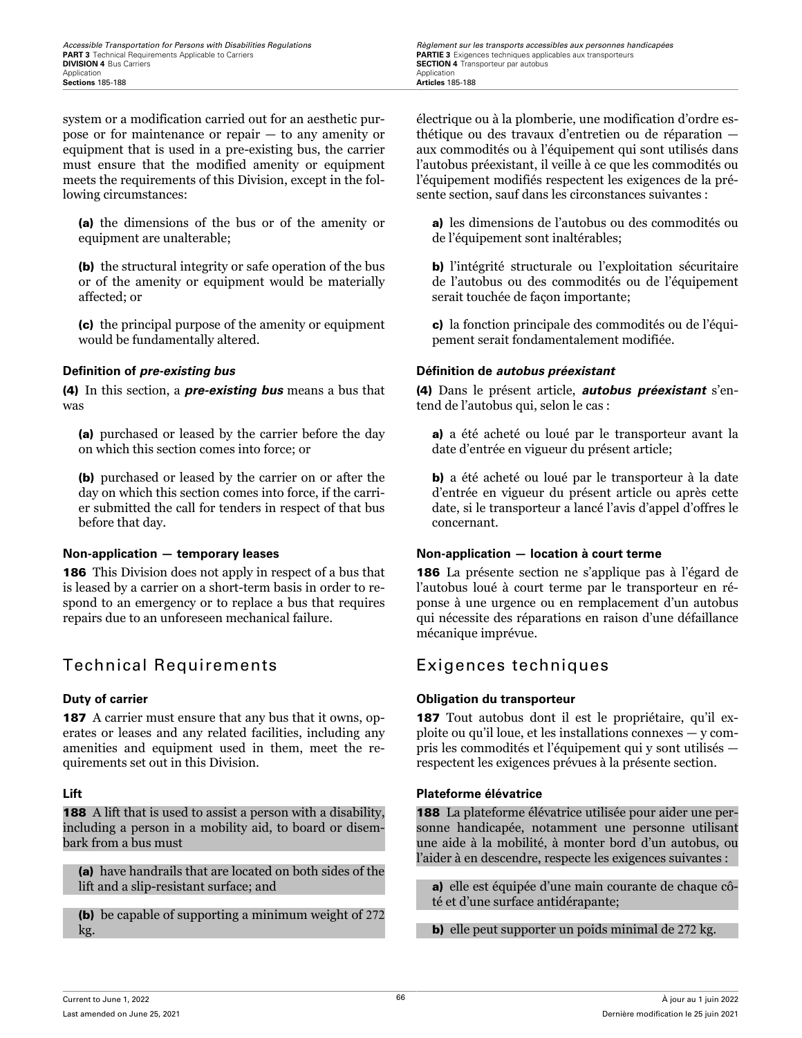system or a modification carried out for an aesthetic purpose or for maintenance or repair — to any amenity or equipment that is used in a pre-existing bus, the carrier must ensure that the modified amenity or equipment meets the requirements of this Division, except in the following circumstances:

**(a)** the dimensions of the bus or of the amenity or equipment are unalterable;

**(b)** the structural integrity or safe operation of the bus or of the amenity or equipment would be materially affected; or

**(c)** the principal purpose of the amenity or equipment would be fundamentally altered.

#### Definition of *pre-existing bus*

**(4)** In this section, a ***pre-existing bus*** means a bus that was

**(a)** purchased or leased by the carrier before the day on which this section comes into force; or

**(b)** purchased or leased by the carrier on or after the day on which this section comes into force, if the carrier submitted the call for tenders in respect of that bus before that day.

#### Non-application — temporary leases

**186** This Division does not apply in respect of a bus that is leased by a carrier on a short-term basis in order to respond to an emergency or to replace a bus that requires repairs due to an unforeseen mechanical failure.

## Technical Requirements

#### Duty of carrier

**187** A carrier must ensure that any bus that it owns, operates or leases and any related facilities, including any amenities and equipment used in them, meet the requirements set out in this Division.

#### Lift

**188** A lift that is used to assist a person with a disability, including a person in a mobility aid, to board or disembark from a bus must

**(a)** have handrails that are located on both sides of the lift and a slip-resistant surface; and

**(b)** be capable of supporting a minimum weight of 272 kg.

---

électrique ou à la plomberie, une modification d'ordre esthétique ou des travaux d'entretien ou de réparation — aux commodités ou à l'équipement qui sont utilisés dans l'autobus préexistant, il veille à ce que les commodités ou l'équipement modifiés respectent les exigences de la présente section, sauf dans les circonstances suivantes :

**a)** les dimensions de l'autobus ou des commodités ou de l'équipement sont inaltérables;

**b)** l'intégrité structurale ou l'exploitation sécuritaire de l'autobus ou des commodités ou de l'équipement serait touchée de façon importante;

**c)** la fonction principale des commodités ou de l'équipement serait fondamentalement modifiée.

#### Définition de *autobus préexistant*

**(4)** Dans le présent article, ***autobus préexistant*** s'entend de l'autobus qui, selon le cas :

**a)** a été acheté ou loué par le transporteur avant la date d'entrée en vigueur du présent article;

**b)** a été acheté ou loué par le transporteur à la date d'entrée en vigueur du présent article ou après cette date, si le transporteur a lancé l'avis d'appel d'offres le concernant.

#### Non-application — location à court terme

**186** La présente section ne s'applique pas à l'égard de l'autobus loué à court terme par le transporteur en réponse à une urgence ou en remplacement d'un autobus qui nécessite des réparations en raison d'une défaillance mécanique imprévue.

## Exigences techniques

#### Obligation du transporteur

**187** Tout autobus dont il est le propriétaire, qu'il exploite ou qu'il loue, et les installations connexes — y compris les commodités et l'équipement qui y sont utilisés — respectent les exigences prévues à la présente section.

#### Plateforme élévatrice

**188** La plateforme élévatrice utilisée pour aider une personne handicapée, notamment une personne utilisant une aide à la mobilité, à monter bord d'un autobus, ou l'aider à en descendre, respecte les exigences suivantes :

**a)** elle est équipée d'une main courante de chaque côté et d'une surface antidérapante;

**b)** elle peut supporter un poids minimal de 272 kg.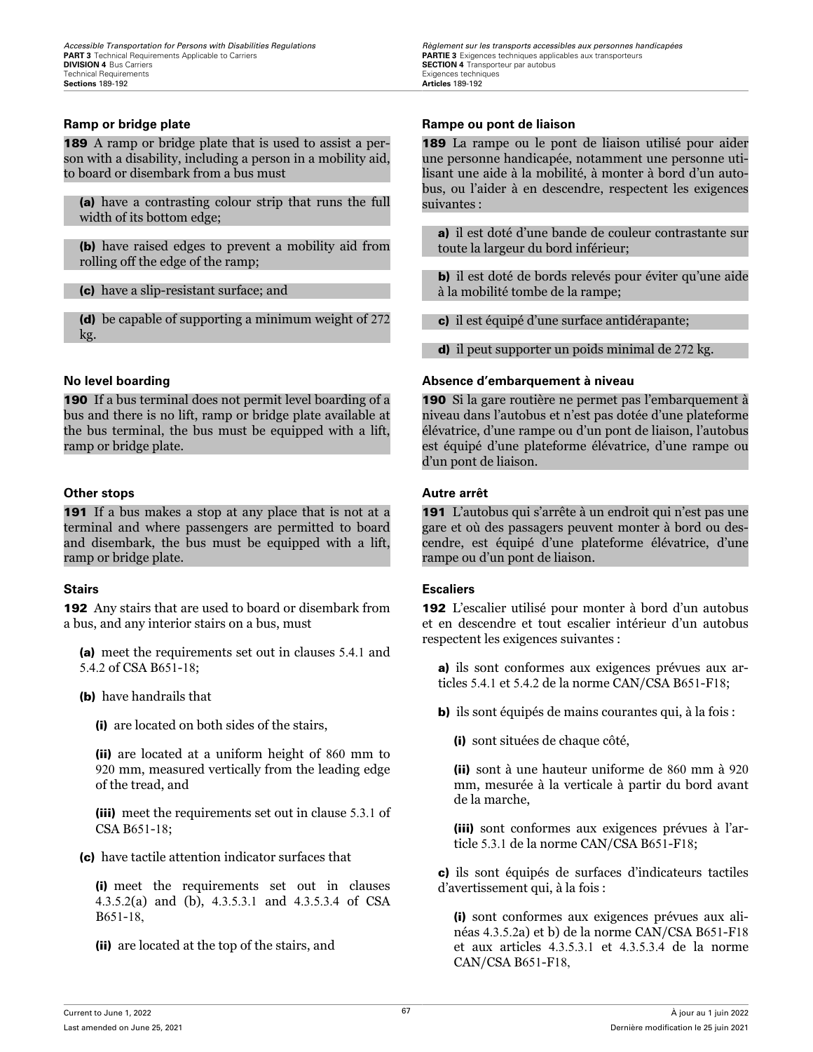### Ramp or bridge plate

**189** A ramp or bridge plate that is used to assist a person with a disability, including a person in a mobility aid, to board or disembark from a bus must

**(a)** have a contrasting colour strip that runs the full width of its bottom edge;

**(b)** have raised edges to prevent a mobility aid from rolling off the edge of the ramp;

**(c)** have a slip-resistant surface; and

**(d)** be capable of supporting a minimum weight of 272 kg.

### No level boarding

**190** If a bus terminal does not permit level boarding of a bus and there is no lift, ramp or bridge plate available at the bus terminal, the bus must be equipped with a lift, ramp or bridge plate.

### Other stops

**191** If a bus makes a stop at any place that is not at a terminal and where passengers are permitted to board and disembark, the bus must be equipped with a lift, ramp or bridge plate.

### Stairs

**192** Any stairs that are used to board or disembark from a bus, and any interior stairs on a bus, must

**(a)** meet the requirements set out in clauses 5.4.1 and 5.4.2 of CSA B651-18;

**(b)** have handrails that

**(i)** are located on both sides of the stairs,

**(ii)** are located at a uniform height of 860 mm to 920 mm, measured vertically from the leading edge of the tread, and

**(iii)** meet the requirements set out in clause 5.3.1 of CSA B651-18;

**(c)** have tactile attention indicator surfaces that

**(i)** meet the requirements set out in clauses 4.3.5.2(a) and (b), 4.3.5.3.1 and 4.3.5.3.4 of CSA B651-18,

**(ii)** are located at the top of the stairs, and

### Rampe ou pont de liaison

**189** La rampe ou le pont de liaison utilisé pour aider une personne handicapée, notamment une personne utilisant une aide à la mobilité, à monter à bord d'un autobus, ou l'aider à en descendre, respectent les exigences suivantes :

**a)** il est doté d'une bande de couleur contrastante sur toute la largeur du bord inférieur;

**b)** il est doté de bords relevés pour éviter qu'une aide à la mobilité tombe de la rampe;

**c)** il est équipé d'une surface antidérapante;

**d)** il peut supporter un poids minimal de 272 kg.

### Absence d'embarquement à niveau

**190** Si la gare routière ne permet pas l'embarquement à niveau dans l'autobus et n'est pas dotée d'une plateforme élévatrice, d'une rampe ou d'un pont de liaison, l'autobus est équipé d'une plateforme élévatrice, d'une rampe ou d'un pont de liaison.

### Autre arrêt

**191** L'autobus qui s'arrête à un endroit qui n'est pas une gare et où des passagers peuvent monter à bord ou descendre, est équipé d'une plateforme élévatrice, d'une rampe ou d'un pont de liaison.

### Escaliers

**192** L'escalier utilisé pour monter à bord d'un autobus et en descendre et tout escalier intérieur d'un autobus respectent les exigences suivantes :

**a)** ils sont conformes aux exigences prévues aux articles 5.4.1 et 5.4.2 de la norme CAN/CSA B651-F18;

**b)** ils sont équipés de mains courantes qui, à la fois :

**(i)** sont situées de chaque côté,

**(ii)** sont à une hauteur uniforme de 860 mm à 920 mm, mesurée à la verticale à partir du bord avant de la marche,

**(iii)** sont conformes aux exigences prévues à l'article 5.3.1 de la norme CAN/CSA B651-F18;

**c)** ils sont équipés de surfaces d'indicateurs tactiles d'avertissement qui, à la fois :

**(i)** sont conformes aux exigences prévues aux alinéas 4.3.5.2a) et b) de la norme CAN/CSA B651-F18 et aux articles 4.3.5.3.1 et 4.3.5.3.4 de la norme CAN/CSA B651-F18,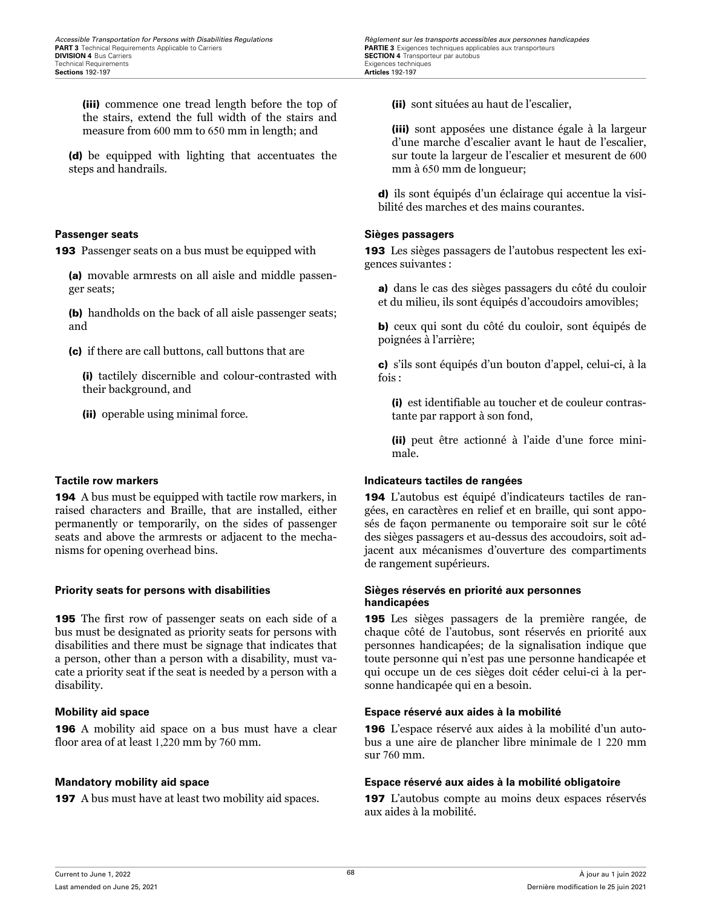(iii) commence one tread length before the top of the stairs, extend the full width of the stairs and measure from 600 mm to 650 mm in length; and

**(d)** be equipped with lighting that accentuates the steps and handrails.

(ii) sont situées au haut de l'escalier,

(iii) sont apposées une distance égale à la largeur d'une marche d'escalier avant le haut de l'escalier, sur toute la largeur de l'escalier et mesurent de 600 mm à 650 mm de longueur;

**d)** ils sont équipés d'un éclairage qui accentue la visibilité des marches et des mains courantes.

### Passenger seats

**193** Passenger seats on a bus must be equipped with

**(a)** movable armrests on all aisle and middle passenger seats;

**(b)** handholds on the back of all aisle passenger seats; and

**(c)** if there are call buttons, call buttons that are

**(i)** tactilely discernible and colour-contrasted with their background, and

**(ii)** operable using minimal force.

### Sièges passagers

**193** Les sièges passagers de l'autobus respectent les exigences suivantes :

**a)** dans le cas des sièges passagers du côté du couloir et du milieu, ils sont équipés d'accoudoirs amovibles;

**b)** ceux qui sont du côté du couloir, sont équipés de poignées à l'arrière;

**c)** s'ils sont équipés d'un bouton d'appel, celui-ci, à la fois :

**(i)** est identifiable au toucher et de couleur contrastante par rapport à son fond,

**(ii)** peut être actionné à l'aide d'une force minimale.

### Tactile row markers

**194** A bus must be equipped with tactile row markers, in raised characters and Braille, that are installed, either permanently or temporarily, on the sides of passenger seats and above the armrests or adjacent to the mechanisms for opening overhead bins.

### Indicateurs tactiles de rangées

**194** L'autobus est équipé d'indicateurs tactiles de rangées, en caractères en relief et en braille, qui sont apposés de façon permanente ou temporaire soit sur le côté des sièges passagers et au-dessus des accoudoirs, soit adjacent aux mécanismes d'ouverture des compartiments de rangement supérieurs.

### Priority seats for persons with disabilities

**195** The first row of passenger seats on each side of a bus must be designated as priority seats for persons with disabilities and there must be signage that indicates that a person, other than a person with a disability, must vacate a priority seat if the seat is needed by a person with a disability.

### Sièges réservés en priorité aux personnes handicapées

**195** Les sièges passagers de la première rangée, de chaque côté de l'autobus, sont réservés en priorité aux personnes handicapées; de la signalisation indique que toute personne qui n'est pas une personne handicapée et qui occupe un de ces sièges doit céder celui-ci à la personne handicapée qui en a besoin.

### Mobility aid space

**196** A mobility aid space on a bus must have a clear floor area of at least 1,220 mm by 760 mm.

### Espace réservé aux aides à la mobilité

**196** L'espace réservé aux aides à la mobilité d'un autobus a une aire de plancher libre minimale de 1 220 mm sur 760 mm.

### Mandatory mobility aid space

**197** A bus must have at least two mobility aid spaces.

### Espace réservé aux aides à la mobilité obligatoire

**197** L'autobus compte au moins deux espaces réservés aux aides à la mobilité.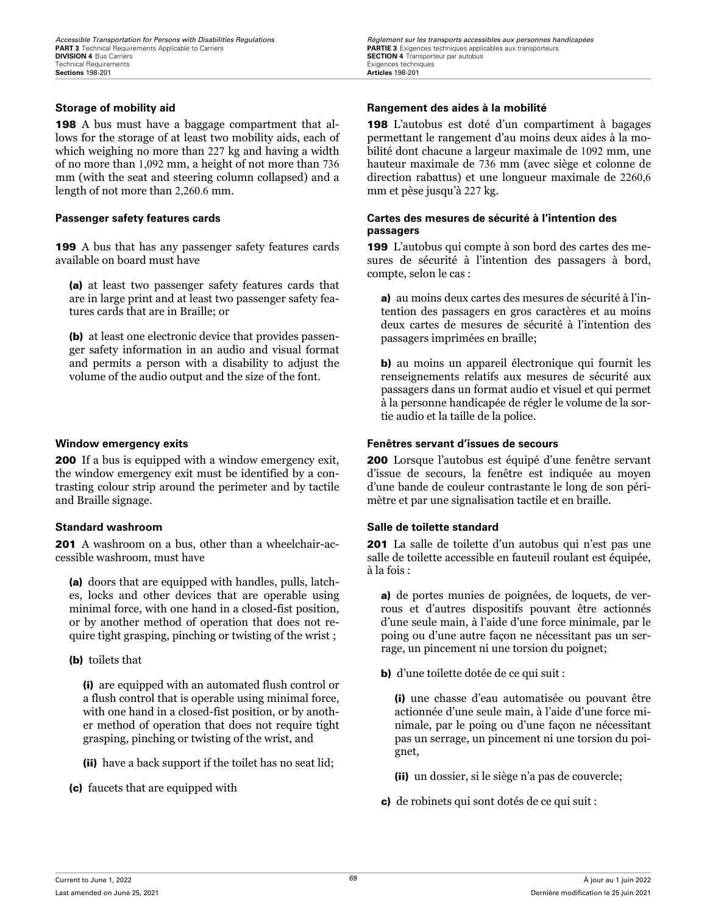### Storage of mobility aid

**198** A bus must have a baggage compartment that allows for the storage of at least two mobility aids, each of which weighing no more than 227 kg and having a width of no more than 1,092 mm, a height of not more than 736 mm (with the seat and steering column collapsed) and a length of not more than 2,260.6 mm.

### Passenger safety features cards

**199** A bus that has any passenger safety features cards available on board must have

**(a)** at least two passenger safety features cards that are in large print and at least two passenger safety features cards that are in Braille; or

**(b)** at least one electronic device that provides passenger safety information in an audio and visual format and permits a person with a disability to adjust the volume of the audio output and the size of the font.

### Window emergency exits

**200** If a bus is equipped with a window emergency exit, the window emergency exit must be identified by a contrasting colour strip around the perimeter and by tactile and Braille signage.

### Standard washroom

**201** A washroom on a bus, other than a wheelchair-accessible washroom, must have

**(a)** doors that are equipped with handles, pulls, latches, locks and other devices that are operable using minimal force, with one hand in a closed-fist position, or by another method of operation that does not require tight grasping, pinching or twisting of the wrist ;

**(b)** toilets that

**(i)** are equipped with an automated flush control or a flush control that is operable using minimal force, with one hand in a closed-fist position, or by another method of operation that does not require tight grasping, pinching or twisting of the wrist, and

**(ii)** have a back support if the toilet has no seat lid;

**(c)** faucets that are equipped with

### Rangement des aides à la mobilité

**198** L'autobus est doté d'un compartiment à bagages permettant le rangement d'au moins deux aides à la mobilité dont chacune a largeur maximale de 1092 mm, une hauteur maximale de 736 mm (avec siège et colonne de direction rabattus) et une longueur maximale de 2260,6 mm et pèse jusqu'à 227 kg.

### Cartes des mesures de sécurité à l'intention des passagers

**199** L'autobus qui compte à son bord des cartes des mesures de sécurité à l'intention des passagers à bord, compte, selon le cas :

**a)** au moins deux cartes des mesures de sécurité à l'intention des passagers en gros caractères et au moins deux cartes de mesures de sécurité à l'intention des passagers imprimées en braille;

**b)** au moins un appareil électronique qui fournit les renseignements relatifs aux mesures de sécurité aux passagers dans un format audio et visuel et qui permet à la personne handicapée de régler le volume de la sortie audio et la taille de la police.

### Fenêtres servant d'issues de secours

**200** Lorsque l'autobus est équipé d'une fenêtre servant d'issue de secours, la fenêtre est indiquée au moyen d'une bande de couleur contrastante le long de son périmètre et par une signalisation tactile et en braille.

### Salle de toilette standard

**201** La salle de toilette d'un autobus qui n'est pas une salle de toilette accessible en fauteuil roulant est équipée, à la fois :

**a)** de portes munies de poignées, de loquets, de verrous et d'autres dispositifs pouvant être actionnés d'une seule main, à l'aide d'une force minimale, par le poing ou d'une autre façon ne nécessitant pas un serrage, un pincement ni une torsion du poignet;

**b)** d'une toilette dotée de ce qui suit :

**(i)** une chasse d'eau automatisée ou pouvant être actionnée d'une seule main, à l'aide d'une force minimale, par le poing ou d'une façon ne nécessitant pas un serrage, un pincement ni une torsion du poignet,

**(ii)** un dossier, si le siège n'a pas de couvercle;

**c)** de robinets qui sont dotés de ce qui suit :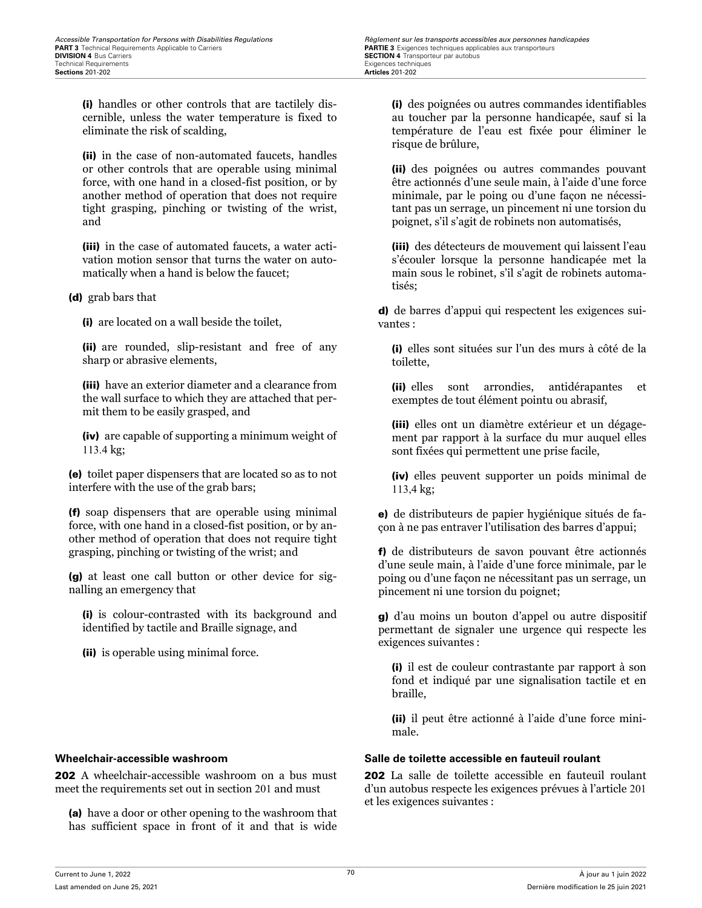**(i)** handles or other controls that are tactilely discernible, unless the water temperature is fixed to eliminate the risk of scalding,

**(ii)** in the case of non-automated faucets, handles or other controls that are operable using minimal force, with one hand in a closed-fist position, or by another method of operation that does not require tight grasping, pinching or twisting of the wrist, and

**(iii)** in the case of automated faucets, a water activation motion sensor that turns the water on automatically when a hand is below the faucet;

**(d)** grab bars that

**(i)** are located on a wall beside the toilet,

**(ii)** are rounded, slip-resistant and free of any sharp or abrasive elements,

**(iii)** have an exterior diameter and a clearance from the wall surface to which they are attached that permit them to be easily grasped, and

**(iv)** are capable of supporting a minimum weight of 113.4 kg;

**(e)** toilet paper dispensers that are located so as to not interfere with the use of the grab bars;

**(f)** soap dispensers that are operable using minimal force, with one hand in a closed-fist position, or by another method of operation that does not require tight grasping, pinching or twisting of the wrist; and

**(g)** at least one call button or other device for signalling an emergency that

**(i)** is colour-contrasted with its background and identified by tactile and Braille signage, and

**(ii)** is operable using minimal force.

**(i)** des poignées ou autres commandes identifiables au toucher par la personne handicapée, sauf si la température de l'eau est fixée pour éliminer le risque de brûlure,

**(ii)** des poignées ou autres commandes pouvant être actionnés d'une seule main, à l'aide d'une force minimale, par le poing ou d'une façon ne nécessitant pas un serrage, un pincement ni une torsion du poignet, s'il s'agit de robinets non automatisés,

**(iii)** des détecteurs de mouvement qui laissent l'eau s'écouler lorsque la personne handicapée met la main sous le robinet, s'il s'agit de robinets automatisés;

**d)** de barres d'appui qui respectent les exigences suivantes :

**(i)** elles sont situées sur l'un des murs à côté de la toilette,

**(ii)** elles sont arrondies, antidérapantes et exemptes de tout élément pointu ou abrasif,

**(iii)** elles ont un diamètre extérieur et un dégagement par rapport à la surface du mur auquel elles sont fixées qui permettent une prise facile,

**(iv)** elles peuvent supporter un poids minimal de 113,4 kg;

**e)** de distributeurs de papier hygiénique situés de façon à ne pas entraver l'utilisation des barres d'appui;

**f)** de distributeurs de savon pouvant être actionnés d'une seule main, à l'aide d'une force minimale, par le poing ou d'une façon ne nécessitant pas un serrage, un pincement ni une torsion du poignet;

**g)** d'au moins un bouton d'appel ou autre dispositif permettant de signaler une urgence qui respecte les exigences suivantes :

**(i)** il est de couleur contrastante par rapport à son fond et indiqué par une signalisation tactile et en braille,

**(ii)** il peut être actionné à l'aide d'une force minimale.

### Wheelchair-accessible washroom

**202** A wheelchair-accessible washroom on a bus must meet the requirements set out in section 201 and must

**(a)** have a door or other opening to the washroom that has sufficient space in front of it and that is wide

### Salle de toilette accessible en fauteuil roulant

**202** La salle de toilette accessible en fauteuil roulant d'un autobus respecte les exigences prévues à l'article 201 et les exigences suivantes :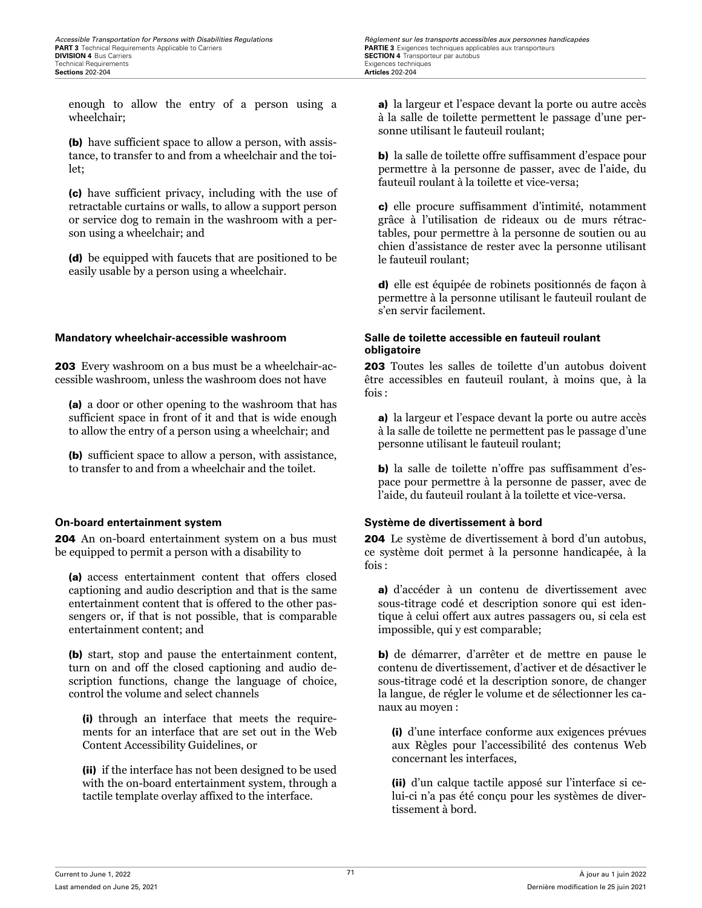enough to allow the entry of a person using a wheelchair;

**(b)** have sufficient space to allow a person, with assistance, to transfer to and from a wheelchair and the toilet;

**(c)** have sufficient privacy, including with the use of retractable curtains or walls, to allow a support person or service dog to remain in the washroom with a person using a wheelchair; and

**(d)** be equipped with faucets that are positioned to be easily usable by a person using a wheelchair.

**a)** la largeur et l'espace devant la porte ou autre accès à la salle de toilette permettent le passage d'une personne utilisant le fauteuil roulant;

**b)** la salle de toilette offre suffisamment d'espace pour permettre à la personne de passer, avec de l'aide, du fauteuil roulant à la toilette et vice-versa;

**c)** elle procure suffisamment d'intimité, notamment grâce à l'utilisation de rideaux ou de murs rétractables, pour permettre à la personne de soutien ou au chien d'assistance de rester avec la personne utilisant le fauteuil roulant;

**d)** elle est équipée de robinets positionnés de façon à permettre à la personne utilisant le fauteuil roulant de s'en servir facilement.

### Mandatory wheelchair-accessible washroom

**203** Every washroom on a bus must be a wheelchair-accessible washroom, unless the washroom does not have

**(a)** a door or other opening to the washroom that has sufficient space in front of it and that is wide enough to allow the entry of a person using a wheelchair; and

**(b)** sufficient space to allow a person, with assistance, to transfer to and from a wheelchair and the toilet.

### Salle de toilette accessible en fauteuil roulant obligatoire

**203** Toutes les salles de toilette d'un autobus doivent être accessibles en fauteuil roulant, à moins que, à la fois :

**a)** la largeur et l'espace devant la porte ou autre accès à la salle de toilette ne permettent pas le passage d'une personne utilisant le fauteuil roulant;

**b)** la salle de toilette n'offre pas suffisamment d'espace pour permettre à la personne de passer, avec de l'aide, du fauteuil roulant à la toilette et vice-versa.

### On-board entertainment system

**204** An on-board entertainment system on a bus must be equipped to permit a person with a disability to

**(a)** access entertainment content that offers closed captioning and audio description and that is the same entertainment content that is offered to the other passengers or, if that is not possible, that is comparable entertainment content; and

**(b)** start, stop and pause the entertainment content, turn on and off the closed captioning and audio description functions, change the language of choice, control the volume and select channels

**(i)** through an interface that meets the requirements for an interface that are set out in the Web Content Accessibility Guidelines, or

**(ii)** if the interface has not been designed to be used with the on-board entertainment system, through a tactile template overlay affixed to the interface.

### Système de divertissement à bord

**204** Le système de divertissement à bord d'un autobus, ce système doit permet à la personne handicapée, à la fois :

**a)** d'accéder à un contenu de divertissement avec sous-titrage codé et description sonore qui est identique à celui offert aux autres passagers ou, si cela est impossible, qui y est comparable;

**b)** de démarrer, d'arrêter et de mettre en pause le contenu de divertissement, d'activer et de désactiver le sous-titrage codé et la description sonore, de changer la langue, de régler le volume et de sélectionner les canaux au moyen :

**(i)** d'une interface conforme aux exigences prévues aux Règles pour l'accessibilité des contenus Web concernant les interfaces,

**(ii)** d'un calque tactile apposé sur l'interface si celui-ci n'a pas été conçu pour les systèmes de divertissement à bord.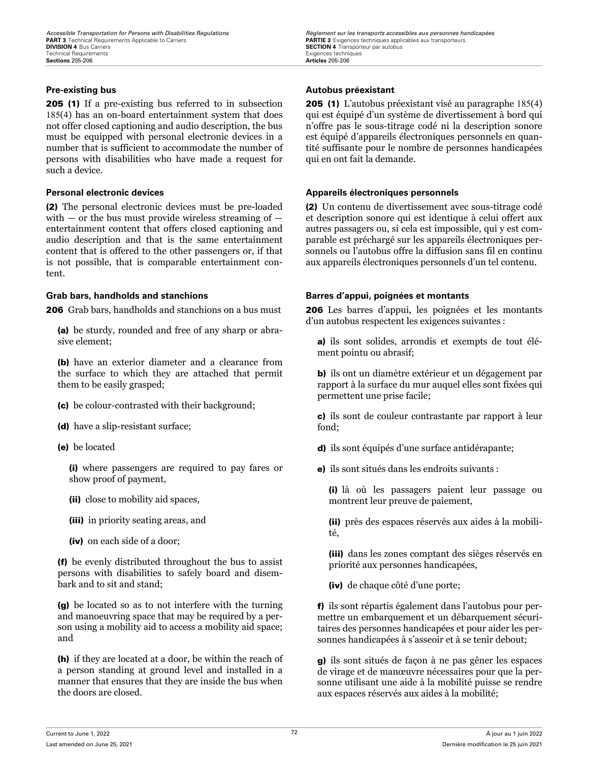### Pre-existing bus

**205 (1)** If a pre-existing bus referred to in subsection 185(4) has an on-board entertainment system that does not offer closed captioning and audio description, the bus must be equipped with personal electronic devices in a number that is sufficient to accommodate the number of persons with disabilities who have made a request for such a device.

### Personal electronic devices

**(2)** The personal electronic devices must be pre-loaded with — or the bus must provide wireless streaming of — entertainment content that offers closed captioning and audio description and that is the same entertainment content that is offered to the other passengers or, if that is not possible, that is comparable entertainment content.

### Grab bars, handholds and stanchions

**206** Grab bars, handholds and stanchions on a bus must

**(a)** be sturdy, rounded and free of any sharp or abrasive element;

**(b)** have an exterior diameter and a clearance from the surface to which they are attached that permit them to be easily grasped;

**(c)** be colour-contrasted with their background;

**(d)** have a slip-resistant surface;

**(e)** be located

**(i)** where passengers are required to pay fares or show proof of payment,

**(ii)** close to mobility aid spaces,

**(iii)** in priority seating areas, and

**(iv)** on each side of a door;

**(f)** be evenly distributed throughout the bus to assist persons with disabilities to safely board and disembark and to sit and stand;

**(g)** be located so as to not interfere with the turning and manoeuvring space that may be required by a person using a mobility aid to access a mobility aid space; and

**(h)** if they are located at a door, be within the reach of a person standing at ground level and installed in a manner that ensures that they are inside the bus when the doors are closed.

### Autobus préexistant

**205 (1)** L'autobus préexistant visé au paragraphe 185(4) qui est équipé d'un système de divertissement à bord qui n'offre pas le sous-titrage codé ni la description sonore est équipé d'appareils électroniques personnels en quantité suffisante pour le nombre de personnes handicapées qui en ont fait la demande.

### Appareils électroniques personnels

**(2)** Un contenu de divertissement avec sous-titrage codé et description sonore qui est identique à celui offert aux autres passagers ou, si cela est impossible, qui y est comparable est préchargé sur les appareils électroniques personnels ou l'autobus offre la diffusion sans fil en continu aux appareils électroniques personnels d'un tel contenu.

### Barres d'appui, poignées et montants

**206** Les barres d'appui, les poignées et les montants d'un autobus respectent les exigences suivantes :

**a)** ils sont solides, arrondis et exempts de tout élément pointu ou abrasif;

**b)** ils ont un diamètre extérieur et un dégagement par rapport à la surface du mur auquel elles sont fixées qui permettent une prise facile;

**c)** ils sont de couleur contrastante par rapport à leur fond;

**d)** ils sont équipés d'une surface antidérapante;

**e)** ils sont situés dans les endroits suivants :

**(i)** là où les passagers paient leur passage ou montrent leur preuve de paiement,

**(ii)** près des espaces réservés aux aides à la mobilité,

**(iii)** dans les zones comptant des sièges réservés en priorité aux personnes handicapées,

**(iv)** de chaque côté d'une porte;

**f)** ils sont répartis également dans l'autobus pour permettre un embarquement et un débarquement sécuritaires des personnes handicapées et pour aider les personnes handicapées à s'asseoir et à se tenir debout;

**g)** ils sont situés de façon à ne pas gêner les espaces de virage et de manœuvre nécessaires pour que la personne utilisant une aide à la mobilité puisse se rendre aux espaces réservés aux aides à la mobilité;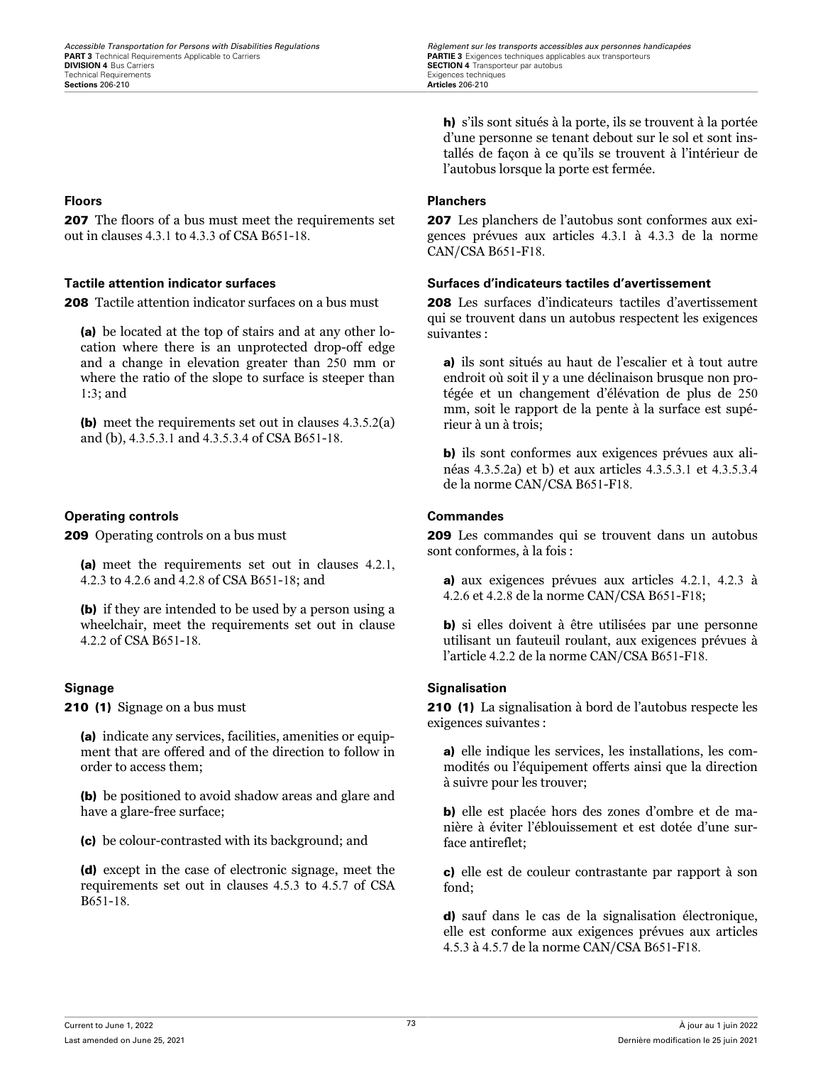h) s'ils sont situés à la porte, ils se trouvent à la portée d'une personne se tenant debout sur le sol et sont installés de façon à ce qu'ils se trouvent à l'intérieur de l'autobus lorsque la porte est fermée.

**Floors**

**207** The floors of a bus must meet the requirements set out in clauses 4.3.1 to 4.3.3 of CSA B651-18.

**Tactile attention indicator surfaces**

**208** Tactile attention indicator surfaces on a bus must

**(a)** be located at the top of stairs and at any other location where there is an unprotected drop-off edge and a change in elevation greater than 250 mm or where the ratio of the slope to surface is steeper than 1:3; and

**(b)** meet the requirements set out in clauses 4.3.5.2(a) and (b), 4.3.5.3.1 and 4.3.5.3.4 of CSA B651-18.

**Operating controls**

**209** Operating controls on a bus must

**(a)** meet the requirements set out in clauses 4.2.1, 4.2.3 to 4.2.6 and 4.2.8 of CSA B651-18; and

**(b)** if they are intended to be used by a person using a wheelchair, meet the requirements set out in clause 4.2.2 of CSA B651-18.

**Signage**

**210 (1)** Signage on a bus must

**(a)** indicate any services, facilities, amenities or equipment that are offered and of the direction to follow in order to access them;

**(b)** be positioned to avoid shadow areas and glare and have a glare-free surface;

**(c)** be colour-contrasted with its background; and

**(d)** except in the case of electronic signage, meet the requirements set out in clauses 4.5.3 to 4.5.7 of CSA B651-18.

**Planchers**

**207** Les planchers de l'autobus sont conformes aux exigences prévues aux articles 4.3.1 à 4.3.3 de la norme CAN/CSA B651-F18.

**Surfaces d'indicateurs tactiles d'avertissement**

**208** Les surfaces d'indicateurs tactiles d'avertissement qui se trouvent dans un autobus respectent les exigences suivantes :

**a)** ils sont situés au haut de l'escalier et à tout autre endroit où soit il y a une déclinaison brusque non protégée et un changement d'élévation de plus de 250 mm, soit le rapport de la pente à la surface est supérieur à un à trois;

**b)** ils sont conformes aux exigences prévues aux alinéas 4.3.5.2a) et b) et aux articles 4.3.5.3.1 et 4.3.5.3.4 de la norme CAN/CSA B651-F18.

**Commandes**

**209** Les commandes qui se trouvent dans un autobus sont conformes, à la fois :

**a)** aux exigences prévues aux articles 4.2.1, 4.2.3 à 4.2.6 et 4.2.8 de la norme CAN/CSA B651-F18;

**b)** si elles doivent à être utilisées par une personne utilisant un fauteuil roulant, aux exigences prévues à l'article 4.2.2 de la norme CAN/CSA B651-F18.

**Signalisation**

**210 (1)** La signalisation à bord de l'autobus respecte les exigences suivantes :

**a)** elle indique les services, les installations, les commodités ou l'équipement offerts ainsi que la direction à suivre pour les trouver;

**b)** elle est placée hors des zones d'ombre et de manière à éviter l'éblouissement et est dotée d'une surface antireflet;

**c)** elle est de couleur contrastante par rapport à son fond;

**d)** sauf dans le cas de la signalisation électronique, elle est conforme aux exigences prévues aux articles 4.5.3 à 4.5.7 de la norme CAN/CSA B651-F18.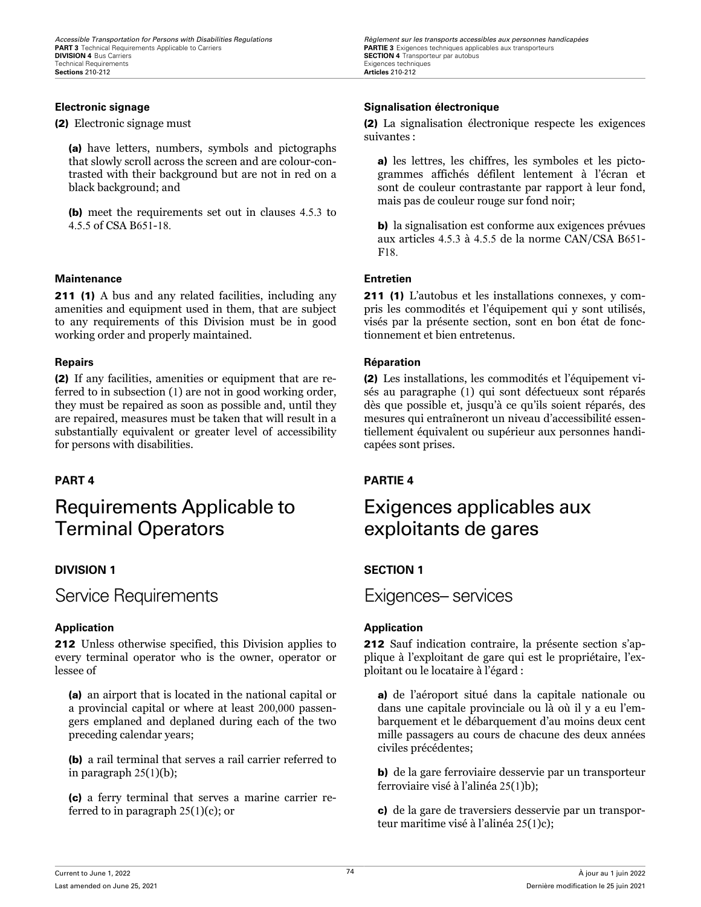#### Electronic signage

**(2)** Electronic signage must

> **(a)** have letters, numbers, symbols and pictographs that slowly scroll across the screen and are colour-contrasted with their background but are not in red on a black background; and
>
> **(b)** meet the requirements set out in clauses 4.5.3 to 4.5.5 of CSA B651-18.

#### Maintenance

**211 (1)** A bus and any related facilities, including any amenities and equipment used in them, that are subject to any requirements of this Division must be in good working order and properly maintained.

#### Repairs

**(2)** If any facilities, amenities or equipment that are referred to in subsection (1) are not in good working order, they must be repaired as soon as possible and, until they are repaired, measures must be taken that will result in a substantially equivalent or greater level of accessibility for persons with disabilities.

## PART 4

# Requirements Applicable to Terminal Operators

### DIVISION 1

## Service Requirements

#### Application

**212** Unless otherwise specified, this Division applies to every terminal operator who is the owner, operator or lessee of

> **(a)** an airport that is located in the national capital or a provincial capital or where at least 200,000 passengers emplaned and deplaned during each of the two preceding calendar years;
>
> **(b)** a rail terminal that serves a rail carrier referred to in paragraph 25(1)(b);
>
> **(c)** a ferry terminal that serves a marine carrier referred to in paragraph 25(1)(c); or

#### Signalisation électronique

**(2)** La signalisation électronique respecte les exigences suivantes :

> **a)** les lettres, les chiffres, les symboles et les pictogrammes affichés défilent lentement à l'écran et sont de couleur contrastante par rapport à leur fond, mais pas de couleur rouge sur fond noir;
>
> **b)** la signalisation est conforme aux exigences prévues aux articles 4.5.3 à 4.5.5 de la norme CAN/CSA B651-F18.

#### Entretien

**211 (1)** L'autobus et les installations connexes, y compris les commodités et l'équipement qui y sont utilisés, visés par la présente section, sont en bon état de fonctionnement et bien entretenus.

#### Réparation

**(2)** Les installations, les commodités et l'équipement visés au paragraphe (1) qui sont défectueux sont réparés dès que possible et, jusqu'à ce qu'ils soient réparés, des mesures qui entraîneront un niveau d'accessibilité essentiellement équivalent ou supérieur aux personnes handicapées sont prises.

## PARTIE 4

# Exigences applicables aux exploitants de gares

### SECTION 1

## Exigences– services

#### Application

**212** Sauf indication contraire, la présente section s'applique à l'exploitant de gare qui est le propriétaire, l'exploitant ou le locataire à l'égard :

> **a)** de l'aéroport situé dans la capitale nationale ou dans une capitale provinciale ou là où il y a eu l'embarquement et le débarquement d'au moins deux cent mille passagers au cours de chacune des deux années civiles précédentes;
>
> **b)** de la gare ferroviaire desservie par un transporteur ferroviaire visé à l'alinéa 25(1)b);
>
> **c)** de la gare de traversiers desservie par un transporteur maritime visé à l'alinéa 25(1)c);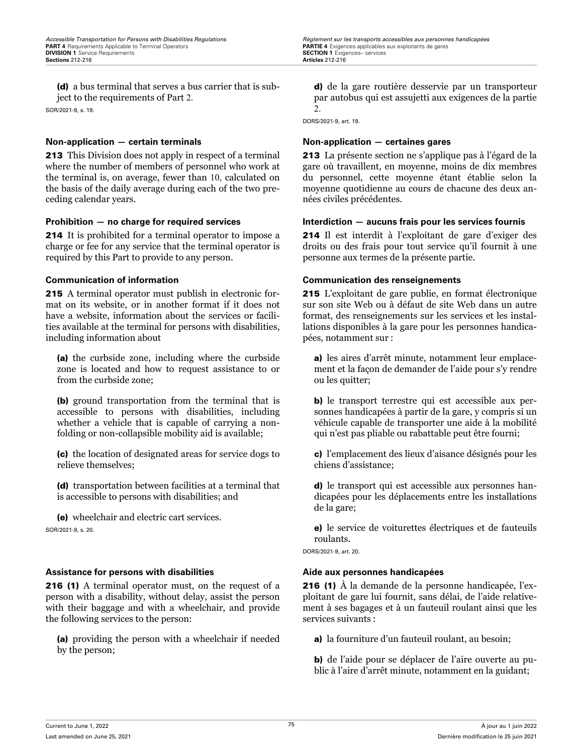**(d)** a bus terminal that serves a bus carrier that is subject to the requirements of Part 2.

SOR/2021-9, s. 19.

**Non-application — certain terminals**

**213** This Division does not apply in respect of a terminal where the number of members of personnel who work at the terminal is, on average, fewer than 10, calculated on the basis of the daily average during each of the two preceding calendar years.

**Prohibition — no charge for required services**

**214** It is prohibited for a terminal operator to impose a charge or fee for any service that the terminal operator is required by this Part to provide to any person.

**Communication of information**

**215** A terminal operator must publish in electronic format on its website, or in another format if it does not have a website, information about the services or facilities available at the terminal for persons with disabilities, including information about

**(a)** the curbside zone, including where the curbside zone is located and how to request assistance to or from the curbside zone;

**(b)** ground transportation from the terminal that is accessible to persons with disabilities, including whether a vehicle that is capable of carrying a non-folding or non-collapsible mobility aid is available;

**(c)** the location of designated areas for service dogs to relieve themselves;

**(d)** transportation between facilities at a terminal that is accessible to persons with disabilities; and

**(e)** wheelchair and electric cart services.

SOR/2021-9, s. 20.

**Assistance for persons with disabilities**

**216 (1)** A terminal operator must, on the request of a person with a disability, without delay, assist the person with their baggage and with a wheelchair, and provide the following services to the person:

**(a)** providing the person with a wheelchair if needed by the person;

**d)** de la gare routière desservie par un transporteur par autobus qui est assujetti aux exigences de la partie 2.

DORS/2021-9, art. 19.

**Non-application — certaines gares**

**213** La présente section ne s'applique pas à l'égard de la gare où travaillent, en moyenne, moins de dix membres du personnel, cette moyenne étant établie selon la moyenne quotidienne au cours de chacune des deux années civiles précédentes.

**Interdiction — aucuns frais pour les services fournis**

**214** Il est interdit à l'exploitant de gare d'exiger des droits ou des frais pour tout service qu'il fournit à une personne aux termes de la présente partie.

**Communication des renseignements**

**215** L'exploitant de gare publie, en format électronique sur son site Web ou à défaut de site Web dans un autre format, des renseignements sur les services et les installations disponibles à la gare pour les personnes handicapées, notamment sur :

**a)** les aires d'arrêt minute, notamment leur emplacement et la façon de demander de l'aide pour s'y rendre ou les quitter;

**b)** le transport terrestre qui est accessible aux personnes handicapées à partir de la gare, y compris si un véhicule capable de transporter une aide à la mobilité qui n'est pas pliable ou rabattable peut être fourni;

**c)** l'emplacement des lieux d'aisance désignés pour les chiens d'assistance;

**d)** le transport qui est accessible aux personnes handicapées pour les déplacements entre les installations de la gare;

**e)** le service de voiturettes électriques et de fauteuils roulants.

DORS/2021-9, art. 20.

**Aide aux personnes handicapées**

**216 (1)** À la demande de la personne handicapée, l'exploitant de gare lui fournit, sans délai, de l'aide relativement à ses bagages et à un fauteuil roulant ainsi que les services suivants :

**a)** la fourniture d'un fauteuil roulant, au besoin;

**b)** de l'aide pour se déplacer de l'aire ouverte au public à l'aire d'arrêt minute, notamment en la guidant;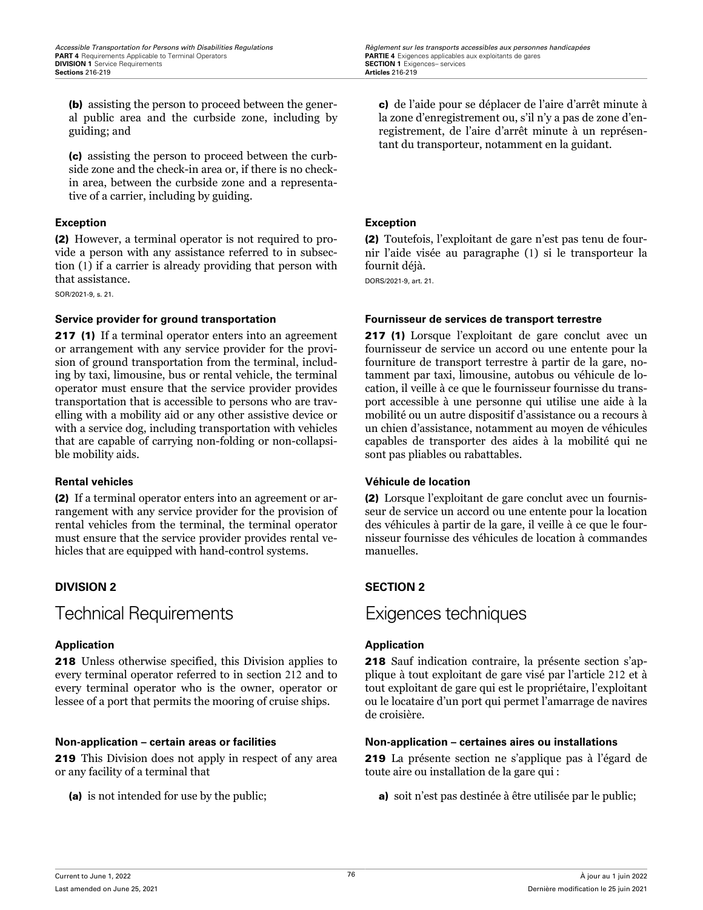**(b)** assisting the person to proceed between the general public area and the curbside zone, including by guiding; and

**(c)** assisting the person to proceed between the curbside zone and the check-in area or, if there is no check-in area, between the curbside zone and a representative of a carrier, including by guiding.

**c)** de l'aide pour se déplacer de l'aire d'arrêt minute à la zone d'enregistrement ou, s'il n'y a pas de zone d'enregistrement, de l'aire d'arrêt minute à un représentant du transporteur, notamment en la guidant.

**Exception**

**(2)** However, a terminal operator is not required to provide a person with any assistance referred to in subsection (1) if a carrier is already providing that person with that assistance.

SOR/2021-9, s. 21.

**Exception**

**(2)** Toutefois, l'exploitant de gare n'est pas tenu de fournir l'aide visée au paragraphe (1) si le transporteur la fournit déjà.

DORS/2021-9, art. 21.

**Service provider for ground transportation**

**217 (1)** If a terminal operator enters into an agreement or arrangement with any service provider for the provision of ground transportation from the terminal, including by taxi, limousine, bus or rental vehicle, the terminal operator must ensure that the service provider provides transportation that is accessible to persons who are travelling with a mobility aid or any other assistive device or with a service dog, including transportation with vehicles that are capable of carrying non-folding or non-collapsible mobility aids.

**Fournisseur de services de transport terrestre**

**217 (1)** Lorsque l'exploitant de gare conclut avec un fournisseur de service un accord ou une entente pour la fourniture de transport terrestre à partir de la gare, notamment par taxi, limousine, autobus ou véhicule de location, il veille à ce que le fournisseur fournisse du transport accessible à une personne qui utilise une aide à la mobilité ou un autre dispositif d'assistance ou a recours à un chien d'assistance, notamment au moyen de véhicules capables de transporter des aides à la mobilité qui ne sont pas pliables ou rabattables.

**Rental vehicles**

**(2)** If a terminal operator enters into an agreement or arrangement with any service provider for the provision of rental vehicles from the terminal, the terminal operator must ensure that the service provider provides rental vehicles that are equipped with hand-control systems.

**Véhicule de location**

**(2)** Lorsque l'exploitant de gare conclut avec un fournisseur de service un accord ou une entente pour la location des véhicules à partir de la gare, il veille à ce que le fournisseur fournisse des véhicules de location à commandes manuelles.

## DIVISION 2

# Technical Requirements

## SECTION 2

# Exigences techniques

**Application**

**218** Unless otherwise specified, this Division applies to every terminal operator referred to in section 212 and to every terminal operator who is the owner, operator or lessee of a port that permits the mooring of cruise ships.

**Application**

**218** Sauf indication contraire, la présente section s'applique à tout exploitant de gare visé par l'article 212 et à tout exploitant de gare qui est le propriétaire, l'exploitant ou le locataire d'un port qui permet l'amarrage de navires de croisière.

**Non-application – certain areas or facilities**

**219** This Division does not apply in respect of any area or any facility of a terminal that

**(a)** is not intended for use by the public;

**Non-application – certaines aires ou installations**

**219** La présente section ne s'applique pas à l'égard de toute aire ou installation de la gare qui :

**a)** soit n'est pas destinée à être utilisée par le public;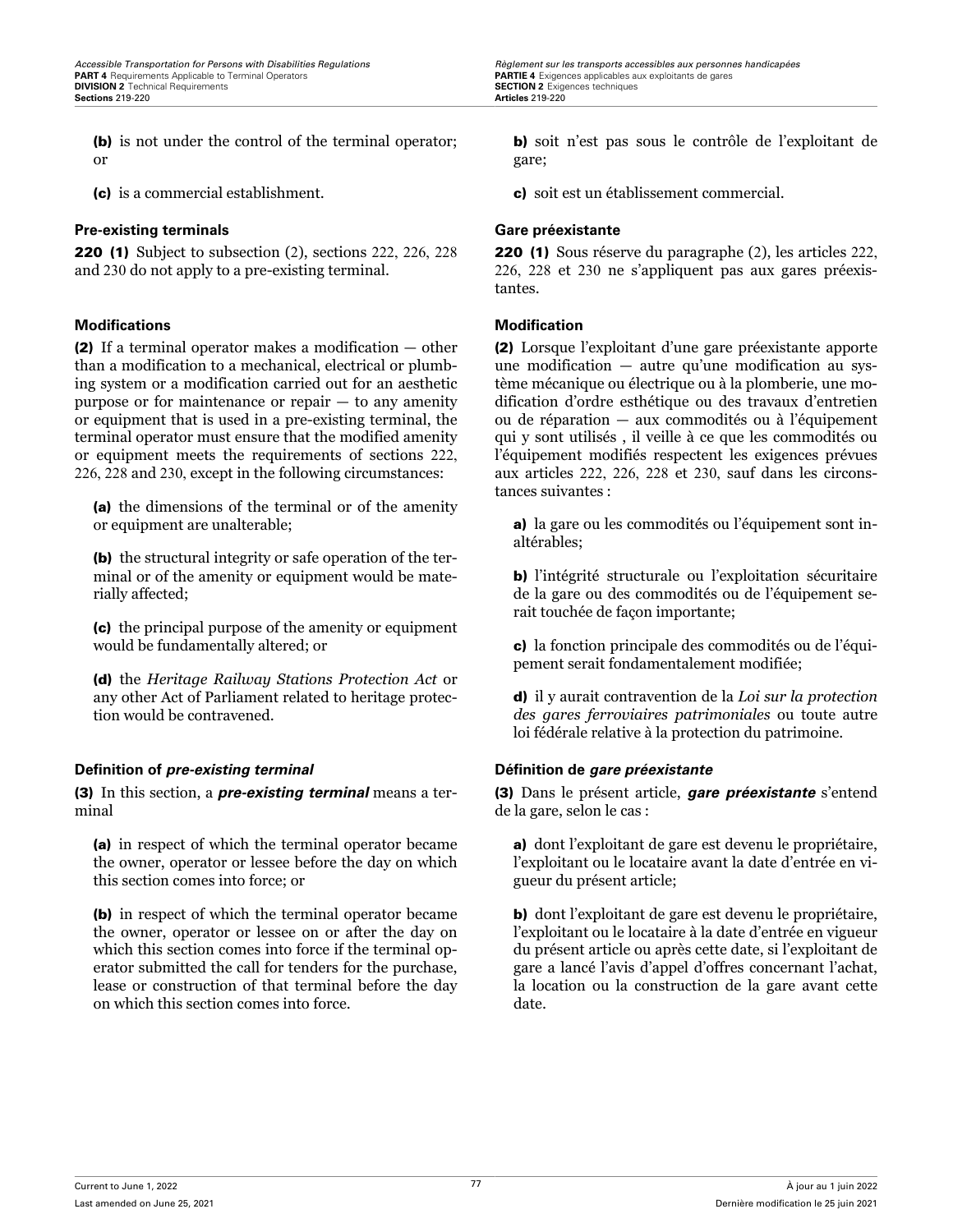**(b)** is not under the control of the terminal operator; or

**(c)** is a commercial establishment.

### Pre-existing terminals

**220 (1)** Subject to subsection (2), sections 222, 226, 228 and 230 do not apply to a pre-existing terminal.

### Modifications

**(2)** If a terminal operator makes a modification — other than a modification to a mechanical, electrical or plumbing system or a modification carried out for an aesthetic purpose or for maintenance or repair — to any amenity or equipment that is used in a pre-existing terminal, the terminal operator must ensure that the modified amenity or equipment meets the requirements of sections 222, 226, 228 and 230, except in the following circumstances:

**(a)** the dimensions of the terminal or of the amenity or equipment are unalterable;

**(b)** the structural integrity or safe operation of the terminal or of the amenity or equipment would be materially affected;

**(c)** the principal purpose of the amenity or equipment would be fundamentally altered; or

**(d)** the *Heritage Railway Stations Protection Act* or any other Act of Parliament related to heritage protection would be contravened.

### Definition of *pre-existing terminal*

**(3)** In this section, a ***pre-existing terminal*** means a terminal

**(a)** in respect of which the terminal operator became the owner, operator or lessee before the day on which this section comes into force; or

**(b)** in respect of which the terminal operator became the owner, operator or lessee on or after the day on which this section comes into force if the terminal operator submitted the call for tenders for the purchase, lease or construction of that terminal before the day on which this section comes into force.

**b)** soit n’est pas sous le contrôle de l’exploitant de gare;

**c)** soit est un établissement commercial.

### Gare préexistante

**220 (1)** Sous réserve du paragraphe (2), les articles 222, 226, 228 et 230 ne s’appliquent pas aux gares préexistantes.

### Modification

**(2)** Lorsque l’exploitant d’une gare préexistante apporte une modification — autre qu’une modification au système mécanique ou électrique ou à la plomberie, une modification d’ordre esthétique ou des travaux d’entretien ou de réparation — aux commodités ou à l’équipement qui y sont utilisés , il veille à ce que les commodités ou l’équipement modifiés respectent les exigences prévues aux articles 222, 226, 228 et 230, sauf dans les circonstances suivantes :

**a)** la gare ou les commodités ou l’équipement sont inaltérables;

**b)** l’intégrité structurale ou l’exploitation sécuritaire de la gare ou des commodités ou de l’équipement serait touchée de façon importante;

**c)** la fonction principale des commodités ou de l’équipement serait fondamentalement modifiée;

**d)** il y aurait contravention de la *Loi sur la protection des gares ferroviaires patrimoniales* ou toute autre loi fédérale relative à la protection du patrimoine.

### Définition de *gare préexistante*

**(3)** Dans le présent article, ***gare préexistante*** s’entend de la gare, selon le cas :

**a)** dont l’exploitant de gare est devenu le propriétaire, l’exploitant ou le locataire avant la date d’entrée en vigueur du présent article;

**b)** dont l’exploitant de gare est devenu le propriétaire, l’exploitant ou le locataire à la date d’entrée en vigueur du présent article ou après cette date, si l’exploitant de gare a lancé l’avis d’appel d’offres concernant l’achat, la location ou la construction de la gare avant cette date.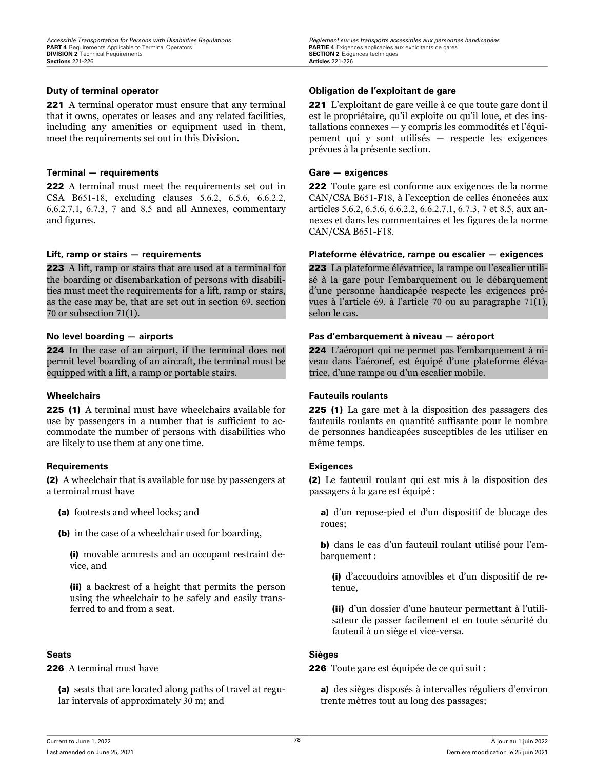### Duty of terminal operator

**221** A terminal operator must ensure that any terminal that it owns, operates or leases and any related facilities, including any amenities or equipment used in them, meet the requirements set out in this Division.

### Terminal — requirements

**222** A terminal must meet the requirements set out in CSA B651-18, excluding clauses 5.6.2, 6.5.6, 6.6.2.2, 6.6.2.7.1, 6.7.3, 7 and 8.5 and all Annexes, commentary and figures.

### Lift, ramp or stairs — requirements

**223** A lift, ramp or stairs that are used at a terminal for the boarding or disembarkation of persons with disabilities must meet the requirements for a lift, ramp or stairs, as the case may be, that are set out in section 69, section 70 or subsection 71(1).

### No level boarding — airports

**224** In the case of an airport, if the terminal does not permit level boarding of an aircraft, the terminal must be equipped with a lift, a ramp or portable stairs.

### Wheelchairs

**225 (1)** A terminal must have wheelchairs available for use by passengers in a number that is sufficient to accommodate the number of persons with disabilities who are likely to use them at any one time.

### Requirements

**(2)** A wheelchair that is available for use by passengers at a terminal must have

- **(a)** footrests and wheel locks; and
- **(b)** in the case of a wheelchair used for boarding,
  - **(i)** movable armrests and an occupant restraint device, and
  - **(ii)** a backrest of a height that permits the person using the wheelchair to be safely and easily transferred to and from a seat.

### Seats

**226** A terminal must have

- **(a)** seats that are located along paths of travel at regular intervals of approximately 30 m; and

### Obligation de l'exploitant de gare

**221** L'exploitant de gare veille à ce que toute gare dont il est le propriétaire, qu'il exploite ou qu'il loue, et des installations connexes — y compris les commodités et l'équipement qui y sont utilisés — respecte les exigences prévues à la présente section.

### Gare — exigences

**222** Toute gare est conforme aux exigences de la norme CAN/CSA B651-F18, à l'exception de celles énoncées aux articles 5.6.2, 6.5.6, 6.6.2.2, 6.6.2.7.1, 6.7.3, 7 et 8.5, aux annexes et dans les commentaires et les figures de la norme CAN/CSA B651-F18.

### Plateforme élévatrice, rampe ou escalier — exigences

**223** La plateforme élévatrice, la rampe ou l'escalier utilisé à la gare pour l'embarquement ou le débarquement d'une personne handicapée respecte les exigences prévues à l'article 69, à l'article 70 ou au paragraphe 71(1), selon le cas.

### Pas d'embarquement à niveau — aéroport

**224** L'aéroport qui ne permet pas l'embarquement à niveau dans l'aéronef, est équipé d'une plateforme élévatrice, d'une rampe ou d'un escalier mobile.

### Fauteuils roulants

**225 (1)** La gare met à la disposition des passagers des fauteuils roulants en quantité suffisante pour le nombre de personnes handicapées susceptibles de les utiliser en même temps.

### Exigences

**(2)** Le fauteuil roulant qui est mis à la disposition des passagers à la gare est équipé :

- **a)** d'un repose-pied et d'un dispositif de blocage des roues;
- **b)** dans le cas d'un fauteuil roulant utilisé pour l'embarquement :
  - **(i)** d'accoudoirs amovibles et d'un dispositif de retenue,
  - **(ii)** d'un dossier d'une hauteur permettant à l'utilisateur de passer facilement et en toute sécurité du fauteuil à un siège et vice-versa.

### Sièges

**226** Toute gare est équipée de ce qui suit :

- **a)** des sièges disposés à intervalles réguliers d'environ trente mètres tout au long des passages;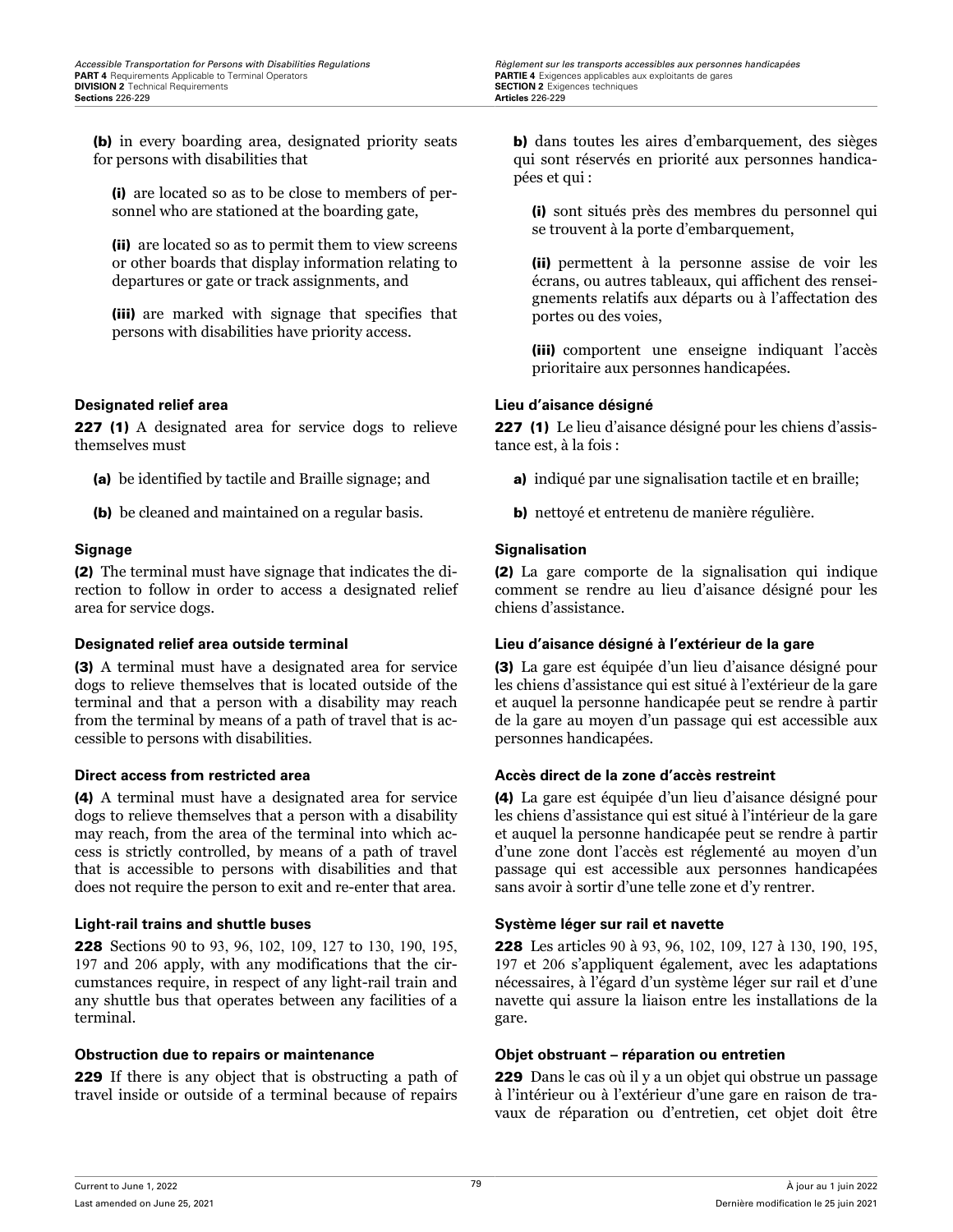**(b)** in every boarding area, designated priority seats for persons with disabilities that

**(i)** are located so as to be close to members of personnel who are stationed at the boarding gate,

**(ii)** are located so as to permit them to view screens or other boards that display information relating to departures or gate or track assignments, and

**(iii)** are marked with signage that specifies that persons with disabilities have priority access.

**Designated relief area**

**227 (1)** A designated area for service dogs to relieve themselves must

**(a)** be identified by tactile and Braille signage; and

**(b)** be cleaned and maintained on a regular basis.

**Signage**

**(2)** The terminal must have signage that indicates the direction to follow in order to access a designated relief area for service dogs.

**Designated relief area outside terminal**

**(3)** A terminal must have a designated area for service dogs to relieve themselves that is located outside of the terminal and that a person with a disability may reach from the terminal by means of a path of travel that is accessible to persons with disabilities.

**Direct access from restricted area**

**(4)** A terminal must have a designated area for service dogs to relieve themselves that a person with a disability may reach, from the area of the terminal into which access is strictly controlled, by means of a path of travel that is accessible to persons with disabilities and that does not require the person to exit and re-enter that area.

**Light-rail trains and shuttle buses**

**228** Sections 90 to 93, 96, 102, 109, 127 to 130, 190, 195, 197 and 206 apply, with any modifications that the circumstances require, in respect of any light-rail train and any shuttle bus that operates between any facilities of a terminal.

**Obstruction due to repairs or maintenance**

**229** If there is any object that is obstructing a path of travel inside or outside of a terminal because of repairs

**b)** dans toutes les aires d'embarquement, des sièges qui sont réservés en priorité aux personnes handicapées et qui :

**(i)** sont situés près des membres du personnel qui se trouvent à la porte d'embarquement,

**(ii)** permettent à la personne assise de voir les écrans, ou autres tableaux, qui affichent des renseignements relatifs aux départs ou à l'affectation des portes ou des voies,

**(iii)** comportent une enseigne indiquant l'accès prioritaire aux personnes handicapées.

**Lieu d'aisance désigné**

**227 (1)** Le lieu d'aisance désigné pour les chiens d'assistance est, à la fois :

**a)** indiqué par une signalisation tactile et en braille;

**b)** nettoyé et entretenu de manière régulière.

**Signalisation**

**(2)** La gare comporte de la signalisation qui indique comment se rendre au lieu d'aisance désigné pour les chiens d'assistance.

**Lieu d'aisance désigné à l'extérieur de la gare**

**(3)** La gare est équipée d'un lieu d'aisance désigné pour les chiens d'assistance qui est situé à l'extérieur de la gare et auquel la personne handicapée peut se rendre à partir de la gare au moyen d'un passage qui est accessible aux personnes handicapées.

**Accès direct de la zone d'accès restreint**

**(4)** La gare est équipée d'un lieu d'aisance désigné pour les chiens d'assistance qui est situé à l'intérieur de la gare et auquel la personne handicapée peut se rendre à partir d'une zone dont l'accès est réglementé au moyen d'un passage qui est accessible aux personnes handicapées sans avoir à sortir d'une telle zone et d'y rentrer.

**Système léger sur rail et navette**

**228** Les articles 90 à 93, 96, 102, 109, 127 à 130, 190, 195, 197 et 206 s'appliquent également, avec les adaptations nécessaires, à l'égard d'un système léger sur rail et d'une navette qui assure la liaison entre les installations de la gare.

**Objet obstruant – réparation ou entretien**

**229** Dans le cas où il y a un objet qui obstrue un passage à l'intérieur ou à l'extérieur d'une gare en raison de travaux de réparation ou d'entretien, cet objet doit être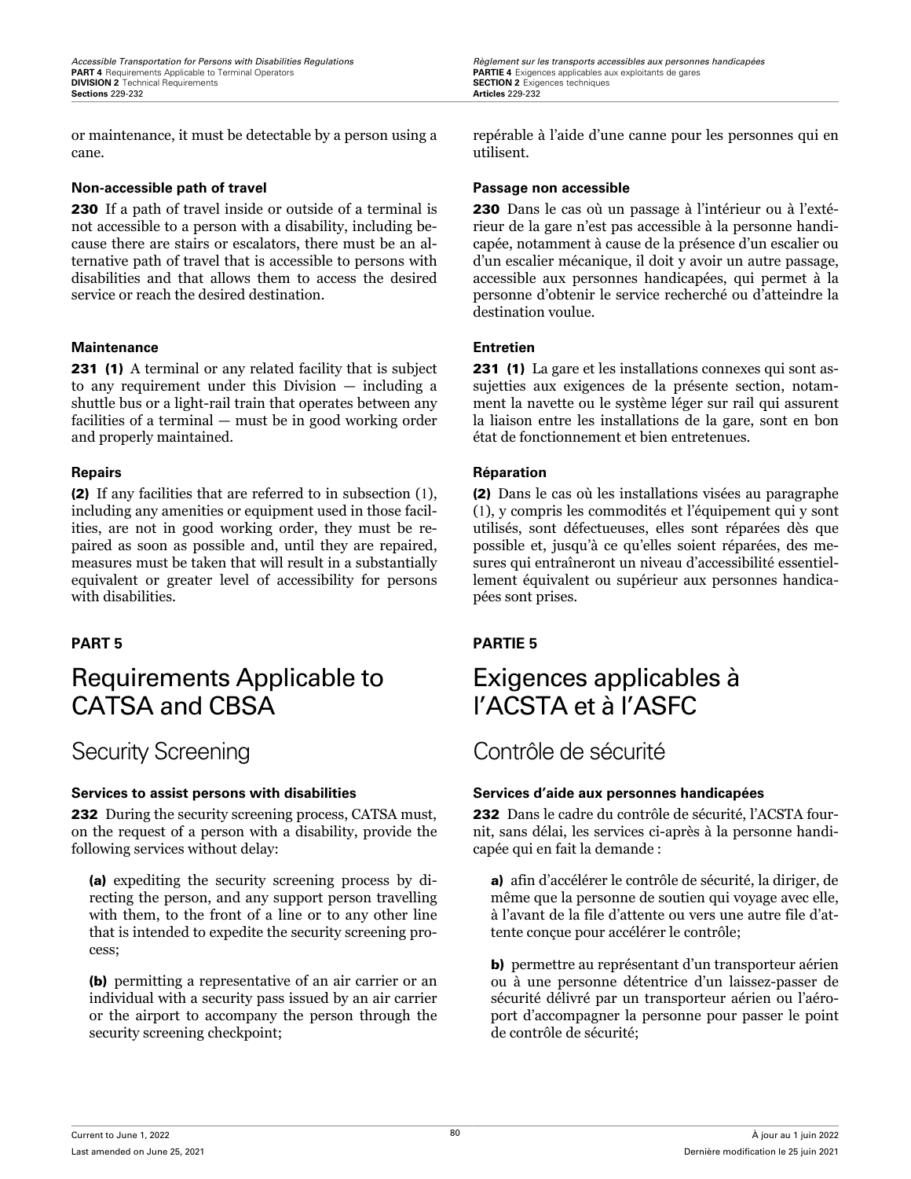or maintenance, it must be detectable by a person using a cane.

repérable à l'aide d'une canne pour les personnes qui en utilisent.

**Non-accessible path of travel**

**230** If a path of travel inside or outside of a terminal is not accessible to a person with a disability, including because there are stairs or escalators, there must be an alternative path of travel that is accessible to persons with disabilities and that allows them to access the desired service or reach the desired destination.

**Passage non accessible**

**230** Dans le cas où un passage à l'intérieur ou à l'extérieur de la gare n'est pas accessible à la personne handicapée, notamment à cause de la présence d'un escalier ou d'un escalier mécanique, il doit y avoir un autre passage, accessible aux personnes handicapées, qui permet à la personne d'obtenir le service recherché ou d'atteindre la destination voulue.

**Maintenance**

**231 (1)** A terminal or any related facility that is subject to any requirement under this Division — including a shuttle bus or a light-rail train that operates between any facilities of a terminal — must be in good working order and properly maintained.

**Entretien**

**231 (1)** La gare et les installations connexes qui sont assujetties aux exigences de la présente section, notamment la navette ou le système léger sur rail qui assurent la liaison entre les installations de la gare, sont en bon état de fonctionnement et bien entretenues.

**Repairs**

**(2)** If any facilities that are referred to in subsection (1), including any amenities or equipment used in those facilities, are not in good working order, they must be repaired as soon as possible and, until they are repaired, measures must be taken that will result in a substantially equivalent or greater level of accessibility for persons with disabilities.

**Réparation**

**(2)** Dans le cas où les installations visées au paragraphe (1), y compris les commodités et l'équipement qui y sont utilisés, sont défectueuses, elles sont réparées dès que possible et, jusqu'à ce qu'elles soient réparées, des mesures qui entraîneront un niveau d'accessibilité essentiellement équivalent ou supérieur aux personnes handicapées sont prises.

**PART 5**

# Requirements Applicable to CATSA and CBSA

## Security Screening

**Services to assist persons with disabilities**

**232** During the security screening process, CATSA must, on the request of a person with a disability, provide the following services without delay:

**(a)** expediting the security screening process by directing the person, and any support person travelling with them, to the front of a line or to any other line that is intended to expedite the security screening process;

**(b)** permitting a representative of an air carrier or an individual with a security pass issued by an air carrier or the airport to accompany the person through the security screening checkpoint;

**PARTIE 5**

# Exigences applicables à l'ACSTA et à l'ASFC

## Contrôle de sécurité

**Services d'aide aux personnes handicapées**

**232** Dans le cadre du contrôle de sécurité, l'ACSTA fournit, sans délai, les services ci-après à la personne handicapée qui en fait la demande :

**a)** afin d'accélérer le contrôle de sécurité, la diriger, de même que la personne de soutien qui voyage avec elle, à l'avant de la file d'attente ou vers une autre file d'attente conçue pour accélérer le contrôle;

**b)** permettre au représentant d'un transporteur aérien ou à une personne détentrice d'un laissez-passer de sécurité délivré par un transporteur aérien ou l'aéroport d'accompagner la personne pour passer le point de contrôle de sécurité;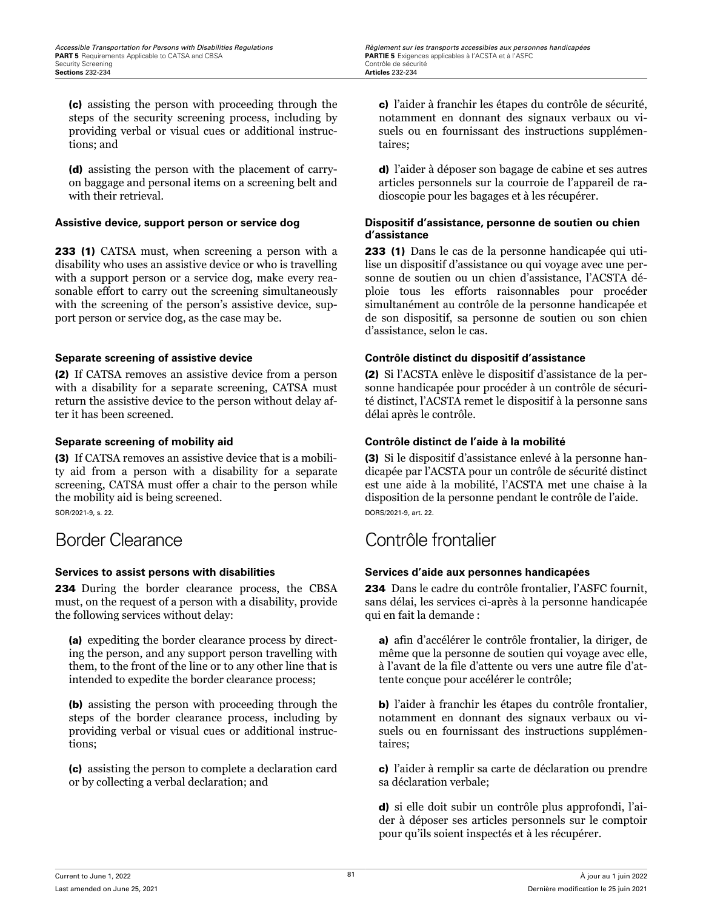(c) assisting the person with proceeding through the steps of the security screening process, including by providing verbal or visual cues or additional instructions; and

(d) assisting the person with the placement of carry-on baggage and personal items on a screening belt and with their retrieval.

**Assistive device, support person or service dog**

**233 (1)** CATSA must, when screening a person with a disability who uses an assistive device or who is travelling with a support person or a service dog, make every reasonable effort to carry out the screening simultaneously with the screening of the person's assistive device, support person or service dog, as the case may be.

**Separate screening of assistive device**

**(2)** If CATSA removes an assistive device from a person with a disability for a separate screening, CATSA must return the assistive device to the person without delay after it has been screened.

**Separate screening of mobility aid**

**(3)** If CATSA removes an assistive device that is a mobility aid from a person with a disability for a separate screening, CATSA must offer a chair to the person while the mobility aid is being screened.

SOR/2021-9, s. 22.

## Border Clearance

**Services to assist persons with disabilities**

**234** During the border clearance process, the CBSA must, on the request of a person with a disability, provide the following services without delay:

(a) expediting the border clearance process by directing the person, and any support person travelling with them, to the front of the line or to any other line that is intended to expedite the border clearance process;

(b) assisting the person with proceeding through the steps of the border clearance process, including by providing verbal or visual cues or additional instructions;

(c) assisting the person to complete a declaration card or by collecting a verbal declaration; and

c) l'aider à franchir les étapes du contrôle de sécurité, notamment en donnant des signaux verbaux ou visuels ou en fournissant des instructions supplémentaires;

d) l'aider à déposer son bagage de cabine et ses autres articles personnels sur la courroie de l'appareil de radioscopie pour les bagages et à les récupérer.

**Dispositif d'assistance, personne de soutien ou chien d'assistance**

**233 (1)** Dans le cas de la personne handicapée qui utilise un dispositif d'assistance ou qui voyage avec une personne de soutien ou un chien d'assistance, l'ACSTA déploie tous les efforts raisonnables pour procéder simultanément au contrôle de la personne handicapée et de son dispositif, sa personne de soutien ou son chien d'assistance, selon le cas.

**Contrôle distinct du dispositif d'assistance**

**(2)** Si l'ACSTA enlève le dispositif d'assistance de la personne handicapée pour procéder à un contrôle de sécurité distinct, l'ACSTA remet le dispositif à la personne sans délai après le contrôle.

**Contrôle distinct de l'aide à la mobilité**

**(3)** Si le dispositif d'assistance enlevé à la personne handicapée par l'ACSTA pour un contrôle de sécurité distinct est une aide à la mobilité, l'ACSTA met une chaise à la disposition de la personne pendant le contrôle de l'aide.

DORS/2021-9, art. 22.

## Contrôle frontalier

**Services d'aide aux personnes handicapées**

**234** Dans le cadre du contrôle frontalier, l'ASFC fournit, sans délai, les services ci-après à la personne handicapée qui en fait la demande :

a) afin d'accélérer le contrôle frontalier, la diriger, de même que la personne de soutien qui voyage avec elle, à l'avant de la file d'attente ou vers une autre file d'attente conçue pour accélérer le contrôle;

b) l'aider à franchir les étapes du contrôle frontalier, notamment en donnant des signaux verbaux ou visuels ou en fournissant des instructions supplémentaires;

c) l'aider à remplir sa carte de déclaration ou prendre sa déclaration verbale;

d) si elle doit subir un contrôle plus approfondi, l'aider à déposer ses articles personnels sur le comptoir pour qu'ils soient inspectés et à les récupérer.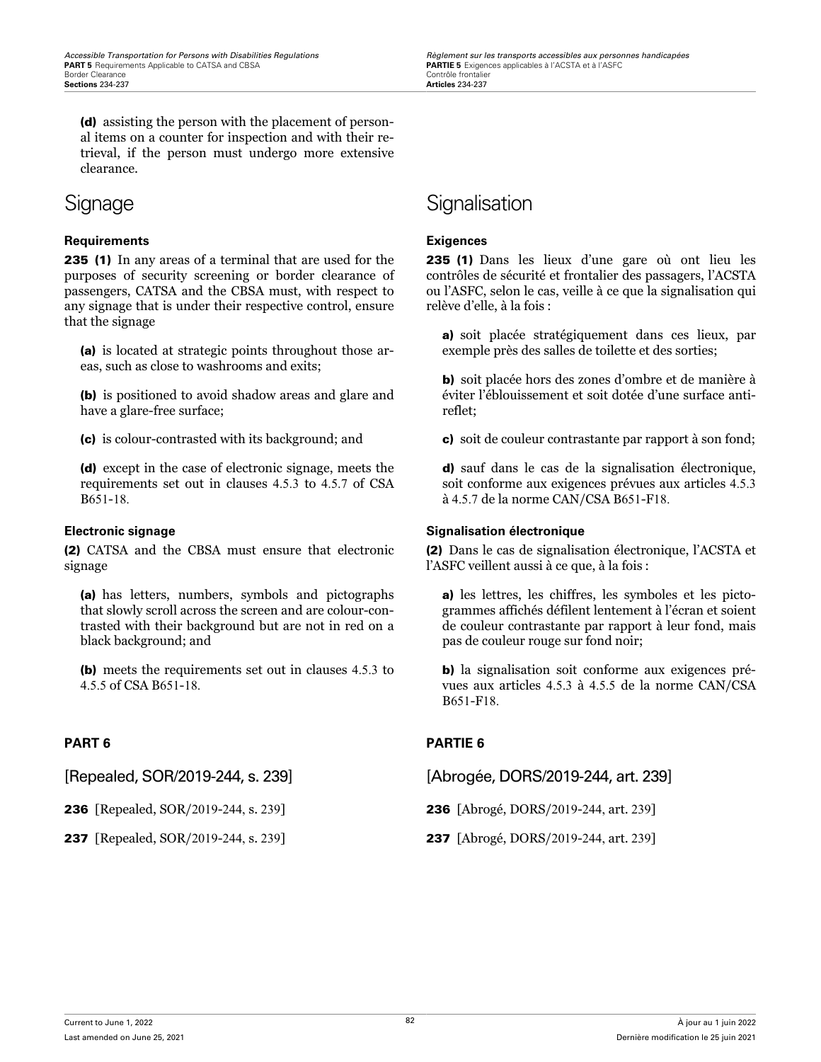**(d)** assisting the person with the placement of personal items on a counter for inspection and with their retrieval, if the person must undergo more extensive clearance.

## Signage

### Requirements

**235 (1)** In any areas of a terminal that are used for the purposes of security screening or border clearance of passengers, CATSA and the CBSA must, with respect to any signage that is under their respective control, ensure that the signage

**(a)** is located at strategic points throughout those areas, such as close to washrooms and exits;

**(b)** is positioned to avoid shadow areas and glare and have a glare-free surface;

**(c)** is colour-contrasted with its background; and

**(d)** except in the case of electronic signage, meets the requirements set out in clauses 4.5.3 to 4.5.7 of CSA B651-18.

### Electronic signage

**(2)** CATSA and the CBSA must ensure that electronic signage

**(a)** has letters, numbers, symbols and pictographs that slowly scroll across the screen and are colour-contrasted with their background but are not in red on a black background; and

**(b)** meets the requirements set out in clauses 4.5.3 to 4.5.5 of CSA B651-18.

## PART 6

## [Repealed, SOR/2019-244, s. 239]

**236** [Repealed, SOR/2019-244, s. 239]

**237** [Repealed, SOR/2019-244, s. 239]

## Signalisation

### Exigences

**235 (1)** Dans les lieux d'une gare où ont lieu les contrôles de sécurité et frontalier des passagers, l'ACSTA ou l'ASFC, selon le cas, veille à ce que la signalisation qui relève d'elle, à la fois :

**a)** soit placée stratégiquement dans ces lieux, par exemple près des salles de toilette et des sorties;

**b)** soit placée hors des zones d'ombre et de manière à éviter l'éblouissement et soit dotée d'une surface antireflet;

**c)** soit de couleur contrastante par rapport à son fond;

**d)** sauf dans le cas de la signalisation électronique, soit conforme aux exigences prévues aux articles 4.5.3 à 4.5.7 de la norme CAN/CSA B651-F18.

### Signalisation électronique

**(2)** Dans le cas de signalisation électronique, l'ACSTA et l'ASFC veillent aussi à ce que, à la fois :

**a)** les lettres, les chiffres, les symboles et les pictogrammes affichés défilent lentement à l'écran et soient de couleur contrastante par rapport à leur fond, mais pas de couleur rouge sur fond noir;

**b)** la signalisation soit conforme aux exigences prévues aux articles 4.5.3 à 4.5.5 de la norme CAN/CSA B651-F18.

## PARTIE 6

## [Abrogée, DORS/2019-244, art. 239]

**236** [Abrogé, DORS/2019-244, art. 239]

**237** [Abrogé, DORS/2019-244, art. 239]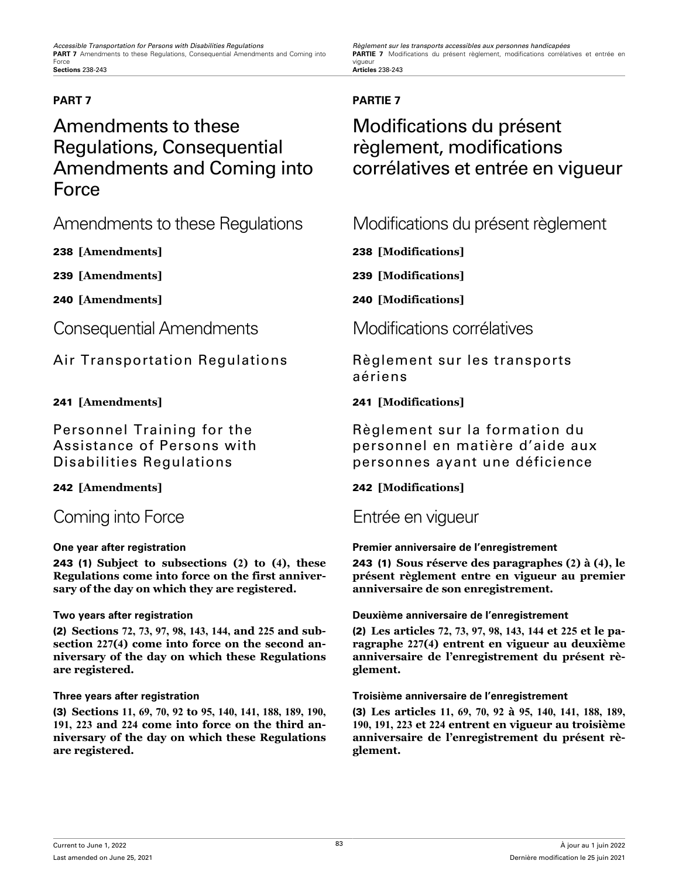## PART 7

# Amendments to these Regulations, Consequential Amendments and Coming into Force

## Amendments to these Regulations

**238 [Amendments]**

**239 [Amendments]**

**240 [Amendments]**

## Consequential Amendments

### Air Transportation Regulations

**241 [Amendments]**

### Personnel Training for the Assistance of Persons with Disabilities Regulations

**242 [Amendments]**

## Coming into Force

**One year after registration**

**243 (1) Subject to subsections (2) to (4), these Regulations come into force on the first anniversary of the day on which they are registered.**

**Two years after registration**

**(2) Sections 72, 73, 97, 98, 143, 144, and 225 and subsection 227(4) come into force on the second anniversary of the day on which these Regulations are registered.**

**Three years after registration**

**(3) Sections 11, 69, 70, 92 to 95, 140, 141, 188, 189, 190, 191, 223 and 224 come into force on the third anniversary of the day on which these Regulations are registered.**

## PARTIE 7

# Modifications du présent règlement, modifications corrélatives et entrée en vigueur

## Modifications du présent règlement

**238 [Modifications]**

**239 [Modifications]**

**240 [Modifications]**

## Modifications corrélatives

### Règlement sur les transports aériens

**241 [Modifications]**

### Règlement sur la formation du personnel en matière d'aide aux personnes ayant une déficience

**242 [Modifications]**

## Entrée en vigueur

**Premier anniversaire de l'enregistrement**

**243 (1) Sous réserve des paragraphes (2) à (4), le présent règlement entre en vigueur au premier anniversaire de son enregistrement.**

**Deuxième anniversaire de l'enregistrement**

**(2) Les articles 72, 73, 97, 98, 143, 144 et 225 et le paragraphe 227(4) entrent en vigueur au deuxième anniversaire de l'enregistrement du présent règlement.**

**Troisième anniversaire de l'enregistrement**

**(3) Les articles 11, 69, 70, 92 à 95, 140, 141, 188, 189, 190, 191, 223 et 224 entrent en vigueur au troisième anniversaire de l'enregistrement du présent règlement.**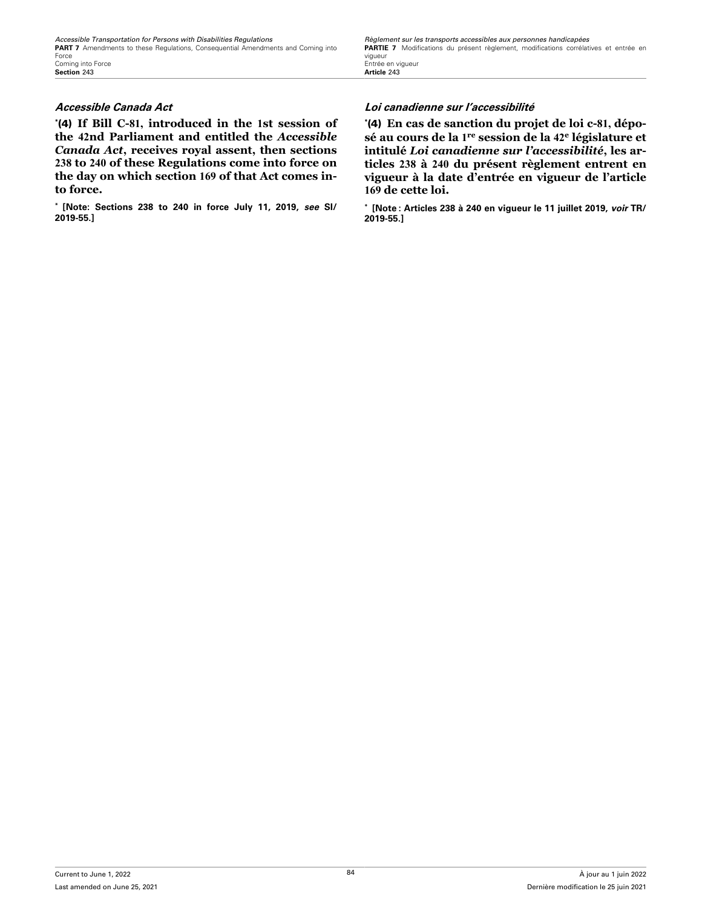### *Accessible Canada Act*

**[*]​(4) If Bill C-81, introduced in the 1st session of the 42nd Parliament and entitled the *Accessible Canada Act*, receives royal assent, then sections 238 to 240 of these Regulations come into force on the day on which section 169 of that Act comes into force.**

**[*] [Note: Sections 238 to 240 in force July 11, 2019, *see* SI/2019-55.]**

### *Loi canadienne sur l'accessibilité*

**[*]​(4) En cas de sanction du projet de loi c-81, déposé au cours de la 1[re] session de la 42[e] législature et intitulé *Loi canadienne sur l'accessibilité*, les articles 238 à 240 du présent règlement entrent en vigueur à la date d'entrée en vigueur de l'article 169 de cette loi.**

**[*] [Note : Articles 238 à 240 en vigueur le 11 juillet 2019, *voir* TR/2019-55.]**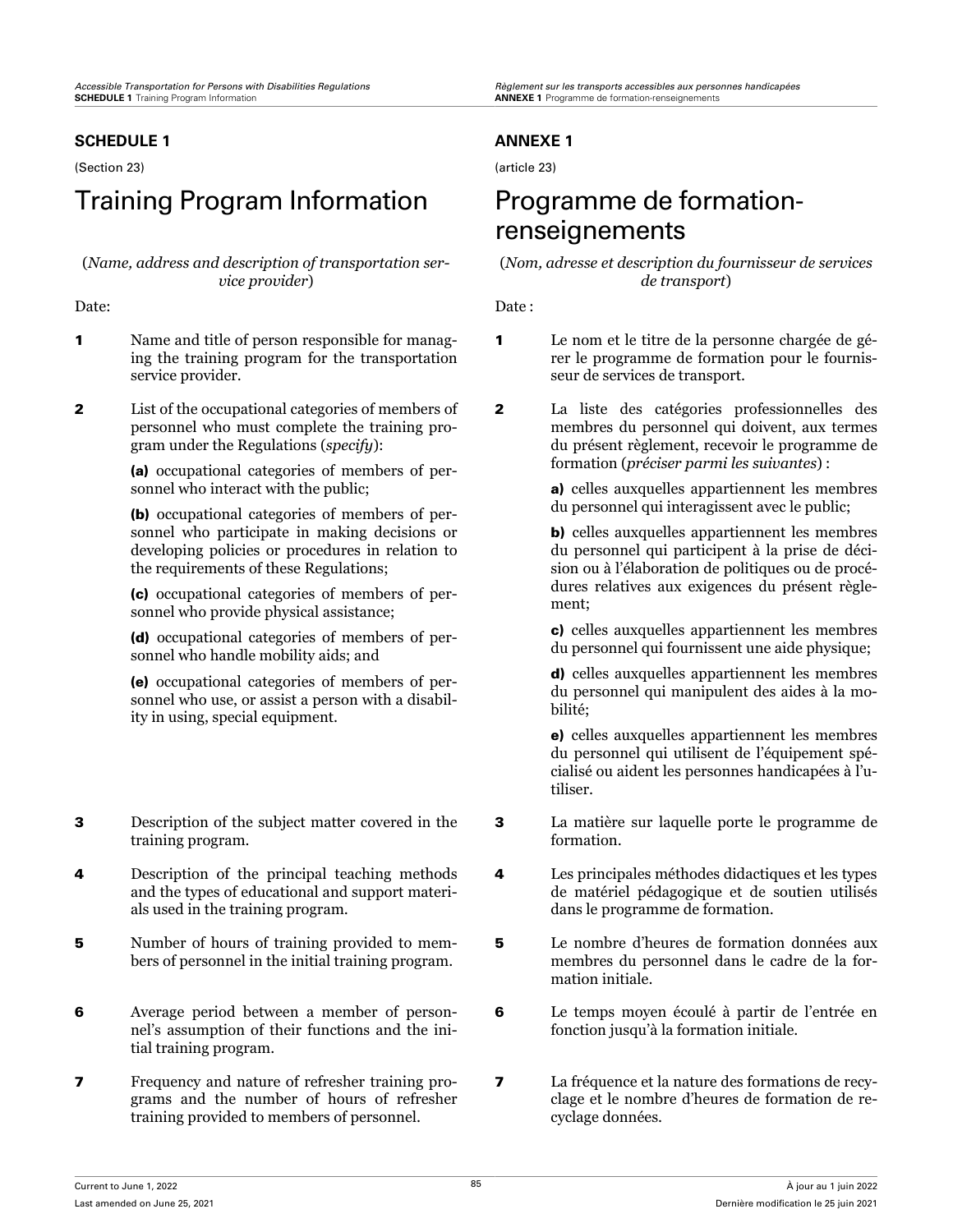## SCHEDULE 1

(Section 23)

# Training Program Information

(*Name, address and description of transportation service provider*)

Date:

**1** Name and title of person responsible for managing the training program for the transportation service provider.

**2** List of the occupational categories of members of personnel who must complete the training program under the Regulations (*specify*):

**(a)** occupational categories of members of personnel who interact with the public;

**(b)** occupational categories of members of personnel who participate in making decisions or developing policies or procedures in relation to the requirements of these Regulations;

**(c)** occupational categories of members of personnel who provide physical assistance;

**(d)** occupational categories of members of personnel who handle mobility aids; and

**(e)** occupational categories of members of personnel who use, or assist a person with a disability in using, special equipment.

**3** Description of the subject matter covered in the training program.

**4** Description of the principal teaching methods and the types of educational and support materials used in the training program.

**5** Number of hours of training provided to members of personnel in the initial training program.

**6** Average period between a member of personnel's assumption of their functions and the initial training program.

**7** Frequency and nature of refresher training programs and the number of hours of refresher training provided to members of personnel.

## ANNEXE 1

(article 23)

# Programme de formation-renseignements

(*Nom, adresse et description du fournisseur de services de transport*)

Date :

**1** Le nom et le titre de la personne chargée de gérer le programme de formation pour le fournisseur de services de transport.

**2** La liste des catégories professionnelles des membres du personnel qui doivent, aux termes du présent règlement, recevoir le programme de formation (*préciser parmi les suivantes*) :

**a)** celles auxquelles appartiennent les membres du personnel qui interagissent avec le public;

**b)** celles auxquelles appartiennent les membres du personnel qui participent à la prise de décision ou à l'élaboration de politiques ou de procédures relatives aux exigences du présent règlement;

**c)** celles auxquelles appartiennent les membres du personnel qui fournissent une aide physique;

**d)** celles auxquelles appartiennent les membres du personnel qui manipulent des aides à la mobilité;

**e)** celles auxquelles appartiennent les membres du personnel qui utilisent de l'équipement spécialisé ou aident les personnes handicapées à l'utiliser.

**3** La matière sur laquelle porte le programme de formation.

**4** Les principales méthodes didactiques et les types de matériel pédagogique et de soutien utilisés dans le programme de formation.

**5** Le nombre d'heures de formation données aux membres du personnel dans le cadre de la formation initiale.

**6** Le temps moyen écoulé à partir de l'entrée en fonction jusqu'à la formation initiale.

**7** La fréquence et la nature des formations de recyclage et le nombre d'heures de formation de recyclage données.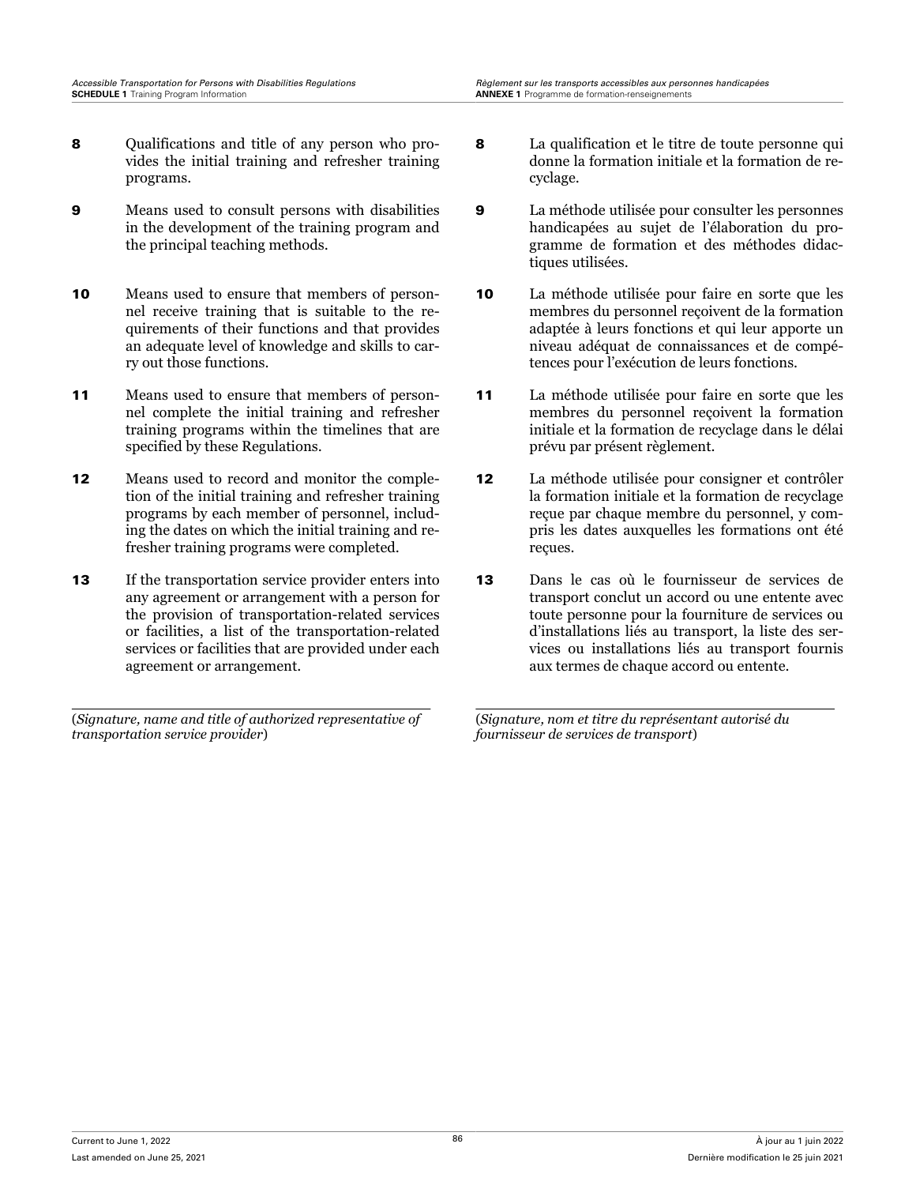**8** Qualifications and title of any person who provides the initial training and refresher training programs.

**9** Means used to consult persons with disabilities in the development of the training program and the principal teaching methods.

**10** Means used to ensure that members of personnel receive training that is suitable to the requirements of their functions and that provides an adequate level of knowledge and skills to carry out those functions.

**11** Means used to ensure that members of personnel complete the initial training and refresher training programs within the timelines that are specified by these Regulations.

**12** Means used to record and monitor the completion of the initial training and refresher training programs by each member of personnel, including the dates on which the initial training and refresher training programs were completed.

**13** If the transportation service provider enters into any agreement or arrangement with a person for the provision of transportation-related services or facilities, a list of the transportation-related services or facilities that are provided under each agreement or arrangement.

\_\_\_\_\_\_\_\_\_\_\_\_\_\_\_\_\_\_\_\_\_\_\_\_\_\_\_\_\_\_\_\_\_\_\_\_\_\_\_\_

(*Signature, name and title of authorized representative of transportation service provider*)

**8** La qualification et le titre de toute personne qui donne la formation initiale et la formation de recyclage.

**9** La méthode utilisée pour consulter les personnes handicapées au sujet de l'élaboration du programme de formation et des méthodes didactiques utilisées.

**10** La méthode utilisée pour faire en sorte que les membres du personnel reçoivent de la formation adaptée à leurs fonctions et qui leur apporte un niveau adéquat de connaissances et de compétences pour l'exécution de leurs fonctions.

**11** La méthode utilisée pour faire en sorte que les membres du personnel reçoivent la formation initiale et la formation de recyclage dans le délai prévu par présent règlement.

**12** La méthode utilisée pour consigner et contrôler la formation initiale et la formation de recyclage reçue par chaque membre du personnel, y compris les dates auxquelles les formations ont été reçues.

**13** Dans le cas où le fournisseur de services de transport conclut un accord ou une entente avec toute personne pour la fourniture de services ou d'installations liés au transport, la liste des services ou installations liés au transport fournis aux termes de chaque accord ou entente.

\_\_\_\_\_\_\_\_\_\_\_\_\_\_\_\_\_\_\_\_\_\_\_\_\_\_\_\_\_\_\_\_\_\_\_\_\_\_\_\_

(*Signature, nom et titre du représentant autorisé du fournisseur de services de transport*)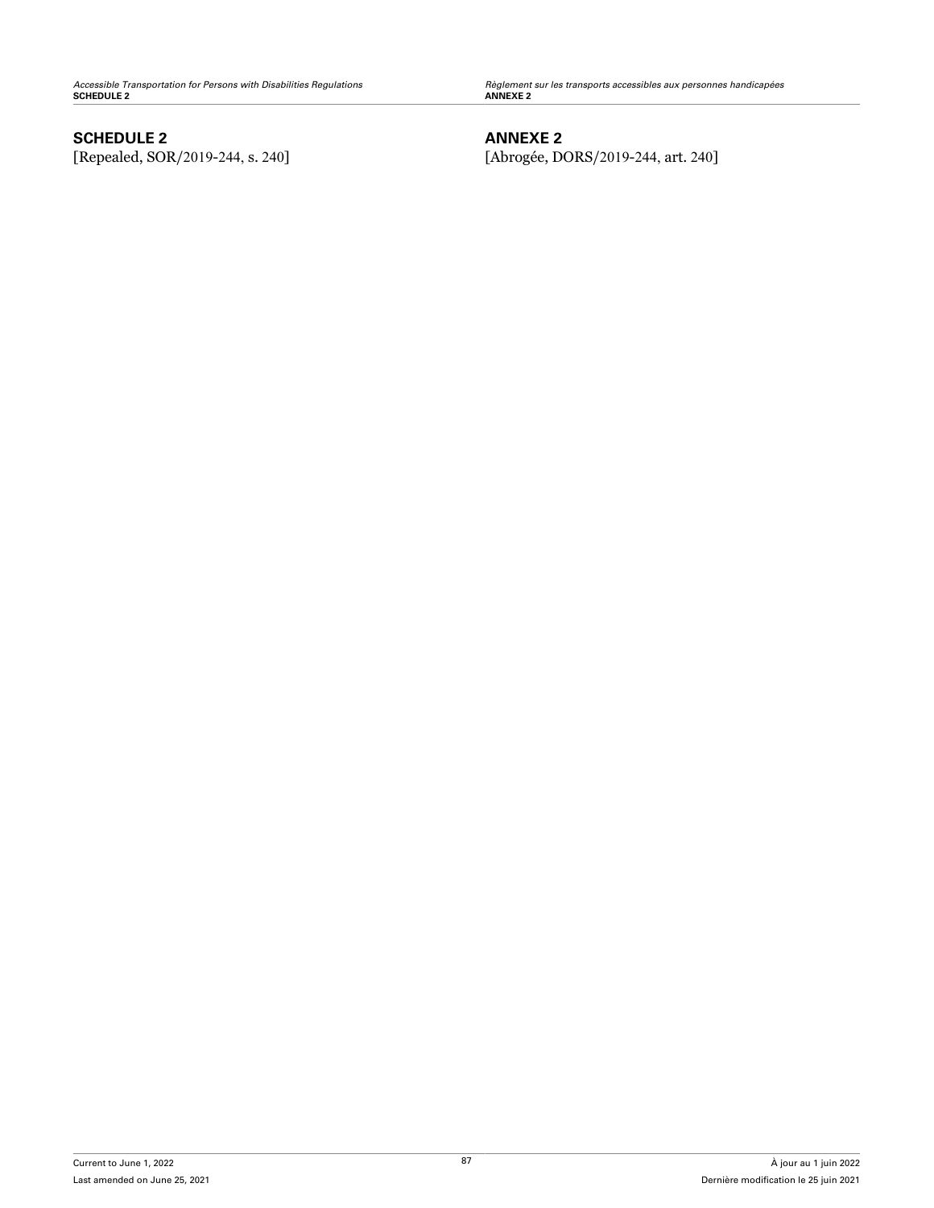## SCHEDULE 2

[Repealed, SOR/2019-244, s. 240]

## ANNEXE 2

[Abrogée, DORS/2019-244, art. 240]